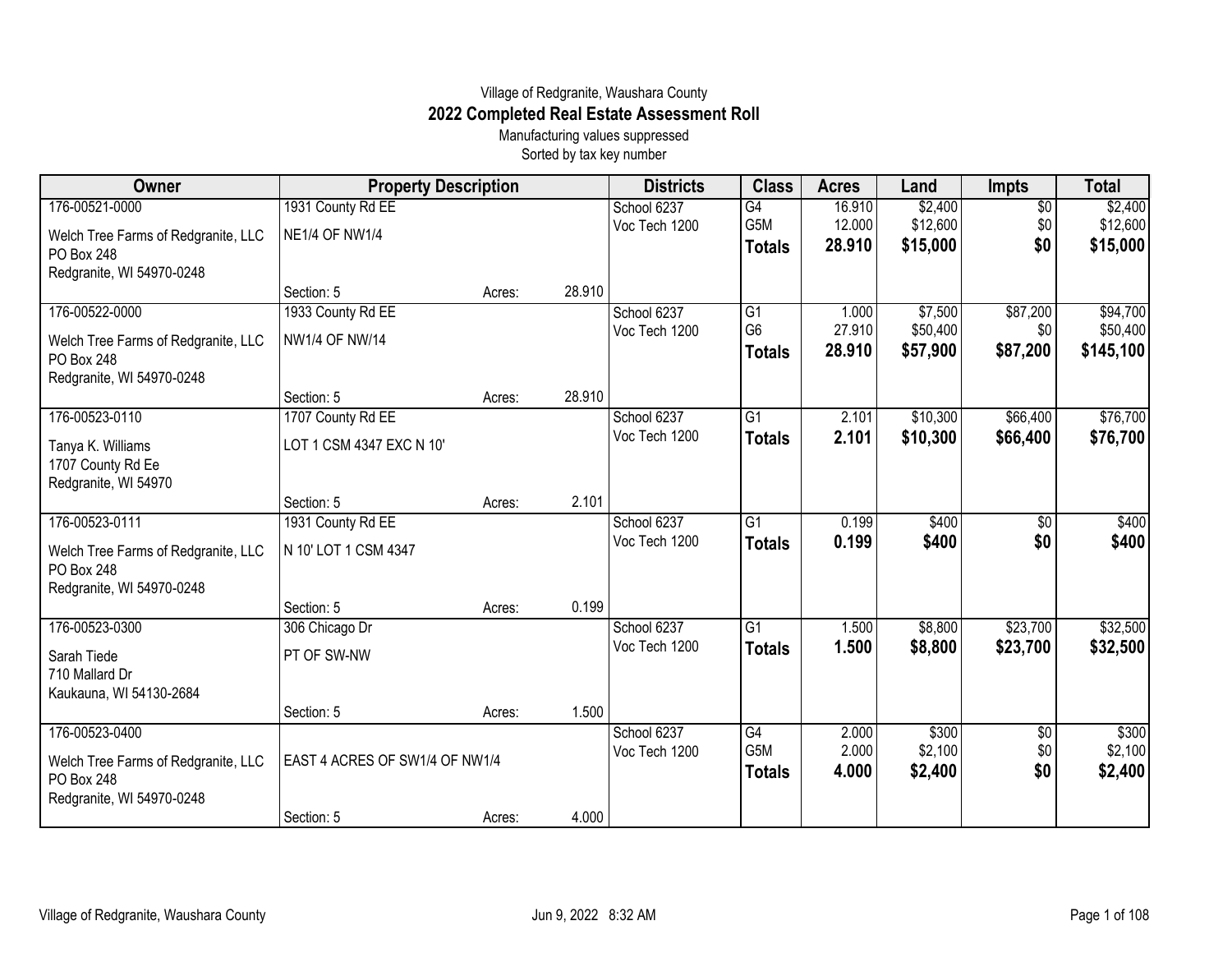Village of Redgranite, Waushara County

# 2022 Completed Real Estate Assessment Roll

Manufacturing values suppressed

Sorted by tax key number

| Owner | Property Description | | | Districts | Class | Acres | Land | Impts | Total |
|---|---|---|---|---|---|---|---|---|---|
| 176-00521-0000 | 1931 County Rd EE | | | School 6237 | G4 | 16.910 | $2,400 | $0 | $2,400 |
| Welch Tree Farms of Redgranite, LLC | NE1/4 OF NW1/4 | | | Voc Tech 1200 | G5M | 12.000 | $12,600 | $0 | $12,600 |
| PO Box 248 | | | | | **Totals** | **28.910** | **$15,000** | **$0** | **$15,000** |
| Redgranite, WI 54970-0248 | | | | | | | | | |
| | Section: 5 | Acres: | 28.910 | | | | | | |
| 176-00522-0000 | 1933 County Rd EE | | | School 6237 | G1 | 1.000 | $7,500 | $87,200 | $94,700 |
| Welch Tree Farms of Redgranite, LLC | NW1/4 OF NW/14 | | | Voc Tech 1200 | G6 | 27.910 | $50,400 | $0 | $50,400 |
| PO Box 248 | | | | | **Totals** | **28.910** | **$57,900** | **$87,200** | **$145,100** |
| Redgranite, WI 54970-0248 | | | | | | | | | |
| | Section: 5 | Acres: | 28.910 | | | | | | |
| 176-00523-0110 | 1707 County Rd EE | | | School 6237 | G1 | 2.101 | $10,300 | $66,400 | $76,700 |
| Tanya K. Williams | LOT 1 CSM 4347 EXC N 10' | | | Voc Tech 1200 | **Totals** | **2.101** | **$10,300** | **$66,400** | **$76,700** |
| 1707 County Rd Ee | | | | | | | | | |
| Redgranite, WI 54970 | | | | | | | | | |
| | Section: 5 | Acres: | 2.101 | | | | | | |
| 176-00523-0111 | 1931 County Rd EE | | | School 6237 | G1 | 0.199 | $400 | $0 | $400 |
| Welch Tree Farms of Redgranite, LLC | N 10' LOT 1 CSM 4347 | | | Voc Tech 1200 | **Totals** | **0.199** | **$400** | **$0** | **$400** |
| PO Box 248 | | | | | | | | | |
| Redgranite, WI 54970-0248 | | | | | | | | | |
| | Section: 5 | Acres: | 0.199 | | | | | | |
| 176-00523-0300 | 306 Chicago Dr | | | School 6237 | G1 | 1.500 | $8,800 | $23,700 | $32,500 |
| Sarah Tiede | PT OF SW-NW | | | Voc Tech 1200 | **Totals** | **1.500** | **$8,800** | **$23,700** | **$32,500** |
| 710 Mallard Dr | | | | | | | | | |
| Kaukauna, WI 54130-2684 | | | | | | | | | |
| | Section: 5 | Acres: | 1.500 | | | | | | |
| 176-00523-0400 | | | | School 6237 | G4 | 2.000 | $300 | $0 | $300 |
| Welch Tree Farms of Redgranite, LLC | EAST 4 ACRES OF SW1/4 OF NW1/4 | | | Voc Tech 1200 | G5M | 2.000 | $2,100 | $0 | $2,100 |
| PO Box 248 | | | | | **Totals** | **4.000** | **$2,400** | **$0** | **$2,400** |
| Redgranite, WI 54970-0248 | | | | | | | | | |
| | Section: 5 | Acres: | 4.000 | | | | | | |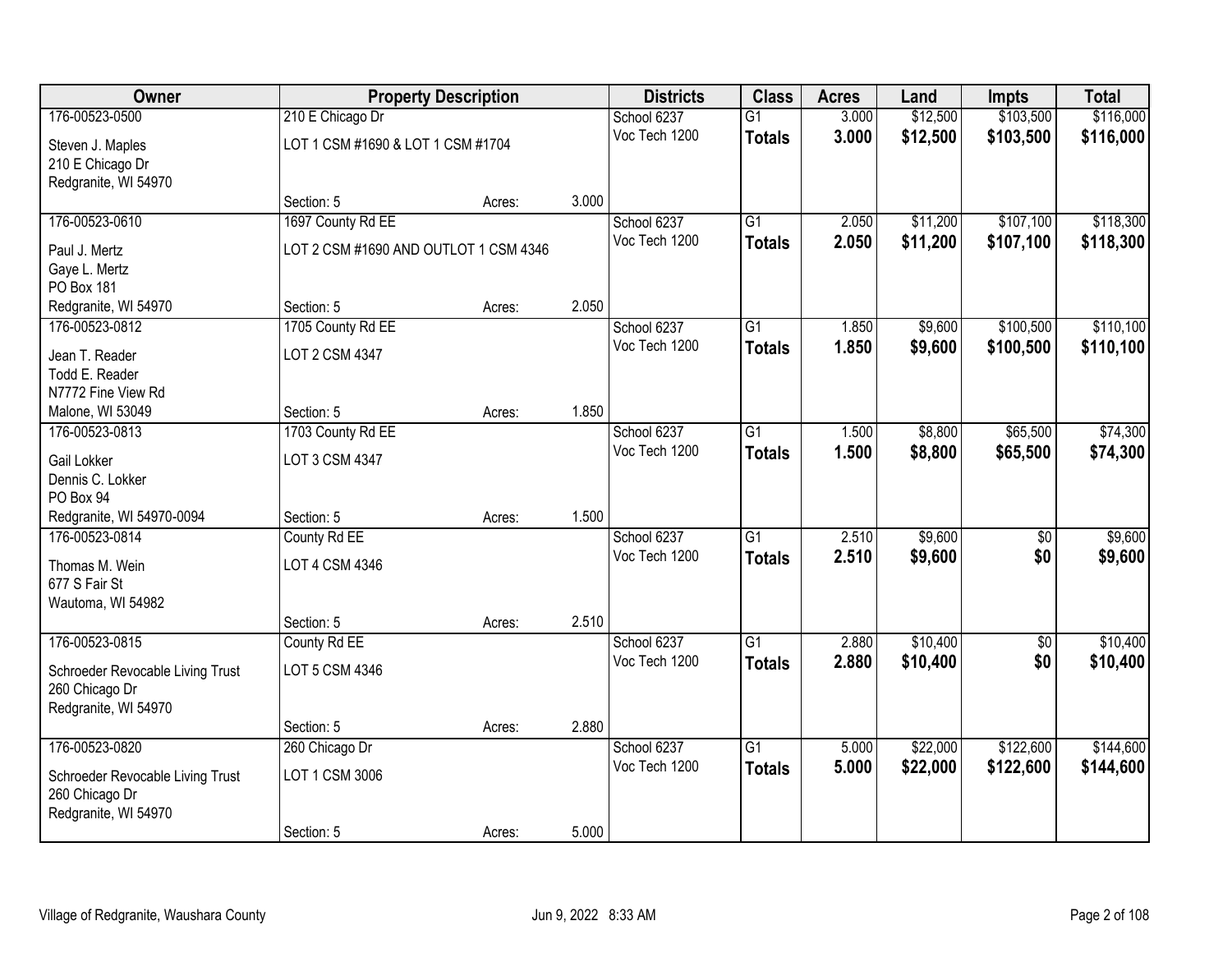| Owner | Property Description | | | Districts | Class | Acres | Land | Impts | Total |
|---|---|---|---|---|---|---|---|---|---|
| 176-00523-0500 | 210 E Chicago Dr | | | School 6237 | G1 | 3.000 | $12,500 | $103,500 | $116,000 |
| Steven J. Maples<br>210 E Chicago Dr<br>Redgranite, WI 54970 | LOT 1 CSM #1690 & LOT 1 CSM #1704 | | | Voc Tech 1200 | **Totals** | **3.000** | **$12,500** | **$103,500** | **$116,000** |
| | Section: 5 | Acres: | 3.000 | | | | | | |
| 176-00523-0610 | 1697 County Rd EE | | | School 6237 | G1 | 2.050 | $11,200 | $107,100 | $118,300 |
| Paul J. Mertz<br>Gaye L. Mertz<br>PO Box 181<br>Redgranite, WI 54970 | LOT 2 CSM #1690 AND OUTLOT 1 CSM 4346 | | | Voc Tech 1200 | **Totals** | **2.050** | **$11,200** | **$107,100** | **$118,300** |
| | Section: 5 | Acres: | 2.050 | | | | | | |
| 176-00523-0812 | 1705 County Rd EE | | | School 6237 | G1 | 1.850 | $9,600 | $100,500 | $110,100 |
| Jean T. Reader<br>Todd E. Reader<br>N7772 Fine View Rd<br>Malone, WI 53049 | LOT 2 CSM 4347 | | | Voc Tech 1200 | **Totals** | **1.850** | **$9,600** | **$100,500** | **$110,100** |
| | Section: 5 | Acres: | 1.850 | | | | | | |
| 176-00523-0813 | 1703 County Rd EE | | | School 6237 | G1 | 1.500 | $8,800 | $65,500 | $74,300 |
| Gail Lokker<br>Dennis C. Lokker<br>PO Box 94<br>Redgranite, WI 54970-0094 | LOT 3 CSM 4347 | | | Voc Tech 1200 | **Totals** | **1.500** | **$8,800** | **$65,500** | **$74,300** |
| | Section: 5 | Acres: | 1.500 | | | | | | |
| 176-00523-0814 | County Rd EE | | | School 6237 | G1 | 2.510 | $9,600 | $0 | $9,600 |
| Thomas M. Wein<br>677 S Fair St<br>Wautoma, WI 54982 | LOT 4 CSM 4346 | | | Voc Tech 1200 | **Totals** | **2.510** | **$9,600** | **$0** | **$9,600** |
| | Section: 5 | Acres: | 2.510 | | | | | | |
| 176-00523-0815 | County Rd EE | | | School 6237 | G1 | 2.880 | $10,400 | $0 | $10,400 |
| Schroeder Revocable Living Trust<br>260 Chicago Dr<br>Redgranite, WI 54970 | LOT 5 CSM 4346 | | | Voc Tech 1200 | **Totals** | **2.880** | **$10,400** | **$0** | **$10,400** |
| | Section: 5 | Acres: | 2.880 | | | | | | |
| 176-00523-0820 | 260 Chicago Dr | | | School 6237 | G1 | 5.000 | $22,000 | $122,600 | $144,600 |
| Schroeder Revocable Living Trust<br>260 Chicago Dr<br>Redgranite, WI 54970 | LOT 1 CSM 3006 | | | Voc Tech 1200 | **Totals** | **5.000** | **$22,000** | **$122,600** | **$144,600** |
| | Section: 5 | Acres: | 5.000 | | | | | | |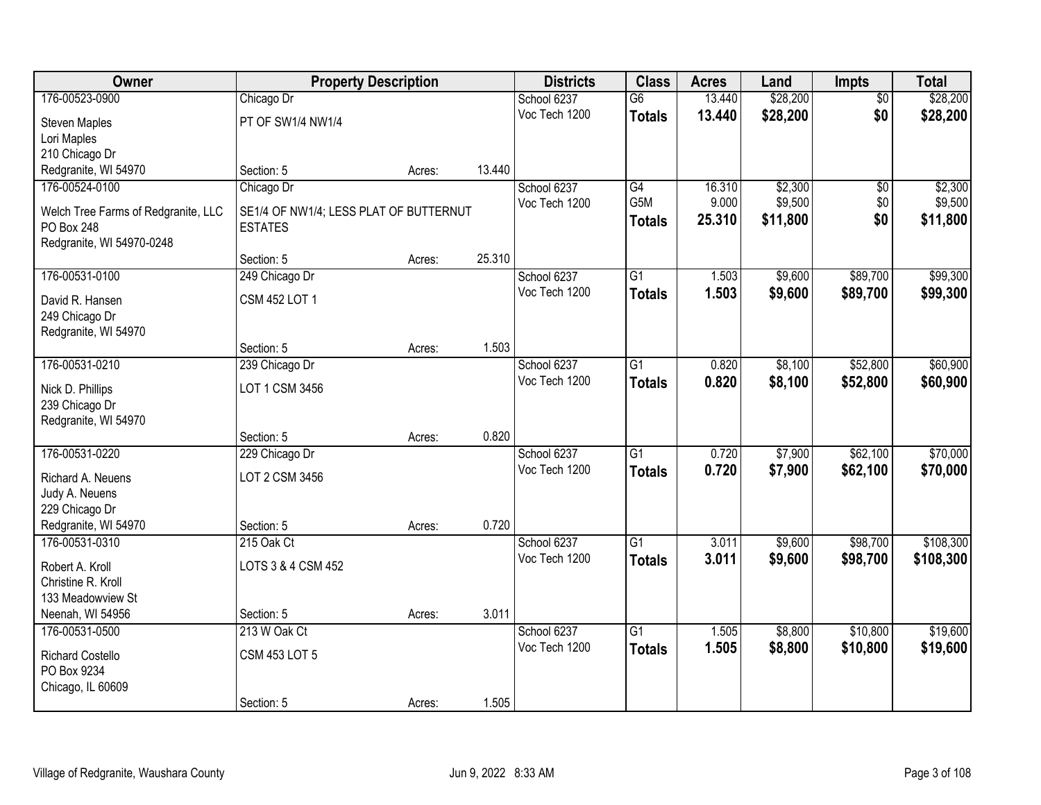| Owner | Property Description | | | Districts | Class | Acres | Land | Impts | Total |
|---|---|---|---|---|---|---|---|---|---|
| 176-00523-0900 | Chicago Dr | | | School 6237 | G6 | 13.440 | $28,200 | $0 | $28,200 |
| Steven Maples<br>Lori Maples<br>210 Chicago Dr<br>Redgranite, WI 54970 | PT OF SW1/4 NW1/4 | | | Voc Tech 1200 | **Totals** | **13.440** | **$28,200** | **$0** | **$28,200** |
| | Section: 5 | Acres: | 13.440 | | | | | | |
| 176-00524-0100 | Chicago Dr | | | School 6237 | G4 | 16.310 | $2,300 | $0 | $2,300 |
| Welch Tree Farms of Redgranite, LLC<br>PO Box 248<br>Redgranite, WI 54970-0248 | SE1/4 OF NW1/4; LESS PLAT OF BUTTERNUT ESTATES | | | Voc Tech 1200 | G5M | 9.000 | $9,500 | $0 | $9,500 |
| | | | | | **Totals** | **25.310** | **$11,800** | **$0** | **$11,800** |
| | Section: 5 | Acres: | 25.310 | | | | | | |
| 176-00531-0100 | 249 Chicago Dr | | | School 6237 | G1 | 1.503 | $9,600 | $89,700 | $99,300 |
| David R. Hansen<br>249 Chicago Dr<br>Redgranite, WI 54970 | CSM 452 LOT 1 | | | Voc Tech 1200 | **Totals** | **1.503** | **$9,600** | **$89,700** | **$99,300** |
| | Section: 5 | Acres: | 1.503 | | | | | | |
| 176-00531-0210 | 239 Chicago Dr | | | School 6237 | G1 | 0.820 | $8,100 | $52,800 | $60,900 |
| Nick D. Phillips<br>239 Chicago Dr<br>Redgranite, WI 54970 | LOT 1 CSM 3456 | | | Voc Tech 1200 | **Totals** | **0.820** | **$8,100** | **$52,800** | **$60,900** |
| | Section: 5 | Acres: | 0.820 | | | | | | |
| 176-00531-0220 | 229 Chicago Dr | | | School 6237 | G1 | 0.720 | $7,900 | $62,100 | $70,000 |
| Richard A. Neuens<br>Judy A. Neuens<br>229 Chicago Dr<br>Redgranite, WI 54970 | LOT 2 CSM 3456 | | | Voc Tech 1200 | **Totals** | **0.720** | **$7,900** | **$62,100** | **$70,000** |
| | Section: 5 | Acres: | 0.720 | | | | | | |
| 176-00531-0310 | 215 Oak Ct | | | School 6237 | G1 | 3.011 | $9,600 | $98,700 | $108,300 |
| Robert A. Kroll<br>Christine R. Kroll<br>133 Meadowview St<br>Neenah, WI 54956 | LOTS 3 & 4 CSM 452 | | | Voc Tech 1200 | **Totals** | **3.011** | **$9,600** | **$98,700** | **$108,300** |
| | Section: 5 | Acres: | 3.011 | | | | | | |
| 176-00531-0500 | 213 W Oak Ct | | | School 6237 | G1 | 1.505 | $8,800 | $10,800 | $19,600 |
| Richard Costello<br>PO Box 9234<br>Chicago, IL 60609 | CSM 453 LOT 5 | | | Voc Tech 1200 | **Totals** | **1.505** | **$8,800** | **$10,800** | **$19,600** |
| | Section: 5 | Acres: | 1.505 | | | | | | |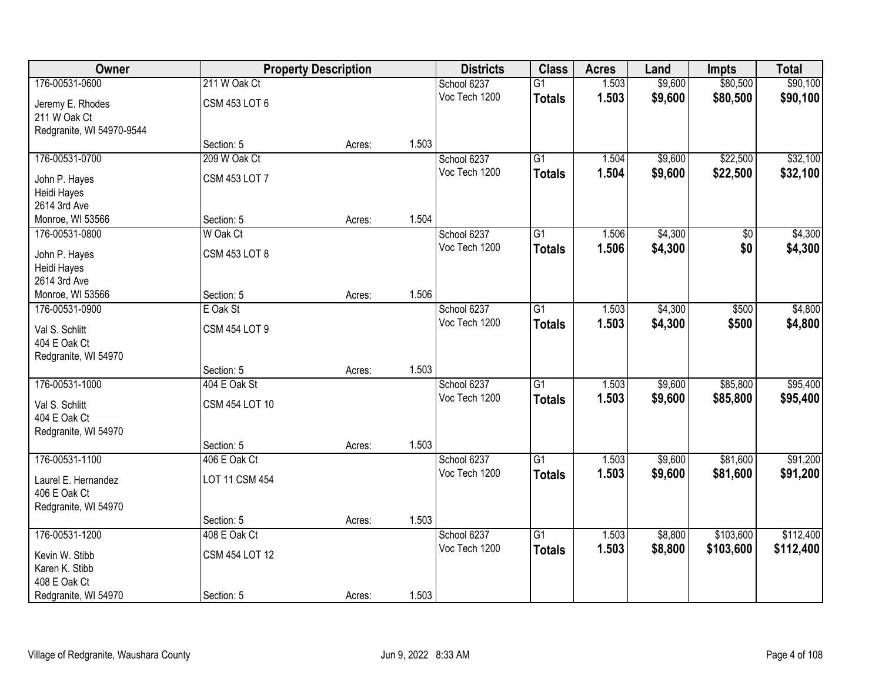| Owner | Property Description | | | Districts | Class | Acres | Land | Impts | Total |
|---|---|---|---|---|---|---|---|---|---|
| 176-00531-0600 | 211 W Oak Ct | | | School 6237 | G1 | 1.503 | $9,600 | $80,500 | $90,100 |
| Jeremy E. Rhodes<br>211 W Oak Ct<br>Redgranite, WI 54970-9544 | CSM 453 LOT 6 | | | Voc Tech 1200 | **Totals** | **1.503** | **$9,600** | **$80,500** | **$90,100** |
| | Section: 5 | Acres: | 1.503 | | | | | | |
| 176-00531-0700 | 209 W Oak Ct | | | School 6237 | G1 | 1.504 | $9,600 | $22,500 | $32,100 |
| John P. Hayes<br>Heidi Hayes<br>2614 3rd Ave<br>Monroe, WI 53566 | CSM 453 LOT 7 | | | Voc Tech 1200 | **Totals** | **1.504** | **$9,600** | **$22,500** | **$32,100** |
| | Section: 5 | Acres: | 1.504 | | | | | | |
| 176-00531-0800 | W Oak Ct | | | School 6237 | G1 | 1.506 | $4,300 | $0 | $4,300 |
| John P. Hayes<br>Heidi Hayes<br>2614 3rd Ave<br>Monroe, WI 53566 | CSM 453 LOT 8 | | | Voc Tech 1200 | **Totals** | **1.506** | **$4,300** | **$0** | **$4,300** |
| | Section: 5 | Acres: | 1.506 | | | | | | |
| 176-00531-0900 | E Oak St | | | School 6237 | G1 | 1.503 | $4,300 | $500 | $4,800 |
| Val S. Schlitt<br>404 E Oak Ct<br>Redgranite, WI 54970 | CSM 454 LOT 9 | | | Voc Tech 1200 | **Totals** | **1.503** | **$4,300** | **$500** | **$4,800** |
| | Section: 5 | Acres: | 1.503 | | | | | | |
| 176-00531-1000 | 404 E Oak St | | | School 6237 | G1 | 1.503 | $9,600 | $85,800 | $95,400 |
| Val S. Schlitt<br>404 E Oak Ct<br>Redgranite, WI 54970 | CSM 454 LOT 10 | | | Voc Tech 1200 | **Totals** | **1.503** | **$9,600** | **$85,800** | **$95,400** |
| | Section: 5 | Acres: | 1.503 | | | | | | |
| 176-00531-1100 | 406 E Oak Ct | | | School 6237 | G1 | 1.503 | $9,600 | $81,600 | $91,200 |
| Laurel E. Hernandez<br>406 E Oak Ct<br>Redgranite, WI 54970 | LOT 11 CSM 454 | | | Voc Tech 1200 | **Totals** | **1.503** | **$9,600** | **$81,600** | **$91,200** |
| | Section: 5 | Acres: | 1.503 | | | | | | |
| 176-00531-1200 | 408 E Oak Ct | | | School 6237 | G1 | 1.503 | $8,800 | $103,600 | $112,400 |
| Kevin W. Stibb<br>Karen K. Stibb<br>408 E Oak Ct<br>Redgranite, WI 54970 | CSM 454 LOT 12 | | | Voc Tech 1200 | **Totals** | **1.503** | **$8,800** | **$103,600** | **$112,400** |
| | Section: 5 | Acres: | 1.503 | | | | | | |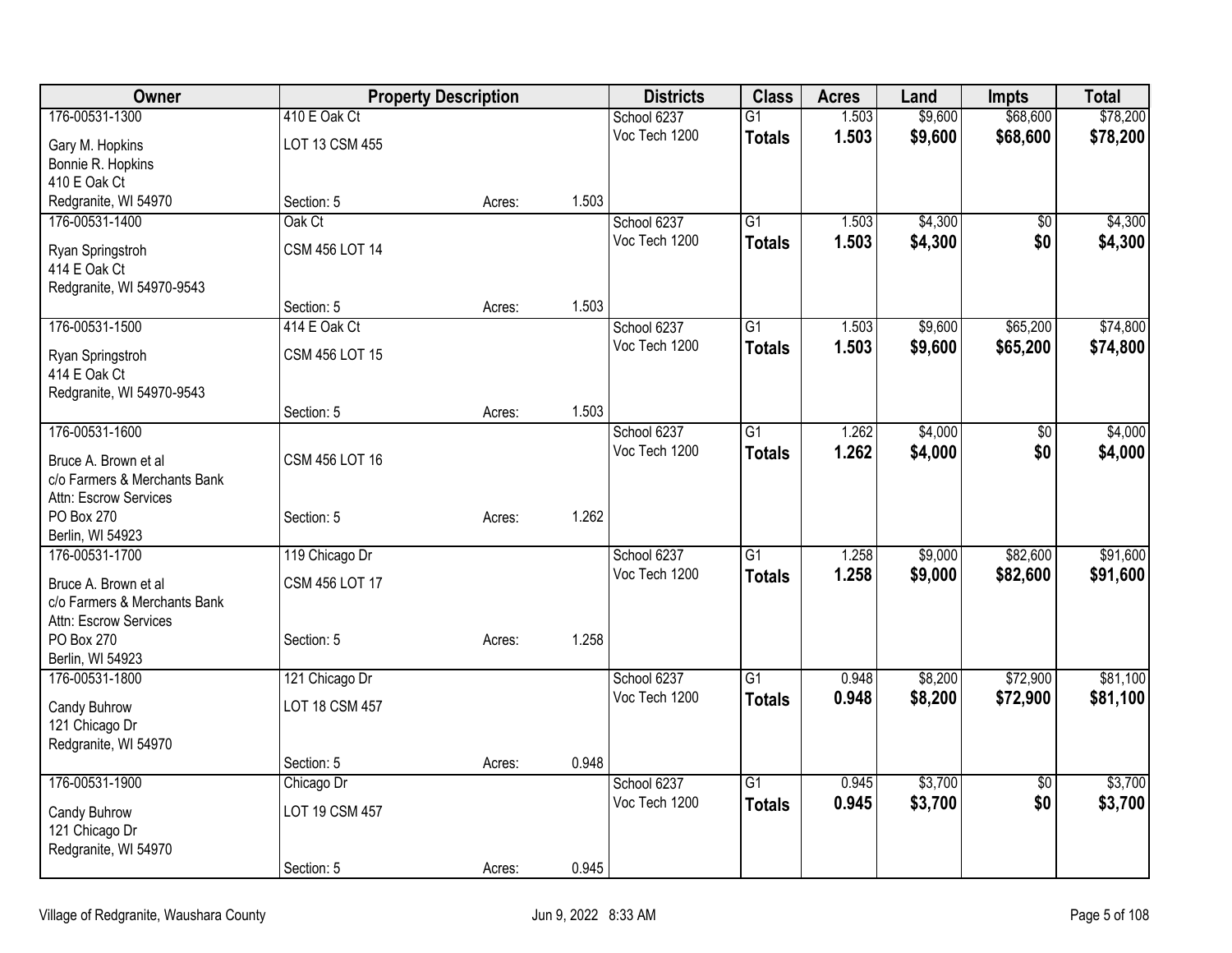| Owner | Property Description | | | Districts | Class | Acres | Land | Impts | Total |
|---|---|---|---|---|---|---|---|---|---|
| 176-00531-1300 | 410 E Oak Ct | | | School 6237 | G1 | 1.503 | $9,600 | $68,600 | $78,200 |
| Gary M. Hopkins<br>Bonnie R. Hopkins<br>410 E Oak Ct<br>Redgranite, WI 54970 | LOT 13 CSM 455 | | | Voc Tech 1200 | **Totals** | **1.503** | **$9,600** | **$68,600** | **$78,200** |
| | Section: 5 | Acres: | 1.503 | | | | | | |
| 176-00531-1400 | Oak Ct | | | School 6237 | G1 | 1.503 | $4,300 | $0 | $4,300 |
| Ryan Springstroh<br>414 E Oak Ct<br>Redgranite, WI 54970-9543 | CSM 456 LOT 14 | | | Voc Tech 1200 | **Totals** | **1.503** | **$4,300** | **$0** | **$4,300** |
| | Section: 5 | Acres: | 1.503 | | | | | | |
| 176-00531-1500 | 414 E Oak Ct | | | School 6237 | G1 | 1.503 | $9,600 | $65,200 | $74,800 |
| Ryan Springstroh<br>414 E Oak Ct<br>Redgranite, WI 54970-9543 | CSM 456 LOT 15 | | | Voc Tech 1200 | **Totals** | **1.503** | **$9,600** | **$65,200** | **$74,800** |
| | Section: 5 | Acres: | 1.503 | | | | | | |
| 176-00531-1600 | | | | School 6237 | G1 | 1.262 | $4,000 | $0 | $4,000 |
| Bruce A. Brown et al<br>c/o Farmers & Merchants Bank<br>Attn: Escrow Services<br>PO Box 270<br>Berlin, WI 54923 | CSM 456 LOT 16 | | | Voc Tech 1200 | **Totals** | **1.262** | **$4,000** | **$0** | **$4,000** |
| | Section: 5 | Acres: | 1.262 | | | | | | |
| 176-00531-1700 | 119 Chicago Dr | | | School 6237 | G1 | 1.258 | $9,000 | $82,600 | $91,600 |
| Bruce A. Brown et al<br>c/o Farmers & Merchants Bank<br>Attn: Escrow Services<br>PO Box 270<br>Berlin, WI 54923 | CSM 456 LOT 17 | | | Voc Tech 1200 | **Totals** | **1.258** | **$9,000** | **$82,600** | **$91,600** |
| | Section: 5 | Acres: | 1.258 | | | | | | |
| 176-00531-1800 | 121 Chicago Dr | | | School 6237 | G1 | 0.948 | $8,200 | $72,900 | $81,100 |
| Candy Buhrow<br>121 Chicago Dr<br>Redgranite, WI 54970 | LOT 18 CSM 457 | | | Voc Tech 1200 | **Totals** | **0.948** | **$8,200** | **$72,900** | **$81,100** |
| | Section: 5 | Acres: | 0.948 | | | | | | |
| 176-00531-1900 | Chicago Dr | | | School 6237 | G1 | 0.945 | $3,700 | $0 | $3,700 |
| Candy Buhrow<br>121 Chicago Dr<br>Redgranite, WI 54970 | LOT 19 CSM 457 | | | Voc Tech 1200 | **Totals** | **0.945** | **$3,700** | **$0** | **$3,700** |
| | Section: 5 | Acres: | 0.945 | | | | | | |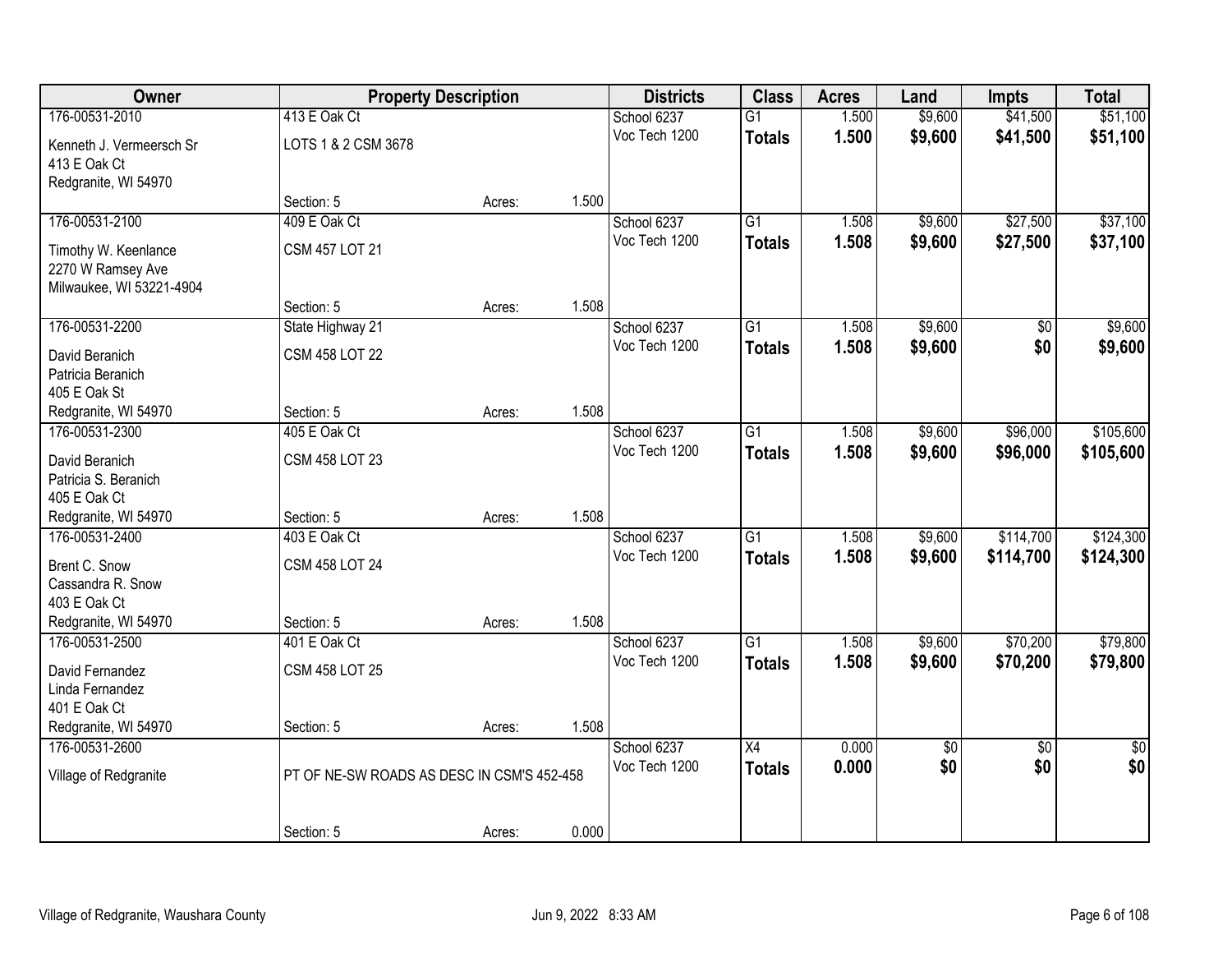| Owner | Property Description | | | Districts | Class | Acres | Land | Impts | Total |
|---|---|---|---|---|---|---|---|---|---|
| 176-00531-2010 | 413 E Oak Ct | | | School 6237 | G1 | 1.500 | $9,600 | $41,500 | $51,100 |
| Kenneth J. Vermeersch Sr<br>413 E Oak Ct<br>Redgranite, WI 54970 | LOTS 1 & 2 CSM 3678 | | | Voc Tech 1200 | **Totals** | **1.500** | **$9,600** | **$41,500** | **$51,100** |
| | Section: 5 | Acres: | 1.500 | | | | | | |
| 176-00531-2100 | 409 E Oak Ct | | | School 6237 | G1 | 1.508 | $9,600 | $27,500 | $37,100 |
| Timothy W. Keenlance<br>2270 W Ramsey Ave<br>Milwaukee, WI 53221-4904 | CSM 457 LOT 21 | | | Voc Tech 1200 | **Totals** | **1.508** | **$9,600** | **$27,500** | **$37,100** |
| | Section: 5 | Acres: | 1.508 | | | | | | |
| 176-00531-2200 | State Highway 21 | | | School 6237 | G1 | 1.508 | $9,600 | $0 | $9,600 |
| David Beranich<br>Patricia Beranich<br>405 E Oak St<br>Redgranite, WI 54970 | CSM 458 LOT 22 | | | Voc Tech 1200 | **Totals** | **1.508** | **$9,600** | **$0** | **$9,600** |
| | Section: 5 | Acres: | 1.508 | | | | | | |
| 176-00531-2300 | 405 E Oak Ct | | | School 6237 | G1 | 1.508 | $9,600 | $96,000 | $105,600 |
| David Beranich<br>Patricia S. Beranich<br>405 E Oak Ct<br>Redgranite, WI 54970 | CSM 458 LOT 23 | | | Voc Tech 1200 | **Totals** | **1.508** | **$9,600** | **$96,000** | **$105,600** |
| | Section: 5 | Acres: | 1.508 | | | | | | |
| 176-00531-2400 | 403 E Oak Ct | | | School 6237 | G1 | 1.508 | $9,600 | $114,700 | $124,300 |
| Brent C. Snow<br>Cassandra R. Snow<br>403 E Oak Ct<br>Redgranite, WI 54970 | CSM 458 LOT 24 | | | Voc Tech 1200 | **Totals** | **1.508** | **$9,600** | **$114,700** | **$124,300** |
| | Section: 5 | Acres: | 1.508 | | | | | | |
| 176-00531-2500 | 401 E Oak Ct | | | School 6237 | G1 | 1.508 | $9,600 | $70,200 | $79,800 |
| David Fernandez<br>Linda Fernandez<br>401 E Oak Ct<br>Redgranite, WI 54970 | CSM 458 LOT 25 | | | Voc Tech 1200 | **Totals** | **1.508** | **$9,600** | **$70,200** | **$79,800** |
| | Section: 5 | Acres: | 1.508 | | | | | | |
| 176-00531-2600 | | | | School 6237 | X4 | 0.000 | $0 | $0 | $0 |
| Village of Redgranite | PT OF NE-SW ROADS AS DESC IN CSM'S 452-458 | | | Voc Tech 1200 | **Totals** | **0.000** | **$0** | **$0** | **$0** |
| | Section: 5 | Acres: | 0.000 | | | | | | |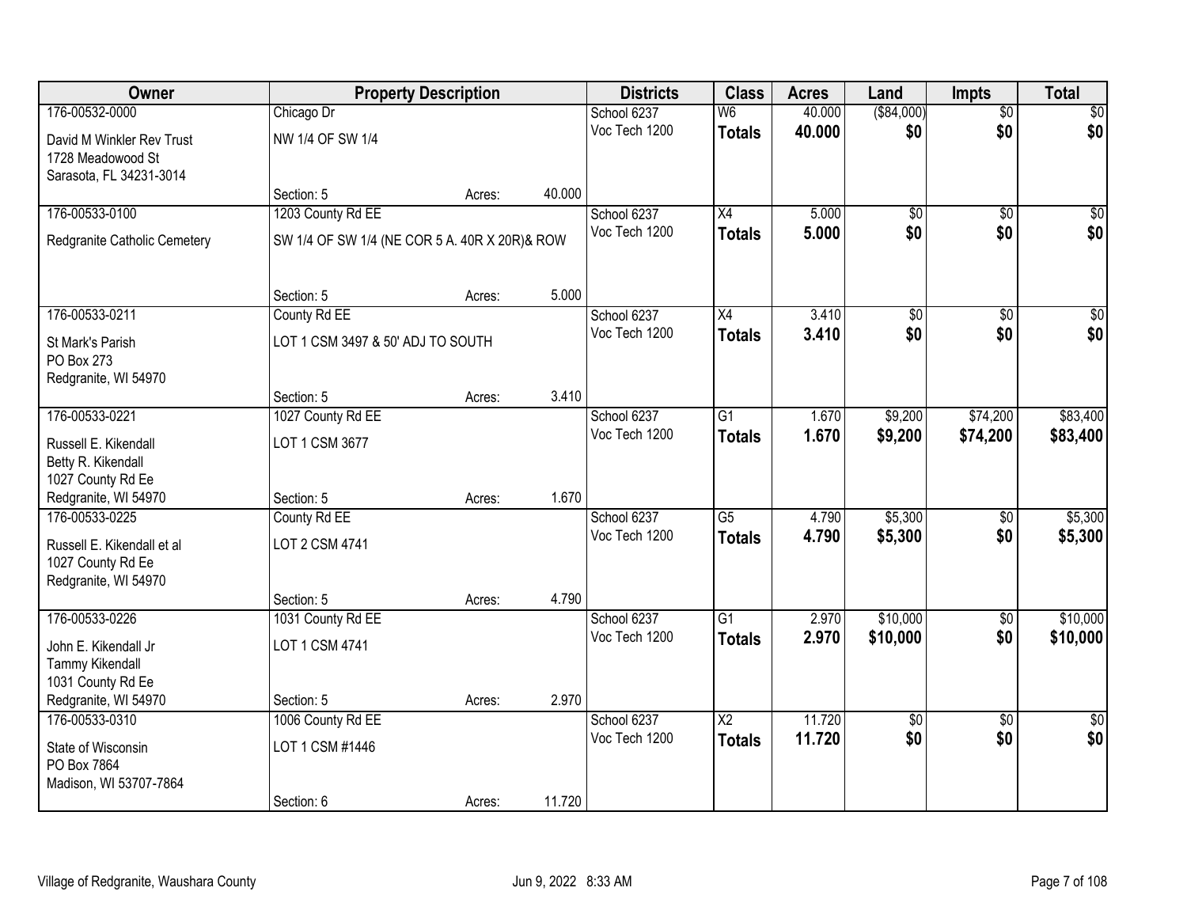| Owner | Property Description | | | Districts | Class | Acres | Land | Impts | Total |
|---|---|---|---|---|---|---|---|---|---|
| 176-00532-0000 | Chicago Dr | | | School 6237 | W6 | 40.000 | ($84,000) | $0 | $0 |
| David M Winkler Rev Trust<br>1728 Meadowood St<br>Sarasota, FL 34231-3014 | NW 1/4 OF SW 1/4 | | | Voc Tech 1200 | **Totals** | **40.000** | **$0** | **$0** | **$0** |
| | Section: 5 | Acres: | 40.000 | | | | | | |
| 176-00533-0100 | 1203 County Rd EE | | | School 6237 | X4 | 5.000 | $0 | $0 | $0 |
| Redgranite Catholic Cemetery | SW 1/4 OF SW 1/4 (NE COR 5 A. 40R X 20R)& ROW | | | Voc Tech 1200 | **Totals** | **5.000** | **$0** | **$0** | **$0** |
| | Section: 5 | Acres: | 5.000 | | | | | | |
| 176-00533-0211 | County Rd EE | | | School 6237 | X4 | 3.410 | $0 | $0 | $0 |
| St Mark's Parish<br>PO Box 273<br>Redgranite, WI 54970 | LOT 1 CSM 3497 & 50' ADJ TO SOUTH | | | Voc Tech 1200 | **Totals** | **3.410** | **$0** | **$0** | **$0** |
| | Section: 5 | Acres: | 3.410 | | | | | | |
| 176-00533-0221 | 1027 County Rd EE | | | School 6237 | G1 | 1.670 | $9,200 | $74,200 | $83,400 |
| Russell E. Kikendall<br>Betty R. Kikendall<br>1027 County Rd Ee<br>Redgranite, WI 54970 | LOT 1 CSM 3677 | | | Voc Tech 1200 | **Totals** | **1.670** | **$9,200** | **$74,200** | **$83,400** |
| | Section: 5 | Acres: | 1.670 | | | | | | |
| 176-00533-0225 | County Rd EE | | | School 6237 | G5 | 4.790 | $5,300 | $0 | $5,300 |
| Russell E. Kikendall et al<br>1027 County Rd Ee<br>Redgranite, WI 54970 | LOT 2 CSM 4741 | | | Voc Tech 1200 | **Totals** | **4.790** | **$5,300** | **$0** | **$5,300** |
| | Section: 5 | Acres: | 4.790 | | | | | | |
| 176-00533-0226 | 1031 County Rd EE | | | School 6237 | G1 | 2.970 | $10,000 | $0 | $10,000 |
| John E. Kikendall Jr<br>Tammy Kikendall<br>1031 County Rd Ee<br>Redgranite, WI 54970 | LOT 1 CSM 4741 | | | Voc Tech 1200 | **Totals** | **2.970** | **$10,000** | **$0** | **$10,000** |
| | Section: 5 | Acres: | 2.970 | | | | | | |
| 176-00533-0310 | 1006 County Rd EE | | | School 6237 | X2 | 11.720 | $0 | $0 | $0 |
| State of Wisconsin<br>PO Box 7864<br>Madison, WI 53707-7864 | LOT 1 CSM #1446 | | | Voc Tech 1200 | **Totals** | **11.720** | **$0** | **$0** | **$0** |
| | Section: 6 | Acres: | 11.720 | | | | | | |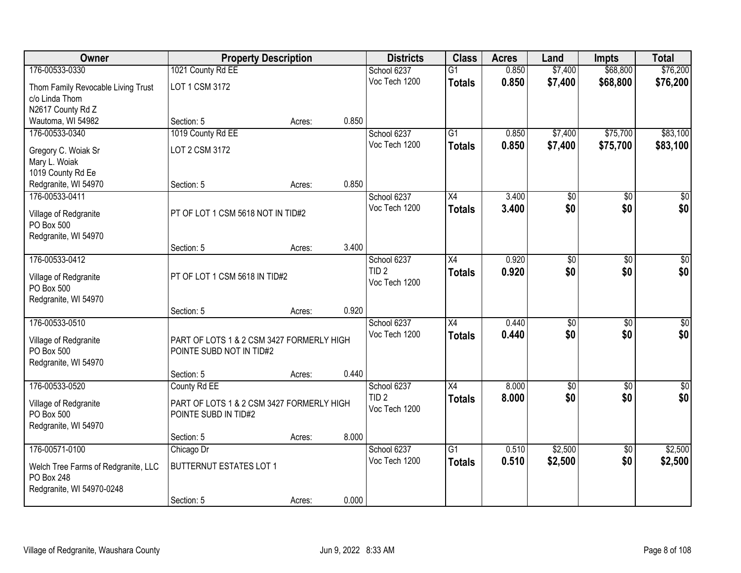| Owner | Property Description | | | Districts | Class | Acres | Land | Impts | Total |
|---|---|---|---|---|---|---|---|---|---|
| 176-00533-0330 | 1021 County Rd EE | | | School 6237 | G1 | 0.850 | $7,400 | $68,800 | $76,200 |
| Thom Family Revocable Living Trust<br>c/o Linda Thom<br>N2617 County Rd Z<br>Wautoma, WI 54982 | LOT 1 CSM 3172 | | | Voc Tech 1200 | **Totals** | **0.850** | **$7,400** | **$68,800** | **$76,200** |
| | Section: 5 | Acres: | 0.850 | | | | | | |
| 176-00533-0340 | 1019 County Rd EE | | | School 6237 | G1 | 0.850 | $7,400 | $75,700 | $83,100 |
| Gregory C. Woiak Sr<br>Mary L. Woiak<br>1019 County Rd Ee<br>Redgranite, WI 54970 | LOT 2 CSM 3172 | | | Voc Tech 1200 | **Totals** | **0.850** | **$7,400** | **$75,700** | **$83,100** |
| | Section: 5 | Acres: | 0.850 | | | | | | |
| 176-00533-0411 | | | | School 6237 | X4 | 3.400 | $0 | $0 | $0 |
| Village of Redgranite<br>PO Box 500<br>Redgranite, WI 54970 | PT OF LOT 1 CSM 5618 NOT IN TID#2 | | | Voc Tech 1200 | **Totals** | **3.400** | **$0** | **$0** | **$0** |
| | Section: 5 | Acres: | 3.400 | | | | | | |
| 176-00533-0412 | | | | School 6237 | X4 | 0.920 | $0 | $0 | $0 |
| Village of Redgranite<br>PO Box 500<br>Redgranite, WI 54970 | PT OF LOT 1 CSM 5618 IN TID#2 | | | TID 2<br>Voc Tech 1200 | **Totals** | **0.920** | **$0** | **$0** | **$0** |
| | Section: 5 | Acres: | 0.920 | | | | | | |
| 176-00533-0510 | | | | School 6237 | X4 | 0.440 | $0 | $0 | $0 |
| Village of Redgranite<br>PO Box 500<br>Redgranite, WI 54970 | PART OF LOTS 1 & 2 CSM 3427 FORMERLY HIGH POINTE SUBD NOT IN TID#2 | | | Voc Tech 1200 | **Totals** | **0.440** | **$0** | **$0** | **$0** |
| | Section: 5 | Acres: | 0.440 | | | | | | |
| 176-00533-0520 | County Rd EE | | | School 6237 | X4 | 8.000 | $0 | $0 | $0 |
| Village of Redgranite<br>PO Box 500<br>Redgranite, WI 54970 | PART OF LOTS 1 & 2 CSM 3427 FORMERLY HIGH POINTE SUBD IN TID#2 | | | TID 2<br>Voc Tech 1200 | **Totals** | **8.000** | **$0** | **$0** | **$0** |
| | Section: 5 | Acres: | 8.000 | | | | | | |
| 176-00571-0100 | Chicago Dr | | | School 6237 | G1 | 0.510 | $2,500 | $0 | $2,500 |
| Welch Tree Farms of Redgranite, LLC<br>PO Box 248<br>Redgranite, WI 54970-0248 | BUTTERNUT ESTATES LOT 1 | | | Voc Tech 1200 | **Totals** | **0.510** | **$2,500** | **$0** | **$2,500** |
| | Section: 5 | Acres: | 0.000 | | | | | | |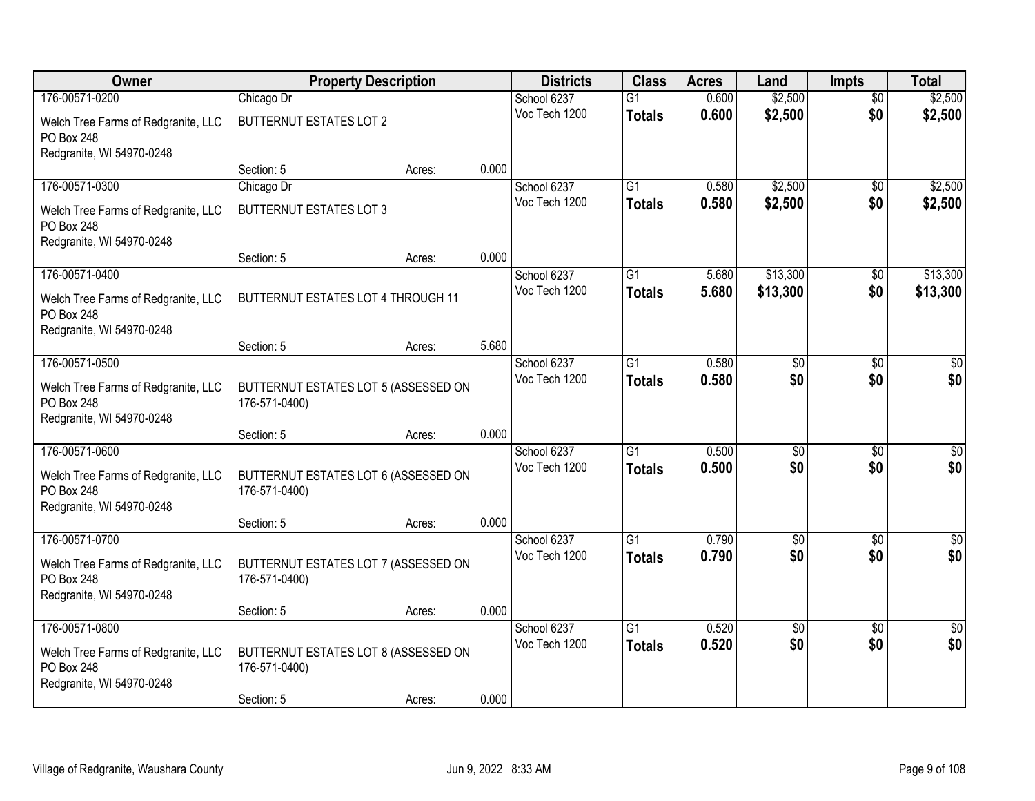| Owner | Property Description | | | Districts | Class | Acres | Land | Impts | Total |
|---|---|---|---|---|---|---|---|---|---|
| 176-00571-0200 | Chicago Dr | | | School 6237 | G1 | 0.600 | $2,500 | $0 | $2,500 |
| Welch Tree Farms of Redgranite, LLC PO Box 248 Redgranite, WI 54970-0248 | BUTTERNUT ESTATES LOT 2 | | | Voc Tech 1200 | **Totals** | **0.600** | **$2,500** | **$0** | **$2,500** |
| | Section: 5 | Acres: | 0.000 | | | | | | |
| 176-00571-0300 | Chicago Dr | | | School 6237 | G1 | 0.580 | $2,500 | $0 | $2,500 |
| Welch Tree Farms of Redgranite, LLC PO Box 248 Redgranite, WI 54970-0248 | BUTTERNUT ESTATES LOT 3 | | | Voc Tech 1200 | **Totals** | **0.580** | **$2,500** | **$0** | **$2,500** |
| | Section: 5 | Acres: | 0.000 | | | | | | |
| 176-00571-0400 | | | | School 6237 | G1 | 5.680 | $13,300 | $0 | $13,300 |
| Welch Tree Farms of Redgranite, LLC PO Box 248 Redgranite, WI 54970-0248 | BUTTERNUT ESTATES LOT 4 THROUGH 11 | | | Voc Tech 1200 | **Totals** | **5.680** | **$13,300** | **$0** | **$13,300** |
| | Section: 5 | Acres: | 5.680 | | | | | | |
| 176-00571-0500 | | | | School 6237 | G1 | 0.580 | $0 | $0 | $0 |
| Welch Tree Farms of Redgranite, LLC PO Box 248 Redgranite, WI 54970-0248 | BUTTERNUT ESTATES LOT 5 (ASSESSED ON 176-571-0400) | | | Voc Tech 1200 | **Totals** | **0.580** | **$0** | **$0** | **$0** |
| | Section: 5 | Acres: | 0.000 | | | | | | |
| 176-00571-0600 | | | | School 6237 | G1 | 0.500 | $0 | $0 | $0 |
| Welch Tree Farms of Redgranite, LLC PO Box 248 Redgranite, WI 54970-0248 | BUTTERNUT ESTATES LOT 6 (ASSESSED ON 176-571-0400) | | | Voc Tech 1200 | **Totals** | **0.500** | **$0** | **$0** | **$0** |
| | Section: 5 | Acres: | 0.000 | | | | | | |
| 176-00571-0700 | | | | School 6237 | G1 | 0.790 | $0 | $0 | $0 |
| Welch Tree Farms of Redgranite, LLC PO Box 248 Redgranite, WI 54970-0248 | BUTTERNUT ESTATES LOT 7 (ASSESSED ON 176-571-0400) | | | Voc Tech 1200 | **Totals** | **0.790** | **$0** | **$0** | **$0** |
| | Section: 5 | Acres: | 0.000 | | | | | | |
| 176-00571-0800 | | | | School 6237 | G1 | 0.520 | $0 | $0 | $0 |
| Welch Tree Farms of Redgranite, LLC PO Box 248 Redgranite, WI 54970-0248 | BUTTERNUT ESTATES LOT 8 (ASSESSED ON 176-571-0400) | | | Voc Tech 1200 | **Totals** | **0.520** | **$0** | **$0** | **$0** |
| | Section: 5 | Acres: | 0.000 | | | | | | |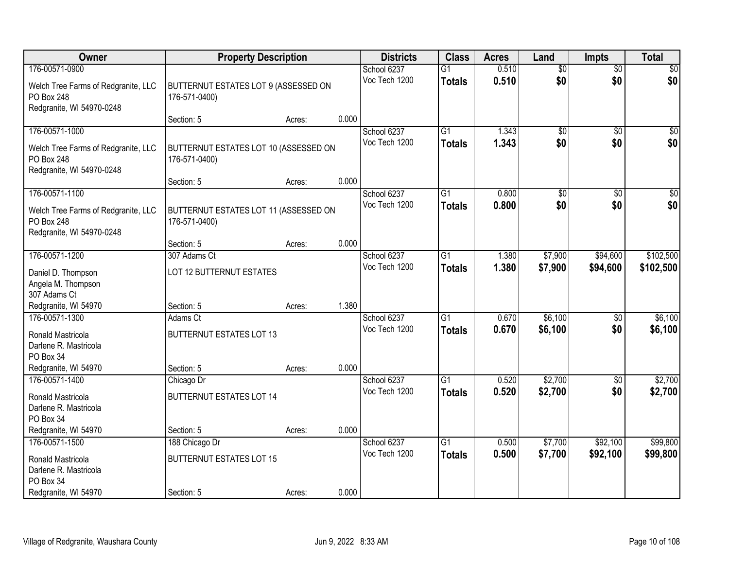| Owner | Property Description | Districts | Class | Acres | Land | Impts | Total |
|---|---|---|---|---|---|---|---|
| 176-00571-0900<br>Welch Tree Farms of Redgranite, LLC<br>PO Box 248<br>Redgranite, WI 54970-0248 | BUTTERNUT ESTATES LOT 9 (ASSESSED ON 176-571-0400)<br>Section: 5 Acres: 0.000 | School 6237<br>Voc Tech 1200 | G1<br>**Totals** | 0.510<br>**0.510** | $0<br>**$0** | $0<br>**$0** | $0<br>**$0** |
| 176-00571-1000<br>Welch Tree Farms of Redgranite, LLC<br>PO Box 248<br>Redgranite, WI 54970-0248 | BUTTERNUT ESTATES LOT 10 (ASSESSED ON 176-571-0400)<br>Section: 5 Acres: 0.000 | School 6237<br>Voc Tech 1200 | G1<br>**Totals** | 1.343<br>**1.343** | $0<br>**$0** | $0<br>**$0** | $0<br>**$0** |
| 176-00571-1100<br>Welch Tree Farms of Redgranite, LLC<br>PO Box 248<br>Redgranite, WI 54970-0248 | BUTTERNUT ESTATES LOT 11 (ASSESSED ON 176-571-0400)<br>Section: 5 Acres: 0.000 | School 6237<br>Voc Tech 1200 | G1<br>**Totals** | 0.800<br>**0.800** | $0<br>**$0** | $0<br>**$0** | $0<br>**$0** |
| 176-00571-1200<br>Daniel D. Thompson<br>Angela M. Thompson<br>307 Adams Ct<br>Redgranite, WI 54970 | 307 Adams Ct<br>LOT 12 BUTTERNUT ESTATES<br>Section: 5 Acres: 1.380 | School 6237<br>Voc Tech 1200 | G1<br>**Totals** | 1.380<br>**1.380** | $7,900<br>**$7,900** | $94,600<br>**$94,600** | $102,500<br>**$102,500** |
| 176-00571-1300<br>Ronald Mastricola<br>Darlene R. Mastricola<br>PO Box 34<br>Redgranite, WI 54970 | Adams Ct<br>BUTTERNUT ESTATES LOT 13<br>Section: 5 Acres: 0.000 | School 6237<br>Voc Tech 1200 | G1<br>**Totals** | 0.670<br>**0.670** | $6,100<br>**$6,100** | $0<br>**$0** | $6,100<br>**$6,100** |
| 176-00571-1400<br>Ronald Mastricola<br>Darlene R. Mastricola<br>PO Box 34<br>Redgranite, WI 54970 | Chicago Dr<br>BUTTERNUT ESTATES LOT 14<br>Section: 5 Acres: 0.000 | School 6237<br>Voc Tech 1200 | G1<br>**Totals** | 0.520<br>**0.520** | $2,700<br>**$2,700** | $0<br>**$0** | $2,700<br>**$2,700** |
| 176-00571-1500<br>Ronald Mastricola<br>Darlene R. Mastricola<br>PO Box 34<br>Redgranite, WI 54970 | 188 Chicago Dr<br>BUTTERNUT ESTATES LOT 15<br>Section: 5 Acres: 0.000 | School 6237<br>Voc Tech 1200 | G1<br>**Totals** | 0.500<br>**0.500** | $7,700<br>**$7,700** | $92,100<br>**$92,100** | $99,800<br>**$99,800** |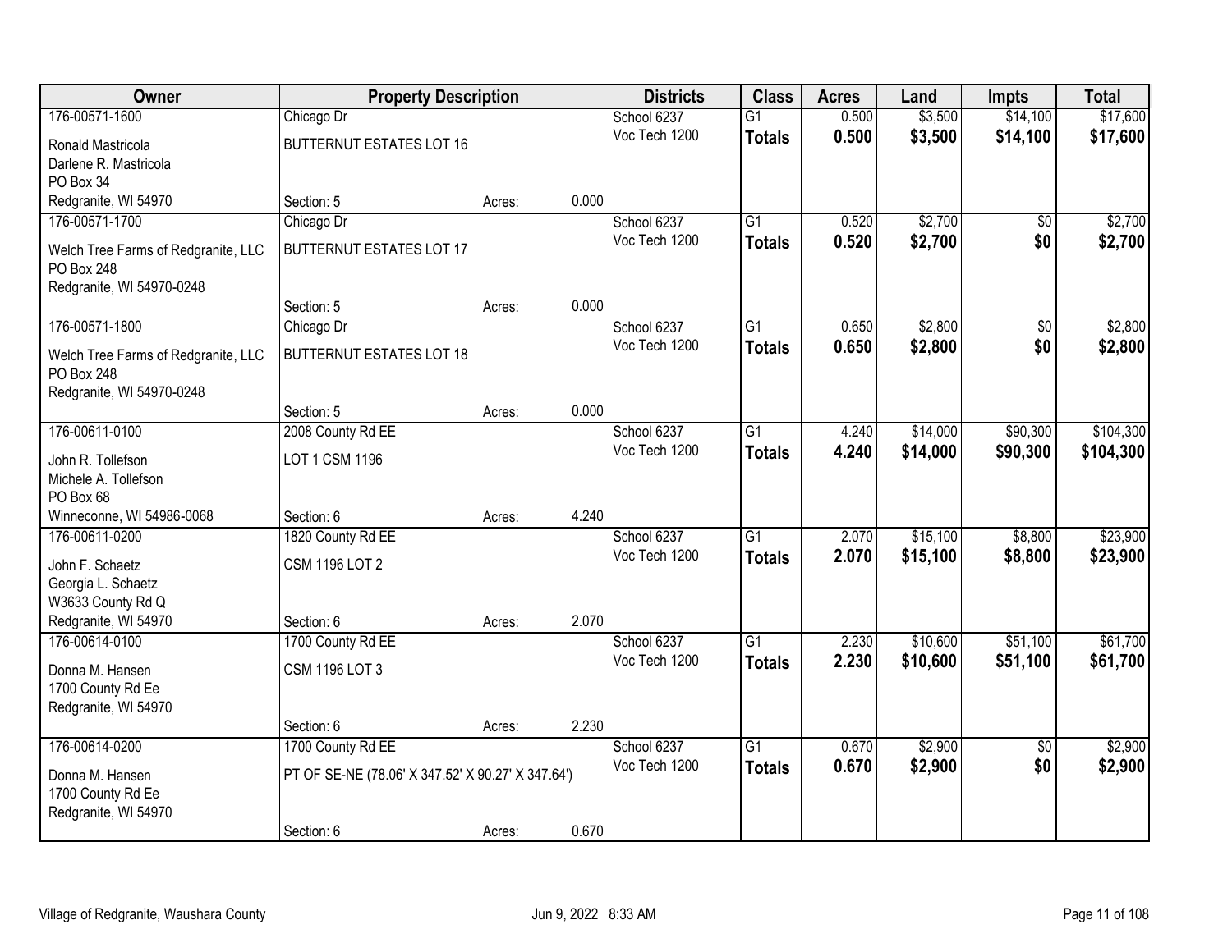| Owner | Property Description | | | Districts | Class | Acres | Land | Impts | Total |
|---|---|---|---|---|---|---|---|---|---|
| 176-00571-1600 | Chicago Dr | | | School 6237 | G1 | 0.500 | $3,500 | $14,100 | $17,600 |
| Ronald Mastricola<br>Darlene R. Mastricola<br>PO Box 34<br>Redgranite, WI 54970 | BUTTERNUT ESTATES LOT 16 | | | Voc Tech 1200 | **Totals** | **0.500** | **$3,500** | **$14,100** | **$17,600** |
| | Section: 5 | Acres: | 0.000 | | | | | | |
| 176-00571-1700 | Chicago Dr | | | School 6237 | G1 | 0.520 | $2,700 | $0 | $2,700 |
| Welch Tree Farms of Redgranite, LLC<br>PO Box 248<br>Redgranite, WI 54970-0248 | BUTTERNUT ESTATES LOT 17 | | | Voc Tech 1200 | **Totals** | **0.520** | **$2,700** | **$0** | **$2,700** |
| | Section: 5 | Acres: | 0.000 | | | | | | |
| 176-00571-1800 | Chicago Dr | | | School 6237 | G1 | 0.650 | $2,800 | $0 | $2,800 |
| Welch Tree Farms of Redgranite, LLC<br>PO Box 248<br>Redgranite, WI 54970-0248 | BUTTERNUT ESTATES LOT 18 | | | Voc Tech 1200 | **Totals** | **0.650** | **$2,800** | **$0** | **$2,800** |
| | Section: 5 | Acres: | 0.000 | | | | | | |
| 176-00611-0100 | 2008 County Rd EE | | | School 6237 | G1 | 4.240 | $14,000 | $90,300 | $104,300 |
| John R. Tollefson<br>Michele A. Tollefson<br>PO Box 68<br>Winneconne, WI 54986-0068 | LOT 1 CSM 1196 | | | Voc Tech 1200 | **Totals** | **4.240** | **$14,000** | **$90,300** | **$104,300** |
| | Section: 6 | Acres: | 4.240 | | | | | | |
| 176-00611-0200 | 1820 County Rd EE | | | School 6237 | G1 | 2.070 | $15,100 | $8,800 | $23,900 |
| John F. Schaetz<br>Georgia L. Schaetz<br>W3633 County Rd Q<br>Redgranite, WI 54970 | CSM 1196 LOT 2 | | | Voc Tech 1200 | **Totals** | **2.070** | **$15,100** | **$8,800** | **$23,900** |
| | Section: 6 | Acres: | 2.070 | | | | | | |
| 176-00614-0100 | 1700 County Rd EE | | | School 6237 | G1 | 2.230 | $10,600 | $51,100 | $61,700 |
| Donna M. Hansen<br>1700 County Rd Ee<br>Redgranite, WI 54970 | CSM 1196 LOT 3 | | | Voc Tech 1200 | **Totals** | **2.230** | **$10,600** | **$51,100** | **$61,700** |
| | Section: 6 | Acres: | 2.230 | | | | | | |
| 176-00614-0200 | 1700 County Rd EE | | | School 6237 | G1 | 0.670 | $2,900 | $0 | $2,900 |
| Donna M. Hansen<br>1700 County Rd Ee<br>Redgranite, WI 54970 | PT OF SE-NE (78.06' X 347.52' X 90.27' X 347.64') | | | Voc Tech 1200 | **Totals** | **0.670** | **$2,900** | **$0** | **$2,900** |
| | Section: 6 | Acres: | 0.670 | | | | | | |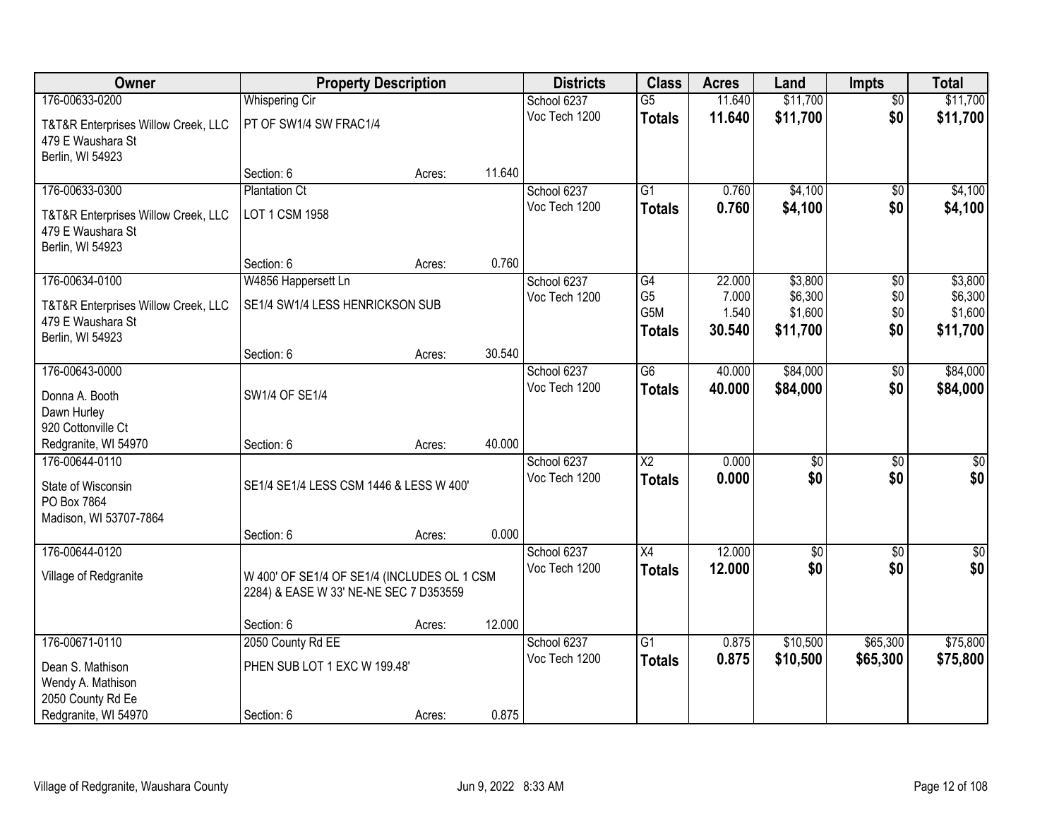| Owner | Property Description | | | Districts | Class | Acres | Land | Impts | Total |
|---|---|---|---|---|---|---|---|---|---|
| 176-00633-0200 | Whispering Cir | | | School 6237 | G5 | 11.640 | $11,700 | $0 | $11,700 |
| T&T&R Enterprises Willow Creek, LLC<br>479 E Waushara St<br>Berlin, WI 54923 | PT OF SW1/4 SW FRAC1/4 | | | Voc Tech 1200 | **Totals** | **11.640** | **$11,700** | **$0** | **$11,700** |
| | Section: 6 | Acres: | 11.640 | | | | | | |
| 176-00633-0300 | Plantation Ct | | | School 6237 | G1 | 0.760 | $4,100 | $0 | $4,100 |
| T&T&R Enterprises Willow Creek, LLC<br>479 E Waushara St<br>Berlin, WI 54923 | LOT 1 CSM 1958 | | | Voc Tech 1200 | **Totals** | **0.760** | **$4,100** | **$0** | **$4,100** |
| | Section: 6 | Acres: | 0.760 | | | | | | |
| 176-00634-0100 | W4856 Happersett Ln | | | School 6237 | G4 | 22.000 | $3,800 | $0 | $3,800 |
| T&T&R Enterprises Willow Creek, LLC<br>479 E Waushara St<br>Berlin, WI 54923 | SE1/4 SW1/4 LESS HENRICKSON SUB | | | Voc Tech 1200 | G5 | 7.000 | $6,300 | $0 | $6,300 |
| | | | | | G5M | 1.540 | $1,600 | $0 | $1,600 |
| | | | | | **Totals** | **30.540** | **$11,700** | **$0** | **$11,700** |
| | Section: 6 | Acres: | 30.540 | | | | | | |
| 176-00643-0000 | | | | School 6237 | G6 | 40.000 | $84,000 | $0 | $84,000 |
| Donna A. Booth<br>Dawn Hurley<br>920 Cottonville Ct<br>Redgranite, WI 54970 | SW1/4 OF SE1/4 | | | Voc Tech 1200 | **Totals** | **40.000** | **$84,000** | **$0** | **$84,000** |
| | Section: 6 | Acres: | 40.000 | | | | | | |
| 176-00644-0110 | | | | School 6237 | X2 | 0.000 | $0 | $0 | $0 |
| State of Wisconsin<br>PO Box 7864<br>Madison, WI 53707-7864 | SE1/4 SE1/4 LESS CSM 1446 & LESS W 400' | | | Voc Tech 1200 | **Totals** | **0.000** | **$0** | **$0** | **$0** |
| | Section: 6 | Acres: | 0.000 | | | | | | |
| 176-00644-0120 | | | | School 6237 | X4 | 12.000 | $0 | $0 | $0 |
| Village of Redgranite | W 400' OF SE1/4 OF SE1/4 (INCLUDES OL 1 CSM 2284) & EASE W 33' NE-NE SEC 7 D353559 | | | Voc Tech 1200 | **Totals** | **12.000** | **$0** | **$0** | **$0** |
| | Section: 6 | Acres: | 12.000 | | | | | | |
| 176-00671-0110 | 2050 County Rd EE | | | School 6237 | G1 | 0.875 | $10,500 | $65,300 | $75,800 |
| Dean S. Mathison<br>Wendy A. Mathison<br>2050 County Rd Ee<br>Redgranite, WI 54970 | PHEN SUB LOT 1 EXC W 199.48' | | | Voc Tech 1200 | **Totals** | **0.875** | **$10,500** | **$65,300** | **$75,800** |
| | Section: 6 | Acres: | 0.875 | | | | | | |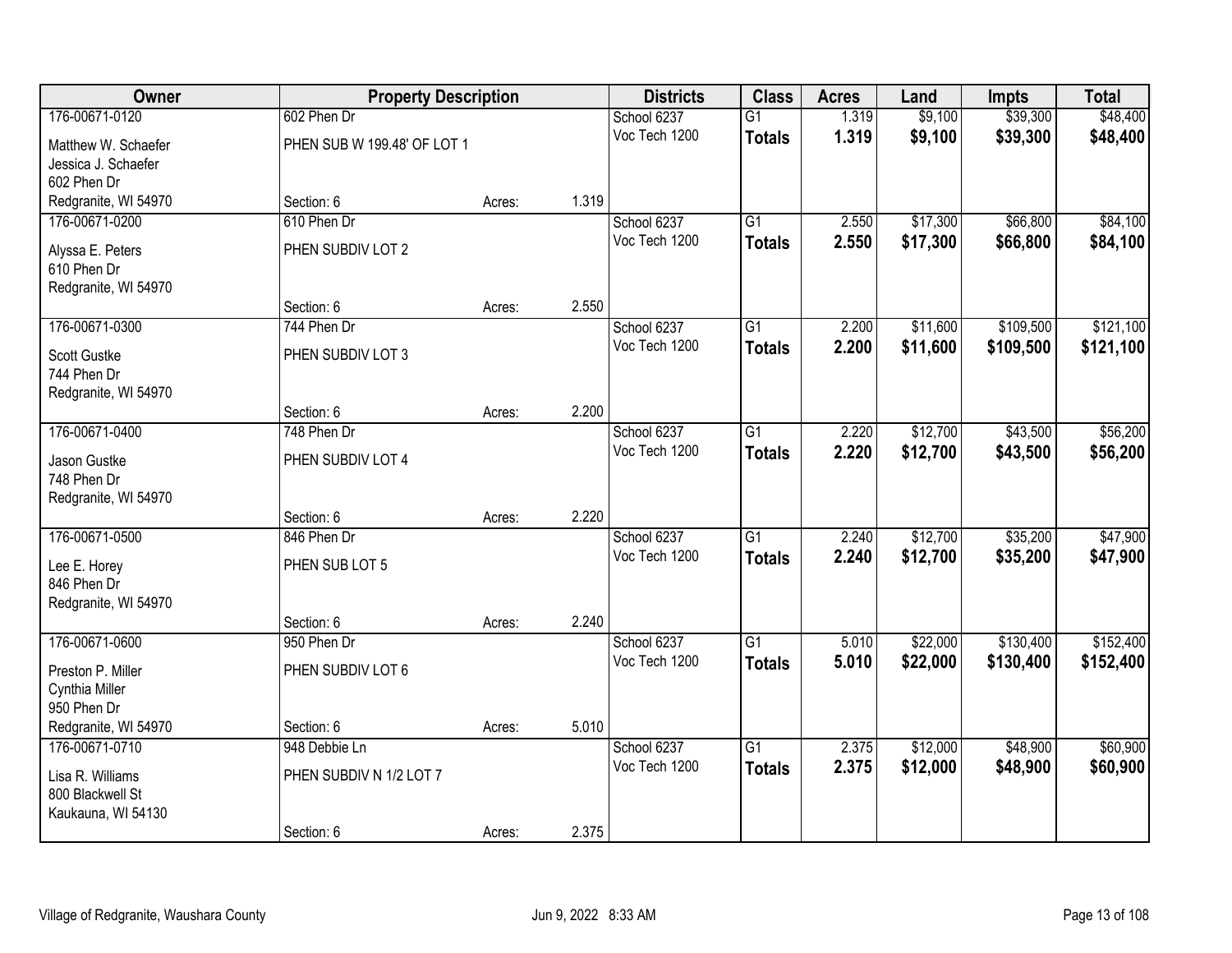| Owner | Property Description | | | Districts | Class | Acres | Land | Impts | Total |
|---|---|---|---|---|---|---|---|---|---|
| 176-00671-0120 | 602 Phen Dr | | | School 6237 | G1 | 1.319 | $9,100 | $39,300 | $48,400 |
| Matthew W. Schaefer<br>Jessica J. Schaefer<br>602 Phen Dr<br>Redgranite, WI 54970 | PHEN SUB W 199.48' OF LOT 1 | | | Voc Tech 1200 | **Totals** | **1.319** | **$9,100** | **$39,300** | **$48,400** |
| | Section: 6 | Acres: | 1.319 | | | | | | |
| 176-00671-0200 | 610 Phen Dr | | | School 6237 | G1 | 2.550 | $17,300 | $66,800 | $84,100 |
| Alyssa E. Peters<br>610 Phen Dr<br>Redgranite, WI 54970 | PHEN SUBDIV LOT 2 | | | Voc Tech 1200 | **Totals** | **2.550** | **$17,300** | **$66,800** | **$84,100** |
| | Section: 6 | Acres: | 2.550 | | | | | | |
| 176-00671-0300 | 744 Phen Dr | | | School 6237 | G1 | 2.200 | $11,600 | $109,500 | $121,100 |
| Scott Gustke<br>744 Phen Dr<br>Redgranite, WI 54970 | PHEN SUBDIV LOT 3 | | | Voc Tech 1200 | **Totals** | **2.200** | **$11,600** | **$109,500** | **$121,100** |
| | Section: 6 | Acres: | 2.200 | | | | | | |
| 176-00671-0400 | 748 Phen Dr | | | School 6237 | G1 | 2.220 | $12,700 | $43,500 | $56,200 |
| Jason Gustke<br>748 Phen Dr<br>Redgranite, WI 54970 | PHEN SUBDIV LOT 4 | | | Voc Tech 1200 | **Totals** | **2.220** | **$12,700** | **$43,500** | **$56,200** |
| | Section: 6 | Acres: | 2.220 | | | | | | |
| 176-00671-0500 | 846 Phen Dr | | | School 6237 | G1 | 2.240 | $12,700 | $35,200 | $47,900 |
| Lee E. Horey<br>846 Phen Dr<br>Redgranite, WI 54970 | PHEN SUB LOT 5 | | | Voc Tech 1200 | **Totals** | **2.240** | **$12,700** | **$35,200** | **$47,900** |
| | Section: 6 | Acres: | 2.240 | | | | | | |
| 176-00671-0600 | 950 Phen Dr | | | School 6237 | G1 | 5.010 | $22,000 | $130,400 | $152,400 |
| Preston P. Miller<br>Cynthia Miller<br>950 Phen Dr<br>Redgranite, WI 54970 | PHEN SUBDIV LOT 6 | | | Voc Tech 1200 | **Totals** | **5.010** | **$22,000** | **$130,400** | **$152,400** |
| | Section: 6 | Acres: | 5.010 | | | | | | |
| 176-00671-0710 | 948 Debbie Ln | | | School 6237 | G1 | 2.375 | $12,000 | $48,900 | $60,900 |
| Lisa R. Williams<br>800 Blackwell St<br>Kaukauna, WI 54130 | PHEN SUBDIV N 1/2 LOT 7 | | | Voc Tech 1200 | **Totals** | **2.375** | **$12,000** | **$48,900** | **$60,900** |
| | Section: 6 | Acres: | 2.375 | | | | | | |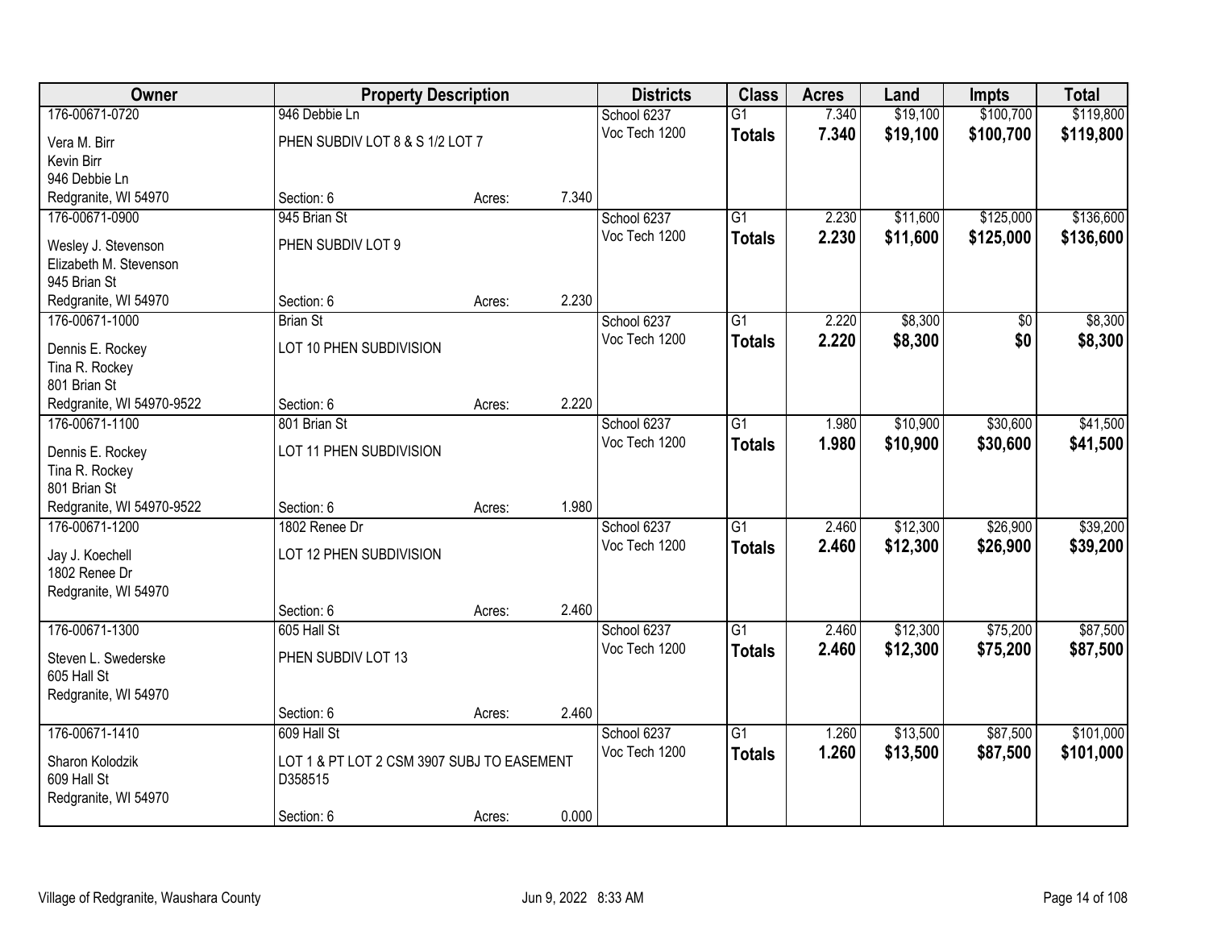| Owner | Property Description | | | Districts | Class | Acres | Land | Impts | Total |
|---|---|---|---|---|---|---|---|---|---|
| 176-00671-0720 | 946 Debbie Ln | | | School 6237 | G1 | 7.340 | $19,100 | $100,700 | $119,800 |
| Vera M. Birr<br>Kevin Birr<br>946 Debbie Ln<br>Redgranite, WI 54970 | PHEN SUBDIV LOT 8 & S 1/2 LOT 7 | | | Voc Tech 1200 | **Totals** | **7.340** | **$19,100** | **$100,700** | **$119,800** |
| | Section: 6 | Acres: | 7.340 | | | | | | |
| 176-00671-0900 | 945 Brian St | | | School 6237 | G1 | 2.230 | $11,600 | $125,000 | $136,600 |
| Wesley J. Stevenson<br>Elizabeth M. Stevenson<br>945 Brian St<br>Redgranite, WI 54970 | PHEN SUBDIV LOT 9 | | | Voc Tech 1200 | **Totals** | **2.230** | **$11,600** | **$125,000** | **$136,600** |
| | Section: 6 | Acres: | 2.230 | | | | | | |
| 176-00671-1000 | Brian St | | | School 6237 | G1 | 2.220 | $8,300 | $0 | $8,300 |
| Dennis E. Rockey<br>Tina R. Rockey<br>801 Brian St<br>Redgranite, WI 54970-9522 | LOT 10 PHEN SUBDIVISION | | | Voc Tech 1200 | **Totals** | **2.220** | **$8,300** | **$0** | **$8,300** |
| | Section: 6 | Acres: | 2.220 | | | | | | |
| 176-00671-1100 | 801 Brian St | | | School 6237 | G1 | 1.980 | $10,900 | $30,600 | $41,500 |
| Dennis E. Rockey<br>Tina R. Rockey<br>801 Brian St<br>Redgranite, WI 54970-9522 | LOT 11 PHEN SUBDIVISION | | | Voc Tech 1200 | **Totals** | **1.980** | **$10,900** | **$30,600** | **$41,500** |
| | Section: 6 | Acres: | 1.980 | | | | | | |
| 176-00671-1200 | 1802 Renee Dr | | | School 6237 | G1 | 2.460 | $12,300 | $26,900 | $39,200 |
| Jay J. Koechell<br>1802 Renee Dr<br>Redgranite, WI 54970 | LOT 12 PHEN SUBDIVISION | | | Voc Tech 1200 | **Totals** | **2.460** | **$12,300** | **$26,900** | **$39,200** |
| | Section: 6 | Acres: | 2.460 | | | | | | |
| 176-00671-1300 | 605 Hall St | | | School 6237 | G1 | 2.460 | $12,300 | $75,200 | $87,500 |
| Steven L. Swederske<br>605 Hall St<br>Redgranite, WI 54970 | PHEN SUBDIV LOT 13 | | | Voc Tech 1200 | **Totals** | **2.460** | **$12,300** | **$75,200** | **$87,500** |
| | Section: 6 | Acres: | 2.460 | | | | | | |
| 176-00671-1410 | 609 Hall St | | | School 6237 | G1 | 1.260 | $13,500 | $87,500 | $101,000 |
| Sharon Kolodzik<br>609 Hall St<br>Redgranite, WI 54970 | LOT 1 & PT LOT 2 CSM 3907 SUBJ TO EASEMENT D358515 | | | Voc Tech 1200 | **Totals** | **1.260** | **$13,500** | **$87,500** | **$101,000** |
| | Section: 6 | Acres: | 0.000 | | | | | | |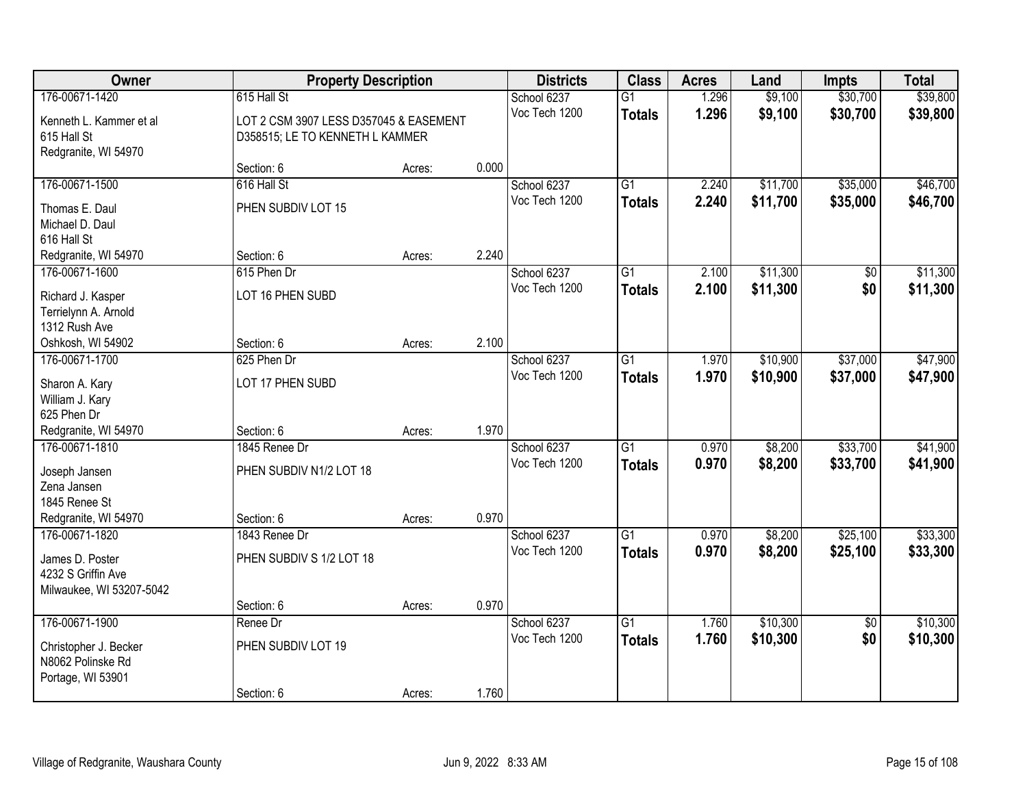| Owner | Property Description | | | Districts | Class | Acres | Land | Impts | Total |
|---|---|---|---|---|---|---|---|---|---|
| 176-00671-1420<br>Kenneth L. Kammer et al<br>615 Hall St<br>Redgranite, WI 54970 | 615 Hall St<br>LOT 2 CSM 3907 LESS D357045 & EASEMENT D358515; LE TO KENNETH L KAMMER<br>Section: 6 | Acres: | 0.000 | School 6237<br>Voc Tech 1200 | G1<br>**Totals** | 1.296<br>**1.296** | $9,100<br>**$9,100** | $30,700<br>**$30,700** | $39,800<br>**$39,800** |
| 176-00671-1500<br>Thomas E. Daul<br>Michael D. Daul<br>616 Hall St<br>Redgranite, WI 54970 | 616 Hall St<br>PHEN SUBDIV LOT 15<br>Section: 6 | Acres: | 2.240 | School 6237<br>Voc Tech 1200 | G1<br>**Totals** | 2.240<br>**2.240** | $11,700<br>**$11,700** | $35,000<br>**$35,000** | $46,700<br>**$46,700** |
| 176-00671-1600<br>Richard J. Kasper<br>Terrielynn A. Arnold<br>1312 Rush Ave<br>Oshkosh, WI 54902 | 615 Phen Dr<br>LOT 16 PHEN SUBD<br>Section: 6 | Acres: | 2.100 | School 6237<br>Voc Tech 1200 | G1<br>**Totals** | 2.100<br>**2.100** | $11,300<br>**$11,300** | $0<br>**$0** | $11,300<br>**$11,300** |
| 176-00671-1700<br>Sharon A. Kary<br>William J. Kary<br>625 Phen Dr<br>Redgranite, WI 54970 | 625 Phen Dr<br>LOT 17 PHEN SUBD<br>Section: 6 | Acres: | 1.970 | School 6237<br>Voc Tech 1200 | G1<br>**Totals** | 1.970<br>**1.970** | $10,900<br>**$10,900** | $37,000<br>**$37,000** | $47,900<br>**$47,900** |
| 176-00671-1810<br>Joseph Jansen<br>Zena Jansen<br>1845 Renee St<br>Redgranite, WI 54970 | 1845 Renee Dr<br>PHEN SUBDIV N1/2 LOT 18<br>Section: 6 | Acres: | 0.970 | School 6237<br>Voc Tech 1200 | G1<br>**Totals** | 0.970<br>**0.970** | $8,200<br>**$8,200** | $33,700<br>**$33,700** | $41,900<br>**$41,900** |
| 176-00671-1820<br>James D. Poster<br>4232 S Griffin Ave<br>Milwaukee, WI 53207-5042 | 1843 Renee Dr<br>PHEN SUBDIV S 1/2 LOT 18<br>Section: 6 | Acres: | 0.970 | School 6237<br>Voc Tech 1200 | G1<br>**Totals** | 0.970<br>**0.970** | $8,200<br>**$8,200** | $25,100<br>**$25,100** | $33,300<br>**$33,300** |
| 176-00671-1900<br>Christopher J. Becker<br>N8062 Polinske Rd<br>Portage, WI 53901 | Renee Dr<br>PHEN SUBDIV LOT 19<br>Section: 6 | Acres: | 1.760 | School 6237<br>Voc Tech 1200 | G1<br>**Totals** | 1.760<br>**1.760** | $10,300<br>**$10,300** | $0<br>**$0** | $10,300<br>**$10,300** |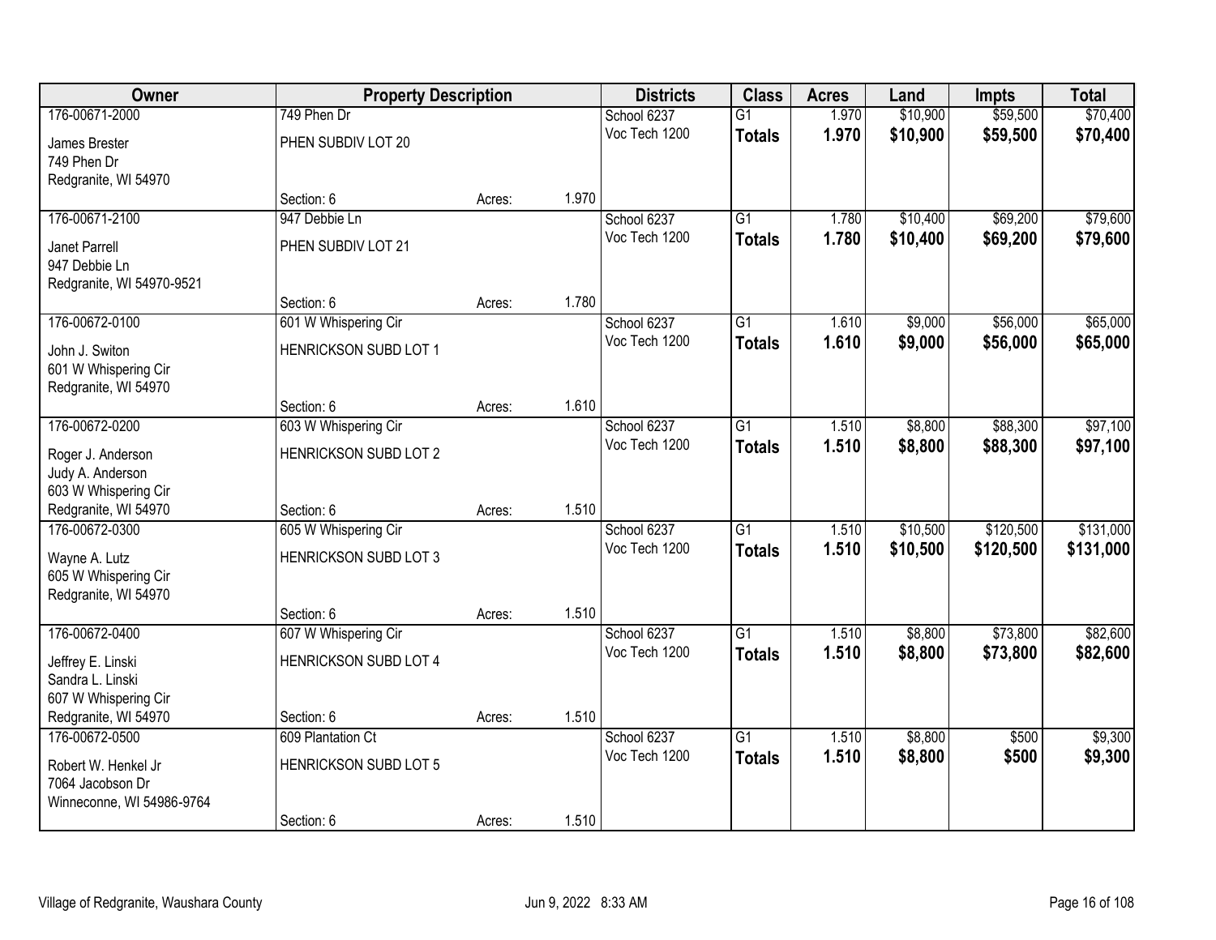| Owner | Property Description | | | Districts | Class | Acres | Land | Impts | Total |
|---|---|---|---|---|---|---|---|---|---|
| 176-00671-2000<br>James Brester<br>749 Phen Dr<br>Redgranite, WI 54970 | 749 Phen Dr<br>PHEN SUBDIV LOT 20<br>Section: 6 | Acres: | 1.970 | School 6237<br>Voc Tech 1200 | G1<br>**Totals** | 1.970<br>**1.970** | $10,900<br>**$10,900** | $59,500<br>**$59,500** | $70,400<br>**$70,400** |
| 176-00671-2100<br>Janet Parrell<br>947 Debbie Ln<br>Redgranite, WI 54970-9521 | 947 Debbie Ln<br>PHEN SUBDIV LOT 21<br>Section: 6 | Acres: | 1.780 | School 6237<br>Voc Tech 1200 | G1<br>**Totals** | 1.780<br>**1.780** | $10,400<br>**$10,400** | $69,200<br>**$69,200** | $79,600<br>**$79,600** |
| 176-00672-0100<br>John J. Switon<br>601 W Whispering Cir<br>Redgranite, WI 54970 | 601 W Whispering Cir<br>HENRICKSON SUBD LOT 1<br>Section: 6 | Acres: | 1.610 | School 6237<br>Voc Tech 1200 | G1<br>**Totals** | 1.610<br>**1.610** | $9,000<br>**$9,000** | $56,000<br>**$56,000** | $65,000<br>**$65,000** |
| 176-00672-0200<br>Roger J. Anderson<br>Judy A. Anderson<br>603 W Whispering Cir<br>Redgranite, WI 54970 | 603 W Whispering Cir<br>HENRICKSON SUBD LOT 2<br>Section: 6 | Acres: | 1.510 | School 6237<br>Voc Tech 1200 | G1<br>**Totals** | 1.510<br>**1.510** | $8,800<br>**$8,800** | $88,300<br>**$88,300** | $97,100<br>**$97,100** |
| 176-00672-0300<br>Wayne A. Lutz<br>605 W Whispering Cir<br>Redgranite, WI 54970 | 605 W Whispering Cir<br>HENRICKSON SUBD LOT 3<br>Section: 6 | Acres: | 1.510 | School 6237<br>Voc Tech 1200 | G1<br>**Totals** | 1.510<br>**1.510** | $10,500<br>**$10,500** | $120,500<br>**$120,500** | $131,000<br>**$131,000** |
| 176-00672-0400<br>Jeffrey E. Linski<br>Sandra L. Linski<br>607 W Whispering Cir<br>Redgranite, WI 54970 | 607 W Whispering Cir<br>HENRICKSON SUBD LOT 4<br>Section: 6 | Acres: | 1.510 | School 6237<br>Voc Tech 1200 | G1<br>**Totals** | 1.510<br>**1.510** | $8,800<br>**$8,800** | $73,800<br>**$73,800** | $82,600<br>**$82,600** |
| 176-00672-0500<br>Robert W. Henkel Jr<br>7064 Jacobson Dr<br>Winneconne, WI 54986-9764 | 609 Plantation Ct<br>HENRICKSON SUBD LOT 5<br>Section: 6 | Acres: | 1.510 | School 6237<br>Voc Tech 1200 | G1<br>**Totals** | 1.510<br>**1.510** | $8,800<br>**$8,800** | $500<br>**$500** | $9,300<br>**$9,300** |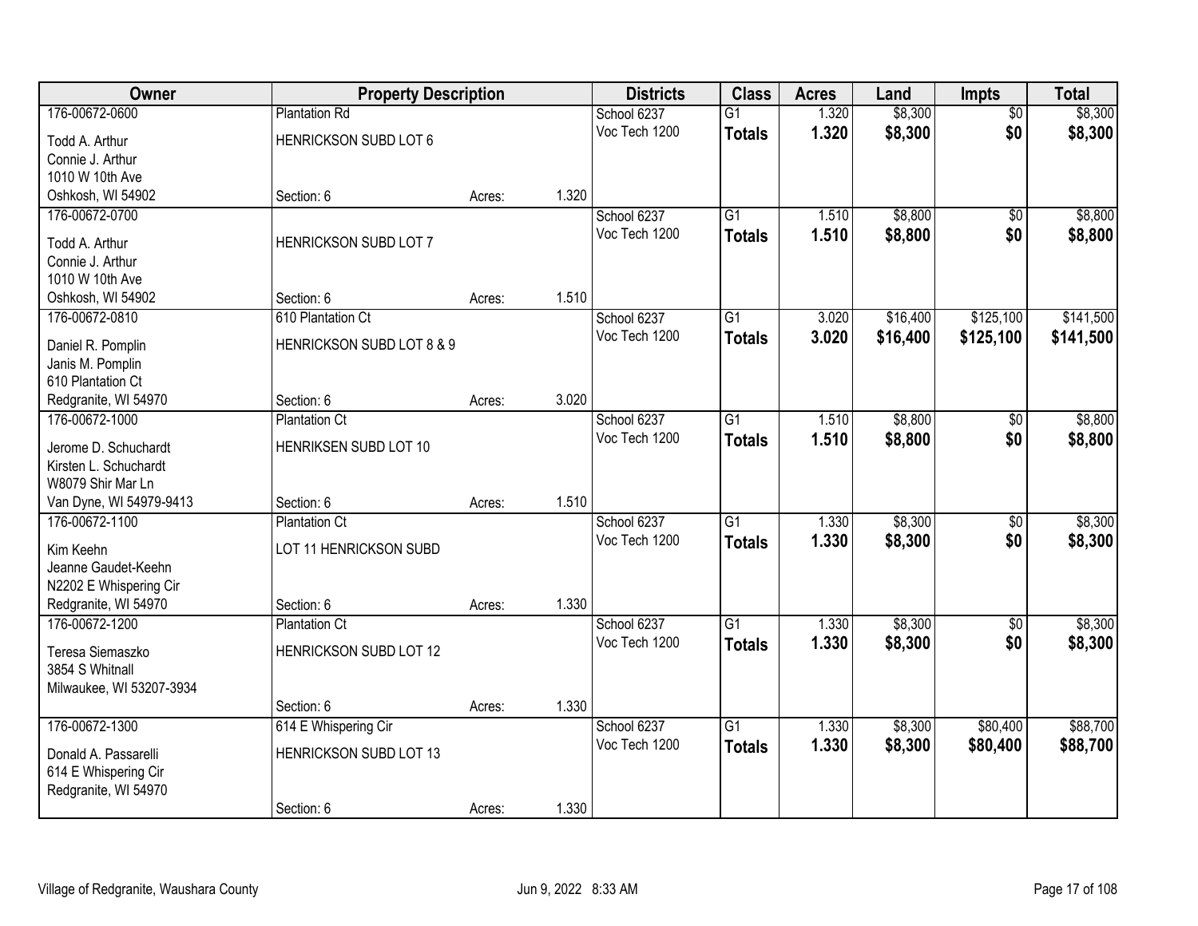| Owner | Property Description | | | Districts | Class | Acres | Land | Impts | Total |
|---|---|---|---|---|---|---|---|---|---|
| 176-00672-0600 | Plantation Rd | | | School 6237 | G1 | 1.320 | $8,300 | $0 | $8,300 |
| Todd A. Arthur<br>Connie J. Arthur<br>1010 W 10th Ave<br>Oshkosh, WI 54902 | HENRICKSON SUBD LOT 6 | | | Voc Tech 1200 | **Totals** | **1.320** | **$8,300** | **$0** | **$8,300** |
| | Section: 6 | Acres: | 1.320 | | | | | | |
| 176-00672-0700 | | | | School 6237 | G1 | 1.510 | $8,800 | $0 | $8,800 |
| Todd A. Arthur<br>Connie J. Arthur<br>1010 W 10th Ave<br>Oshkosh, WI 54902 | HENRICKSON SUBD LOT 7 | | | Voc Tech 1200 | **Totals** | **1.510** | **$8,800** | **$0** | **$8,800** |
| | Section: 6 | Acres: | 1.510 | | | | | | |
| 176-00672-0810 | 610 Plantation Ct | | | School 6237 | G1 | 3.020 | $16,400 | $125,100 | $141,500 |
| Daniel R. Pomplin<br>Janis M. Pomplin<br>610 Plantation Ct<br>Redgranite, WI 54970 | HENRICKSON SUBD LOT 8 & 9 | | | Voc Tech 1200 | **Totals** | **3.020** | **$16,400** | **$125,100** | **$141,500** |
| | Section: 6 | Acres: | 3.020 | | | | | | |
| 176-00672-1000 | Plantation Ct | | | School 6237 | G1 | 1.510 | $8,800 | $0 | $8,800 |
| Jerome D. Schuchardt<br>Kirsten L. Schuchardt<br>W8079 Shir Mar Ln<br>Van Dyne, WI 54979-9413 | HENRIKSEN SUBD LOT 10 | | | Voc Tech 1200 | **Totals** | **1.510** | **$8,800** | **$0** | **$8,800** |
| | Section: 6 | Acres: | 1.510 | | | | | | |
| 176-00672-1100 | Plantation Ct | | | School 6237 | G1 | 1.330 | $8,300 | $0 | $8,300 |
| Kim Keehn<br>Jeanne Gaudet-Keehn<br>N2202 E Whispering Cir<br>Redgranite, WI 54970 | LOT 11 HENRICKSON SUBD | | | Voc Tech 1200 | **Totals** | **1.330** | **$8,300** | **$0** | **$8,300** |
| | Section: 6 | Acres: | 1.330 | | | | | | |
| 176-00672-1200 | Plantation Ct | | | School 6237 | G1 | 1.330 | $8,300 | $0 | $8,300 |
| Teresa Siemaszko<br>3854 S Whitnall<br>Milwaukee, WI 53207-3934 | HENRICKSON SUBD LOT 12 | | | Voc Tech 1200 | **Totals** | **1.330** | **$8,300** | **$0** | **$8,300** |
| | Section: 6 | Acres: | 1.330 | | | | | | |
| 176-00672-1300 | 614 E Whispering Cir | | | School 6237 | G1 | 1.330 | $8,300 | $80,400 | $88,700 |
| Donald A. Passarelli<br>614 E Whispering Cir<br>Redgranite, WI 54970 | HENRICKSON SUBD LOT 13 | | | Voc Tech 1200 | **Totals** | **1.330** | **$8,300** | **$80,400** | **$88,700** |
| | Section: 6 | Acres: | 1.330 | | | | | | |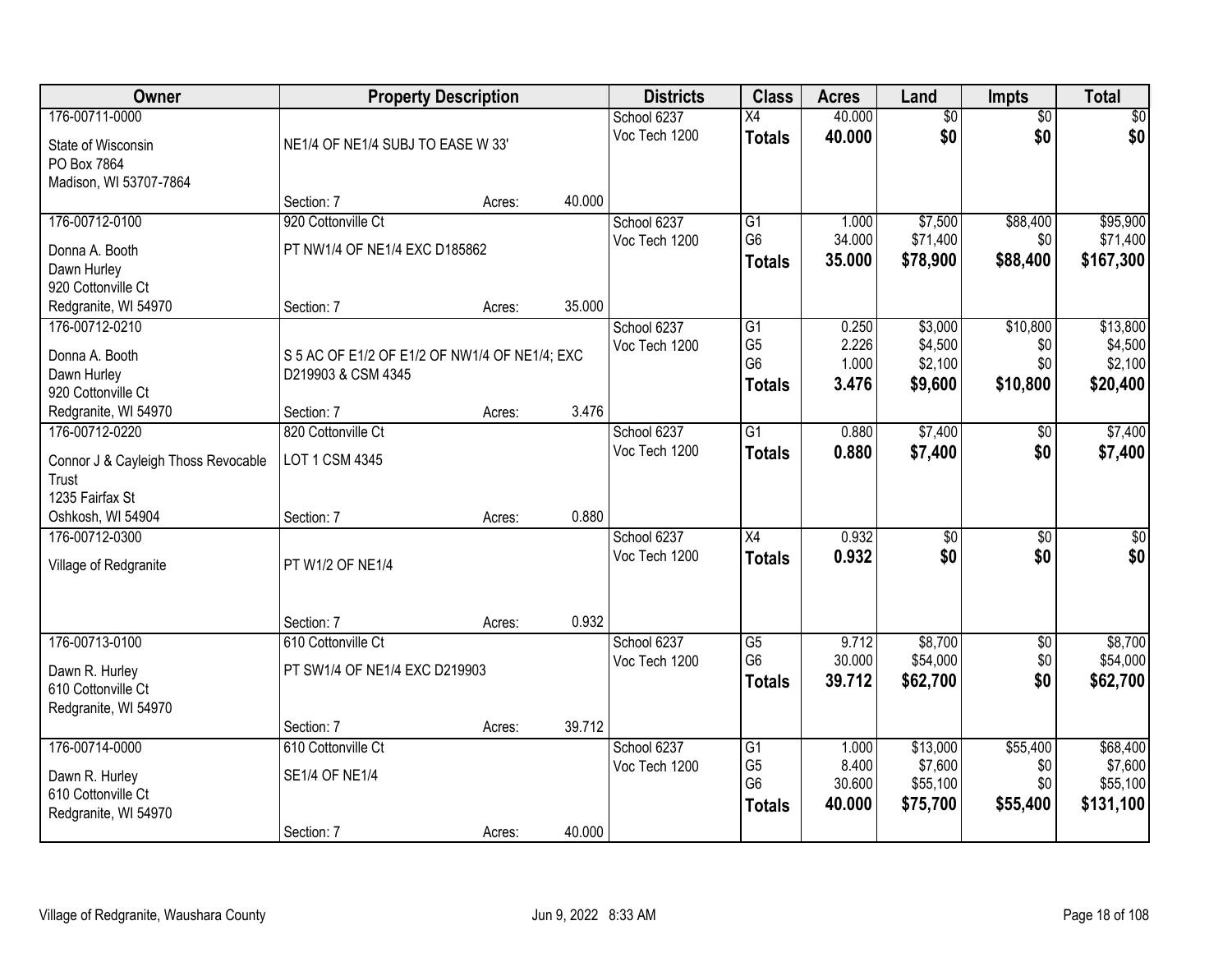| Owner | Property Description | | | Districts | Class | Acres | Land | Impts | Total |
|---|---|---|---|---|---|---|---|---|---|
| 176-00711-0000 | | | | School 6237 | X4 | 40.000 | $0 | $0 | $0 |
| State of Wisconsin | NE1/4 OF NE1/4 SUBJ TO EASE W 33' | | | Voc Tech 1200 | **Totals** | **40.000** | **$0** | **$0** | **$0** |
| PO Box 7864 | | | | | | | | | |
| Madison, WI 53707-7864 | | | | | | | | | |
| | Section: 7 | Acres: | 40.000 | | | | | | |
| 176-00712-0100 | 920 Cottonville Ct | | | School 6237 | G1 | 1.000 | $7,500 | $88,400 | $95,900 |
| Donna A. Booth | PT NW1/4 OF NE1/4 EXC D185862 | | | Voc Tech 1200 | G6 | 34.000 | $71,400 | $0 | $71,400 |
| Dawn Hurley | | | | | **Totals** | **35.000** | **$78,900** | **$88,400** | **$167,300** |
| 920 Cottonville Ct | | | | | | | | | |
| Redgranite, WI 54970 | Section: 7 | Acres: | 35.000 | | | | | | |
| 176-00712-0210 | | | | School 6237 | G1 | 0.250 | $3,000 | $10,800 | $13,800 |
| Donna A. Booth | S 5 AC OF E1/2 OF E1/2 OF NW1/4 OF NE1/4; EXC | | | Voc Tech 1200 | G5 | 2.226 | $4,500 | $0 | $4,500 |
| Dawn Hurley | D219903 & CSM 4345 | | | | G6 | 1.000 | $2,100 | $0 | $2,100 |
| 920 Cottonville Ct | | | | | **Totals** | **3.476** | **$9,600** | **$10,800** | **$20,400** |
| Redgranite, WI 54970 | Section: 7 | Acres: | 3.476 | | | | | | |
| 176-00712-0220 | 820 Cottonville Ct | | | School 6237 | G1 | 0.880 | $7,400 | $0 | $7,400 |
| Connor J & Cayleigh Thoss Revocable Trust | LOT 1 CSM 4345 | | | Voc Tech 1200 | **Totals** | **0.880** | **$7,400** | **$0** | **$7,400** |
| 1235 Fairfax St | | | | | | | | | |
| Oshkosh, WI 54904 | Section: 7 | Acres: | 0.880 | | | | | | |
| 176-00712-0300 | | | | School 6237 | X4 | 0.932 | $0 | $0 | $0 |
| Village of Redgranite | PT W1/2 OF NE1/4 | | | Voc Tech 1200 | **Totals** | **0.932** | **$0** | **$0** | **$0** |
| | Section: 7 | Acres: | 0.932 | | | | | | |
| 176-00713-0100 | 610 Cottonville Ct | | | School 6237 | G5 | 9.712 | $8,700 | $0 | $8,700 |
| Dawn R. Hurley | PT SW1/4 OF NE1/4 EXC D219903 | | | Voc Tech 1200 | G6 | 30.000 | $54,000 | $0 | $54,000 |
| 610 Cottonville Ct | | | | | **Totals** | **39.712** | **$62,700** | **$0** | **$62,700** |
| Redgranite, WI 54970 | | | | | | | | | |
| | Section: 7 | Acres: | 39.712 | | | | | | |
| 176-00714-0000 | 610 Cottonville Ct | | | School 6237 | G1 | 1.000 | $13,000 | $55,400 | $68,400 |
| Dawn R. Hurley | SE1/4 OF NE1/4 | | | Voc Tech 1200 | G5 | 8.400 | $7,600 | $0 | $7,600 |
| 610 Cottonville Ct | | | | | G6 | 30.600 | $55,100 | $0 | $55,100 |
| Redgranite, WI 54970 | | | | | **Totals** | **40.000** | **$75,700** | **$55,400** | **$131,100** |
| | Section: 7 | Acres: | 40.000 | | | | | | |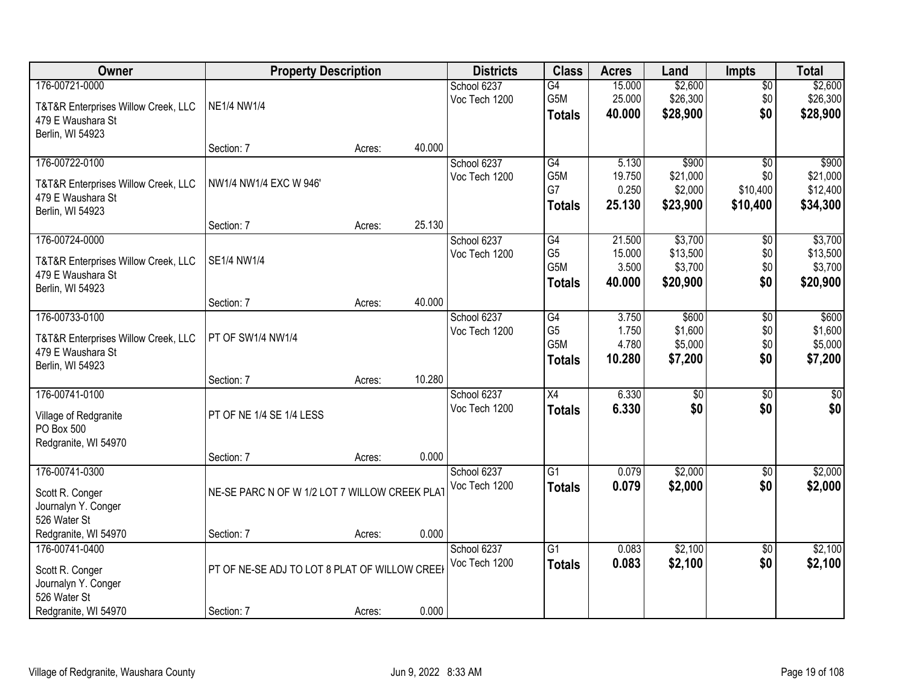| Owner | Property Description | | | Districts | Class | Acres | Land | Impts | Total |
|---|---|---|---|---|---|---|---|---|---|
| 176-00721-0000<br>T&T&R Enterprises Willow Creek, LLC<br>479 E Waushara St<br>Berlin, WI 54923 | NE1/4 NW1/4<br>Section: 7 | Acres: | 40.000 | School 6237<br>Voc Tech 1200 | G4<br>G5M<br>**Totals** | 15.000<br>25.000<br>**40.000** | $2,600<br>$26,300<br>**$28,900** | $0<br>$0<br>**$0** | $2,600<br>$26,300<br>**$28,900** |
| 176-00722-0100<br>T&T&R Enterprises Willow Creek, LLC<br>479 E Waushara St<br>Berlin, WI 54923 | NW1/4 NW1/4 EXC W 946'<br>Section: 7 | Acres: | 25.130 | School 6237<br>Voc Tech 1200 | G4<br>G5M<br>G7<br>**Totals** | 5.130<br>19.750<br>0.250<br>**25.130** | $900<br>$21,000<br>$2,000<br>**$23,900** | $0<br>$0<br>$10,400<br>**$10,400** | $900<br>$21,000<br>$12,400<br>**$34,300** |
| 176-00724-0000<br>T&T&R Enterprises Willow Creek, LLC<br>479 E Waushara St<br>Berlin, WI 54923 | SE1/4 NW1/4<br>Section: 7 | Acres: | 40.000 | School 6237<br>Voc Tech 1200 | G4<br>G5<br>G5M<br>**Totals** | 21.500<br>15.000<br>3.500<br>**40.000** | $3,700<br>$13,500<br>$3,700<br>**$20,900** | $0<br>$0<br>$0<br>**$0** | $3,700<br>$13,500<br>$3,700<br>**$20,900** |
| 176-00733-0100<br>T&T&R Enterprises Willow Creek, LLC<br>479 E Waushara St<br>Berlin, WI 54923 | PT OF SW1/4 NW1/4<br>Section: 7 | Acres: | 10.280 | School 6237<br>Voc Tech 1200 | G4<br>G5<br>G5M<br>**Totals** | 3.750<br>1.750<br>4.780<br>**10.280** | $600<br>$1,600<br>$5,000<br>**$7,200** | $0<br>$0<br>$0<br>**$0** | $600<br>$1,600<br>$5,000<br>**$7,200** |
| 176-00741-0100<br>Village of Redgranite<br>PO Box 500<br>Redgranite, WI 54970 | PT OF NE 1/4 SE 1/4 LESS<br>Section: 7 | Acres: | 0.000 | School 6237<br>Voc Tech 1200 | X4<br>**Totals** | 6.330<br>**6.330** | $0<br>**$0** | $0<br>**$0** | $0<br>**$0** |
| 176-00741-0300<br>Scott R. Conger<br>Journalyn Y. Conger<br>526 Water St<br>Redgranite, WI 54970 | NE-SE PARC N OF W 1/2 LOT 7 WILLOW CREEK PLAT<br>Section: 7 | Acres: | 0.000 | School 6237<br>Voc Tech 1200 | G1<br>**Totals** | 0.079<br>**0.079** | $2,000<br>**$2,000** | $0<br>**$0** | $2,000<br>**$2,000** |
| 176-00741-0400<br>Scott R. Conger<br>Journalyn Y. Conger<br>526 Water St<br>Redgranite, WI 54970 | PT OF NE-SE ADJ TO LOT 8 PLAT OF WILLOW CREEK<br>Section: 7 | Acres: | 0.000 | School 6237<br>Voc Tech 1200 | G1<br>**Totals** | 0.083<br>**0.083** | $2,100<br>**$2,100** | $0<br>**$0** | $2,100<br>**$2,100** |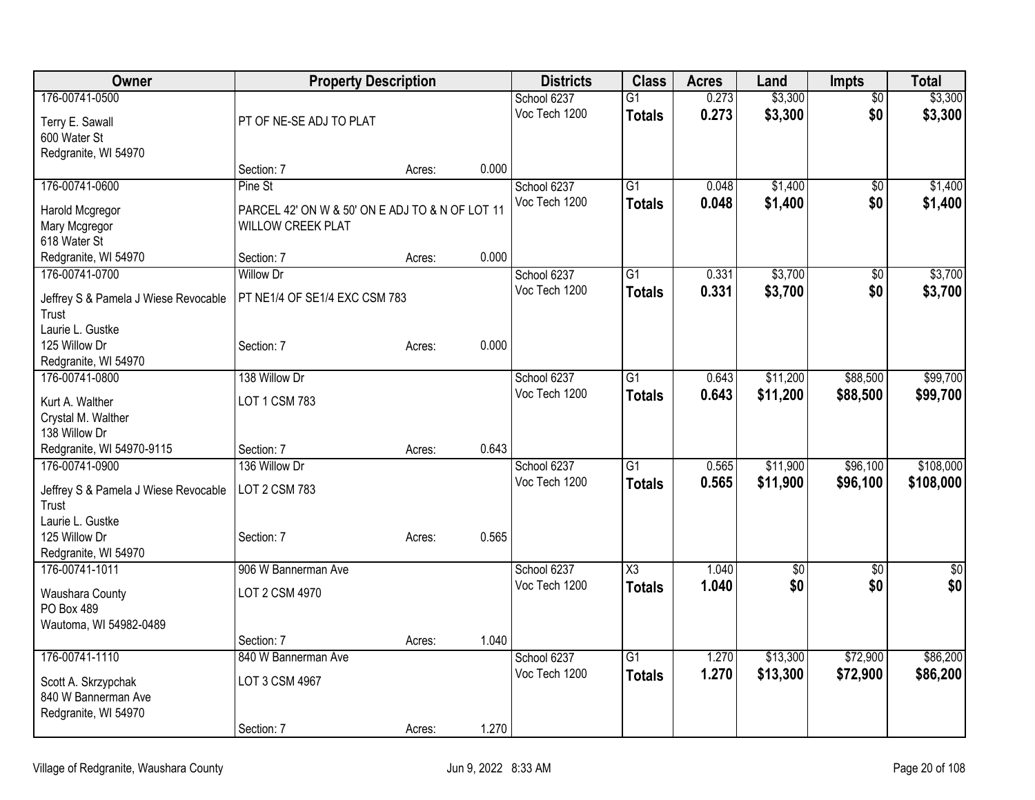| Owner | Property Description | | | Districts | Class | Acres | Land | Impts | Total |
|---|---|---|---|---|---|---|---|---|---|
| 176-00741-0500<br>Terry E. Sawall<br>600 Water St<br>Redgranite, WI 54970 | PT OF NE-SE ADJ TO PLAT<br>Section: 7 | Acres: | 0.000 | School 6237<br>Voc Tech 1200 | G1<br>**Totals** | 0.273<br>**0.273** | $3,300<br>**$3,300** | $0<br>**$0** | $3,300<br>**$3,300** |
| 176-00741-0600<br>Harold Mcgregor<br>Mary Mcgregor<br>618 Water St<br>Redgranite, WI 54970 | Pine St<br>PARCEL 42' ON W & 50' ON E ADJ TO & N OF LOT 11 WILLOW CREEK PLAT<br>Section: 7 | Acres: | 0.000 | School 6237<br>Voc Tech 1200 | G1<br>**Totals** | 0.048<br>**0.048** | $1,400<br>**$1,400** | $0<br>**$0** | $1,400<br>**$1,400** |
| 176-00741-0700<br>Jeffrey S & Pamela J Wiese Revocable Trust<br>Laurie L. Gustke<br>125 Willow Dr<br>Redgranite, WI 54970 | Willow Dr<br>PT NE1/4 OF SE1/4 EXC CSM 783<br>Section: 7 | Acres: | 0.000 | School 6237<br>Voc Tech 1200 | G1<br>**Totals** | 0.331<br>**0.331** | $3,700<br>**$3,700** | $0<br>**$0** | $3,700<br>**$3,700** |
| 176-00741-0800<br>Kurt A. Walther<br>Crystal M. Walther<br>138 Willow Dr<br>Redgranite, WI 54970-9115 | 138 Willow Dr<br>LOT 1 CSM 783<br>Section: 7 | Acres: | 0.643 | School 6237<br>Voc Tech 1200 | G1<br>**Totals** | 0.643<br>**0.643** | $11,200<br>**$11,200** | $88,500<br>**$88,500** | $99,700<br>**$99,700** |
| 176-00741-0900<br>Jeffrey S & Pamela J Wiese Revocable Trust<br>Laurie L. Gustke<br>125 Willow Dr<br>Redgranite, WI 54970 | 136 Willow Dr<br>LOT 2 CSM 783<br>Section: 7 | Acres: | 0.565 | School 6237<br>Voc Tech 1200 | G1<br>**Totals** | 0.565<br>**0.565** | $11,900<br>**$11,900** | $96,100<br>**$96,100** | $108,000<br>**$108,000** |
| 176-00741-1011<br>Waushara County<br>PO Box 489<br>Wautoma, WI 54982-0489 | 906 W Bannerman Ave<br>LOT 2 CSM 4970<br>Section: 7 | Acres: | 1.040 | School 6237<br>Voc Tech 1200 | X3<br>**Totals** | 1.040<br>**1.040** | $0<br>**$0** | $0<br>**$0** | $0<br>**$0** |
| 176-00741-1110<br>Scott A. Skrzypchak<br>840 W Bannerman Ave<br>Redgranite, WI 54970 | 840 W Bannerman Ave<br>LOT 3 CSM 4967<br>Section: 7 | Acres: | 1.270 | School 6237<br>Voc Tech 1200 | G1<br>**Totals** | 1.270<br>**1.270** | $13,300<br>**$13,300** | $72,900<br>**$72,900** | $86,200<br>**$86,200** |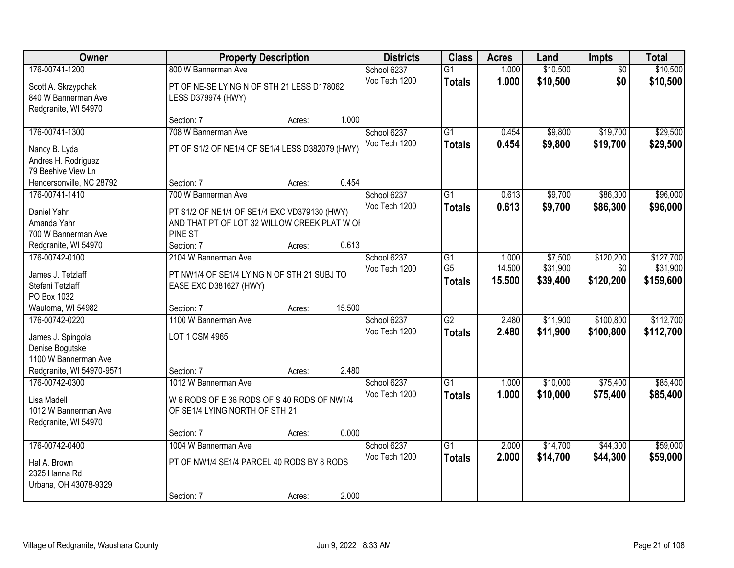| Owner | Property Description | | | Districts | Class | Acres | Land | Impts | Total |
|---|---|---|---|---|---|---|---|---|---|
| 176-00741-1200 | 800 W Bannerman Ave | | | School 6237 | G1 | 1.000 | $10,500 | $0 | $10,500 |
| Scott A. Skrzypchak<br>840 W Bannerman Ave<br>Redgranite, WI 54970 | PT OF NE-SE LYING N OF STH 21 LESS D178062 LESS D379974 (HWY) | | | Voc Tech 1200 | **Totals** | **1.000** | **$10,500** | **$0** | **$10,500** |
| | Section: 7 | Acres: | 1.000 | | | | | | |
| 176-00741-1300 | 708 W Bannerman Ave | | | School 6237 | G1 | 0.454 | $9,800 | $19,700 | $29,500 |
| Nancy B. Lyda<br>Andres H. Rodriguez<br>79 Beehive View Ln<br>Hendersonville, NC 28792 | PT OF S1/2 OF NE1/4 OF SE1/4 LESS D382079 (HWY) | | | Voc Tech 1200 | **Totals** | **0.454** | **$9,800** | **$19,700** | **$29,500** |
| | Section: 7 | Acres: | 0.454 | | | | | | |
| 176-00741-1410 | 700 W Bannerman Ave | | | School 6237 | G1 | 0.613 | $9,700 | $86,300 | $96,000 |
| Daniel Yahr<br>Amanda Yahr<br>700 W Bannerman Ave<br>Redgranite, WI 54970 | PT S1/2 OF NE1/4 OF SE1/4 EXC VD379130 (HWY) AND THAT PT OF LOT 32 WILLOW CREEK PLAT W OF PINE ST | | | Voc Tech 1200 | **Totals** | **0.613** | **$9,700** | **$86,300** | **$96,000** |
| | Section: 7 | Acres: | 0.613 | | | | | | |
| 176-00742-0100 | 2104 W Bannerman Ave | | | School 6237 | G1 | 1.000 | $7,500 | $120,200 | $127,700 |
| James J. Tetzlaff<br>Stefani Tetzlaff<br>PO Box 1032<br>Wautoma, WI 54982 | PT NW1/4 OF SE1/4 LYING N OF STH 21 SUBJ TO EASE EXC D381627 (HWY) | | | Voc Tech 1200 | G5 | 14.500 | $31,900 | $0 | $31,900 |
| | | | | | **Totals** | **15.500** | **$39,400** | **$120,200** | **$159,600** |
| | Section: 7 | Acres: | 15.500 | | | | | | |
| 176-00742-0220 | 1100 W Bannerman Ave | | | School 6237 | G2 | 2.480 | $11,900 | $100,800 | $112,700 |
| James J. Spingola<br>Denise Bogutske<br>1100 W Bannerman Ave<br>Redgranite, WI 54970-9571 | LOT 1 CSM 4965 | | | Voc Tech 1200 | **Totals** | **2.480** | **$11,900** | **$100,800** | **$112,700** |
| | Section: 7 | Acres: | 2.480 | | | | | | |
| 176-00742-0300 | 1012 W Bannerman Ave | | | School 6237 | G1 | 1.000 | $10,000 | $75,400 | $85,400 |
| Lisa Madell<br>1012 W Bannerman Ave<br>Redgranite, WI 54970 | W 6 RODS OF E 36 RODS OF S 40 RODS OF NW1/4 OF SE1/4 LYING NORTH OF STH 21 | | | Voc Tech 1200 | **Totals** | **1.000** | **$10,000** | **$75,400** | **$85,400** |
| | Section: 7 | Acres: | 0.000 | | | | | | |
| 176-00742-0400 | 1004 W Bannerman Ave | | | School 6237 | G1 | 2.000 | $14,700 | $44,300 | $59,000 |
| Hal A. Brown<br>2325 Hanna Rd<br>Urbana, OH 43078-9329 | PT OF NW1/4 SE1/4 PARCEL 40 RODS BY 8 RODS | | | Voc Tech 1200 | **Totals** | **2.000** | **$14,700** | **$44,300** | **$59,000** |
| | Section: 7 | Acres: | 2.000 | | | | | | |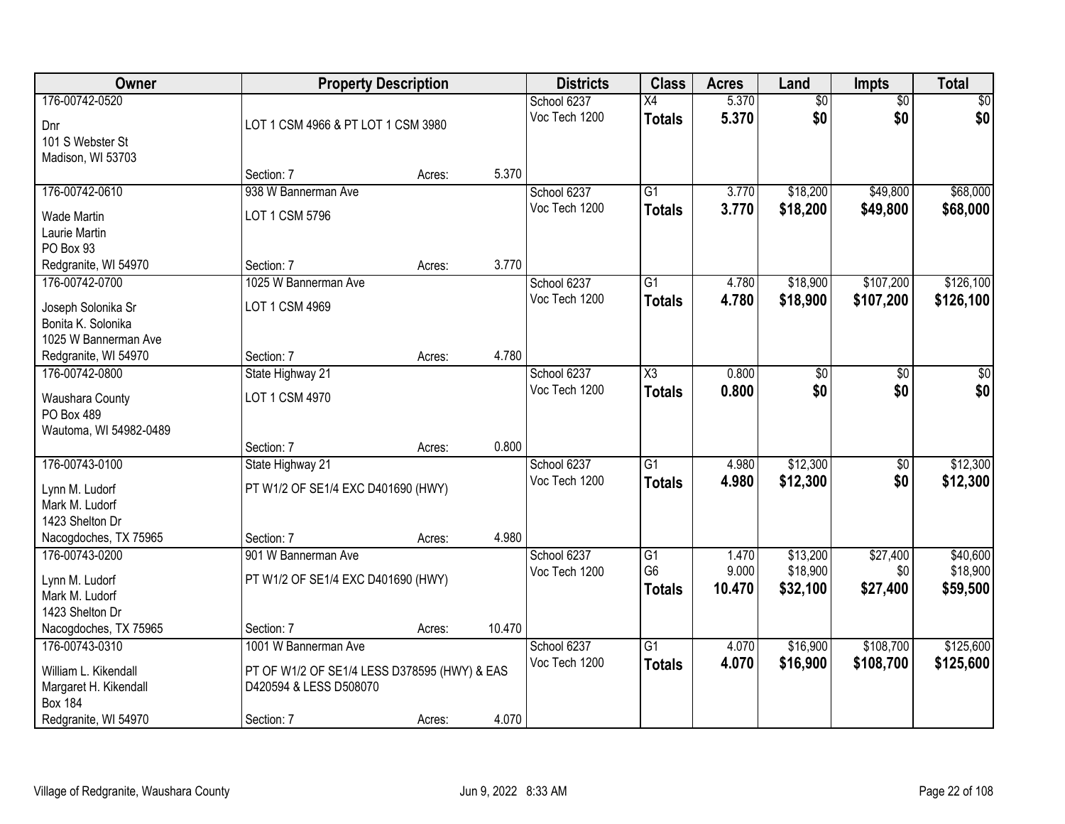| Owner | Property Description | | | Districts | Class | Acres | Land | Impts | Total |
|---|---|---|---|---|---|---|---|---|---|
| 176-00742-0520<br>Dnr<br>101 S Webster St<br>Madison, WI 53703 | LOT 1 CSM 4966 & PT LOT 1 CSM 3980<br>Section: 7 | Acres: | 5.370 | School 6237<br>Voc Tech 1200 | X4<br>**Totals** | 5.370<br>**5.370** | $0<br>**$0** | $0<br>**$0** | $0<br>**$0** |
| 176-00742-0610<br>Wade Martin<br>Laurie Martin<br>PO Box 93<br>Redgranite, WI 54970 | 938 W Bannerman Ave<br>LOT 1 CSM 5796<br>Section: 7 | Acres: | 3.770 | School 6237<br>Voc Tech 1200 | G1<br>**Totals** | 3.770<br>**3.770** | $18,200<br>**$18,200** | $49,800<br>**$49,800** | $68,000<br>**$68,000** |
| 176-00742-0700<br>Joseph Solonika Sr<br>Bonita K. Solonika<br>1025 W Bannerman Ave<br>Redgranite, WI 54970 | 1025 W Bannerman Ave<br>LOT 1 CSM 4969<br>Section: 7 | Acres: | 4.780 | School 6237<br>Voc Tech 1200 | G1<br>**Totals** | 4.780<br>**4.780** | $18,900<br>**$18,900** | $107,200<br>**$107,200** | $126,100<br>**$126,100** |
| 176-00742-0800<br>Waushara County<br>PO Box 489<br>Wautoma, WI 54982-0489 | State Highway 21<br>LOT 1 CSM 4970<br>Section: 7 | Acres: | 0.800 | School 6237<br>Voc Tech 1200 | X3<br>**Totals** | 0.800<br>**0.800** | $0<br>**$0** | $0<br>**$0** | $0<br>**$0** |
| 176-00743-0100<br>Lynn M. Ludorf<br>Mark M. Ludorf<br>1423 Shelton Dr<br>Nacogdoches, TX 75965 | State Highway 21<br>PT W1/2 OF SE1/4 EXC D401690 (HWY)<br>Section: 7 | Acres: | 4.980 | School 6237<br>Voc Tech 1200 | G1<br>**Totals** | 4.980<br>**4.980** | $12,300<br>**$12,300** | $0<br>**$0** | $12,300<br>**$12,300** |
| 176-00743-0200<br>Lynn M. Ludorf<br>Mark M. Ludorf<br>1423 Shelton Dr<br>Nacogdoches, TX 75965 | 901 W Bannerman Ave<br>PT W1/2 OF SE1/4 EXC D401690 (HWY)<br>Section: 7 | Acres: | 10.470 | School 6237<br>Voc Tech 1200 | G1<br>G6<br>**Totals** | 1.470<br>9.000<br>**10.470** | $13,200<br>$18,900<br>**$32,100** | $27,400<br>$0<br>**$27,400** | $40,600<br>$18,900<br>**$59,500** |
| 176-00743-0310<br>William L. Kikendall<br>Margaret H. Kikendall<br>Box 184<br>Redgranite, WI 54970 | 1001 W Bannerman Ave<br>PT OF W1/2 OF SE1/4 LESS D378595 (HWY) & EAS D420594 & LESS D508070<br>Section: 7 | Acres: | 4.070 | School 6237<br>Voc Tech 1200 | G1<br>**Totals** | 4.070<br>**4.070** | $16,900<br>**$16,900** | $108,700<br>**$108,700** | $125,600<br>**$125,600** |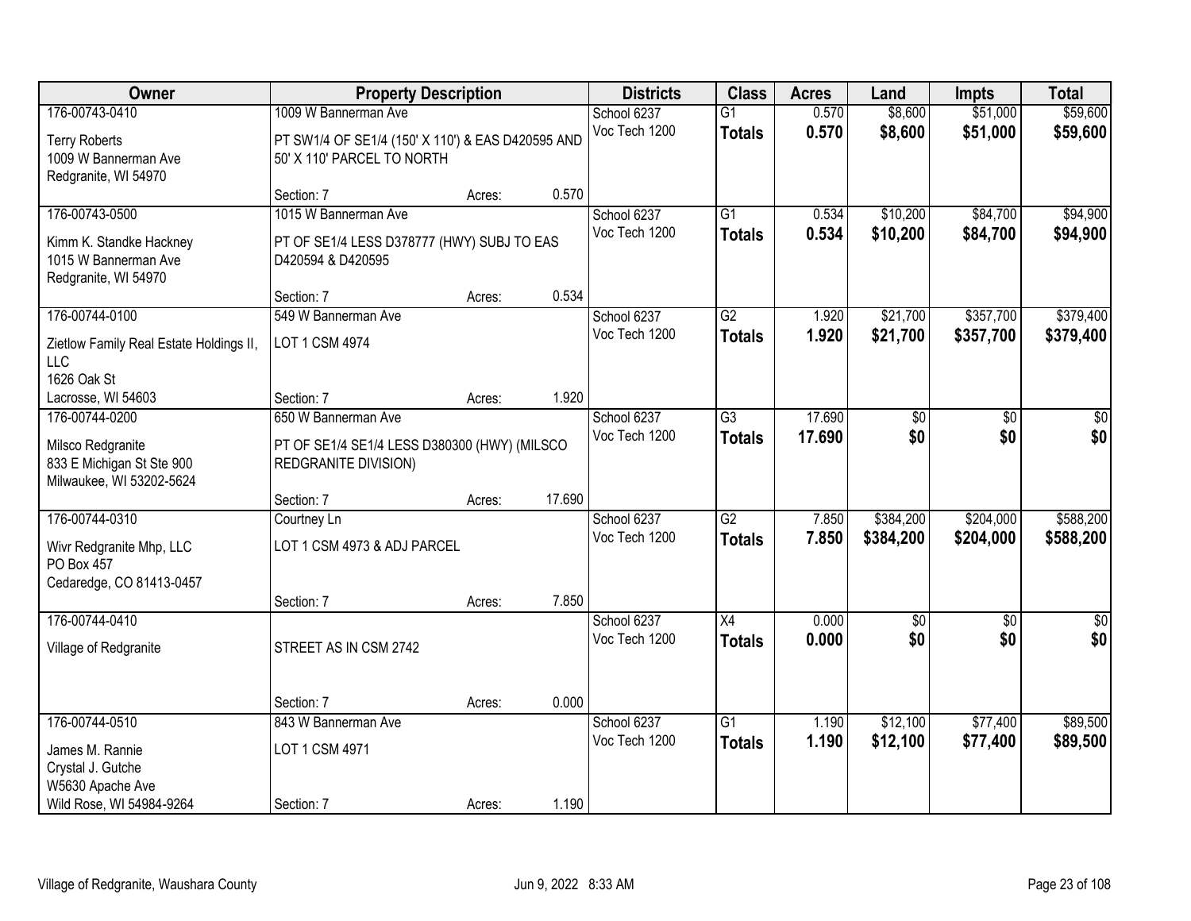| Owner | Property Description | | | Districts | Class | Acres | Land | Impts | Total |
|---|---|---|---|---|---|---|---|---|---|
| 176-00743-0410 | 1009 W Bannerman Ave | | | School 6237 | G1 | 0.570 | $8,600 | $51,000 | $59,600 |
| Terry Roberts<br>1009 W Bannerman Ave<br>Redgranite, WI 54970 | PT SW1/4 OF SE1/4 (150' X 110') & EAS D420595 AND 50' X 110' PARCEL TO NORTH | | | Voc Tech 1200 | **Totals** | **0.570** | **$8,600** | **$51,000** | **$59,600** |
| | Section: 7 | Acres: | 0.570 | | | | | | |
| 176-00743-0500 | 1015 W Bannerman Ave | | | School 6237 | G1 | 0.534 | $10,200 | $84,700 | $94,900 |
| Kimm K. Standke Hackney<br>1015 W Bannerman Ave<br>Redgranite, WI 54970 | PT OF SE1/4 LESS D378777 (HWY) SUBJ TO EAS D420594 & D420595 | | | Voc Tech 1200 | **Totals** | **0.534** | **$10,200** | **$84,700** | **$94,900** |
| | Section: 7 | Acres: | 0.534 | | | | | | |
| 176-00744-0100 | 549 W Bannerman Ave | | | School 6237 | G2 | 1.920 | $21,700 | $357,700 | $379,400 |
| Zietlow Family Real Estate Holdings II, LLC<br>1626 Oak St<br>Lacrosse, WI 54603 | LOT 1 CSM 4974 | | | Voc Tech 1200 | **Totals** | **1.920** | **$21,700** | **$357,700** | **$379,400** |
| | Section: 7 | Acres: | 1.920 | | | | | | |
| 176-00744-0200 | 650 W Bannerman Ave | | | School 6237 | G3 | 17.690 | $0 | $0 | $0 |
| Milsco Redgranite<br>833 E Michigan St Ste 900<br>Milwaukee, WI 53202-5624 | PT OF SE1/4 SE1/4 LESS D380300 (HWY) (MILSCO REDGRANITE DIVISION) | | | Voc Tech 1200 | **Totals** | **17.690** | **$0** | **$0** | **$0** |
| | Section: 7 | Acres: | 17.690 | | | | | | |
| 176-00744-0310 | Courtney Ln | | | School 6237 | G2 | 7.850 | $384,200 | $204,000 | $588,200 |
| Wivr Redgranite Mhp, LLC<br>PO Box 457<br>Cedaredge, CO 81413-0457 | LOT 1 CSM 4973 & ADJ PARCEL | | | Voc Tech 1200 | **Totals** | **7.850** | **$384,200** | **$204,000** | **$588,200** |
| | Section: 7 | Acres: | 7.850 | | | | | | |
| 176-00744-0410 | | | | School 6237 | X4 | 0.000 | $0 | $0 | $0 |
| Village of Redgranite | STREET AS IN CSM 2742 | | | Voc Tech 1200 | **Totals** | **0.000** | **$0** | **$0** | **$0** |
| | Section: 7 | Acres: | 0.000 | | | | | | |
| 176-00744-0510 | 843 W Bannerman Ave | | | School 6237 | G1 | 1.190 | $12,100 | $77,400 | $89,500 |
| James M. Rannie<br>Crystal J. Gutche<br>W5630 Apache Ave<br>Wild Rose, WI 54984-9264 | LOT 1 CSM 4971 | | | Voc Tech 1200 | **Totals** | **1.190** | **$12,100** | **$77,400** | **$89,500** |
| | Section: 7 | Acres: | 1.190 | | | | | | |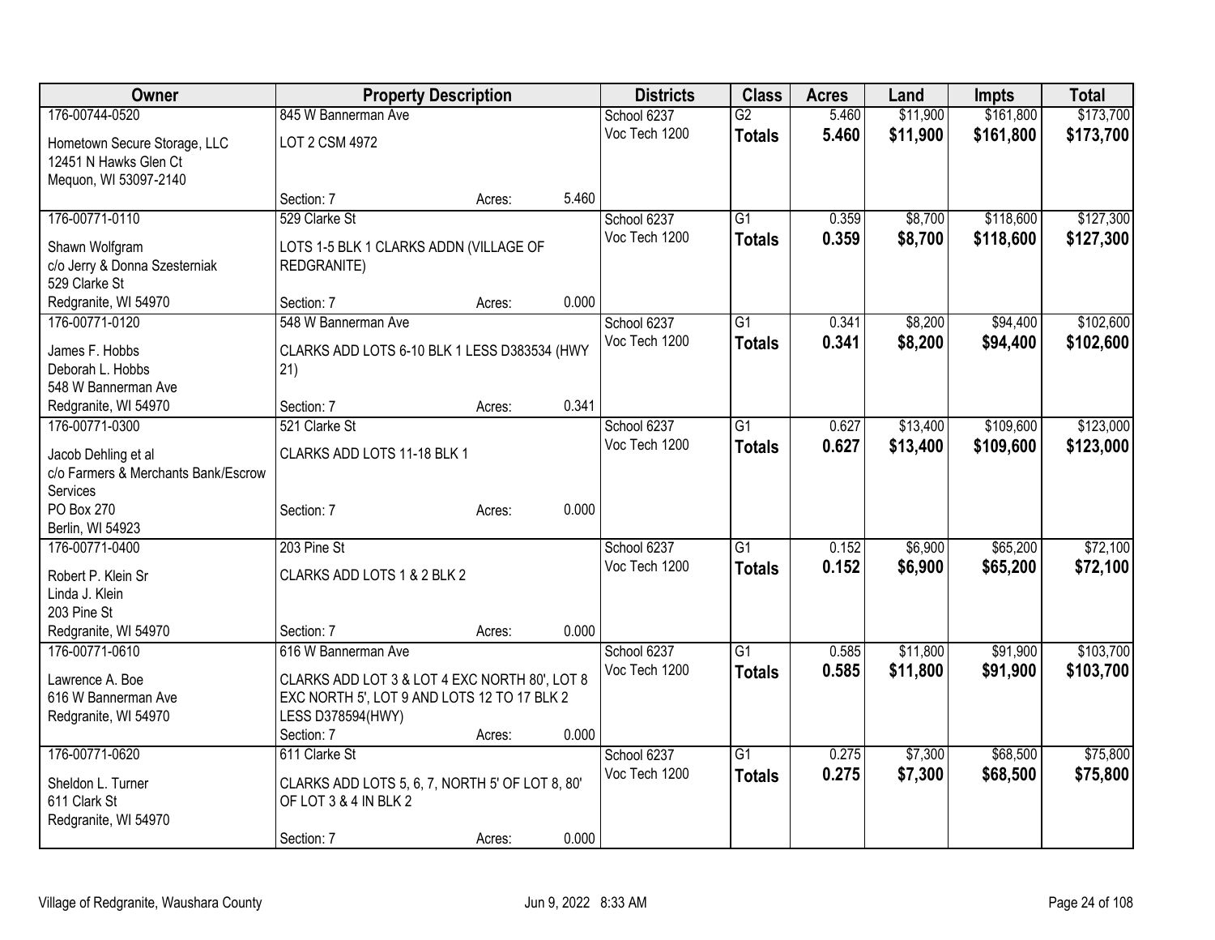| Owner | Property Description | | | Districts | Class | Acres | Land | Impts | Total |
|---|---|---|---|---|---|---|---|---|---|
| 176-00744-0520 | 845 W Bannerman Ave | | | School 6237 | G2 | 5.460 | $11,900 | $161,800 | $173,700 |
| Hometown Secure Storage, LLC<br>12451 N Hawks Glen Ct<br>Mequon, WI 53097-2140 | LOT 2 CSM 4972 | | | Voc Tech 1200 | **Totals** | **5.460** | **$11,900** | **$161,800** | **$173,700** |
| | Section: 7 | Acres: | 5.460 | | | | | | |
| 176-00771-0110 | 529 Clarke St | | | School 6237 | G1 | 0.359 | $8,700 | $118,600 | $127,300 |
| Shawn Wolfgram<br>c/o Jerry & Donna Szesterniak<br>529 Clarke St<br>Redgranite, WI 54970 | LOTS 1-5 BLK 1 CLARKS ADDN (VILLAGE OF REDGRANITE) | | | Voc Tech 1200 | **Totals** | **0.359** | **$8,700** | **$118,600** | **$127,300** |
| | Section: 7 | Acres: | 0.000 | | | | | | |
| 176-00771-0120 | 548 W Bannerman Ave | | | School 6237 | G1 | 0.341 | $8,200 | $94,400 | $102,600 |
| James F. Hobbs<br>Deborah L. Hobbs<br>548 W Bannerman Ave<br>Redgranite, WI 54970 | CLARKS ADD LOTS 6-10 BLK 1 LESS D383534 (HWY 21) | | | Voc Tech 1200 | **Totals** | **0.341** | **$8,200** | **$94,400** | **$102,600** |
| | Section: 7 | Acres: | 0.341 | | | | | | |
| 176-00771-0300 | 521 Clarke St | | | School 6237 | G1 | 0.627 | $13,400 | $109,600 | $123,000 |
| Jacob Dehling et al<br>c/o Farmers & Merchants Bank/Escrow Services<br>PO Box 270<br>Berlin, WI 54923 | CLARKS ADD LOTS 11-18 BLK 1 | | | Voc Tech 1200 | **Totals** | **0.627** | **$13,400** | **$109,600** | **$123,000** |
| | Section: 7 | Acres: | 0.000 | | | | | | |
| 176-00771-0400 | 203 Pine St | | | School 6237 | G1 | 0.152 | $6,900 | $65,200 | $72,100 |
| Robert P. Klein Sr<br>Linda J. Klein<br>203 Pine St<br>Redgranite, WI 54970 | CLARKS ADD LOTS 1 & 2 BLK 2 | | | Voc Tech 1200 | **Totals** | **0.152** | **$6,900** | **$65,200** | **$72,100** |
| | Section: 7 | Acres: | 0.000 | | | | | | |
| 176-00771-0610 | 616 W Bannerman Ave | | | School 6237 | G1 | 0.585 | $11,800 | $91,900 | $103,700 |
| Lawrence A. Boe<br>616 W Bannerman Ave<br>Redgranite, WI 54970 | CLARKS ADD LOT 3 & LOT 4 EXC NORTH 80', LOT 8 EXC NORTH 5', LOT 9 AND LOTS 12 TO 17 BLK 2 LESS D378594(HWY) | | | Voc Tech 1200 | **Totals** | **0.585** | **$11,800** | **$91,900** | **$103,700** |
| | Section: 7 | Acres: | 0.000 | | | | | | |
| 176-00771-0620 | 611 Clarke St | | | School 6237 | G1 | 0.275 | $7,300 | $68,500 | $75,800 |
| Sheldon L. Turner<br>611 Clark St<br>Redgranite, WI 54970 | CLARKS ADD LOTS 5, 6, 7, NORTH 5' OF LOT 8, 80' OF LOT 3 & 4 IN BLK 2 | | | Voc Tech 1200 | **Totals** | **0.275** | **$7,300** | **$68,500** | **$75,800** |
| | Section: 7 | Acres: | 0.000 | | | | | | |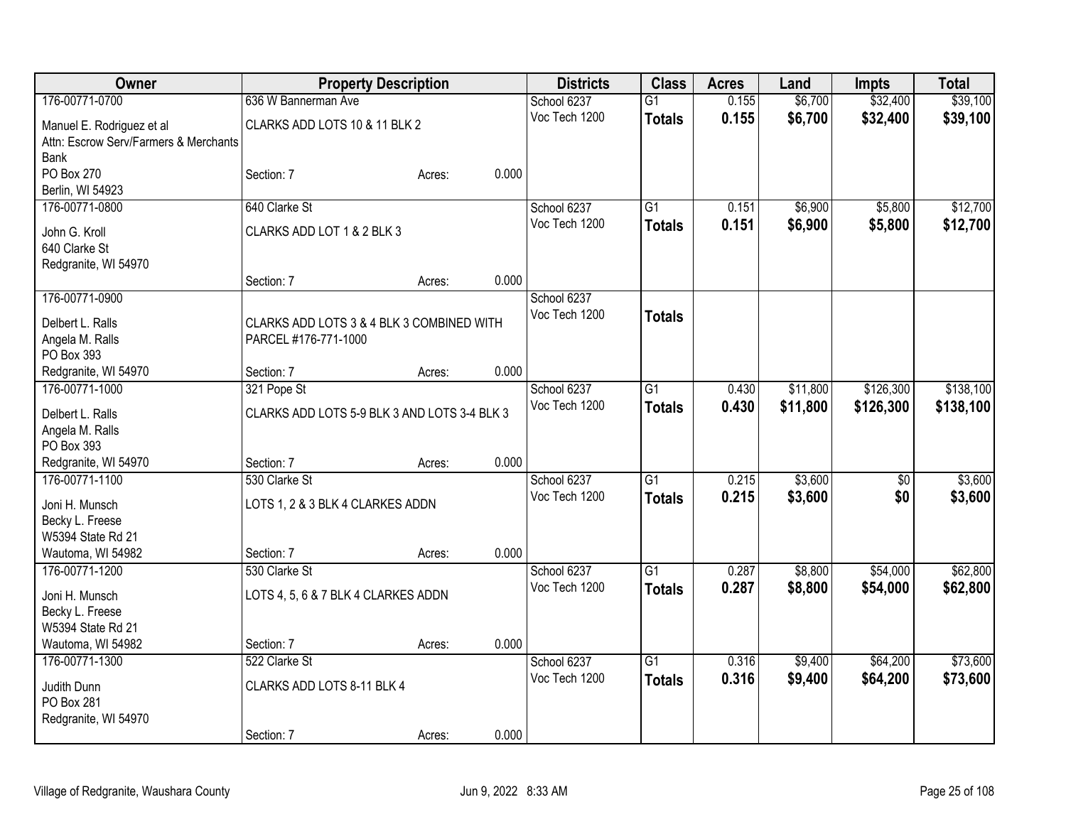| Owner | Property Description | | | Districts | Class | Acres | Land | Impts | Total |
|---|---|---|---|---|---|---|---|---|---|
| 176-00771-0700 | 636 W Bannerman Ave | | | School 6237 | G1 | 0.155 | $6,700 | $32,400 | $39,100 |
| Manuel E. Rodriguez et al<br>Attn: Escrow Serv/Farmers & Merchants Bank<br>PO Box 270<br>Berlin, WI 54923 | CLARKS ADD LOTS 10 & 11 BLK 2 | | | Voc Tech 1200 | **Totals** | **0.155** | **$6,700** | **$32,400** | **$39,100** |
| | Section: 7 | Acres: | 0.000 | | | | | | |
| 176-00771-0800 | 640 Clarke St | | | School 6237 | G1 | 0.151 | $6,900 | $5,800 | $12,700 |
| John G. Kroll<br>640 Clarke St<br>Redgranite, WI 54970 | CLARKS ADD LOT 1 & 2 BLK 3 | | | Voc Tech 1200 | **Totals** | **0.151** | **$6,900** | **$5,800** | **$12,700** |
| | Section: 7 | Acres: | 0.000 | | | | | | |
| 176-00771-0900 | | | | School 6237 | | | | | |
| Delbert L. Ralls<br>Angela M. Ralls<br>PO Box 393<br>Redgranite, WI 54970 | CLARKS ADD LOTS 3 & 4 BLK 3 COMBINED WITH PARCEL #176-771-1000 | | | Voc Tech 1200 | **Totals** | | | | |
| | Section: 7 | Acres: | 0.000 | | | | | | |
| 176-00771-1000 | 321 Pope St | | | School 6237 | G1 | 0.430 | $11,800 | $126,300 | $138,100 |
| Delbert L. Ralls<br>Angela M. Ralls<br>PO Box 393<br>Redgranite, WI 54970 | CLARKS ADD LOTS 5-9 BLK 3 AND LOTS 3-4 BLK 3 | | | Voc Tech 1200 | **Totals** | **0.430** | **$11,800** | **$126,300** | **$138,100** |
| | Section: 7 | Acres: | 0.000 | | | | | | |
| 176-00771-1100 | 530 Clarke St | | | School 6237 | G1 | 0.215 | $3,600 | $0 | $3,600 |
| Joni H. Munsch<br>Becky L. Freese<br>W5394 State Rd 21<br>Wautoma, WI 54982 | LOTS 1, 2 & 3 BLK 4 CLARKES ADDN | | | Voc Tech 1200 | **Totals** | **0.215** | **$3,600** | **$0** | **$3,600** |
| | Section: 7 | Acres: | 0.000 | | | | | | |
| 176-00771-1200 | 530 Clarke St | | | School 6237 | G1 | 0.287 | $8,800 | $54,000 | $62,800 |
| Joni H. Munsch<br>Becky L. Freese<br>W5394 State Rd 21<br>Wautoma, WI 54982 | LOTS 4, 5, 6 & 7 BLK 4 CLARKES ADDN | | | Voc Tech 1200 | **Totals** | **0.287** | **$8,800** | **$54,000** | **$62,800** |
| | Section: 7 | Acres: | 0.000 | | | | | | |
| 176-00771-1300 | 522 Clarke St | | | School 6237 | G1 | 0.316 | $9,400 | $64,200 | $73,600 |
| Judith Dunn<br>PO Box 281<br>Redgranite, WI 54970 | CLARKS ADD LOTS 8-11 BLK 4 | | | Voc Tech 1200 | **Totals** | **0.316** | **$9,400** | **$64,200** | **$73,600** |
| | Section: 7 | Acres: | 0.000 | | | | | | |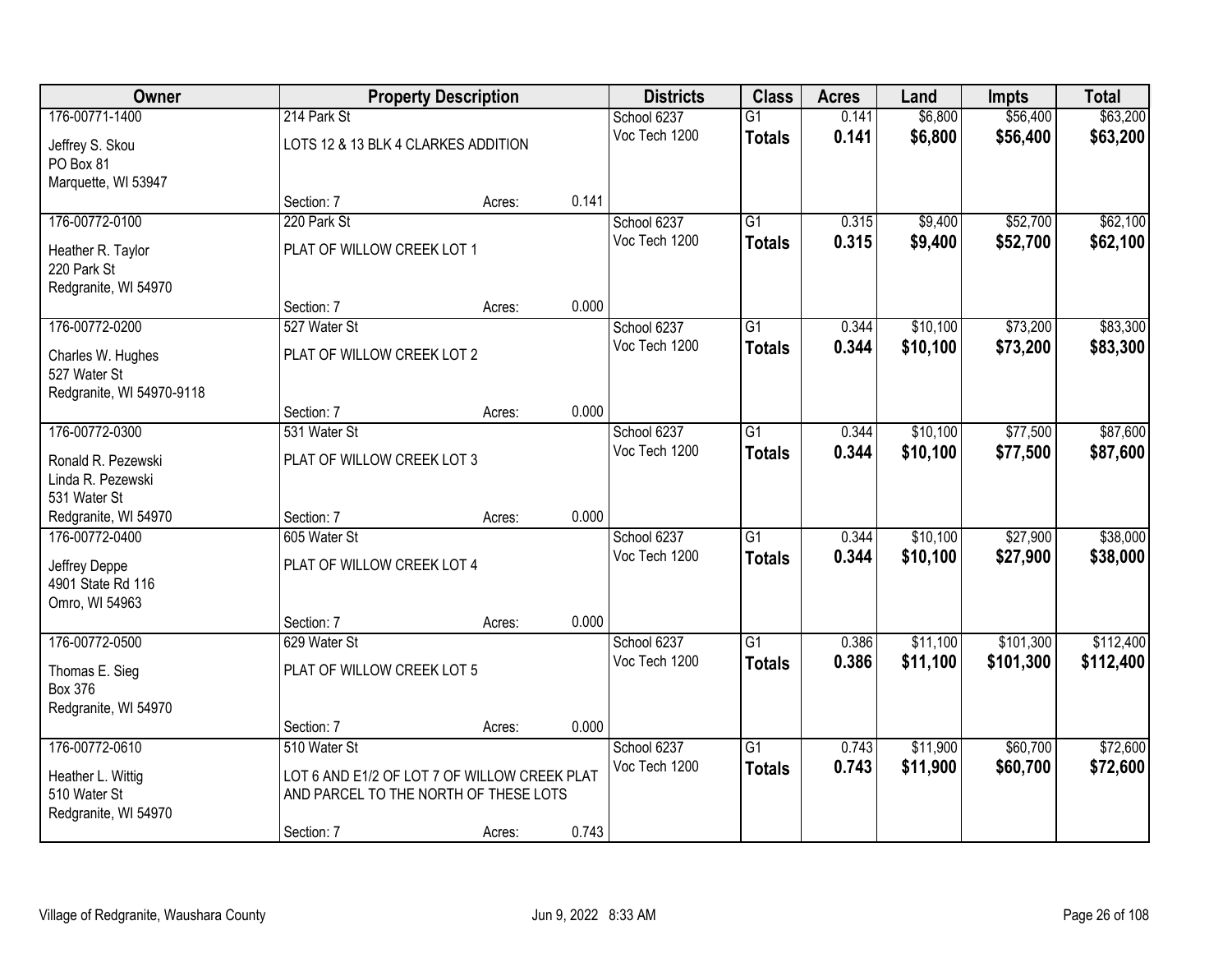| Owner | Property Description | | | Districts | Class | Acres | Land | Impts | Total |
|---|---|---|---|---|---|---|---|---|---|
| 176-00771-1400 | 214 Park St | | | School 6237 | G1 | 0.141 | $6,800 | $56,400 | $63,200 |
| Jeffrey S. Skou<br>PO Box 81<br>Marquette, WI 53947 | LOTS 12 & 13 BLK 4 CLARKES ADDITION | | | Voc Tech 1200 | **Totals** | **0.141** | **$6,800** | **$56,400** | **$63,200** |
| | Section: 7 | Acres: | 0.141 | | | | | | |
| 176-00772-0100 | 220 Park St | | | School 6237 | G1 | 0.315 | $9,400 | $52,700 | $62,100 |
| Heather R. Taylor<br>220 Park St<br>Redgranite, WI 54970 | PLAT OF WILLOW CREEK LOT 1 | | | Voc Tech 1200 | **Totals** | **0.315** | **$9,400** | **$52,700** | **$62,100** |
| | Section: 7 | Acres: | 0.000 | | | | | | |
| 176-00772-0200 | 527 Water St | | | School 6237 | G1 | 0.344 | $10,100 | $73,200 | $83,300 |
| Charles W. Hughes<br>527 Water St<br>Redgranite, WI 54970-9118 | PLAT OF WILLOW CREEK LOT 2 | | | Voc Tech 1200 | **Totals** | **0.344** | **$10,100** | **$73,200** | **$83,300** |
| | Section: 7 | Acres: | 0.000 | | | | | | |
| 176-00772-0300 | 531 Water St | | | School 6237 | G1 | 0.344 | $10,100 | $77,500 | $87,600 |
| Ronald R. Pezewski<br>Linda R. Pezewski<br>531 Water St<br>Redgranite, WI 54970 | PLAT OF WILLOW CREEK LOT 3 | | | Voc Tech 1200 | **Totals** | **0.344** | **$10,100** | **$77,500** | **$87,600** |
| | Section: 7 | Acres: | 0.000 | | | | | | |
| 176-00772-0400 | 605 Water St | | | School 6237 | G1 | 0.344 | $10,100 | $27,900 | $38,000 |
| Jeffrey Deppe<br>4901 State Rd 116<br>Omro, WI 54963 | PLAT OF WILLOW CREEK LOT 4 | | | Voc Tech 1200 | **Totals** | **0.344** | **$10,100** | **$27,900** | **$38,000** |
| | Section: 7 | Acres: | 0.000 | | | | | | |
| 176-00772-0500 | 629 Water St | | | School 6237 | G1 | 0.386 | $11,100 | $101,300 | $112,400 |
| Thomas E. Sieg<br>Box 376<br>Redgranite, WI 54970 | PLAT OF WILLOW CREEK LOT 5 | | | Voc Tech 1200 | **Totals** | **0.386** | **$11,100** | **$101,300** | **$112,400** |
| | Section: 7 | Acres: | 0.000 | | | | | | |
| 176-00772-0610 | 510 Water St | | | School 6237 | G1 | 0.743 | $11,900 | $60,700 | $72,600 |
| Heather L. Wittig<br>510 Water St<br>Redgranite, WI 54970 | LOT 6 AND E1/2 OF LOT 7 OF WILLOW CREEK PLAT AND PARCEL TO THE NORTH OF THESE LOTS | | | Voc Tech 1200 | **Totals** | **0.743** | **$11,900** | **$60,700** | **$72,600** |
| | Section: 7 | Acres: | 0.743 | | | | | | |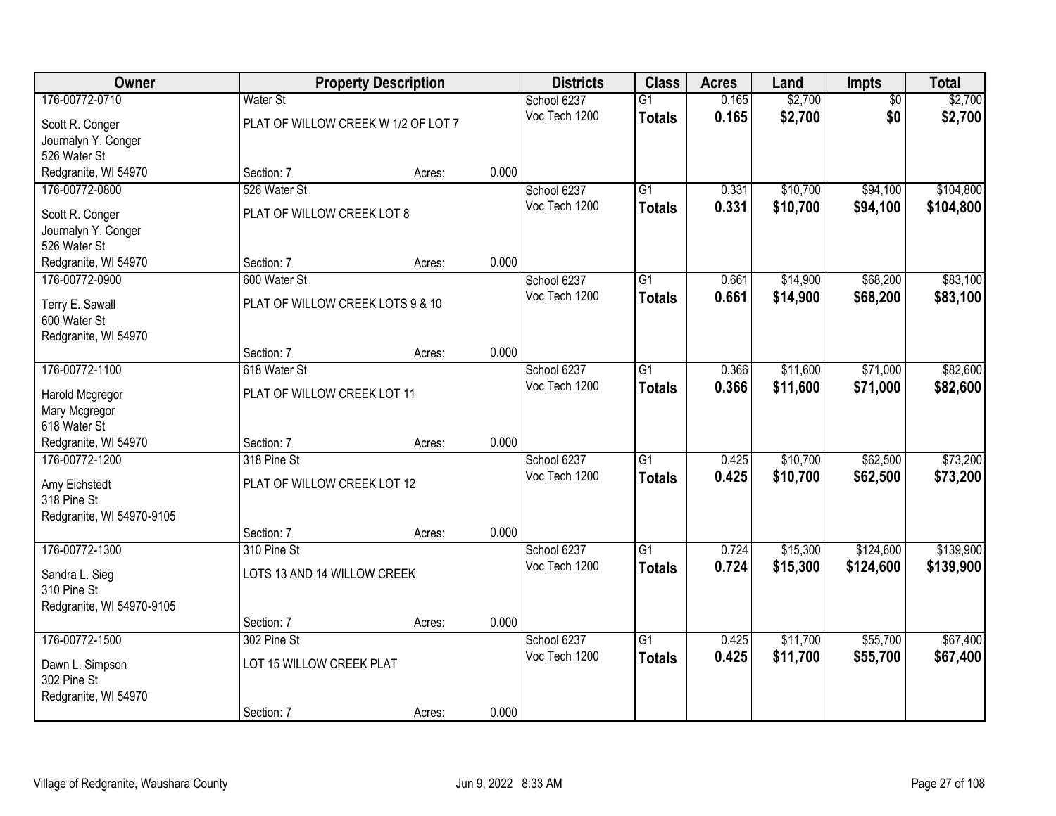| Owner | Property Description | | | Districts | Class | Acres | Land | Impts | Total |
|---|---|---|---|---|---|---|---|---|---|
| 176-00772-0710 | Water St | | | School 6237 | G1 | 0.165 | $2,700 | $0 | $2,700 |
| Scott R. Conger<br>Journalyn Y. Conger<br>526 Water St<br>Redgranite, WI 54970 | PLAT OF WILLOW CREEK W 1/2 OF LOT 7 | | | Voc Tech 1200 | **Totals** | **0.165** | **$2,700** | **$0** | **$2,700** |
| | Section: 7 | Acres: | 0.000 | | | | | | |
| 176-00772-0800 | 526 Water St | | | School 6237 | G1 | 0.331 | $10,700 | $94,100 | $104,800 |
| Scott R. Conger<br>Journalyn Y. Conger<br>526 Water St<br>Redgranite, WI 54970 | PLAT OF WILLOW CREEK LOT 8 | | | Voc Tech 1200 | **Totals** | **0.331** | **$10,700** | **$94,100** | **$104,800** |
| | Section: 7 | Acres: | 0.000 | | | | | | |
| 176-00772-0900 | 600 Water St | | | School 6237 | G1 | 0.661 | $14,900 | $68,200 | $83,100 |
| Terry E. Sawall<br>600 Water St<br>Redgranite, WI 54970 | PLAT OF WILLOW CREEK LOTS 9 & 10 | | | Voc Tech 1200 | **Totals** | **0.661** | **$14,900** | **$68,200** | **$83,100** |
| | Section: 7 | Acres: | 0.000 | | | | | | |
| 176-00772-1100 | 618 Water St | | | School 6237 | G1 | 0.366 | $11,600 | $71,000 | $82,600 |
| Harold Mcgregor<br>Mary Mcgregor<br>618 Water St<br>Redgranite, WI 54970 | PLAT OF WILLOW CREEK LOT 11 | | | Voc Tech 1200 | **Totals** | **0.366** | **$11,600** | **$71,000** | **$82,600** |
| | Section: 7 | Acres: | 0.000 | | | | | | |
| 176-00772-1200 | 318 Pine St | | | School 6237 | G1 | 0.425 | $10,700 | $62,500 | $73,200 |
| Amy Eichstedt<br>318 Pine St<br>Redgranite, WI 54970-9105 | PLAT OF WILLOW CREEK LOT 12 | | | Voc Tech 1200 | **Totals** | **0.425** | **$10,700** | **$62,500** | **$73,200** |
| | Section: 7 | Acres: | 0.000 | | | | | | |
| 176-00772-1300 | 310 Pine St | | | School 6237 | G1 | 0.724 | $15,300 | $124,600 | $139,900 |
| Sandra L. Sieg<br>310 Pine St<br>Redgranite, WI 54970-9105 | LOTS 13 AND 14 WILLOW CREEK | | | Voc Tech 1200 | **Totals** | **0.724** | **$15,300** | **$124,600** | **$139,900** |
| | Section: 7 | Acres: | 0.000 | | | | | | |
| 176-00772-1500 | 302 Pine St | | | School 6237 | G1 | 0.425 | $11,700 | $55,700 | $67,400 |
| Dawn L. Simpson<br>302 Pine St<br>Redgranite, WI 54970 | LOT 15 WILLOW CREEK PLAT | | | Voc Tech 1200 | **Totals** | **0.425** | **$11,700** | **$55,700** | **$67,400** |
| | Section: 7 | Acres: | 0.000 | | | | | | |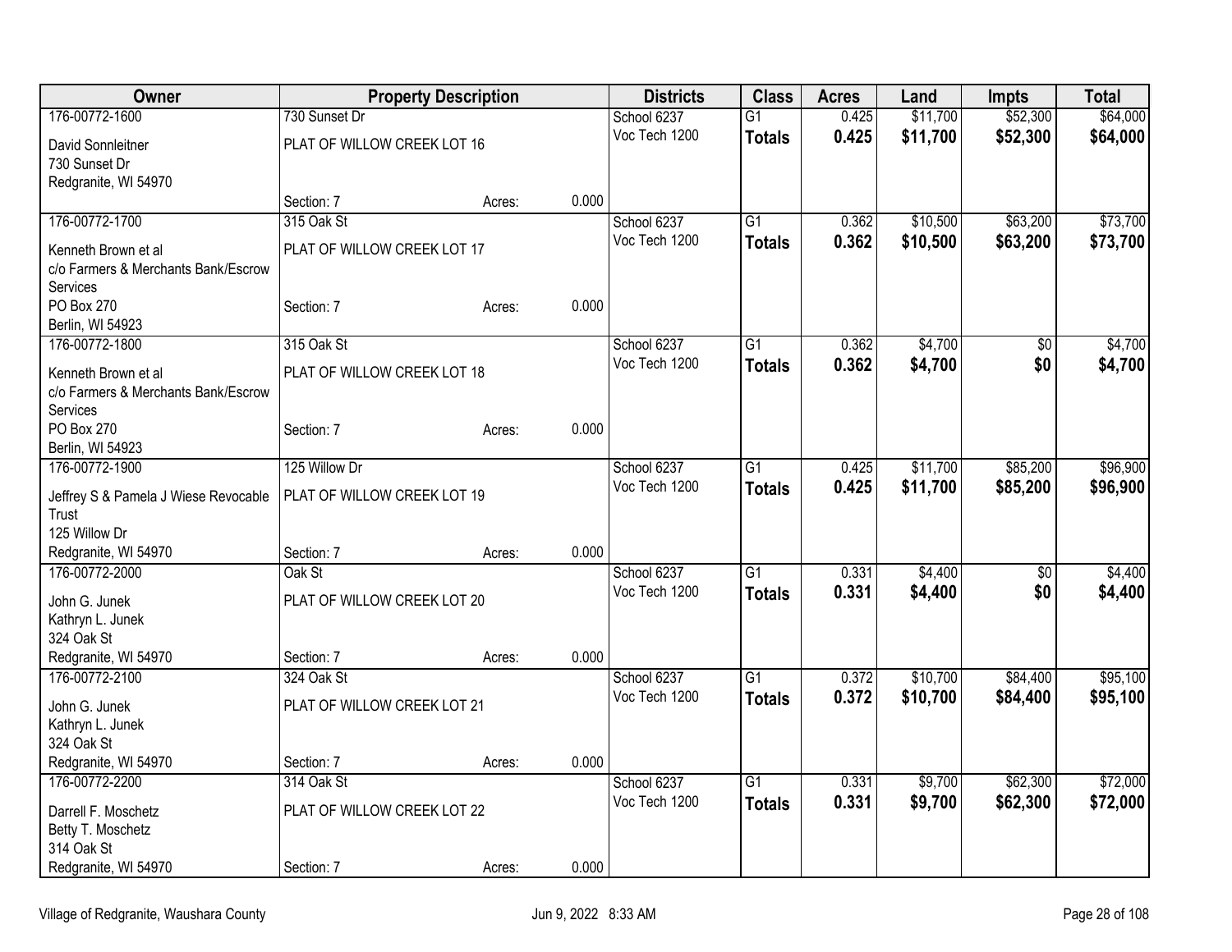| Owner | Property Description | | | Districts | Class | Acres | Land | Impts | Total |
|---|---|---|---|---|---|---|---|---|---|
| 176-00772-1600 | 730 Sunset Dr | | | School 6237 | G1 | 0.425 | $11,700 | $52,300 | $64,000 |
| David Sonnleitner<br>730 Sunset Dr<br>Redgranite, WI 54970 | PLAT OF WILLOW CREEK LOT 16 | | | Voc Tech 1200 | **Totals** | **0.425** | **$11,700** | **$52,300** | **$64,000** |
| | Section: 7 | Acres: | 0.000 | | | | | | |
| 176-00772-1700 | 315 Oak St | | | School 6237 | G1 | 0.362 | $10,500 | $63,200 | $73,700 |
| Kenneth Brown et al<br>c/o Farmers & Merchants Bank/Escrow Services<br>PO Box 270<br>Berlin, WI 54923 | PLAT OF WILLOW CREEK LOT 17 | | | Voc Tech 1200 | **Totals** | **0.362** | **$10,500** | **$63,200** | **$73,700** |
| | Section: 7 | Acres: | 0.000 | | | | | | |
| 176-00772-1800 | 315 Oak St | | | School 6237 | G1 | 0.362 | $4,700 | $0 | $4,700 |
| Kenneth Brown et al<br>c/o Farmers & Merchants Bank/Escrow Services<br>PO Box 270<br>Berlin, WI 54923 | PLAT OF WILLOW CREEK LOT 18 | | | Voc Tech 1200 | **Totals** | **0.362** | **$4,700** | **$0** | **$4,700** |
| | Section: 7 | Acres: | 0.000 | | | | | | |
| 176-00772-1900 | 125 Willow Dr | | | School 6237 | G1 | 0.425 | $11,700 | $85,200 | $96,900 |
| Jeffrey S & Pamela J Wiese Revocable Trust<br>125 Willow Dr<br>Redgranite, WI 54970 | PLAT OF WILLOW CREEK LOT 19 | | | Voc Tech 1200 | **Totals** | **0.425** | **$11,700** | **$85,200** | **$96,900** |
| | Section: 7 | Acres: | 0.000 | | | | | | |
| 176-00772-2000 | Oak St | | | School 6237 | G1 | 0.331 | $4,400 | $0 | $4,400 |
| John G. Junek<br>Kathryn L. Junek<br>324 Oak St<br>Redgranite, WI 54970 | PLAT OF WILLOW CREEK LOT 20 | | | Voc Tech 1200 | **Totals** | **0.331** | **$4,400** | **$0** | **$4,400** |
| | Section: 7 | Acres: | 0.000 | | | | | | |
| 176-00772-2100 | 324 Oak St | | | School 6237 | G1 | 0.372 | $10,700 | $84,400 | $95,100 |
| John G. Junek<br>Kathryn L. Junek<br>324 Oak St<br>Redgranite, WI 54970 | PLAT OF WILLOW CREEK LOT 21 | | | Voc Tech 1200 | **Totals** | **0.372** | **$10,700** | **$84,400** | **$95,100** |
| | Section: 7 | Acres: | 0.000 | | | | | | |
| 176-00772-2200 | 314 Oak St | | | School 6237 | G1 | 0.331 | $9,700 | $62,300 | $72,000 |
| Darrell F. Moschetz<br>Betty T. Moschetz<br>314 Oak St<br>Redgranite, WI 54970 | PLAT OF WILLOW CREEK LOT 22 | | | Voc Tech 1200 | **Totals** | **0.331** | **$9,700** | **$62,300** | **$72,000** |
| | Section: 7 | Acres: | 0.000 | | | | | | |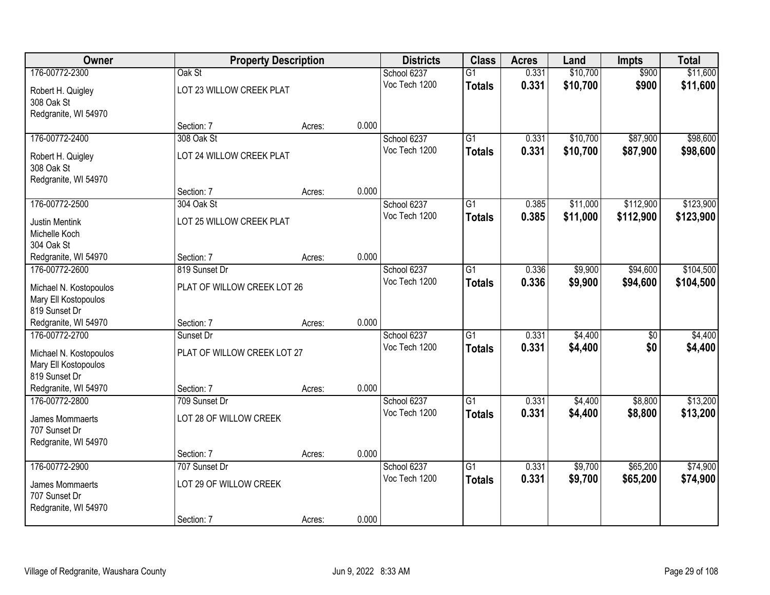| Owner | Property Description | | | Districts | Class | Acres | Land | Impts | Total |
|---|---|---|---|---|---|---|---|---|---|
| 176-00772-2300 | Oak St | | | School 6237 | G1 | 0.331 | $10,700 | $900 | $11,600 |
| Robert H. Quigley<br>308 Oak St<br>Redgranite, WI 54970 | LOT 23 WILLOW CREEK PLAT | | | Voc Tech 1200 | **Totals** | **0.331** | **$10,700** | **$900** | **$11,600** |
| | Section: 7 | Acres: | 0.000 | | | | | | |
| 176-00772-2400 | 308 Oak St | | | School 6237 | G1 | 0.331 | $10,700 | $87,900 | $98,600 |
| Robert H. Quigley<br>308 Oak St<br>Redgranite, WI 54970 | LOT 24 WILLOW CREEK PLAT | | | Voc Tech 1200 | **Totals** | **0.331** | **$10,700** | **$87,900** | **$98,600** |
| | Section: 7 | Acres: | 0.000 | | | | | | |
| 176-00772-2500 | 304 Oak St | | | School 6237 | G1 | 0.385 | $11,000 | $112,900 | $123,900 |
| Justin Mentink<br>Michelle Koch<br>304 Oak St<br>Redgranite, WI 54970 | LOT 25 WILLOW CREEK PLAT | | | Voc Tech 1200 | **Totals** | **0.385** | **$11,000** | **$112,900** | **$123,900** |
| | Section: 7 | Acres: | 0.000 | | | | | | |
| 176-00772-2600 | 819 Sunset Dr | | | School 6237 | G1 | 0.336 | $9,900 | $94,600 | $104,500 |
| Michael N. Kostopoulos<br>Mary Ell Kostopoulos<br>819 Sunset Dr<br>Redgranite, WI 54970 | PLAT OF WILLOW CREEK LOT 26 | | | Voc Tech 1200 | **Totals** | **0.336** | **$9,900** | **$94,600** | **$104,500** |
| | Section: 7 | Acres: | 0.000 | | | | | | |
| 176-00772-2700 | Sunset Dr | | | School 6237 | G1 | 0.331 | $4,400 | $0 | $4,400 |
| Michael N. Kostopoulos<br>Mary Ell Kostopoulos<br>819 Sunset Dr<br>Redgranite, WI 54970 | PLAT OF WILLOW CREEK LOT 27 | | | Voc Tech 1200 | **Totals** | **0.331** | **$4,400** | **$0** | **$4,400** |
| | Section: 7 | Acres: | 0.000 | | | | | | |
| 176-00772-2800 | 709 Sunset Dr | | | School 6237 | G1 | 0.331 | $4,400 | $8,800 | $13,200 |
| James Mommaerts<br>707 Sunset Dr<br>Redgranite, WI 54970 | LOT 28 OF WILLOW CREEK | | | Voc Tech 1200 | **Totals** | **0.331** | **$4,400** | **$8,800** | **$13,200** |
| | Section: 7 | Acres: | 0.000 | | | | | | |
| 176-00772-2900 | 707 Sunset Dr | | | School 6237 | G1 | 0.331 | $9,700 | $65,200 | $74,900 |
| James Mommaerts<br>707 Sunset Dr<br>Redgranite, WI 54970 | LOT 29 OF WILLOW CREEK | | | Voc Tech 1200 | **Totals** | **0.331** | **$9,700** | **$65,200** | **$74,900** |
| | Section: 7 | Acres: | 0.000 | | | | | | |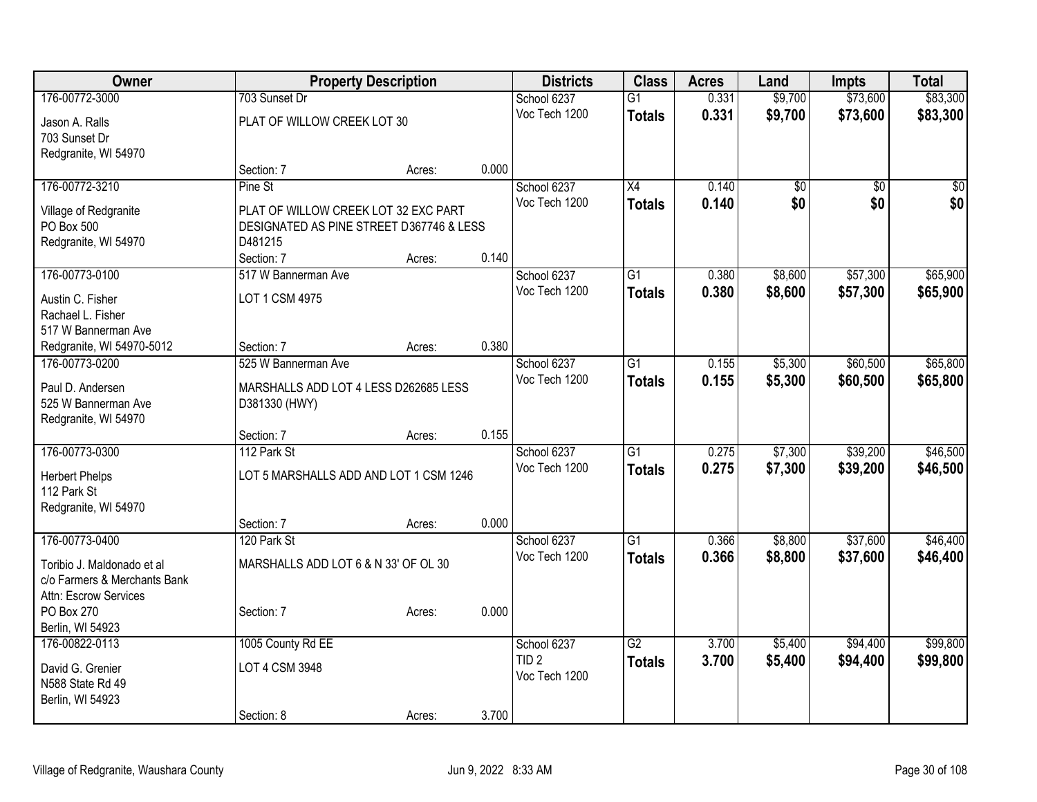| Owner | Property Description | | | Districts | Class | Acres | Land | Impts | Total |
|---|---|---|---|---|---|---|---|---|---|
| 176-00772-3000 | 703 Sunset Dr | | | School 6237 | G1 | 0.331 | $9,700 | $73,600 | $83,300 |
| Jason A. Ralls<br>703 Sunset Dr<br>Redgranite, WI 54970 | PLAT OF WILLOW CREEK LOT 30 | | | Voc Tech 1200 | **Totals** | **0.331** | **$9,700** | **$73,600** | **$83,300** |
| | Section: 7 | Acres: | 0.000 | | | | | | |
| 176-00772-3210 | Pine St | | | School 6237 | X4 | 0.140 | $0 | $0 | $0 |
| Village of Redgranite<br>PO Box 500<br>Redgranite, WI 54970 | PLAT OF WILLOW CREEK LOT 32 EXC PART DESIGNATED AS PINE STREET D367746 & LESS D481215 | | | Voc Tech 1200 | **Totals** | **0.140** | **$0** | **$0** | **$0** |
| | Section: 7 | Acres: | 0.140 | | | | | | |
| 176-00773-0100 | 517 W Bannerman Ave | | | School 6237 | G1 | 0.380 | $8,600 | $57,300 | $65,900 |
| Austin C. Fisher<br>Rachael L. Fisher<br>517 W Bannerman Ave<br>Redgranite, WI 54970-5012 | LOT 1 CSM 4975 | | | Voc Tech 1200 | **Totals** | **0.380** | **$8,600** | **$57,300** | **$65,900** |
| | Section: 7 | Acres: | 0.380 | | | | | | |
| 176-00773-0200 | 525 W Bannerman Ave | | | School 6237 | G1 | 0.155 | $5,300 | $60,500 | $65,800 |
| Paul D. Andersen<br>525 W Bannerman Ave<br>Redgranite, WI 54970 | MARSHALLS ADD LOT 4 LESS D262685 LESS D381330 (HWY) | | | Voc Tech 1200 | **Totals** | **0.155** | **$5,300** | **$60,500** | **$65,800** |
| | Section: 7 | Acres: | 0.155 | | | | | | |
| 176-00773-0300 | 112 Park St | | | School 6237 | G1 | 0.275 | $7,300 | $39,200 | $46,500 |
| Herbert Phelps<br>112 Park St<br>Redgranite, WI 54970 | LOT 5 MARSHALLS ADD AND LOT 1 CSM 1246 | | | Voc Tech 1200 | **Totals** | **0.275** | **$7,300** | **$39,200** | **$46,500** |
| | Section: 7 | Acres: | 0.000 | | | | | | |
| 176-00773-0400 | 120 Park St | | | School 6237 | G1 | 0.366 | $8,800 | $37,600 | $46,400 |
| Toribio J. Maldonado et al<br>c/o Farmers & Merchants Bank<br>Attn: Escrow Services | MARSHALLS ADD LOT 6 & N 33' OF OL 30 | | | Voc Tech 1200 | **Totals** | **0.366** | **$8,800** | **$37,600** | **$46,400** |
| PO Box 270<br>Berlin, WI 54923 | Section: 7 | Acres: | 0.000 | | | | | | |
| 176-00822-0113 | 1005 County Rd EE | | | School 6237 | G2 | 3.700 | $5,400 | $94,400 | $99,800 |
| David G. Grenier<br>N588 State Rd 49<br>Berlin, WI 54923 | LOT 4 CSM 3948 | | | TID 2<br>Voc Tech 1200 | **Totals** | **3.700** | **$5,400** | **$94,400** | **$99,800** |
| | Section: 8 | Acres: | 3.700 | | | | | | |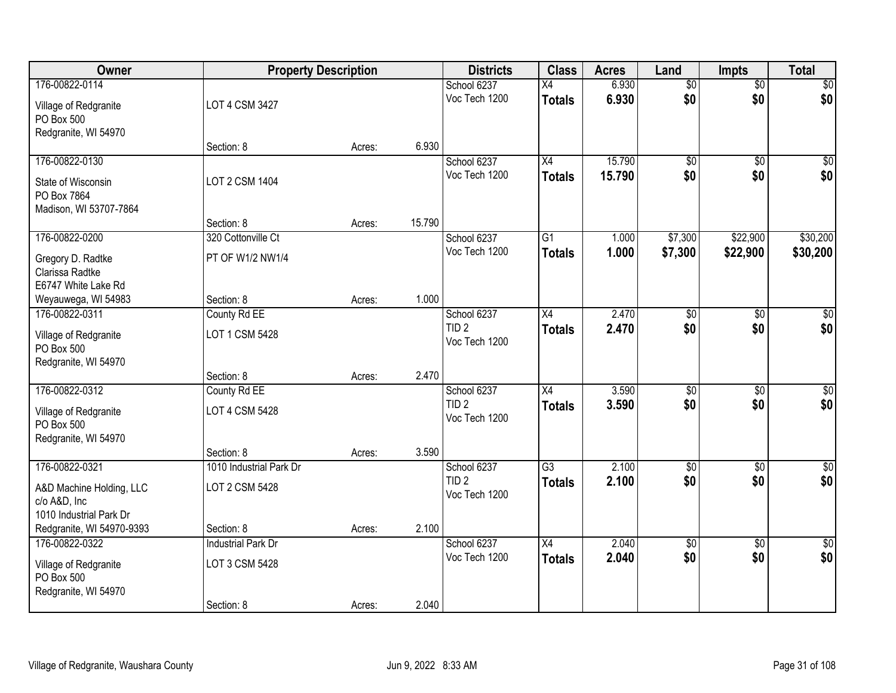| Owner | Property Description | | | Districts | Class | Acres | Land | Impts | Total |
|---|---|---|---|---|---|---|---|---|---|
| 176-00822-0114 | | | | School 6237 | X4 | 6.930 | $0 | $0 | $0 |
| Village of Redgranite<br>PO Box 500<br>Redgranite, WI 54970 | LOT 4 CSM 3427 | | | Voc Tech 1200 | **Totals** | **6.930** | **$0** | **$0** | **$0** |
| | Section: 8 | Acres: | 6.930 | | | | | | |
| 176-00822-0130 | | | | School 6237 | X4 | 15.790 | $0 | $0 | $0 |
| State of Wisconsin<br>PO Box 7864<br>Madison, WI 53707-7864 | LOT 2 CSM 1404 | | | Voc Tech 1200 | **Totals** | **15.790** | **$0** | **$0** | **$0** |
| | Section: 8 | Acres: | 15.790 | | | | | | |
| 176-00822-0200 | 320 Cottonville Ct | | | School 6237 | G1 | 1.000 | $7,300 | $22,900 | $30,200 |
| Gregory D. Radtke<br>Clarissa Radtke<br>E6747 White Lake Rd<br>Weyauwega, WI 54983 | PT OF W1/2 NW1/4 | | | Voc Tech 1200 | **Totals** | **1.000** | **$7,300** | **$22,900** | **$30,200** |
| | Section: 8 | Acres: | 1.000 | | | | | | |
| 176-00822-0311 | County Rd EE | | | School 6237 | X4 | 2.470 | $0 | $0 | $0 |
| Village of Redgranite<br>PO Box 500<br>Redgranite, WI 54970 | LOT 1 CSM 5428 | | | TID 2<br>Voc Tech 1200 | **Totals** | **2.470** | **$0** | **$0** | **$0** |
| | Section: 8 | Acres: | 2.470 | | | | | | |
| 176-00822-0312 | County Rd EE | | | School 6237 | X4 | 3.590 | $0 | $0 | $0 |
| Village of Redgranite<br>PO Box 500<br>Redgranite, WI 54970 | LOT 4 CSM 5428 | | | TID 2<br>Voc Tech 1200 | **Totals** | **3.590** | **$0** | **$0** | **$0** |
| | Section: 8 | Acres: | 3.590 | | | | | | |
| 176-00822-0321 | 1010 Industrial Park Dr | | | School 6237 | G3 | 2.100 | $0 | $0 | $0 |
| A&D Machine Holding, LLC<br>c/o A&D, Inc<br>1010 Industrial Park Dr<br>Redgranite, WI 54970-9393 | LOT 2 CSM 5428 | | | TID 2<br>Voc Tech 1200 | **Totals** | **2.100** | **$0** | **$0** | **$0** |
| | Section: 8 | Acres: | 2.100 | | | | | | |
| 176-00822-0322 | Industrial Park Dr | | | School 6237 | X4 | 2.040 | $0 | $0 | $0 |
| Village of Redgranite<br>PO Box 500<br>Redgranite, WI 54970 | LOT 3 CSM 5428 | | | Voc Tech 1200 | **Totals** | **2.040** | **$0** | **$0** | **$0** |
| | Section: 8 | Acres: | 2.040 | | | | | | |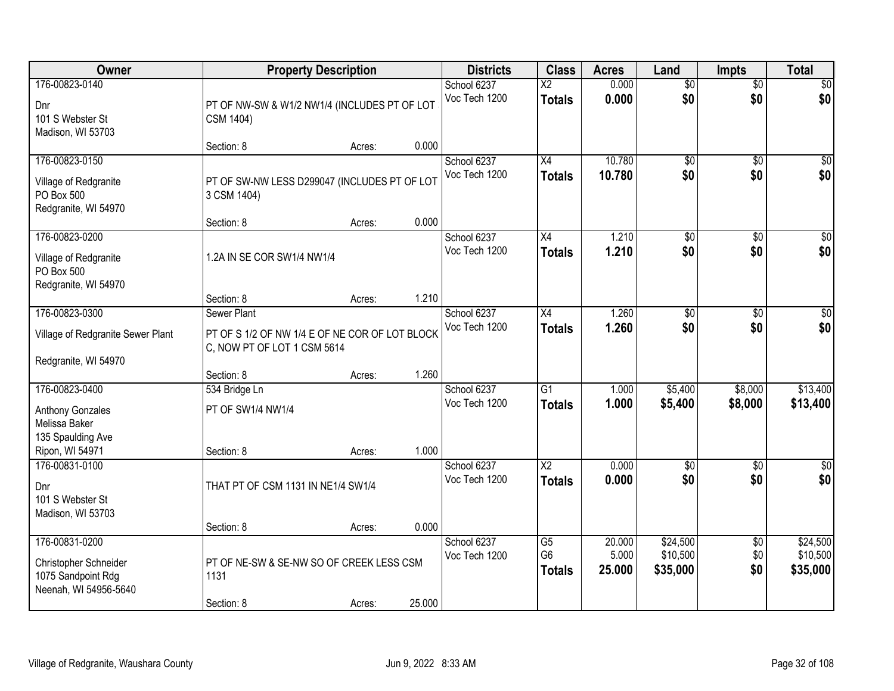| Owner | Property Description | Districts | Class | Acres | Land | Impts | Total |
|---|---|---|---|---|---|---|---|
| 176-00823-0140<br>Dnr<br>101 S Webster St<br>Madison, WI 53703 | PT OF NW-SW & W1/2 NW1/4 (INCLUDES PT OF LOT CSM 1404)<br>Section: 8 Acres: 0.000 | School 6237<br>Voc Tech 1200 | X2<br>**Totals** | 0.000<br>**0.000** | $0<br>**$0** | $0<br>**$0** | $0<br>**$0** |
| 176-00823-0150<br>Village of Redgranite<br>PO Box 500<br>Redgranite, WI 54970 | PT OF SW-NW LESS D299047 (INCLUDES PT OF LOT 3 CSM 1404)<br>Section: 8 Acres: 0.000 | School 6237<br>Voc Tech 1200 | X4<br>**Totals** | 10.780<br>**10.780** | $0<br>**$0** | $0<br>**$0** | $0<br>**$0** |
| 176-00823-0200<br>Village of Redgranite<br>PO Box 500<br>Redgranite, WI 54970 | 1.2A IN SE COR SW1/4 NW1/4<br>Section: 8 Acres: 1.210 | School 6237<br>Voc Tech 1200 | X4<br>**Totals** | 1.210<br>**1.210** | $0<br>**$0** | $0<br>**$0** | $0<br>**$0** |
| 176-00823-0300<br>Village of Redgranite Sewer Plant<br>Redgranite, WI 54970 | Sewer Plant<br>PT OF S 1/2 OF NW 1/4 E OF NE COR OF LOT BLOCK C, NOW PT OF LOT 1 CSM 5614<br>Section: 8 Acres: 1.260 | School 6237<br>Voc Tech 1200 | X4<br>**Totals** | 1.260<br>**1.260** | $0<br>**$0** | $0<br>**$0** | $0<br>**$0** |
| 176-00823-0400<br>Anthony Gonzales<br>Melissa Baker<br>135 Spaulding Ave<br>Ripon, WI 54971 | 534 Bridge Ln<br>PT OF SW1/4 NW1/4<br>Section: 8 Acres: 1.000 | School 6237<br>Voc Tech 1200 | G1<br>**Totals** | 1.000<br>**1.000** | $5,400<br>**$5,400** | $8,000<br>**$8,000** | $13,400<br>**$13,400** |
| 176-00831-0100<br>Dnr<br>101 S Webster St<br>Madison, WI 53703 | THAT PT OF CSM 1131 IN NE1/4 SW1/4<br>Section: 8 Acres: 0.000 | School 6237<br>Voc Tech 1200 | X2<br>**Totals** | 0.000<br>**0.000** | $0<br>**$0** | $0<br>**$0** | $0<br>**$0** |
| 176-00831-0200<br>Christopher Schneider<br>1075 Sandpoint Rdg<br>Neenah, WI 54956-5640 | PT OF NE-SW & SE-NW SO OF CREEK LESS CSM 1131<br>Section: 8 Acres: 25.000 | School 6237<br>Voc Tech 1200 | G5<br>G6<br>**Totals** | 20.000<br>5.000<br>**25.000** | $24,500<br>$10,500<br>**$35,000** | $0<br>$0<br>**$0** | $24,500<br>$10,500<br>**$35,000** |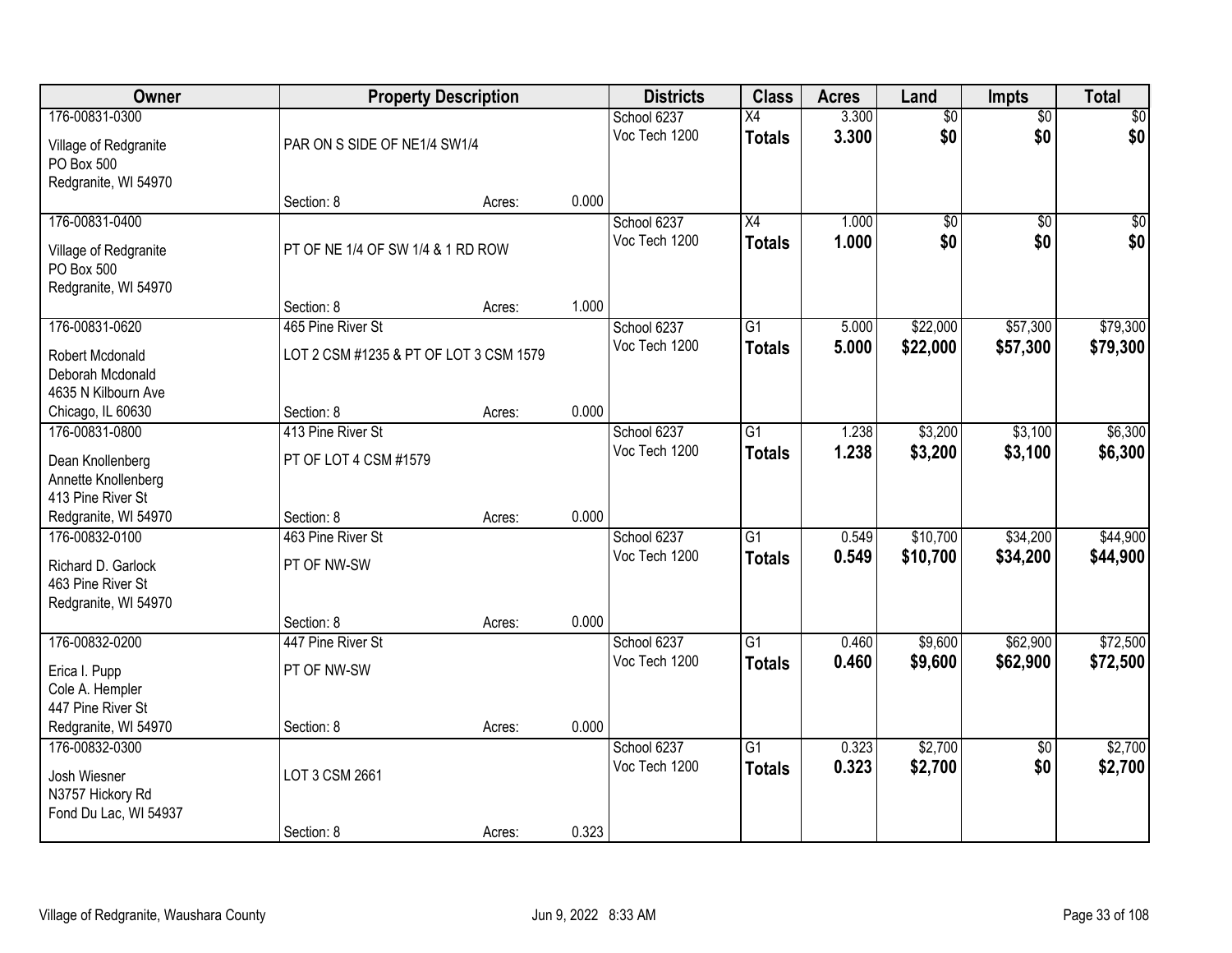| Owner | Property Description | | | Districts | Class | Acres | Land | Impts | Total |
|---|---|---|---|---|---|---|---|---|---|
| 176-00831-0300 | | | | School 6237 | X4 | 3.300 | $0 | $0 | $0 |
| Village of Redgranite | PAR ON S SIDE OF NE1/4 SW1/4 | | | Voc Tech 1200 | **Totals** | **3.300** | **$0** | **$0** | **$0** |
| PO Box 500 | | | | | | | | | |
| Redgranite, WI 54970 | | | | | | | | | |
| | Section: 8 | Acres: | 0.000 | | | | | | |
| 176-00831-0400 | | | | School 6237 | X4 | 1.000 | $0 | $0 | $0 |
| Village of Redgranite | PT OF NE 1/4 OF SW 1/4 & 1 RD ROW | | | Voc Tech 1200 | **Totals** | **1.000** | **$0** | **$0** | **$0** |
| PO Box 500 | | | | | | | | | |
| Redgranite, WI 54970 | | | | | | | | | |
| | Section: 8 | Acres: | 1.000 | | | | | | |
| 176-00831-0620 | 465 Pine River St | | | School 6237 | G1 | 5.000 | $22,000 | $57,300 | $79,300 |
| Robert Mcdonald | LOT 2 CSM #1235 & PT OF LOT 3 CSM 1579 | | | Voc Tech 1200 | **Totals** | **5.000** | **$22,000** | **$57,300** | **$79,300** |
| Deborah Mcdonald | | | | | | | | | |
| 4635 N Kilbourn Ave | | | | | | | | | |
| Chicago, IL 60630 | Section: 8 | Acres: | 0.000 | | | | | | |
| 176-00831-0800 | 413 Pine River St | | | School 6237 | G1 | 1.238 | $3,200 | $3,100 | $6,300 |
| Dean Knollenberg | PT OF LOT 4 CSM #1579 | | | Voc Tech 1200 | **Totals** | **1.238** | **$3,200** | **$3,100** | **$6,300** |
| Annette Knollenberg | | | | | | | | | |
| 413 Pine River St | | | | | | | | | |
| Redgranite, WI 54970 | Section: 8 | Acres: | 0.000 | | | | | | |
| 176-00832-0100 | 463 Pine River St | | | School 6237 | G1 | 0.549 | $10,700 | $34,200 | $44,900 |
| Richard D. Garlock | PT OF NW-SW | | | Voc Tech 1200 | **Totals** | **0.549** | **$10,700** | **$34,200** | **$44,900** |
| 463 Pine River St | | | | | | | | | |
| Redgranite, WI 54970 | | | | | | | | | |
| | Section: 8 | Acres: | 0.000 | | | | | | |
| 176-00832-0200 | 447 Pine River St | | | School 6237 | G1 | 0.460 | $9,600 | $62,900 | $72,500 |
| Erica I. Pupp | PT OF NW-SW | | | Voc Tech 1200 | **Totals** | **0.460** | **$9,600** | **$62,900** | **$72,500** |
| Cole A. Hempler | | | | | | | | | |
| 447 Pine River St | | | | | | | | | |
| Redgranite, WI 54970 | Section: 8 | Acres: | 0.000 | | | | | | |
| 176-00832-0300 | | | | School 6237 | G1 | 0.323 | $2,700 | $0 | $2,700 |
| Josh Wiesner | LOT 3 CSM 2661 | | | Voc Tech 1200 | **Totals** | **0.323** | **$2,700** | **$0** | **$2,700** |
| N3757 Hickory Rd | | | | | | | | | |
| Fond Du Lac, WI 54937 | | | | | | | | | |
| | Section: 8 | Acres: | 0.323 | | | | | | |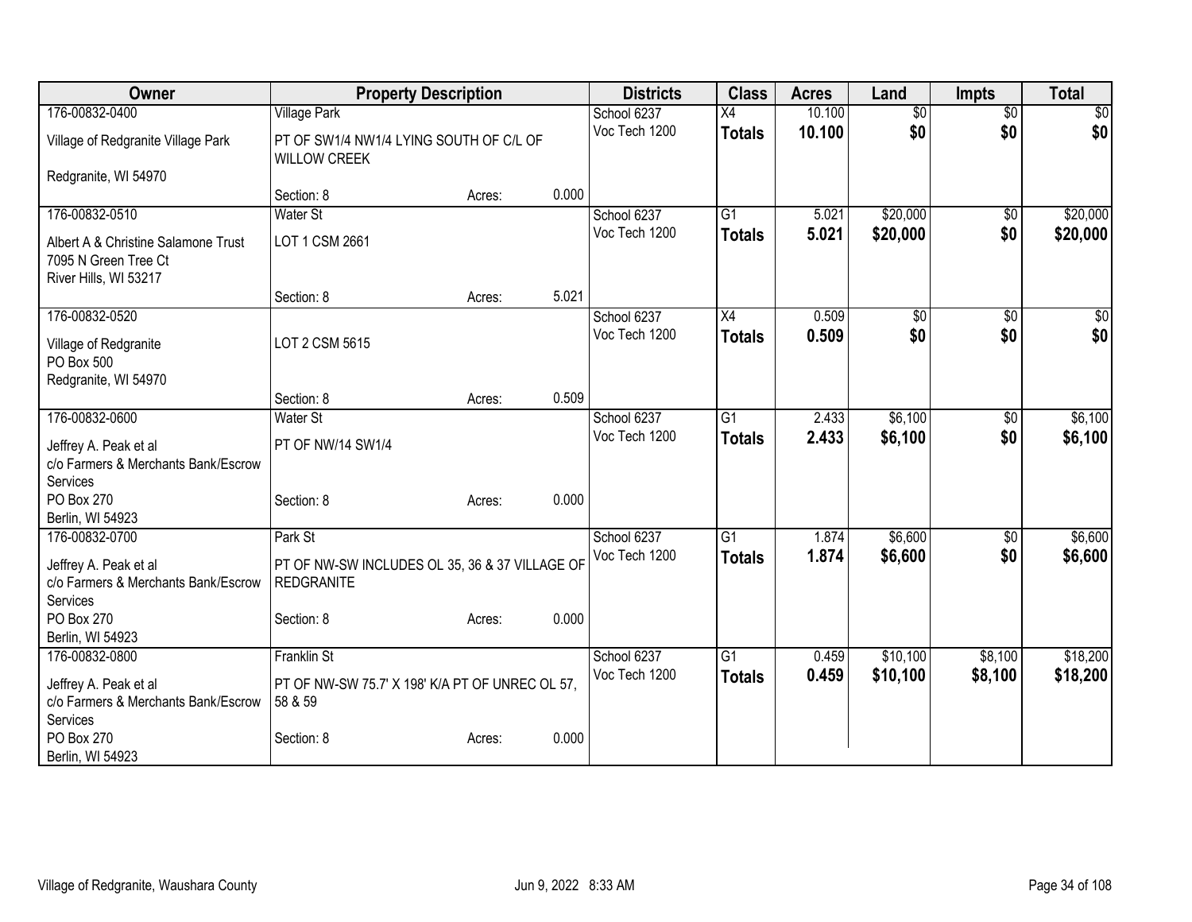| Owner | Property Description | | | Districts | Class | Acres | Land | Impts | Total |
|---|---|---|---|---|---|---|---|---|---|
| 176-00832-0400 | Village Park | | | School 6237 | X4 | 10.100 | $0 | $0 | $0 |
| Village of Redgranite Village Park | PT OF SW1/4 NW1/4 LYING SOUTH OF C/L OF WILLOW CREEK | | | Voc Tech 1200 | **Totals** | **10.100** | **$0** | **$0** | **$0** |
| Redgranite, WI 54970 | Section: 8 | Acres: | 0.000 | | | | | | |
| 176-00832-0510 | Water St | | | School 6237 | G1 | 5.021 | $20,000 | $0 | $20,000 |
| Albert A & Christine Salamone Trust 7095 N Green Tree Ct River Hills, WI 53217 | LOT 1 CSM 2661 | | | Voc Tech 1200 | **Totals** | **5.021** | **$20,000** | **$0** | **$20,000** |
| | Section: 8 | Acres: | 5.021 | | | | | | |
| 176-00832-0520 | | | | School 6237 | X4 | 0.509 | $0 | $0 | $0 |
| Village of Redgranite PO Box 500 Redgranite, WI 54970 | LOT 2 CSM 5615 | | | Voc Tech 1200 | **Totals** | **0.509** | **$0** | **$0** | **$0** |
| | Section: 8 | Acres: | 0.509 | | | | | | |
| 176-00832-0600 | Water St | | | School 6237 | G1 | 2.433 | $6,100 | $0 | $6,100 |
| Jeffrey A. Peak et al c/o Farmers & Merchants Bank/Escrow Services | PT OF NW/14 SW1/4 | | | Voc Tech 1200 | **Totals** | **2.433** | **$6,100** | **$0** | **$6,100** |
| PO Box 270 Berlin, WI 54923 | Section: 8 | Acres: | 0.000 | | | | | | |
| 176-00832-0700 | Park St | | | School 6237 | G1 | 1.874 | $6,600 | $0 | $6,600 |
| Jeffrey A. Peak et al c/o Farmers & Merchants Bank/Escrow Services | PT OF NW-SW INCLUDES OL 35, 36 & 37 VILLAGE OF REDGRANITE | | | Voc Tech 1200 | **Totals** | **1.874** | **$6,600** | **$0** | **$6,600** |
| PO Box 270 Berlin, WI 54923 | Section: 8 | Acres: | 0.000 | | | | | | |
| 176-00832-0800 | Franklin St | | | School 6237 | G1 | 0.459 | $10,100 | $8,100 | $18,200 |
| Jeffrey A. Peak et al c/o Farmers & Merchants Bank/Escrow Services | PT OF NW-SW 75.7' X 198' K/A PT OF UNREC OL 57, 58 & 59 | | | Voc Tech 1200 | **Totals** | **0.459** | **$10,100** | **$8,100** | **$18,200** |
| PO Box 270 Berlin, WI 54923 | Section: 8 | Acres: | 0.000 | | | | | | |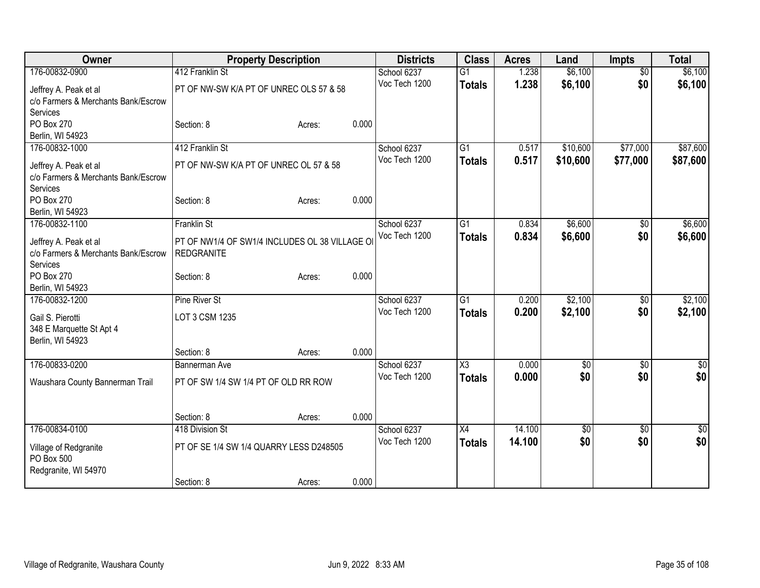| Owner | Property Description | | | Districts | Class | Acres | Land | Impts | Total |
|---|---|---|---|---|---|---|---|---|---|
| 176-00832-0900<br>Jeffrey A. Peak et al<br>c/o Farmers & Merchants Bank/Escrow Services<br>PO Box 270<br>Berlin, WI 54923 | 412 Franklin St<br>PT OF NW-SW K/A PT OF UNREC OLS 57 & 58<br>Section: 8 | Acres: | 0.000 | School 6237<br>Voc Tech 1200 | G1<br>**Totals** | 1.238<br>**1.238** | $6,100<br>**$6,100** | $0<br>**$0** | $6,100<br>**$6,100** |
| 176-00832-1000<br>Jeffrey A. Peak et al<br>c/o Farmers & Merchants Bank/Escrow Services<br>PO Box 270<br>Berlin, WI 54923 | 412 Franklin St<br>PT OF NW-SW K/A PT OF UNREC OL 57 & 58<br>Section: 8 | Acres: | 0.000 | School 6237<br>Voc Tech 1200 | G1<br>**Totals** | 0.517<br>**0.517** | $10,600<br>**$10,600** | $77,000<br>**$77,000** | $87,600<br>**$87,600** |
| 176-00832-1100<br>Jeffrey A. Peak et al<br>c/o Farmers & Merchants Bank/Escrow Services<br>PO Box 270<br>Berlin, WI 54923 | Franklin St<br>PT OF NW1/4 OF SW1/4 INCLUDES OL 38 VILLAGE OF REDGRANITE<br>Section: 8 | Acres: | 0.000 | School 6237<br>Voc Tech 1200 | G1<br>**Totals** | 0.834<br>**0.834** | $6,600<br>**$6,600** | $0<br>**$0** | $6,600<br>**$6,600** |
| 176-00832-1200<br>Gail S. Pierotti<br>348 E Marquette St Apt 4<br>Berlin, WI 54923 | Pine River St<br>LOT 3 CSM 1235<br>Section: 8 | Acres: | 0.000 | School 6237<br>Voc Tech 1200 | G1<br>**Totals** | 0.200<br>**0.200** | $2,100<br>**$2,100** | $0<br>**$0** | $2,100<br>**$2,100** |
| 176-00833-0200<br>Waushara County Bannerman Trail | Bannerman Ave<br>PT OF SW 1/4 SW 1/4 PT OF OLD RR ROW<br>Section: 8 | Acres: | 0.000 | School 6237<br>Voc Tech 1200 | X3<br>**Totals** | 0.000<br>**0.000** | $0<br>**$0** | $0<br>**$0** | $0<br>**$0** |
| 176-00834-0100<br>Village of Redgranite<br>PO Box 500<br>Redgranite, WI 54970 | 418 Division St<br>PT OF SE 1/4 SW 1/4 QUARRY LESS D248505<br>Section: 8 | Acres: | 0.000 | School 6237<br>Voc Tech 1200 | X4<br>**Totals** | 14.100<br>**14.100** | $0<br>**$0** | $0<br>**$0** | $0<br>**$0** |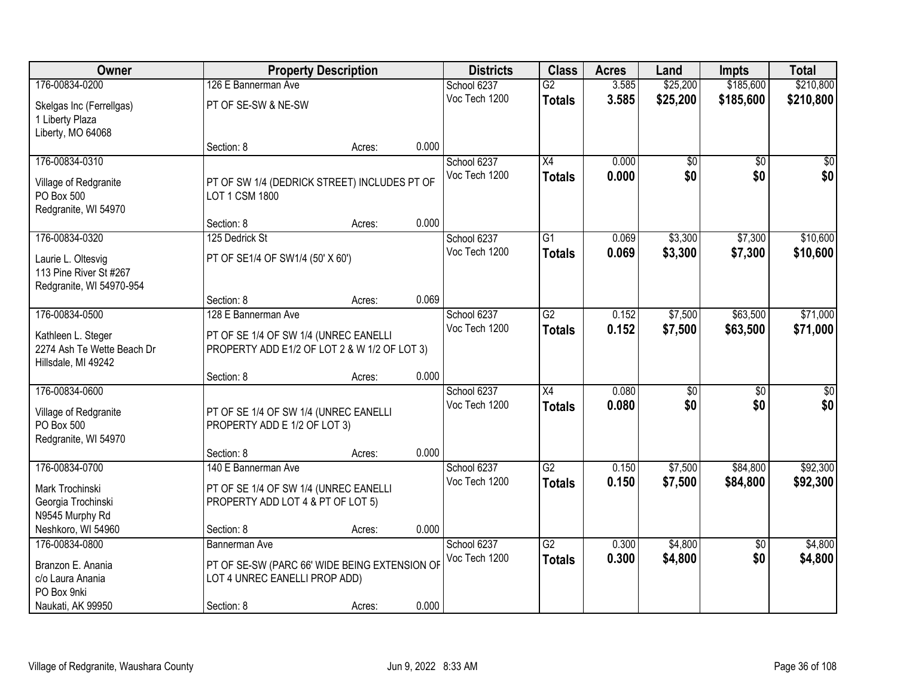| Owner | Property Description | | | Districts | Class | Acres | Land | Impts | Total |
|---|---|---|---|---|---|---|---|---|---|
| 176-00834-0200 | 126 E Bannerman Ave | | | School 6237 | G2 | 3.585 | $25,200 | $185,600 | $210,800 |
| Skelgas Inc (Ferrellgas)<br>1 Liberty Plaza<br>Liberty, MO 64068 | PT OF SE-SW & NE-SW | | | Voc Tech 1200 | **Totals** | **3.585** | **$25,200** | **$185,600** | **$210,800** |
| | Section: 8 | Acres: | 0.000 | | | | | | |
| 176-00834-0310 | | | | School 6237 | X4 | 0.000 | $0 | $0 | $0 |
| Village of Redgranite<br>PO Box 500<br>Redgranite, WI 54970 | PT OF SW 1/4 (DEDRICK STREET) INCLUDES PT OF LOT 1 CSM 1800 | | | Voc Tech 1200 | **Totals** | **0.000** | **$0** | **$0** | **$0** |
| | Section: 8 | Acres: | 0.000 | | | | | | |
| 176-00834-0320 | 125 Dedrick St | | | School 6237 | G1 | 0.069 | $3,300 | $7,300 | $10,600 |
| Laurie L. Oltesvig<br>113 Pine River St #267<br>Redgranite, WI 54970-954 | PT OF SE1/4 OF SW1/4 (50' X 60') | | | Voc Tech 1200 | **Totals** | **0.069** | **$3,300** | **$7,300** | **$10,600** |
| | Section: 8 | Acres: | 0.069 | | | | | | |
| 176-00834-0500 | 128 E Bannerman Ave | | | School 6237 | G2 | 0.152 | $7,500 | $63,500 | $71,000 |
| Kathleen L. Steger<br>2274 Ash Te Wette Beach Dr<br>Hillsdale, MI 49242 | PT OF SE 1/4 OF SW 1/4 (UNREC EANELLI PROPERTY ADD E1/2 OF LOT 2 & W 1/2 OF LOT 3) | | | Voc Tech 1200 | **Totals** | **0.152** | **$7,500** | **$63,500** | **$71,000** |
| | Section: 8 | Acres: | 0.000 | | | | | | |
| 176-00834-0600 | | | | School 6237 | X4 | 0.080 | $0 | $0 | $0 |
| Village of Redgranite<br>PO Box 500<br>Redgranite, WI 54970 | PT OF SE 1/4 OF SW 1/4 (UNREC EANELLI PROPERTY ADD E 1/2 OF LOT 3) | | | Voc Tech 1200 | **Totals** | **0.080** | **$0** | **$0** | **$0** |
| | Section: 8 | Acres: | 0.000 | | | | | | |
| 176-00834-0700 | 140 E Bannerman Ave | | | School 6237 | G2 | 0.150 | $7,500 | $84,800 | $92,300 |
| Mark Trochinski<br>Georgia Trochinski<br>N9545 Murphy Rd<br>Neshkoro, WI 54960 | PT OF SE 1/4 OF SW 1/4 (UNREC EANELLI PROPERTY ADD LOT 4 & PT OF LOT 5) | | | Voc Tech 1200 | **Totals** | **0.150** | **$7,500** | **$84,800** | **$92,300** |
| | Section: 8 | Acres: | 0.000 | | | | | | |
| 176-00834-0800 | Bannerman Ave | | | School 6237 | G2 | 0.300 | $4,800 | $0 | $4,800 |
| Branzon E. Anania<br>c/o Laura Anania<br>PO Box 9nki<br>Naukati, AK 99950 | PT OF SE-SW (PARC 66' WIDE BEING EXTENSION OF LOT 4 UNREC EANELLI PROP ADD) | | | Voc Tech 1200 | **Totals** | **0.300** | **$4,800** | **$0** | **$4,800** |
| | Section: 8 | Acres: | 0.000 | | | | | | |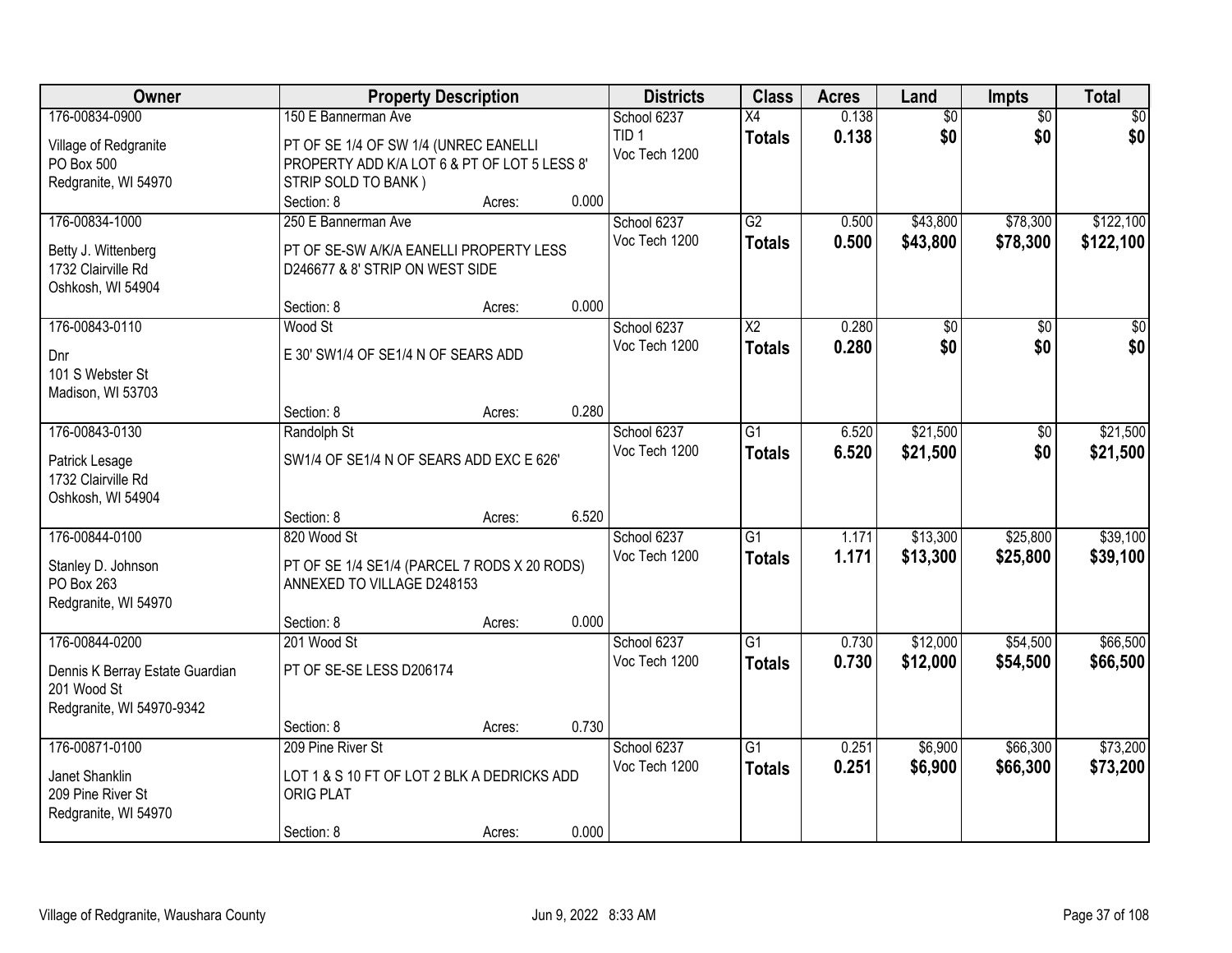| Owner | Property Description | Districts | Class | Acres | Land | Impts | Total |
|---|---|---|---|---|---|---|---|
| 176-00834-0900<br>Village of Redgranite<br>PO Box 500<br>Redgranite, WI 54970 | 150 E Bannerman Ave<br>PT OF SE 1/4 OF SW 1/4 (UNREC EANELLI PROPERTY ADD K/A LOT 6 & PT OF LOT 5 LESS 8' STRIP SOLD TO BANK )<br>Section: 8 Acres: 0.000 | School 6237<br>TID 1<br>Voc Tech 1200 | X4<br>**Totals** | 0.138<br>**0.138** | $0<br>**$0** | $0<br>**$0** | $0<br>**$0** |
| 176-00834-1000<br>Betty J. Wittenberg<br>1732 Clairville Rd<br>Oshkosh, WI 54904 | 250 E Bannerman Ave<br>PT OF SE-SW A/K/A EANELLI PROPERTY LESS D246677 & 8' STRIP ON WEST SIDE<br>Section: 8 Acres: 0.000 | School 6237<br>Voc Tech 1200 | G2<br>**Totals** | 0.500<br>**0.500** | $43,800<br>**$43,800** | $78,300<br>**$78,300** | $122,100<br>**$122,100** |
| 176-00843-0110<br>Dnr<br>101 S Webster St<br>Madison, WI 53703 | Wood St<br>E 30' SW1/4 OF SE1/4 N OF SEARS ADD<br>Section: 8 Acres: 0.280 | School 6237<br>Voc Tech 1200 | X2<br>**Totals** | 0.280<br>**0.280** | $0<br>**$0** | $0<br>**$0** | $0<br>**$0** |
| 176-00843-0130<br>Patrick Lesage<br>1732 Clairville Rd<br>Oshkosh, WI 54904 | Randolph St<br>SW1/4 OF SE1/4 N OF SEARS ADD EXC E 626'<br>Section: 8 Acres: 6.520 | School 6237<br>Voc Tech 1200 | G1<br>**Totals** | 6.520<br>**6.520** | $21,500<br>**$21,500** | $0<br>**$0** | $21,500<br>**$21,500** |
| 176-00844-0100<br>Stanley D. Johnson<br>PO Box 263<br>Redgranite, WI 54970 | 820 Wood St<br>PT OF SE 1/4 SE1/4 (PARCEL 7 RODS X 20 RODS) ANNEXED TO VILLAGE D248153<br>Section: 8 Acres: 0.000 | School 6237<br>Voc Tech 1200 | G1<br>**Totals** | 1.171<br>**1.171** | $13,300<br>**$13,300** | $25,800<br>**$25,800** | $39,100<br>**$39,100** |
| 176-00844-0200<br>Dennis K Berray Estate Guardian<br>201 Wood St<br>Redgranite, WI 54970-9342 | 201 Wood St<br>PT OF SE-SE LESS D206174<br>Section: 8 Acres: 0.730 | School 6237<br>Voc Tech 1200 | G1<br>**Totals** | 0.730<br>**0.730** | $12,000<br>**$12,000** | $54,500<br>**$54,500** | $66,500<br>**$66,500** |
| 176-00871-0100<br>Janet Shanklin<br>209 Pine River St<br>Redgranite, WI 54970 | 209 Pine River St<br>LOT 1 & S 10 FT OF LOT 2 BLK A DEDRICKS ADD ORIG PLAT<br>Section: 8 Acres: 0.000 | School 6237<br>Voc Tech 1200 | G1<br>**Totals** | 0.251<br>**0.251** | $6,900<br>**$6,900** | $66,300<br>**$66,300** | $73,200<br>**$73,200** |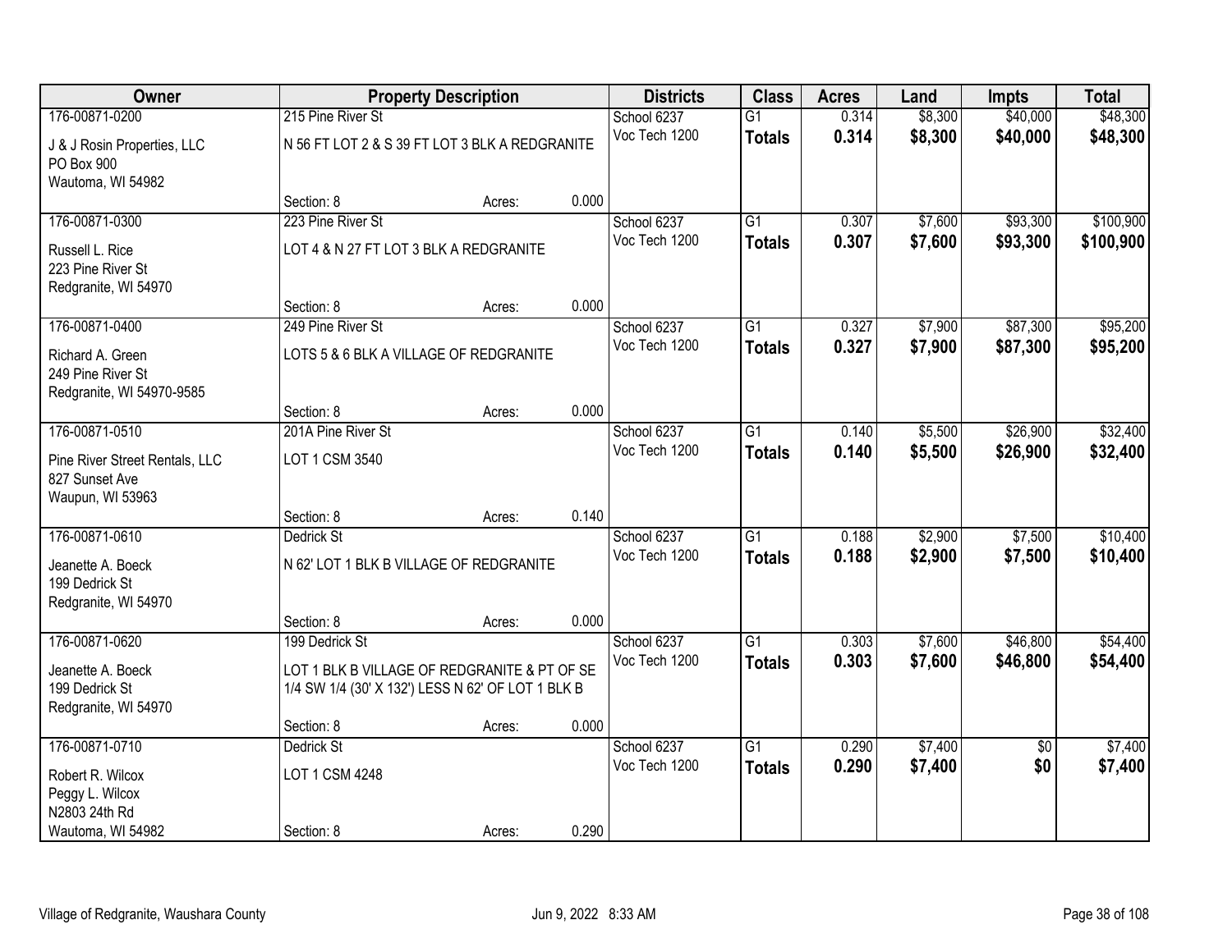| Owner | Property Description | | | Districts | Class | Acres | Land | Impts | Total |
|---|---|---|---|---|---|---|---|---|---|
| 176-00871-0200 | 215 Pine River St | | | School 6237 | G1 | 0.314 | $8,300 | $40,000 | $48,300 |
| J & J Rosin Properties, LLC<br>PO Box 900<br>Wautoma, WI 54982 | N 56 FT LOT 2 & S 39 FT LOT 3 BLK A REDGRANITE | | | Voc Tech 1200 | **Totals** | **0.314** | **$8,300** | **$40,000** | **$48,300** |
| | Section: 8 | Acres: | 0.000 | | | | | | |
| 176-00871-0300 | 223 Pine River St | | | School 6237 | G1 | 0.307 | $7,600 | $93,300 | $100,900 |
| Russell L. Rice<br>223 Pine River St<br>Redgranite, WI 54970 | LOT 4 & N 27 FT LOT 3 BLK A REDGRANITE | | | Voc Tech 1200 | **Totals** | **0.307** | **$7,600** | **$93,300** | **$100,900** |
| | Section: 8 | Acres: | 0.000 | | | | | | |
| 176-00871-0400 | 249 Pine River St | | | School 6237 | G1 | 0.327 | $7,900 | $87,300 | $95,200 |
| Richard A. Green<br>249 Pine River St<br>Redgranite, WI 54970-9585 | LOTS 5 & 6 BLK A VILLAGE OF REDGRANITE | | | Voc Tech 1200 | **Totals** | **0.327** | **$7,900** | **$87,300** | **$95,200** |
| | Section: 8 | Acres: | 0.000 | | | | | | |
| 176-00871-0510 | 201A Pine River St | | | School 6237 | G1 | 0.140 | $5,500 | $26,900 | $32,400 |
| Pine River Street Rentals, LLC<br>827 Sunset Ave<br>Waupun, WI 53963 | LOT 1 CSM 3540 | | | Voc Tech 1200 | **Totals** | **0.140** | **$5,500** | **$26,900** | **$32,400** |
| | Section: 8 | Acres: | 0.140 | | | | | | |
| 176-00871-0610 | Dedrick St | | | School 6237 | G1 | 0.188 | $2,900 | $7,500 | $10,400 |
| Jeanette A. Boeck<br>199 Dedrick St<br>Redgranite, WI 54970 | N 62' LOT 1 BLK B VILLAGE OF REDGRANITE | | | Voc Tech 1200 | **Totals** | **0.188** | **$2,900** | **$7,500** | **$10,400** |
| | Section: 8 | Acres: | 0.000 | | | | | | |
| 176-00871-0620 | 199 Dedrick St | | | School 6237 | G1 | 0.303 | $7,600 | $46,800 | $54,400 |
| Jeanette A. Boeck<br>199 Dedrick St<br>Redgranite, WI 54970 | LOT 1 BLK B VILLAGE OF REDGRANITE & PT OF SE 1/4 SW 1/4 (30' X 132') LESS N 62' OF LOT 1 BLK B | | | Voc Tech 1200 | **Totals** | **0.303** | **$7,600** | **$46,800** | **$54,400** |
| | Section: 8 | Acres: | 0.000 | | | | | | |
| 176-00871-0710 | Dedrick St | | | School 6237 | G1 | 0.290 | $7,400 | $0 | $7,400 |
| Robert R. Wilcox<br>Peggy L. Wilcox<br>N2803 24th Rd<br>Wautoma, WI 54982 | LOT 1 CSM 4248 | | | Voc Tech 1200 | **Totals** | **0.290** | **$7,400** | **$0** | **$7,400** |
| | Section: 8 | Acres: | 0.290 | | | | | | |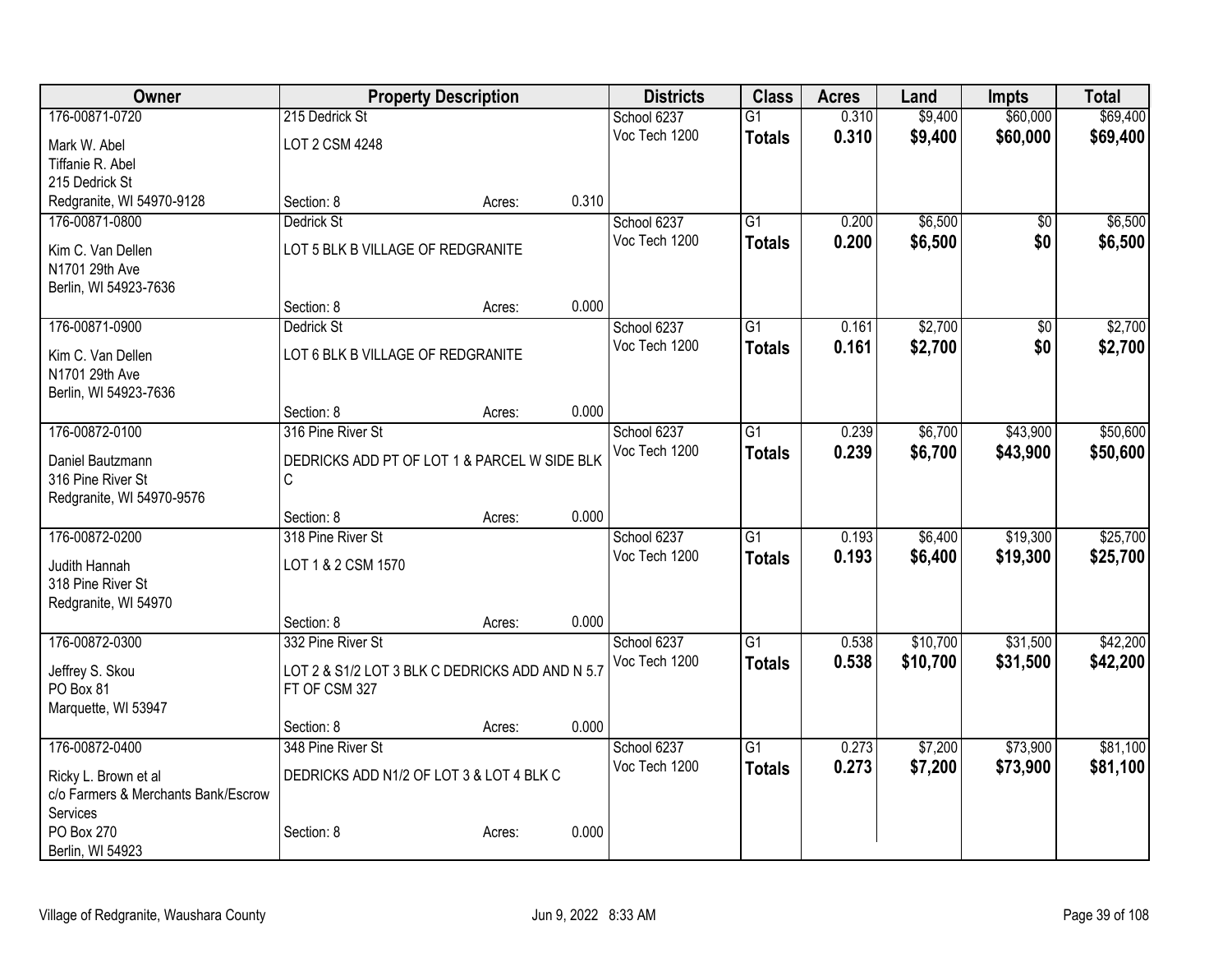| Owner | Property Description | | | Districts | Class | Acres | Land | Impts | Total |
|---|---|---|---|---|---|---|---|---|---|
| 176-00871-0720<br>Mark W. Abel<br>Tiffanie R. Abel<br>215 Dedrick St<br>Redgranite, WI 54970-9128 | 215 Dedrick St<br>LOT 2 CSM 4248<br>Section: 8 | Acres: | 0.310 | School 6237<br>Voc Tech 1200 | G1<br>**Totals** | 0.310<br>**0.310** | $9,400<br>**$9,400** | $60,000<br>**$60,000** | $69,400<br>**$69,400** |
| 176-00871-0800<br>Kim C. Van Dellen<br>N1701 29th Ave<br>Berlin, WI 54923-7636 | Dedrick St<br>LOT 5 BLK B VILLAGE OF REDGRANITE<br>Section: 8 | Acres: | 0.000 | School 6237<br>Voc Tech 1200 | G1<br>**Totals** | 0.200<br>**0.200** | $6,500<br>**$6,500** | $0<br>**$0** | $6,500<br>**$6,500** |
| 176-00871-0900<br>Kim C. Van Dellen<br>N1701 29th Ave<br>Berlin, WI 54923-7636 | Dedrick St<br>LOT 6 BLK B VILLAGE OF REDGRANITE<br>Section: 8 | Acres: | 0.000 | School 6237<br>Voc Tech 1200 | G1<br>**Totals** | 0.161<br>**0.161** | $2,700<br>**$2,700** | $0<br>**$0** | $2,700<br>**$2,700** |
| 176-00872-0100<br>Daniel Bautzmann<br>316 Pine River St<br>Redgranite, WI 54970-9576 | 316 Pine River St<br>DEDRICKS ADD PT OF LOT 1 & PARCEL W SIDE BLK C<br>Section: 8 | Acres: | 0.000 | School 6237<br>Voc Tech 1200 | G1<br>**Totals** | 0.239<br>**0.239** | $6,700<br>**$6,700** | $43,900<br>**$43,900** | $50,600<br>**$50,600** |
| 176-00872-0200<br>Judith Hannah<br>318 Pine River St<br>Redgranite, WI 54970 | 318 Pine River St<br>LOT 1 & 2 CSM 1570<br>Section: 8 | Acres: | 0.000 | School 6237<br>Voc Tech 1200 | G1<br>**Totals** | 0.193<br>**0.193** | $6,400<br>**$6,400** | $19,300<br>**$19,300** | $25,700<br>**$25,700** |
| 176-00872-0300<br>Jeffrey S. Skou<br>PO Box 81<br>Marquette, WI 53947 | 332 Pine River St<br>LOT 2 & S1/2 LOT 3 BLK C DEDRICKS ADD AND N 5.7 FT OF CSM 327<br>Section: 8 | Acres: | 0.000 | School 6237<br>Voc Tech 1200 | G1<br>**Totals** | 0.538<br>**0.538** | $10,700<br>**$10,700** | $31,500<br>**$31,500** | $42,200<br>**$42,200** |
| 176-00872-0400<br>Ricky L. Brown et al<br>c/o Farmers & Merchants Bank/Escrow Services<br>PO Box 270<br>Berlin, WI 54923 | 348 Pine River St<br>DEDRICKS ADD N1/2 OF LOT 3 & LOT 4 BLK C<br>Section: 8 | Acres: | 0.000 | School 6237<br>Voc Tech 1200 | G1<br>**Totals** | 0.273<br>**0.273** | $7,200<br>**$7,200** | $73,900<br>**$73,900** | $81,100<br>**$81,100** |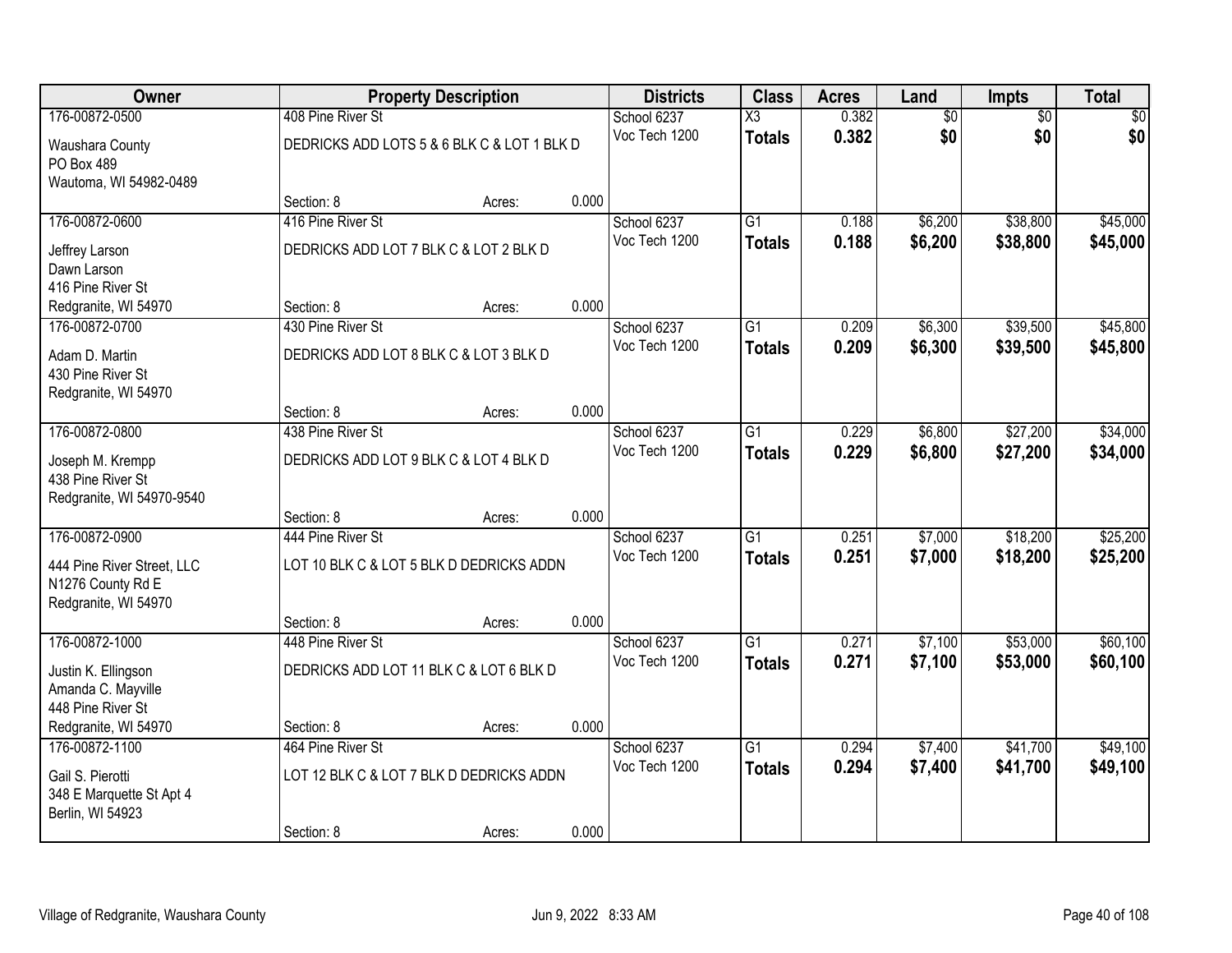| Owner | Property Description | | | Districts | Class | Acres | Land | Impts | Total |
|---|---|---|---|---|---|---|---|---|---|
| 176-00872-0500 | 408 Pine River St | | | School 6237 | X3 | 0.382 | $0 | $0 | $0 |
| Waushara County<br>PO Box 489<br>Wautoma, WI 54982-0489 | DEDRICKS ADD LOTS 5 & 6 BLK C & LOT 1 BLK D | | | Voc Tech 1200 | **Totals** | **0.382** | **$0** | **$0** | **$0** |
| | Section: 8 | Acres: | 0.000 | | | | | | |
| 176-00872-0600 | 416 Pine River St | | | School 6237 | G1 | 0.188 | $6,200 | $38,800 | $45,000 |
| Jeffrey Larson<br>Dawn Larson<br>416 Pine River St<br>Redgranite, WI 54970 | DEDRICKS ADD LOT 7 BLK C & LOT 2 BLK D | | | Voc Tech 1200 | **Totals** | **0.188** | **$6,200** | **$38,800** | **$45,000** |
| | Section: 8 | Acres: | 0.000 | | | | | | |
| 176-00872-0700 | 430 Pine River St | | | School 6237 | G1 | 0.209 | $6,300 | $39,500 | $45,800 |
| Adam D. Martin<br>430 Pine River St<br>Redgranite, WI 54970 | DEDRICKS ADD LOT 8 BLK C & LOT 3 BLK D | | | Voc Tech 1200 | **Totals** | **0.209** | **$6,300** | **$39,500** | **$45,800** |
| | Section: 8 | Acres: | 0.000 | | | | | | |
| 176-00872-0800 | 438 Pine River St | | | School 6237 | G1 | 0.229 | $6,800 | $27,200 | $34,000 |
| Joseph M. Krempp<br>438 Pine River St<br>Redgranite, WI 54970-9540 | DEDRICKS ADD LOT 9 BLK C & LOT 4 BLK D | | | Voc Tech 1200 | **Totals** | **0.229** | **$6,800** | **$27,200** | **$34,000** |
| | Section: 8 | Acres: | 0.000 | | | | | | |
| 176-00872-0900 | 444 Pine River St | | | School 6237 | G1 | 0.251 | $7,000 | $18,200 | $25,200 |
| 444 Pine River Street, LLC<br>N1276 County Rd E<br>Redgranite, WI 54970 | LOT 10 BLK C & LOT 5 BLK D DEDRICKS ADDN | | | Voc Tech 1200 | **Totals** | **0.251** | **$7,000** | **$18,200** | **$25,200** |
| | Section: 8 | Acres: | 0.000 | | | | | | |
| 176-00872-1000 | 448 Pine River St | | | School 6237 | G1 | 0.271 | $7,100 | $53,000 | $60,100 |
| Justin K. Ellingson<br>Amanda C. Mayville<br>448 Pine River St<br>Redgranite, WI 54970 | DEDRICKS ADD LOT 11 BLK C & LOT 6 BLK D | | | Voc Tech 1200 | **Totals** | **0.271** | **$7,100** | **$53,000** | **$60,100** |
| | Section: 8 | Acres: | 0.000 | | | | | | |
| 176-00872-1100 | 464 Pine River St | | | School 6237 | G1 | 0.294 | $7,400 | $41,700 | $49,100 |
| Gail S. Pierotti<br>348 E Marquette St Apt 4<br>Berlin, WI 54923 | LOT 12 BLK C & LOT 7 BLK D DEDRICKS ADDN | | | Voc Tech 1200 | **Totals** | **0.294** | **$7,400** | **$41,700** | **$49,100** |
| | Section: 8 | Acres: | 0.000 | | | | | | |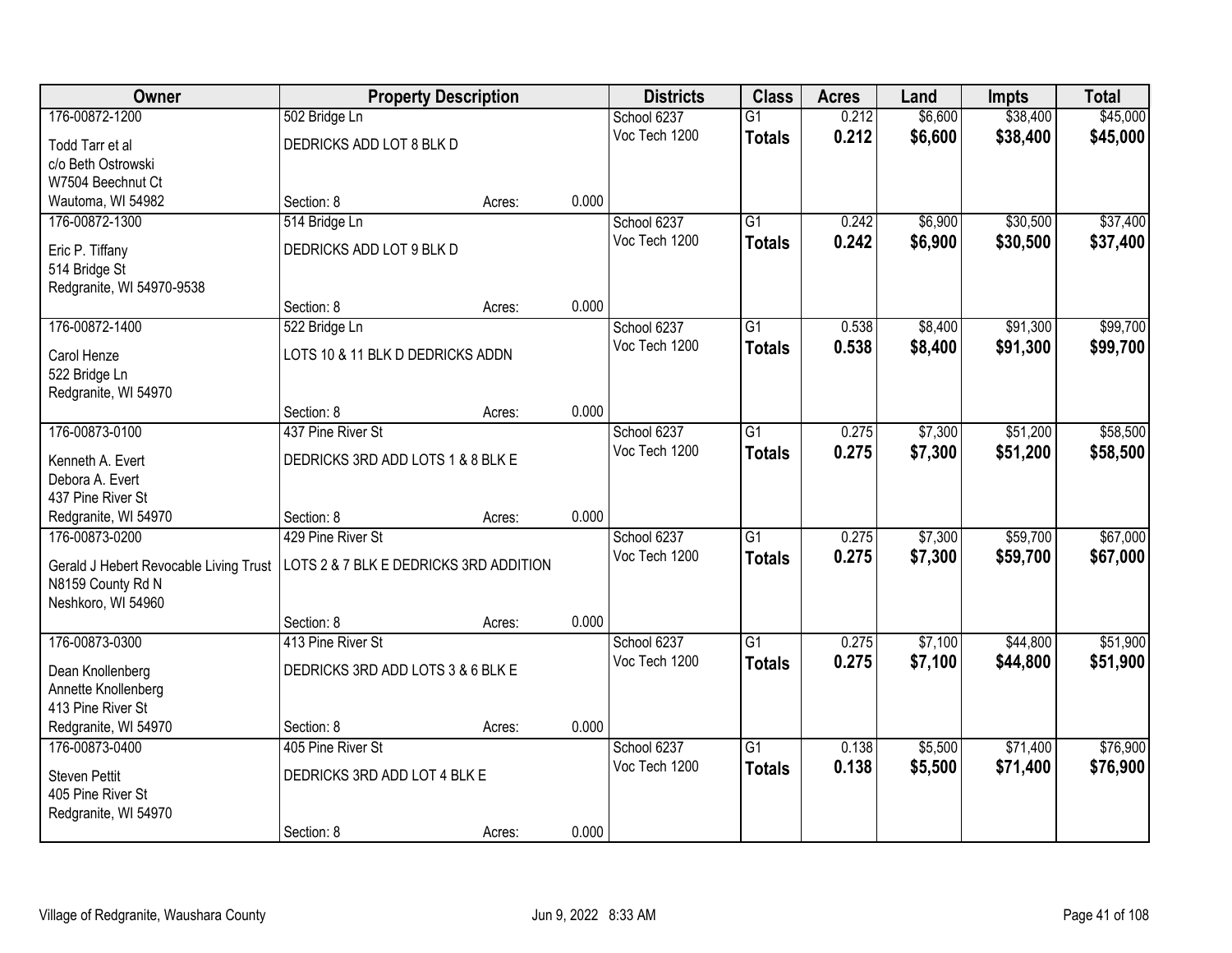| Owner | Property Description | | | Districts | Class | Acres | Land | Impts | Total |
|---|---|---|---|---|---|---|---|---|---|
| 176-00872-1200 | 502 Bridge Ln | | | School 6237 | G1 | 0.212 | $6,600 | $38,400 | $45,000 |
| Todd Tarr et al<br>c/o Beth Ostrowski<br>W7504 Beechnut Ct<br>Wautoma, WI 54982 | DEDRICKS ADD LOT 8 BLK D | | | Voc Tech 1200 | **Totals** | **0.212** | **$6,600** | **$38,400** | **$45,000** |
| | Section: 8 | Acres: | 0.000 | | | | | | |
| 176-00872-1300 | 514 Bridge Ln | | | School 6237 | G1 | 0.242 | $6,900 | $30,500 | $37,400 |
| Eric P. Tiffany<br>514 Bridge St<br>Redgranite, WI 54970-9538 | DEDRICKS ADD LOT 9 BLK D | | | Voc Tech 1200 | **Totals** | **0.242** | **$6,900** | **$30,500** | **$37,400** |
| | Section: 8 | Acres: | 0.000 | | | | | | |
| 176-00872-1400 | 522 Bridge Ln | | | School 6237 | G1 | 0.538 | $8,400 | $91,300 | $99,700 |
| Carol Henze<br>522 Bridge Ln<br>Redgranite, WI 54970 | LOTS 10 & 11 BLK D DEDRICKS ADDN | | | Voc Tech 1200 | **Totals** | **0.538** | **$8,400** | **$91,300** | **$99,700** |
| | Section: 8 | Acres: | 0.000 | | | | | | |
| 176-00873-0100 | 437 Pine River St | | | School 6237 | G1 | 0.275 | $7,300 | $51,200 | $58,500 |
| Kenneth A. Evert<br>Debora A. Evert<br>437 Pine River St<br>Redgranite, WI 54970 | DEDRICKS 3RD ADD LOTS 1 & 8 BLK E | | | Voc Tech 1200 | **Totals** | **0.275** | **$7,300** | **$51,200** | **$58,500** |
| | Section: 8 | Acres: | 0.000 | | | | | | |
| 176-00873-0200 | 429 Pine River St | | | School 6237 | G1 | 0.275 | $7,300 | $59,700 | $67,000 |
| Gerald J Hebert Revocable Living Trust<br>N8159 County Rd N<br>Neshkoro, WI 54960 | LOTS 2 & 7 BLK E DEDRICKS 3RD ADDITION | | | Voc Tech 1200 | **Totals** | **0.275** | **$7,300** | **$59,700** | **$67,000** |
| | Section: 8 | Acres: | 0.000 | | | | | | |
| 176-00873-0300 | 413 Pine River St | | | School 6237 | G1 | 0.275 | $7,100 | $44,800 | $51,900 |
| Dean Knollenberg<br>Annette Knollenberg<br>413 Pine River St<br>Redgranite, WI 54970 | DEDRICKS 3RD ADD LOTS 3 & 6 BLK E | | | Voc Tech 1200 | **Totals** | **0.275** | **$7,100** | **$44,800** | **$51,900** |
| | Section: 8 | Acres: | 0.000 | | | | | | |
| 176-00873-0400 | 405 Pine River St | | | School 6237 | G1 | 0.138 | $5,500 | $71,400 | $76,900 |
| Steven Pettit<br>405 Pine River St<br>Redgranite, WI 54970 | DEDRICKS 3RD ADD LOT 4 BLK E | | | Voc Tech 1200 | **Totals** | **0.138** | **$5,500** | **$71,400** | **$76,900** |
| | Section: 8 | Acres: | 0.000 | | | | | | |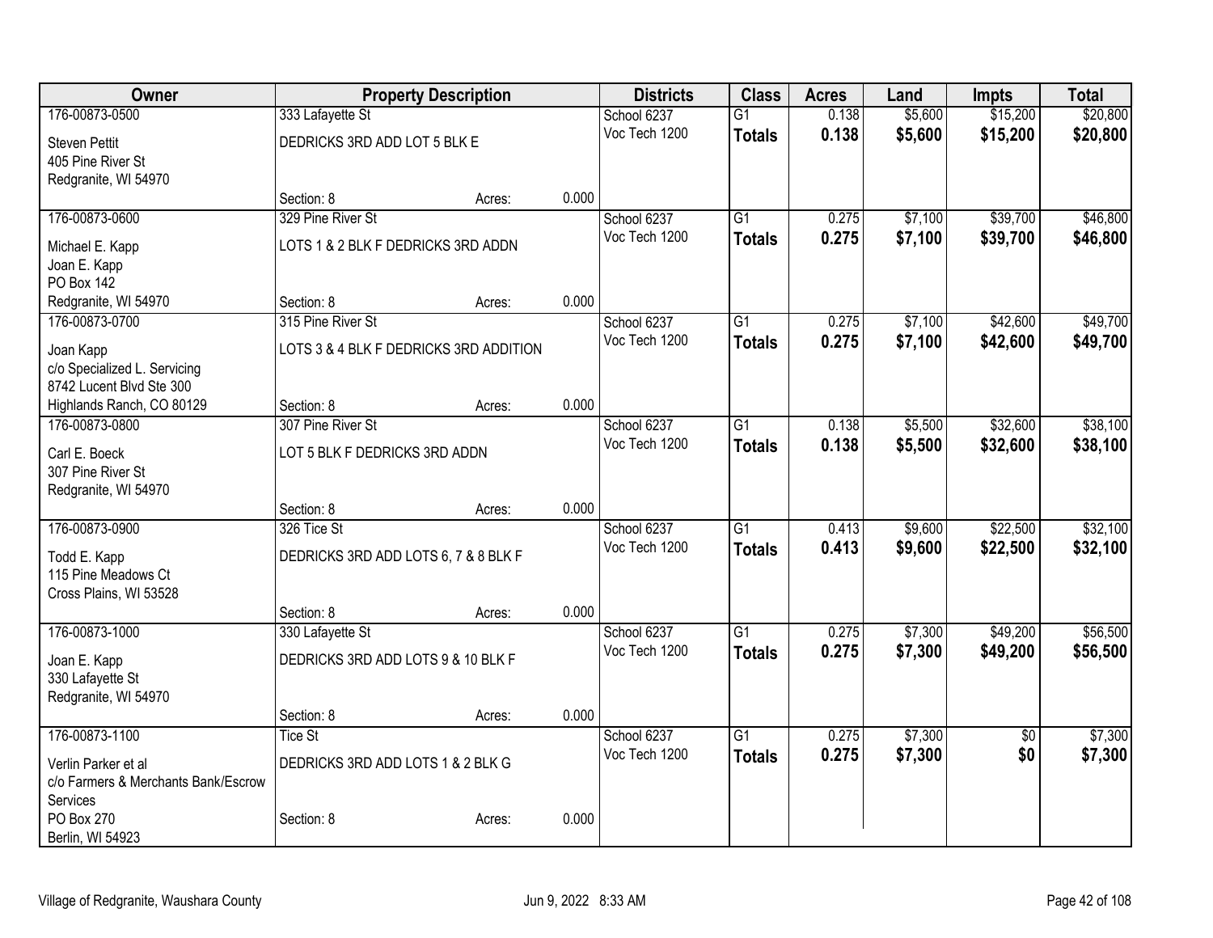| Owner | Property Description | | | Districts | Class | Acres | Land | Impts | Total |
|---|---|---|---|---|---|---|---|---|---|
| 176-00873-0500 | 333 Lafayette St | | | School 6237 | G1 | 0.138 | $5,600 | $15,200 | $20,800 |
| Steven Pettit<br>405 Pine River St<br>Redgranite, WI 54970 | DEDRICKS 3RD ADD LOT 5 BLK E | | | Voc Tech 1200 | **Totals** | **0.138** | **$5,600** | **$15,200** | **$20,800** |
| | Section: 8 | Acres: | 0.000 | | | | | | |
| 176-00873-0600 | 329 Pine River St | | | School 6237 | G1 | 0.275 | $7,100 | $39,700 | $46,800 |
| Michael E. Kapp<br>Joan E. Kapp<br>PO Box 142<br>Redgranite, WI 54970 | LOTS 1 & 2 BLK F DEDRICKS 3RD ADDN | | | Voc Tech 1200 | **Totals** | **0.275** | **$7,100** | **$39,700** | **$46,800** |
| | Section: 8 | Acres: | 0.000 | | | | | | |
| 176-00873-0700 | 315 Pine River St | | | School 6237 | G1 | 0.275 | $7,100 | $42,600 | $49,700 |
| Joan Kapp<br>c/o Specialized L. Servicing<br>8742 Lucent Blvd Ste 300<br>Highlands Ranch, CO 80129 | LOTS 3 & 4 BLK F DEDRICKS 3RD ADDITION | | | Voc Tech 1200 | **Totals** | **0.275** | **$7,100** | **$42,600** | **$49,700** |
| | Section: 8 | Acres: | 0.000 | | | | | | |
| 176-00873-0800 | 307 Pine River St | | | School 6237 | G1 | 0.138 | $5,500 | $32,600 | $38,100 |
| Carl E. Boeck<br>307 Pine River St<br>Redgranite, WI 54970 | LOT 5 BLK F DEDRICKS 3RD ADDN | | | Voc Tech 1200 | **Totals** | **0.138** | **$5,500** | **$32,600** | **$38,100** |
| | Section: 8 | Acres: | 0.000 | | | | | | |
| 176-00873-0900 | 326 Tice St | | | School 6237 | G1 | 0.413 | $9,600 | $22,500 | $32,100 |
| Todd E. Kapp<br>115 Pine Meadows Ct<br>Cross Plains, WI 53528 | DEDRICKS 3RD ADD LOTS 6, 7 & 8 BLK F | | | Voc Tech 1200 | **Totals** | **0.413** | **$9,600** | **$22,500** | **$32,100** |
| | Section: 8 | Acres: | 0.000 | | | | | | |
| 176-00873-1000 | 330 Lafayette St | | | School 6237 | G1 | 0.275 | $7,300 | $49,200 | $56,500 |
| Joan E. Kapp<br>330 Lafayette St<br>Redgranite, WI 54970 | DEDRICKS 3RD ADD LOTS 9 & 10 BLK F | | | Voc Tech 1200 | **Totals** | **0.275** | **$7,300** | **$49,200** | **$56,500** |
| | Section: 8 | Acres: | 0.000 | | | | | | |
| 176-00873-1100 | Tice St | | | School 6237 | G1 | 0.275 | $7,300 | $0 | $7,300 |
| Verlin Parker et al<br>c/o Farmers & Merchants Bank/Escrow Services<br>PO Box 270<br>Berlin, WI 54923 | DEDRICKS 3RD ADD LOTS 1 & 2 BLK G | | | Voc Tech 1200 | **Totals** | **0.275** | **$7,300** | **$0** | **$7,300** |
| | Section: 8 | Acres: | 0.000 | | | | | | |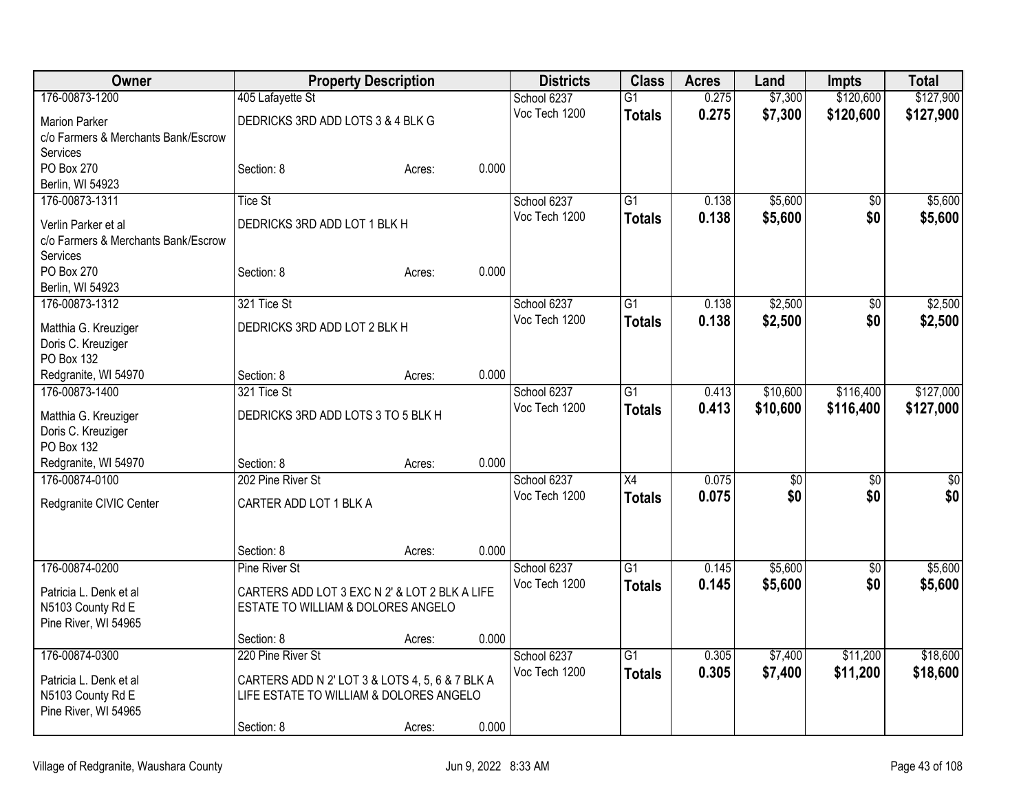| Owner | Property Description | | | Districts | Class | Acres | Land | Impts | Total |
|---|---|---|---|---|---|---|---|---|---|
| 176-00873-1200 | 405 Lafayette St | | | School 6237 | G1 | 0.275 | $7,300 | $120,600 | $127,900 |
| Marion Parker<br>c/o Farmers & Merchants Bank/Escrow Services<br>PO Box 270<br>Berlin, WI 54923 | DEDRICKS 3RD ADD LOTS 3 & 4 BLK G<br>Section: 8 | Acres: | 0.000 | Voc Tech 1200 | **Totals** | **0.275** | **$7,300** | **$120,600** | **$127,900** |
| 176-00873-1311 | Tice St | | | School 6237 | G1 | 0.138 | $5,600 | $0 | $5,600 |
| Verlin Parker et al<br>c/o Farmers & Merchants Bank/Escrow Services<br>PO Box 270<br>Berlin, WI 54923 | DEDRICKS 3RD ADD LOT 1 BLK H<br>Section: 8 | Acres: | 0.000 | Voc Tech 1200 | **Totals** | **0.138** | **$5,600** | **$0** | **$5,600** |
| 176-00873-1312 | 321 Tice St | | | School 6237 | G1 | 0.138 | $2,500 | $0 | $2,500 |
| Matthia G. Kreuziger<br>Doris C. Kreuziger<br>PO Box 132<br>Redgranite, WI 54970 | DEDRICKS 3RD ADD LOT 2 BLK H<br>Section: 8 | Acres: | 0.000 | Voc Tech 1200 | **Totals** | **0.138** | **$2,500** | **$0** | **$2,500** |
| 176-00873-1400 | 321 Tice St | | | School 6237 | G1 | 0.413 | $10,600 | $116,400 | $127,000 |
| Matthia G. Kreuziger<br>Doris C. Kreuziger<br>PO Box 132<br>Redgranite, WI 54970 | DEDRICKS 3RD ADD LOTS 3 TO 5 BLK H<br>Section: 8 | Acres: | 0.000 | Voc Tech 1200 | **Totals** | **0.413** | **$10,600** | **$116,400** | **$127,000** |
| 176-00874-0100 | 202 Pine River St | | | School 6237 | X4 | 0.075 | $0 | $0 | $0 |
| Redgranite CIVIC Center | CARTER ADD LOT 1 BLK A<br>Section: 8 | Acres: | 0.000 | Voc Tech 1200 | **Totals** | **0.075** | **$0** | **$0** | **$0** |
| 176-00874-0200 | Pine River St | | | School 6237 | G1 | 0.145 | $5,600 | $0 | $5,600 |
| Patricia L. Denk et al<br>N5103 County Rd E<br>Pine River, WI 54965 | CARTERS ADD LOT 3 EXC N 2' & LOT 2 BLK A LIFE ESTATE TO WILLIAM & DOLORES ANGELO<br>Section: 8 | Acres: | 0.000 | Voc Tech 1200 | **Totals** | **0.145** | **$5,600** | **$0** | **$5,600** |
| 176-00874-0300 | 220 Pine River St | | | School 6237 | G1 | 0.305 | $7,400 | $11,200 | $18,600 |
| Patricia L. Denk et al<br>N5103 County Rd E<br>Pine River, WI 54965 | CARTERS ADD N 2' LOT 3 & LOTS 4, 5, 6 & 7 BLK A LIFE ESTATE TO WILLIAM & DOLORES ANGELO<br>Section: 8 | Acres: | 0.000 | Voc Tech 1200 | **Totals** | **0.305** | **$7,400** | **$11,200** | **$18,600** |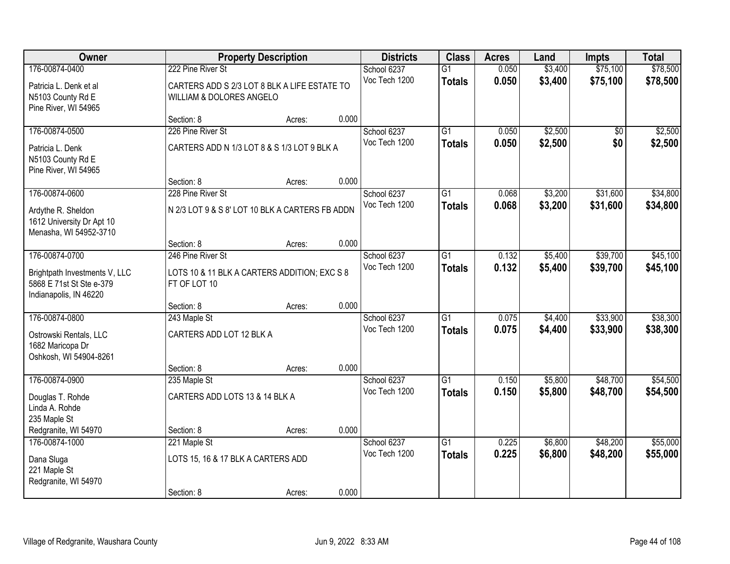| Owner | Property Description | | | Districts | Class | Acres | Land | Impts | Total |
|---|---|---|---|---|---|---|---|---|---|
| 176-00874-0400 | 222 Pine River St | | | School 6237 | G1 | 0.050 | $3,400 | $75,100 | $78,500 |
| Patricia L. Denk et al<br>N5103 County Rd E<br>Pine River, WI 54965 | CARTERS ADD S 2/3 LOT 8 BLK A LIFE ESTATE TO WILLIAM & DOLORES ANGELO | | | Voc Tech 1200 | **Totals** | **0.050** | **$3,400** | **$75,100** | **$78,500** |
| | Section: 8 | Acres: | 0.000 | | | | | | |
| 176-00874-0500 | 226 Pine River St | | | School 6237 | G1 | 0.050 | $2,500 | $0 | $2,500 |
| Patricia L. Denk<br>N5103 County Rd E<br>Pine River, WI 54965 | CARTERS ADD N 1/3 LOT 8 & S 1/3 LOT 9 BLK A | | | Voc Tech 1200 | **Totals** | **0.050** | **$2,500** | **$0** | **$2,500** |
| | Section: 8 | Acres: | 0.000 | | | | | | |
| 176-00874-0600 | 228 Pine River St | | | School 6237 | G1 | 0.068 | $3,200 | $31,600 | $34,800 |
| Ardythe R. Sheldon<br>1612 University Dr Apt 10<br>Menasha, WI 54952-3710 | N 2/3 LOT 9 & S 8' LOT 10 BLK A CARTERS FB ADDN | | | Voc Tech 1200 | **Totals** | **0.068** | **$3,200** | **$31,600** | **$34,800** |
| | Section: 8 | Acres: | 0.000 | | | | | | |
| 176-00874-0700 | 246 Pine River St | | | School 6237 | G1 | 0.132 | $5,400 | $39,700 | $45,100 |
| Brightpath Investments V, LLC<br>5868 E 71st St Ste e-379<br>Indianapolis, IN 46220 | LOTS 10 & 11 BLK A CARTERS ADDITION; EXC S 8 FT OF LOT 10 | | | Voc Tech 1200 | **Totals** | **0.132** | **$5,400** | **$39,700** | **$45,100** |
| | Section: 8 | Acres: | 0.000 | | | | | | |
| 176-00874-0800 | 243 Maple St | | | School 6237 | G1 | 0.075 | $4,400 | $33,900 | $38,300 |
| Ostrowski Rentals, LLC<br>1682 Maricopa Dr<br>Oshkosh, WI 54904-8261 | CARTERS ADD LOT 12 BLK A | | | Voc Tech 1200 | **Totals** | **0.075** | **$4,400** | **$33,900** | **$38,300** |
| | Section: 8 | Acres: | 0.000 | | | | | | |
| 176-00874-0900 | 235 Maple St | | | School 6237 | G1 | 0.150 | $5,800 | $48,700 | $54,500 |
| Douglas T. Rohde<br>Linda A. Rohde<br>235 Maple St<br>Redgranite, WI 54970 | CARTERS ADD LOTS 13 & 14 BLK A | | | Voc Tech 1200 | **Totals** | **0.150** | **$5,800** | **$48,700** | **$54,500** |
| | Section: 8 | Acres: | 0.000 | | | | | | |
| 176-00874-1000 | 221 Maple St | | | School 6237 | G1 | 0.225 | $6,800 | $48,200 | $55,000 |
| Dana Sluga<br>221 Maple St<br>Redgranite, WI 54970 | LOTS 15, 16 & 17 BLK A CARTERS ADD | | | Voc Tech 1200 | **Totals** | **0.225** | **$6,800** | **$48,200** | **$55,000** |
| | Section: 8 | Acres: | 0.000 | | | | | | |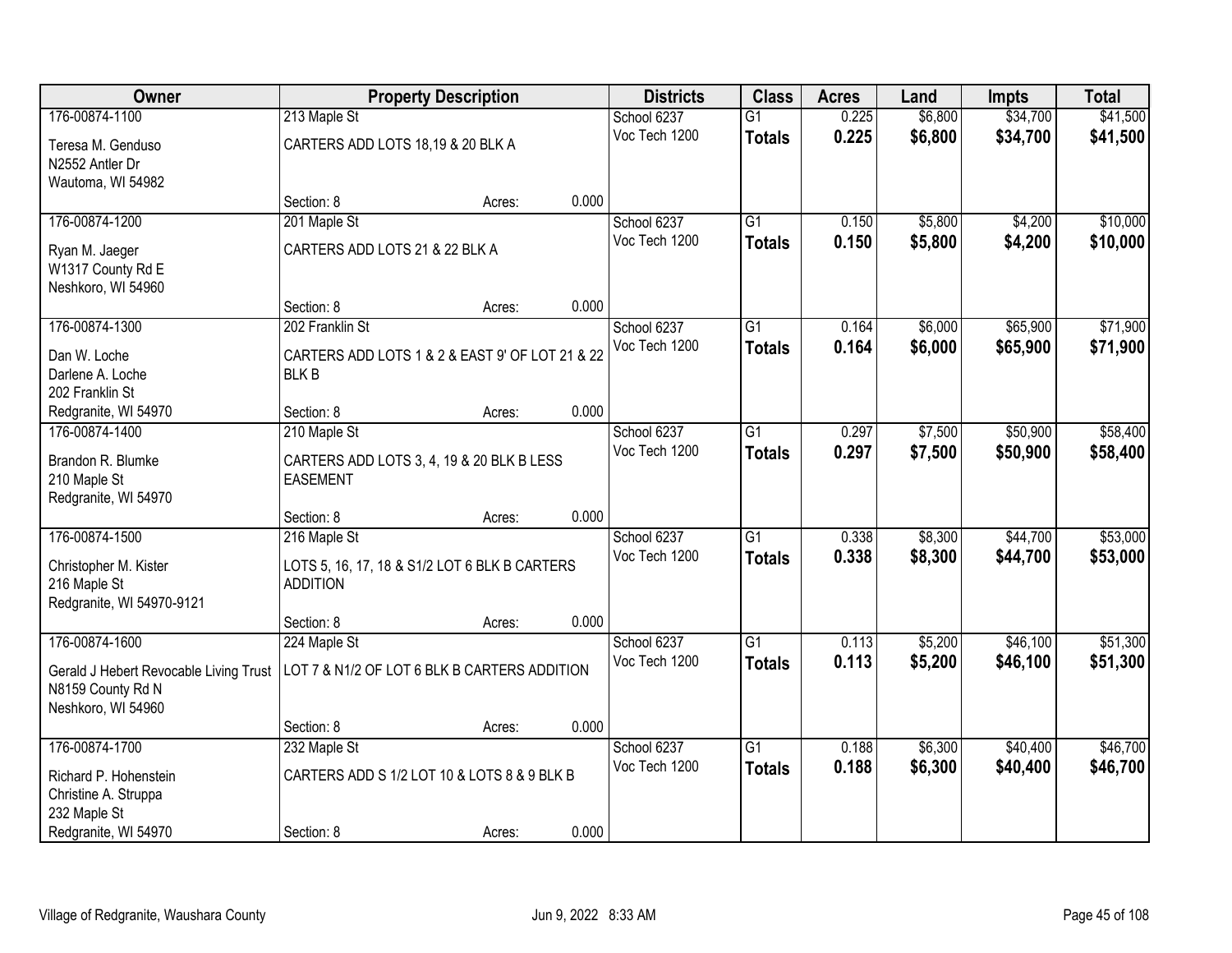| Owner | Property Description | Districts | Class | Acres | Land | Impts | Total |
|---|---|---|---|---|---|---|---|
| 176-00874-1100<br>Teresa M. Genduso<br>N2552 Antler Dr<br>Wautoma, WI 54982 | 213 Maple St<br>CARTERS ADD LOTS 18,19 & 20 BLK A<br>Section: 8 Acres: 0.000 | School 6237<br>Voc Tech 1200 | G1<br>**Totals** | 0.225<br>**0.225** | $6,800<br>**$6,800** | $34,700<br>**$34,700** | $41,500<br>**$41,500** |
| 176-00874-1200<br>Ryan M. Jaeger<br>W1317 County Rd E<br>Neshkoro, WI 54960 | 201 Maple St<br>CARTERS ADD LOTS 21 & 22 BLK A<br>Section: 8 Acres: 0.000 | School 6237<br>Voc Tech 1200 | G1<br>**Totals** | 0.150<br>**0.150** | $5,800<br>**$5,800** | $4,200<br>**$4,200** | $10,000<br>**$10,000** |
| 176-00874-1300<br>Dan W. Loche<br>Darlene A. Loche<br>202 Franklin St<br>Redgranite, WI 54970 | 202 Franklin St<br>CARTERS ADD LOTS 1 & 2 & EAST 9' OF LOT 21 & 22 BLK B<br>Section: 8 Acres: 0.000 | School 6237<br>Voc Tech 1200 | G1<br>**Totals** | 0.164<br>**0.164** | $6,000<br>**$6,000** | $65,900<br>**$65,900** | $71,900<br>**$71,900** |
| 176-00874-1400<br>Brandon R. Blumke<br>210 Maple St<br>Redgranite, WI 54970 | 210 Maple St<br>CARTERS ADD LOTS 3, 4, 19 & 20 BLK B LESS EASEMENT<br>Section: 8 Acres: 0.000 | School 6237<br>Voc Tech 1200 | G1<br>**Totals** | 0.297<br>**0.297** | $7,500<br>**$7,500** | $50,900<br>**$50,900** | $58,400<br>**$58,400** |
| 176-00874-1500<br>Christopher M. Kister<br>216 Maple St<br>Redgranite, WI 54970-9121 | 216 Maple St<br>LOTS 5, 16, 17, 18 & S1/2 LOT 6 BLK B CARTERS ADDITION<br>Section: 8 Acres: 0.000 | School 6237<br>Voc Tech 1200 | G1<br>**Totals** | 0.338<br>**0.338** | $8,300<br>**$8,300** | $44,700<br>**$44,700** | $53,000<br>**$53,000** |
| 176-00874-1600<br>Gerald J Hebert Revocable Living Trust<br>N8159 County Rd N<br>Neshkoro, WI 54960 | 224 Maple St<br>LOT 7 & N1/2 OF LOT 6 BLK B CARTERS ADDITION<br>Section: 8 Acres: 0.000 | School 6237<br>Voc Tech 1200 | G1<br>**Totals** | 0.113<br>**0.113** | $5,200<br>**$5,200** | $46,100<br>**$46,100** | $51,300<br>**$51,300** |
| 176-00874-1700<br>Richard P. Hohenstein<br>Christine A. Struppa<br>232 Maple St<br>Redgranite, WI 54970 | 232 Maple St<br>CARTERS ADD S 1/2 LOT 10 & LOTS 8 & 9 BLK B<br>Section: 8 Acres: 0.000 | School 6237<br>Voc Tech 1200 | G1<br>**Totals** | 0.188<br>**0.188** | $6,300<br>**$6,300** | $40,400<br>**$40,400** | $46,700<br>**$46,700** |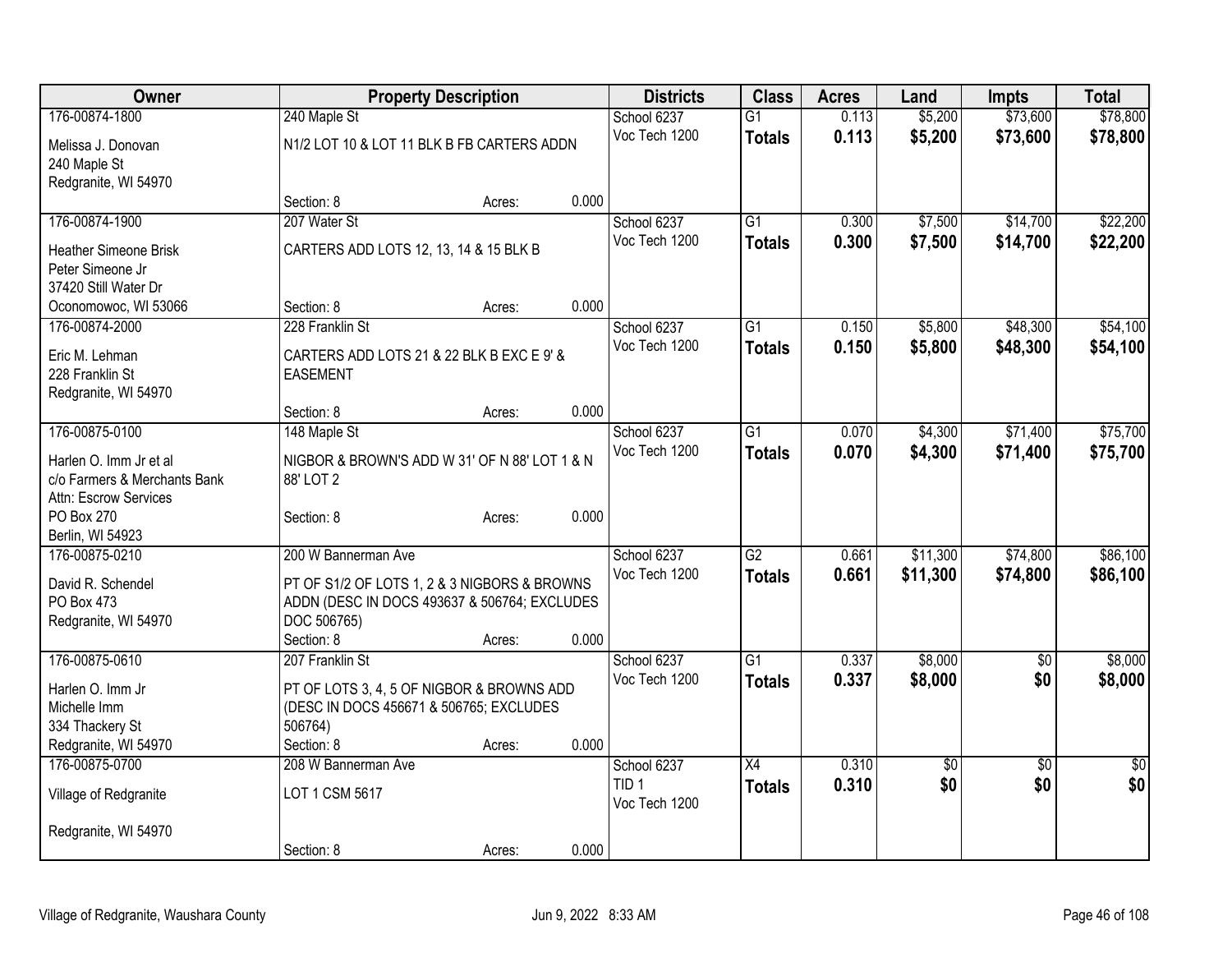| Owner | Property Description | Districts | Class | Acres | Land | Impts | Total |
|---|---|---|---|---|---|---|---|
| 176-00874-1800<br>Melissa J. Donovan<br>240 Maple St<br>Redgranite, WI 54970 | 240 Maple St<br>N1/2 LOT 10 & LOT 11 BLK B FB CARTERS ADDN<br>Section: 8 Acres: 0.000 | School 6237<br>Voc Tech 1200 | G1<br>**Totals** | 0.113<br>**0.113** | $5,200<br>**$5,200** | $73,600<br>**$73,600** | $78,800<br>**$78,800** |
| 176-00874-1900<br>Heather Simeone Brisk<br>Peter Simeone Jr<br>37420 Still Water Dr<br>Oconomowoc, WI 53066 | 207 Water St<br>CARTERS ADD LOTS 12, 13, 14 & 15 BLK B<br>Section: 8 Acres: 0.000 | School 6237<br>Voc Tech 1200 | G1<br>**Totals** | 0.300<br>**0.300** | $7,500<br>**$7,500** | $14,700<br>**$14,700** | $22,200<br>**$22,200** |
| 176-00874-2000<br>Eric M. Lehman<br>228 Franklin St<br>Redgranite, WI 54970 | 228 Franklin St<br>CARTERS ADD LOTS 21 & 22 BLK B EXC E 9' & EASEMENT<br>Section: 8 Acres: 0.000 | School 6237<br>Voc Tech 1200 | G1<br>**Totals** | 0.150<br>**0.150** | $5,800<br>**$5,800** | $48,300<br>**$48,300** | $54,100<br>**$54,100** |
| 176-00875-0100<br>Harlen O. Imm Jr et al<br>c/o Farmers & Merchants Bank<br>Attn: Escrow Services<br>PO Box 270<br>Berlin, WI 54923 | 148 Maple St<br>NIGBOR & BROWN'S ADD W 31' OF N 88' LOT 1 & N 88' LOT 2<br>Section: 8 Acres: 0.000 | School 6237<br>Voc Tech 1200 | G1<br>**Totals** | 0.070<br>**0.070** | $4,300<br>**$4,300** | $71,400<br>**$71,400** | $75,700<br>**$75,700** |
| 176-00875-0210<br>David R. Schendel<br>PO Box 473<br>Redgranite, WI 54970 | 200 W Bannerman Ave<br>PT OF S1/2 OF LOTS 1, 2 & 3 NIGBORS & BROWNS ADDN (DESC IN DOCS 493637 & 506764; EXCLUDES DOC 506765)<br>Section: 8 Acres: 0.000 | School 6237<br>Voc Tech 1200 | G2<br>**Totals** | 0.661<br>**0.661** | $11,300<br>**$11,300** | $74,800<br>**$74,800** | $86,100<br>**$86,100** |
| 176-00875-0610<br>Harlen O. Imm Jr<br>Michelle Imm<br>334 Thackery St<br>Redgranite, WI 54970 | 207 Franklin St<br>PT OF LOTS 3, 4, 5 OF NIGBOR & BROWNS ADD (DESC IN DOCS 456671 & 506765; EXCLUDES 506764)<br>Section: 8 Acres: 0.000 | School 6237<br>Voc Tech 1200 | G1<br>**Totals** | 0.337<br>**0.337** | $8,000<br>**$8,000** | $0<br>**$0** | $8,000<br>**$8,000** |
| 176-00875-0700<br>Village of Redgranite<br><br>Redgranite, WI 54970 | 208 W Bannerman Ave<br>LOT 1 CSM 5617<br>Section: 8 Acres: 0.000 | School 6237<br>TID 1<br>Voc Tech 1200 | X4<br>**Totals** | 0.310<br>**0.310** | $0<br>**$0** | $0<br>**$0** | $0<br>**$0** |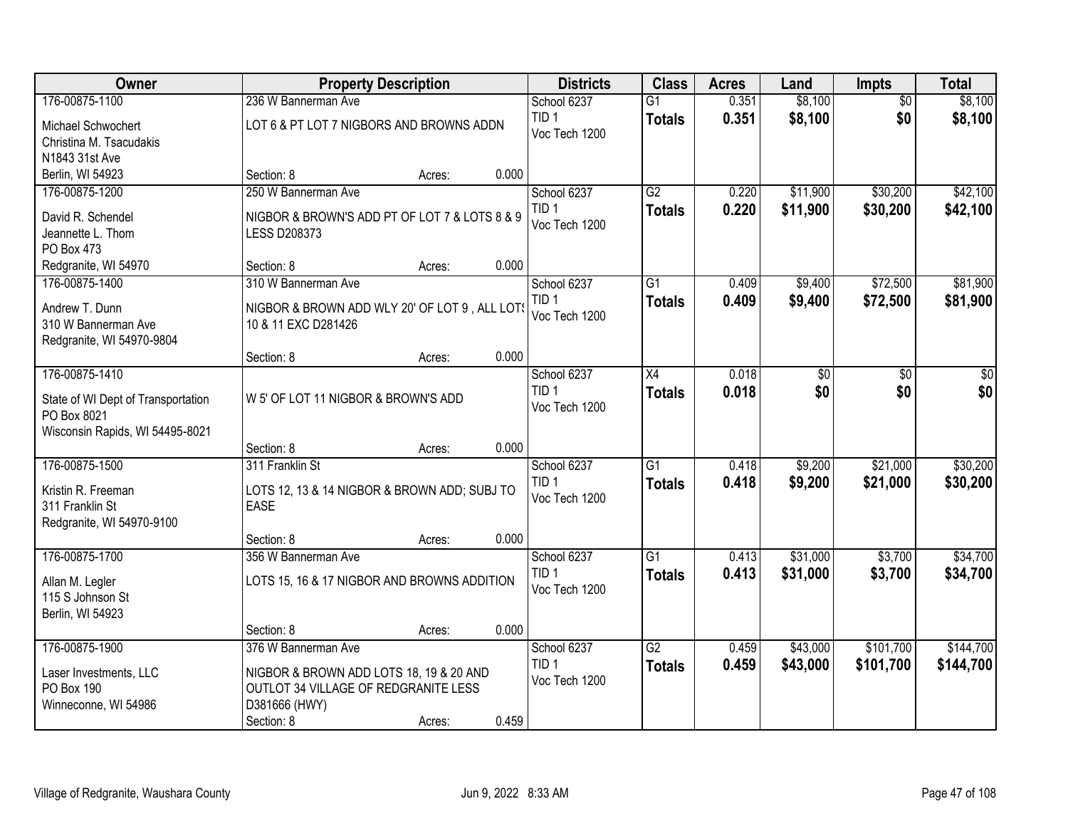| Owner | Property Description | Districts | Class | Acres | Land | Impts | Total |
|---|---|---|---|---|---|---|---|
| 176-00875-1100<br>Michael Schwochert<br>Christina M. Tsacudakis<br>N1843 31st Ave<br>Berlin, WI 54923 | 236 W Bannerman Ave<br>LOT 6 & PT LOT 7 NIGBORS AND BROWNS ADDN<br>Section: 8 Acres: 0.000 | School 6237<br>TID 1<br>Voc Tech 1200 | G1<br>**Totals** | 0.351<br>**0.351** | $8,100<br>**$8,100** | $0<br>**$0** | $8,100<br>**$8,100** |
| 176-00875-1200<br>David R. Schendel<br>Jeannette L. Thom<br>PO Box 473<br>Redgranite, WI 54970 | 250 W Bannerman Ave<br>NIGBOR & BROWN'S ADD PT OF LOT 7 & LOTS 8 & 9 LESS D208373<br>Section: 8 Acres: 0.000 | School 6237<br>TID 1<br>Voc Tech 1200 | G2<br>**Totals** | 0.220<br>**0.220** | $11,900<br>**$11,900** | $30,200<br>**$30,200** | $42,100<br>**$42,100** |
| 176-00875-1400<br>Andrew T. Dunn<br>310 W Bannerman Ave<br>Redgranite, WI 54970-9804 | 310 W Bannerman Ave<br>NIGBOR & BROWN ADD WLY 20' OF LOT 9 , ALL LOTS 10 & 11 EXC D281426<br>Section: 8 Acres: 0.000 | School 6237<br>TID 1<br>Voc Tech 1200 | G1<br>**Totals** | 0.409<br>**0.409** | $9,400<br>**$9,400** | $72,500<br>**$72,500** | $81,900<br>**$81,900** |
| 176-00875-1410<br>State of WI Dept of Transportation<br>PO Box 8021<br>Wisconsin Rapids, WI 54495-8021 | W 5' OF LOT 11 NIGBOR & BROWN'S ADD<br>Section: 8 Acres: 0.000 | School 6237<br>TID 1<br>Voc Tech 1200 | X4<br>**Totals** | 0.018<br>**0.018** | $0<br>**$0** | $0<br>**$0** | $0<br>**$0** |
| 176-00875-1500<br>Kristin R. Freeman<br>311 Franklin St<br>Redgranite, WI 54970-9100 | 311 Franklin St<br>LOTS 12, 13 & 14 NIGBOR & BROWN ADD; SUBJ TO EASE<br>Section: 8 Acres: 0.000 | School 6237<br>TID 1<br>Voc Tech 1200 | G1<br>**Totals** | 0.418<br>**0.418** | $9,200<br>**$9,200** | $21,000<br>**$21,000** | $30,200<br>**$30,200** |
| 176-00875-1700<br>Allan M. Legler<br>115 S Johnson St<br>Berlin, WI 54923 | 356 W Bannerman Ave<br>LOTS 15, 16 & 17 NIGBOR AND BROWNS ADDITION<br>Section: 8 Acres: 0.000 | School 6237<br>TID 1<br>Voc Tech 1200 | G1<br>**Totals** | 0.413<br>**0.413** | $31,000<br>**$31,000** | $3,700<br>**$3,700** | $34,700<br>**$34,700** |
| 176-00875-1900<br>Laser Investments, LLC<br>PO Box 190<br>Winneconne, WI 54986 | 376 W Bannerman Ave<br>NIGBOR & BROWN ADD LOTS 18, 19 & 20 AND OUTLOT 34 VILLAGE OF REDGRANITE LESS D381666 (HWY)<br>Section: 8 Acres: 0.459 | School 6237<br>TID 1<br>Voc Tech 1200 | G2<br>**Totals** | 0.459<br>**0.459** | $43,000<br>**$43,000** | $101,700<br>**$101,700** | $144,700<br>**$144,700** |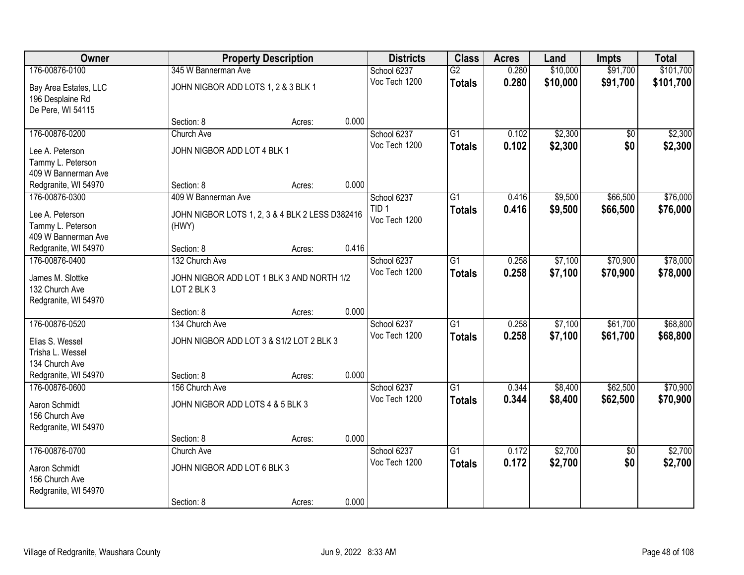| Owner | Property Description | | | Districts | Class | Acres | Land | Impts | Total |
|---|---|---|---|---|---|---|---|---|---|
| 176-00876-0100 | 345 W Bannerman Ave | | | School 6237 | G2 | 0.280 | $10,000 | $91,700 | $101,700 |
| Bay Area Estates, LLC<br>196 Desplaine Rd<br>De Pere, WI 54115 | JOHN NIGBOR ADD LOTS 1, 2 & 3 BLK 1 | | | Voc Tech 1200 | **Totals** | **0.280** | **$10,000** | **$91,700** | **$101,700** |
| | Section: 8 | Acres: | 0.000 | | | | | | |
| 176-00876-0200 | Church Ave | | | School 6237 | G1 | 0.102 | $2,300 | $0 | $2,300 |
| Lee A. Peterson<br>Tammy L. Peterson<br>409 W Bannerman Ave<br>Redgranite, WI 54970 | JOHN NIGBOR ADD LOT 4 BLK 1 | | | Voc Tech 1200 | **Totals** | **0.102** | **$2,300** | **$0** | **$2,300** |
| | Section: 8 | Acres: | 0.000 | | | | | | |
| 176-00876-0300 | 409 W Bannerman Ave | | | School 6237 | G1 | 0.416 | $9,500 | $66,500 | $76,000 |
| Lee A. Peterson<br>Tammy L. Peterson<br>409 W Bannerman Ave<br>Redgranite, WI 54970 | JOHN NIGBOR LOTS 1, 2, 3 & 4 BLK 2 LESS D382416 (HWY) | | | TID 1<br>Voc Tech 1200 | **Totals** | **0.416** | **$9,500** | **$66,500** | **$76,000** |
| | Section: 8 | Acres: | 0.416 | | | | | | |
| 176-00876-0400 | 132 Church Ave | | | School 6237 | G1 | 0.258 | $7,100 | $70,900 | $78,000 |
| James M. Slottke<br>132 Church Ave<br>Redgranite, WI 54970 | JOHN NIGBOR ADD LOT 1 BLK 3 AND NORTH 1/2 LOT 2 BLK 3 | | | Voc Tech 1200 | **Totals** | **0.258** | **$7,100** | **$70,900** | **$78,000** |
| | Section: 8 | Acres: | 0.000 | | | | | | |
| 176-00876-0520 | 134 Church Ave | | | School 6237 | G1 | 0.258 | $7,100 | $61,700 | $68,800 |
| Elias S. Wessel<br>Trisha L. Wessel<br>134 Church Ave<br>Redgranite, WI 54970 | JOHN NIGBOR ADD LOT 3 & S1/2 LOT 2 BLK 3 | | | Voc Tech 1200 | **Totals** | **0.258** | **$7,100** | **$61,700** | **$68,800** |
| | Section: 8 | Acres: | 0.000 | | | | | | |
| 176-00876-0600 | 156 Church Ave | | | School 6237 | G1 | 0.344 | $8,400 | $62,500 | $70,900 |
| Aaron Schmidt<br>156 Church Ave<br>Redgranite, WI 54970 | JOHN NIGBOR ADD LOTS 4 & 5 BLK 3 | | | Voc Tech 1200 | **Totals** | **0.344** | **$8,400** | **$62,500** | **$70,900** |
| | Section: 8 | Acres: | 0.000 | | | | | | |
| 176-00876-0700 | Church Ave | | | School 6237 | G1 | 0.172 | $2,700 | $0 | $2,700 |
| Aaron Schmidt<br>156 Church Ave<br>Redgranite, WI 54970 | JOHN NIGBOR ADD LOT 6 BLK 3 | | | Voc Tech 1200 | **Totals** | **0.172** | **$2,700** | **$0** | **$2,700** |
| | Section: 8 | Acres: | 0.000 | | | | | | |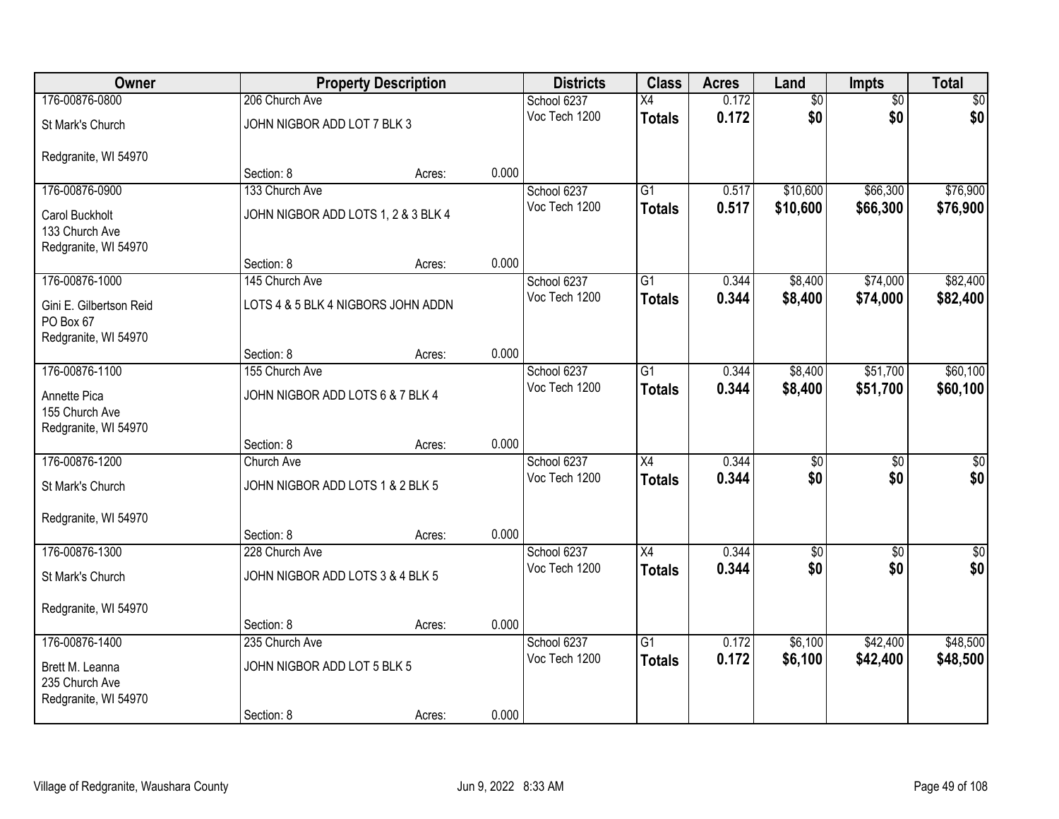| Owner | Property Description | | | Districts | Class | Acres | Land | Impts | Total |
|---|---|---|---|---|---|---|---|---|---|
| 176-00876-0800 | 206 Church Ave | | | School 6237 | X4 | 0.172 | $0 | $0 | $0 |
| St Mark's Church | JOHN NIGBOR ADD LOT 7 BLK 3 | | | Voc Tech 1200 | **Totals** | **0.172** | **$0** | **$0** | **$0** |
| Redgranite, WI 54970 | | | | | | | | | |
| | Section: 8 | Acres: | 0.000 | | | | | | |
| 176-00876-0900 | 133 Church Ave | | | School 6237 | G1 | 0.517 | $10,600 | $66,300 | $76,900 |
| Carol Buckholt<br>133 Church Ave<br>Redgranite, WI 54970 | JOHN NIGBOR ADD LOTS 1, 2 & 3 BLK 4 | | | Voc Tech 1200 | **Totals** | **0.517** | **$10,600** | **$66,300** | **$76,900** |
| | Section: 8 | Acres: | 0.000 | | | | | | |
| 176-00876-1000 | 145 Church Ave | | | School 6237 | G1 | 0.344 | $8,400 | $74,000 | $82,400 |
| Gini E. Gilbertson Reid<br>PO Box 67<br>Redgranite, WI 54970 | LOTS 4 & 5 BLK 4 NIGBORS JOHN ADDN | | | Voc Tech 1200 | **Totals** | **0.344** | **$8,400** | **$74,000** | **$82,400** |
| | Section: 8 | Acres: | 0.000 | | | | | | |
| 176-00876-1100 | 155 Church Ave | | | School 6237 | G1 | 0.344 | $8,400 | $51,700 | $60,100 |
| Annette Pica<br>155 Church Ave<br>Redgranite, WI 54970 | JOHN NIGBOR ADD LOTS 6 & 7 BLK 4 | | | Voc Tech 1200 | **Totals** | **0.344** | **$8,400** | **$51,700** | **$60,100** |
| | Section: 8 | Acres: | 0.000 | | | | | | |
| 176-00876-1200 | Church Ave | | | School 6237 | X4 | 0.344 | $0 | $0 | $0 |
| St Mark's Church | JOHN NIGBOR ADD LOTS 1 & 2 BLK 5 | | | Voc Tech 1200 | **Totals** | **0.344** | **$0** | **$0** | **$0** |
| Redgranite, WI 54970 | | | | | | | | | |
| | Section: 8 | Acres: | 0.000 | | | | | | |
| 176-00876-1300 | 228 Church Ave | | | School 6237 | X4 | 0.344 | $0 | $0 | $0 |
| St Mark's Church | JOHN NIGBOR ADD LOTS 3 & 4 BLK 5 | | | Voc Tech 1200 | **Totals** | **0.344** | **$0** | **$0** | **$0** |
| Redgranite, WI 54970 | | | | | | | | | |
| | Section: 8 | Acres: | 0.000 | | | | | | |
| 176-00876-1400 | 235 Church Ave | | | School 6237 | G1 | 0.172 | $6,100 | $42,400 | $48,500 |
| Brett M. Leanna<br>235 Church Ave<br>Redgranite, WI 54970 | JOHN NIGBOR ADD LOT 5 BLK 5 | | | Voc Tech 1200 | **Totals** | **0.172** | **$6,100** | **$42,400** | **$48,500** |
| | Section: 8 | Acres: | 0.000 | | | | | | |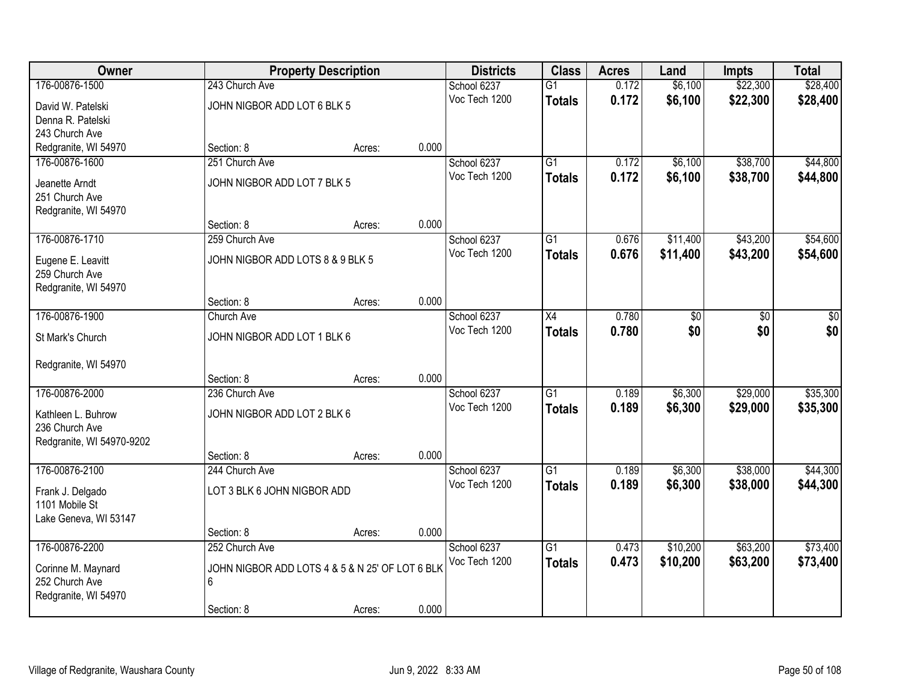| Owner | Property Description | | | Districts | Class | Acres | Land | Impts | Total |
|---|---|---|---|---|---|---|---|---|---|
| 176-00876-1500 | 243 Church Ave | | | School 6237 | G1 | 0.172 | $6,100 | $22,300 | $28,400 |
| David W. Patelski<br>Denna R. Patelski<br>243 Church Ave<br>Redgranite, WI 54970 | JOHN NIGBOR ADD LOT 6 BLK 5 | | | Voc Tech 1200 | **Totals** | **0.172** | **$6,100** | **$22,300** | **$28,400** |
| | Section: 8 | Acres: | 0.000 | | | | | | |
| 176-00876-1600 | 251 Church Ave | | | School 6237 | G1 | 0.172 | $6,100 | $38,700 | $44,800 |
| Jeanette Arndt<br>251 Church Ave<br>Redgranite, WI 54970 | JOHN NIGBOR ADD LOT 7 BLK 5 | | | Voc Tech 1200 | **Totals** | **0.172** | **$6,100** | **$38,700** | **$44,800** |
| | Section: 8 | Acres: | 0.000 | | | | | | |
| 176-00876-1710 | 259 Church Ave | | | School 6237 | G1 | 0.676 | $11,400 | $43,200 | $54,600 |
| Eugene E. Leavitt<br>259 Church Ave<br>Redgranite, WI 54970 | JOHN NIGBOR ADD LOTS 8 & 9 BLK 5 | | | Voc Tech 1200 | **Totals** | **0.676** | **$11,400** | **$43,200** | **$54,600** |
| | Section: 8 | Acres: | 0.000 | | | | | | |
| 176-00876-1900 | Church Ave | | | School 6237 | X4 | 0.780 | $0 | $0 | $0 |
| St Mark's Church<br><br>Redgranite, WI 54970 | JOHN NIGBOR ADD LOT 1 BLK 6 | | | Voc Tech 1200 | **Totals** | **0.780** | **$0** | **$0** | **$0** |
| | Section: 8 | Acres: | 0.000 | | | | | | |
| 176-00876-2000 | 236 Church Ave | | | School 6237 | G1 | 0.189 | $6,300 | $29,000 | $35,300 |
| Kathleen L. Buhrow<br>236 Church Ave<br>Redgranite, WI 54970-9202 | JOHN NIGBOR ADD LOT 2 BLK 6 | | | Voc Tech 1200 | **Totals** | **0.189** | **$6,300** | **$29,000** | **$35,300** |
| | Section: 8 | Acres: | 0.000 | | | | | | |
| 176-00876-2100 | 244 Church Ave | | | School 6237 | G1 | 0.189 | $6,300 | $38,000 | $44,300 |
| Frank J. Delgado<br>1101 Mobile St<br>Lake Geneva, WI 53147 | LOT 3 BLK 6 JOHN NIGBOR ADD | | | Voc Tech 1200 | **Totals** | **0.189** | **$6,300** | **$38,000** | **$44,300** |
| | Section: 8 | Acres: | 0.000 | | | | | | |
| 176-00876-2200 | 252 Church Ave | | | School 6237 | G1 | 0.473 | $10,200 | $63,200 | $73,400 |
| Corinne M. Maynard<br>252 Church Ave<br>Redgranite, WI 54970 | JOHN NIGBOR ADD LOTS 4 & 5 & N 25' OF LOT 6 BLK 6 | | | Voc Tech 1200 | **Totals** | **0.473** | **$10,200** | **$63,200** | **$73,400** |
| | Section: 8 | Acres: | 0.000 | | | | | | |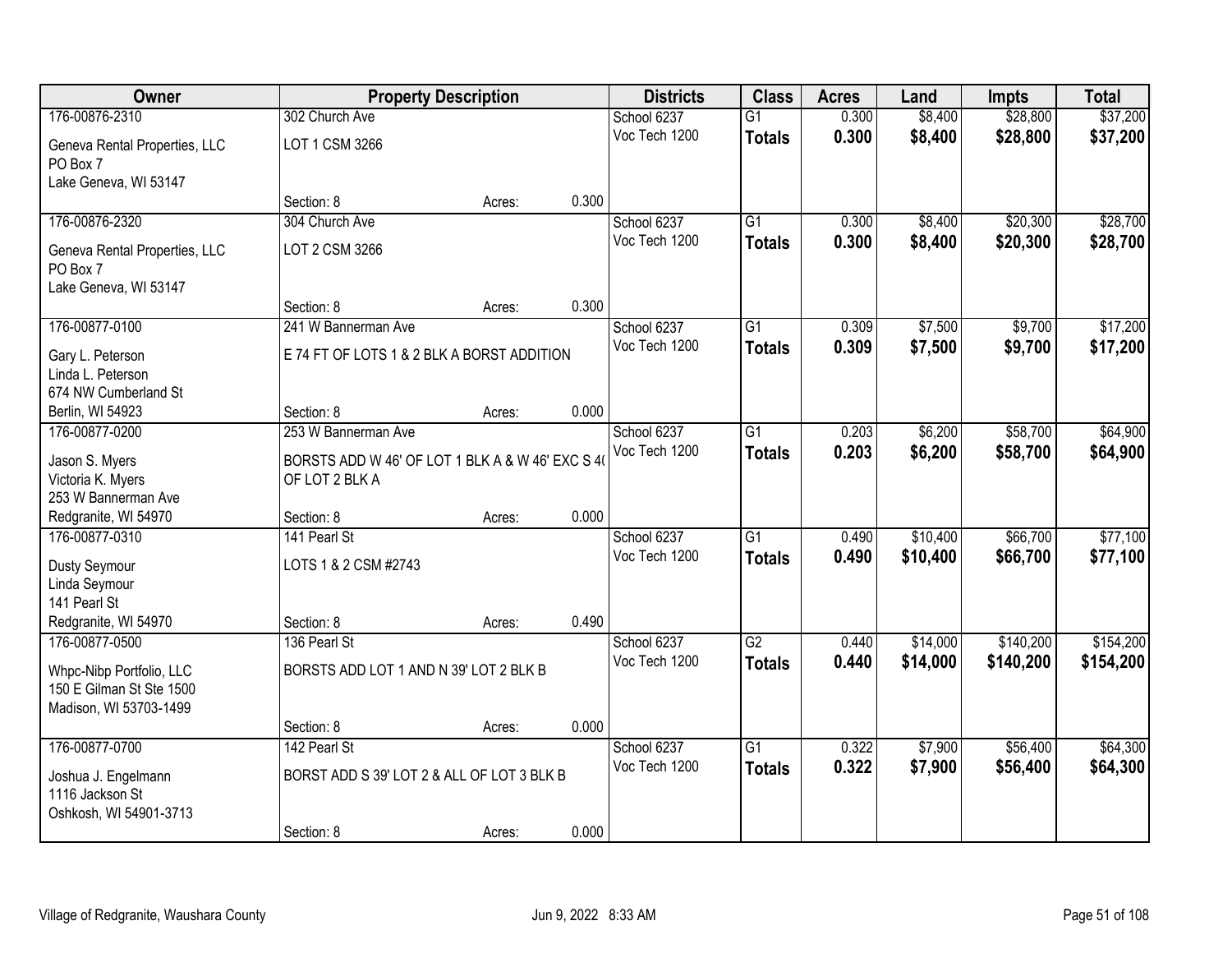| Owner | Property Description | | | Districts | Class | Acres | Land | Impts | Total |
|---|---|---|---|---|---|---|---|---|---|
| 176-00876-2310 | 302 Church Ave | | | School 6237 | G1 | 0.300 | $8,400 | $28,800 | $37,200 |
| Geneva Rental Properties, LLC<br>PO Box 7<br>Lake Geneva, WI 53147 | LOT 1 CSM 3266 | | | Voc Tech 1200 | **Totals** | **0.300** | **$8,400** | **$28,800** | **$37,200** |
| | Section: 8 | Acres: | 0.300 | | | | | | |
| 176-00876-2320 | 304 Church Ave | | | School 6237 | G1 | 0.300 | $8,400 | $20,300 | $28,700 |
| Geneva Rental Properties, LLC<br>PO Box 7<br>Lake Geneva, WI 53147 | LOT 2 CSM 3266 | | | Voc Tech 1200 | **Totals** | **0.300** | **$8,400** | **$20,300** | **$28,700** |
| | Section: 8 | Acres: | 0.300 | | | | | | |
| 176-00877-0100 | 241 W Bannerman Ave | | | School 6237 | G1 | 0.309 | $7,500 | $9,700 | $17,200 |
| Gary L. Peterson<br>Linda L. Peterson<br>674 NW Cumberland St<br>Berlin, WI 54923 | E 74 FT OF LOTS 1 & 2 BLK A BORST ADDITION | | | Voc Tech 1200 | **Totals** | **0.309** | **$7,500** | **$9,700** | **$17,200** |
| | Section: 8 | Acres: | 0.000 | | | | | | |
| 176-00877-0200 | 253 W Bannerman Ave | | | School 6237 | G1 | 0.203 | $6,200 | $58,700 | $64,900 |
| Jason S. Myers<br>Victoria K. Myers<br>253 W Bannerman Ave<br>Redgranite, WI 54970 | BORSTS ADD W 46' OF LOT 1 BLK A & W 46' EXC S 4( OF LOT 2 BLK A | | | Voc Tech 1200 | **Totals** | **0.203** | **$6,200** | **$58,700** | **$64,900** |
| | Section: 8 | Acres: | 0.000 | | | | | | |
| 176-00877-0310 | 141 Pearl St | | | School 6237 | G1 | 0.490 | $10,400 | $66,700 | $77,100 |
| Dusty Seymour<br>Linda Seymour<br>141 Pearl St<br>Redgranite, WI 54970 | LOTS 1 & 2 CSM #2743 | | | Voc Tech 1200 | **Totals** | **0.490** | **$10,400** | **$66,700** | **$77,100** |
| | Section: 8 | Acres: | 0.490 | | | | | | |
| 176-00877-0500 | 136 Pearl St | | | School 6237 | G2 | 0.440 | $14,000 | $140,200 | $154,200 |
| Whpc-Nibp Portfolio, LLC<br>150 E Gilman St Ste 1500<br>Madison, WI 53703-1499 | BORSTS ADD LOT 1 AND N 39' LOT 2 BLK B | | | Voc Tech 1200 | **Totals** | **0.440** | **$14,000** | **$140,200** | **$154,200** |
| | Section: 8 | Acres: | 0.000 | | | | | | |
| 176-00877-0700 | 142 Pearl St | | | School 6237 | G1 | 0.322 | $7,900 | $56,400 | $64,300 |
| Joshua J. Engelmann<br>1116 Jackson St<br>Oshkosh, WI 54901-3713 | BORST ADD S 39' LOT 2 & ALL OF LOT 3 BLK B | | | Voc Tech 1200 | **Totals** | **0.322** | **$7,900** | **$56,400** | **$64,300** |
| | Section: 8 | Acres: | 0.000 | | | | | | |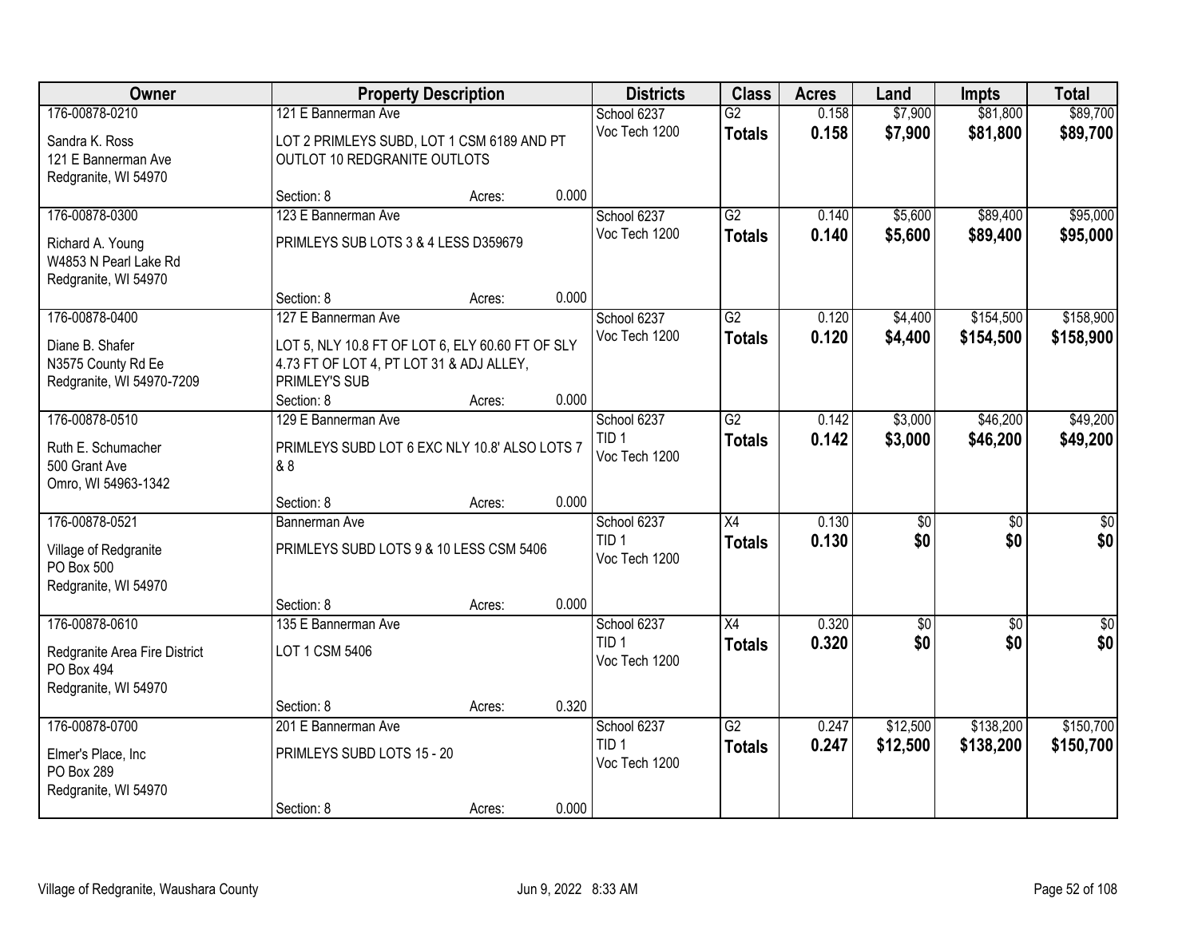| Owner | Property Description | Districts | Class | Acres | Land | Impts | Total |
|---|---|---|---|---|---|---|---|
| 176-00878-0210<br>Sandra K. Ross<br>121 E Bannerman Ave<br>Redgranite, WI 54970 | 121 E Bannerman Ave<br>LOT 2 PRIMLEYS SUBD, LOT 1 CSM 6189 AND PT OUTLOT 10 REDGRANITE OUTLOTS<br>Section: 8 Acres: 0.000 | School 6237<br>Voc Tech 1200 | G2<br>**Totals** | 0.158<br>**0.158** | $7,900<br>**$7,900** | $81,800<br>**$81,800** | $89,700<br>**$89,700** |
| 176-00878-0300<br>Richard A. Young<br>W4853 N Pearl Lake Rd<br>Redgranite, WI 54970 | 123 E Bannerman Ave<br>PRIMLEYS SUB LOTS 3 & 4 LESS D359679<br>Section: 8 Acres: 0.000 | School 6237<br>Voc Tech 1200 | G2<br>**Totals** | 0.140<br>**0.140** | $5,600<br>**$5,600** | $89,400<br>**$89,400** | $95,000<br>**$95,000** |
| 176-00878-0400<br>Diane B. Shafer<br>N3575 County Rd Ee<br>Redgranite, WI 54970-7209 | 127 E Bannerman Ave<br>LOT 5, NLY 10.8 FT OF LOT 6, ELY 60.60 FT OF SLY 4.73 FT OF LOT 4, PT LOT 31 & ADJ ALLEY, PRIMLEY'S SUB<br>Section: 8 Acres: 0.000 | School 6237<br>Voc Tech 1200 | G2<br>**Totals** | 0.120<br>**0.120** | $4,400<br>**$4,400** | $154,500<br>**$154,500** | $158,900<br>**$158,900** |
| 176-00878-0510<br>Ruth E. Schumacher<br>500 Grant Ave<br>Omro, WI 54963-1342 | 129 E Bannerman Ave<br>PRIMLEYS SUBD LOT 6 EXC NLY 10.8' ALSO LOTS 7 & 8<br>Section: 8 Acres: 0.000 | School 6237<br>TID 1<br>Voc Tech 1200 | G2<br>**Totals** | 0.142<br>**0.142** | $3,000<br>**$3,000** | $46,200<br>**$46,200** | $49,200<br>**$49,200** |
| 176-00878-0521<br>Village of Redgranite<br>PO Box 500<br>Redgranite, WI 54970 | Bannerman Ave<br>PRIMLEYS SUBD LOTS 9 & 10 LESS CSM 5406<br>Section: 8 Acres: 0.000 | School 6237<br>TID 1<br>Voc Tech 1200 | X4<br>**Totals** | 0.130<br>**0.130** | $0<br>**$0** | $0<br>**$0** | $0<br>**$0** |
| 176-00878-0610<br>Redgranite Area Fire District<br>PO Box 494<br>Redgranite, WI 54970 | 135 E Bannerman Ave<br>LOT 1 CSM 5406<br>Section: 8 Acres: 0.320 | School 6237<br>TID 1<br>Voc Tech 1200 | X4<br>**Totals** | 0.320<br>**0.320** | $0<br>**$0** | $0<br>**$0** | $0<br>**$0** |
| 176-00878-0700<br>Elmer's Place, Inc<br>PO Box 289<br>Redgranite, WI 54970 | 201 E Bannerman Ave<br>PRIMLEYS SUBD LOTS 15 - 20<br>Section: 8 Acres: 0.000 | School 6237<br>TID 1<br>Voc Tech 1200 | G2<br>**Totals** | 0.247<br>**0.247** | $12,500<br>**$12,500** | $138,200<br>**$138,200** | $150,700<br>**$150,700** |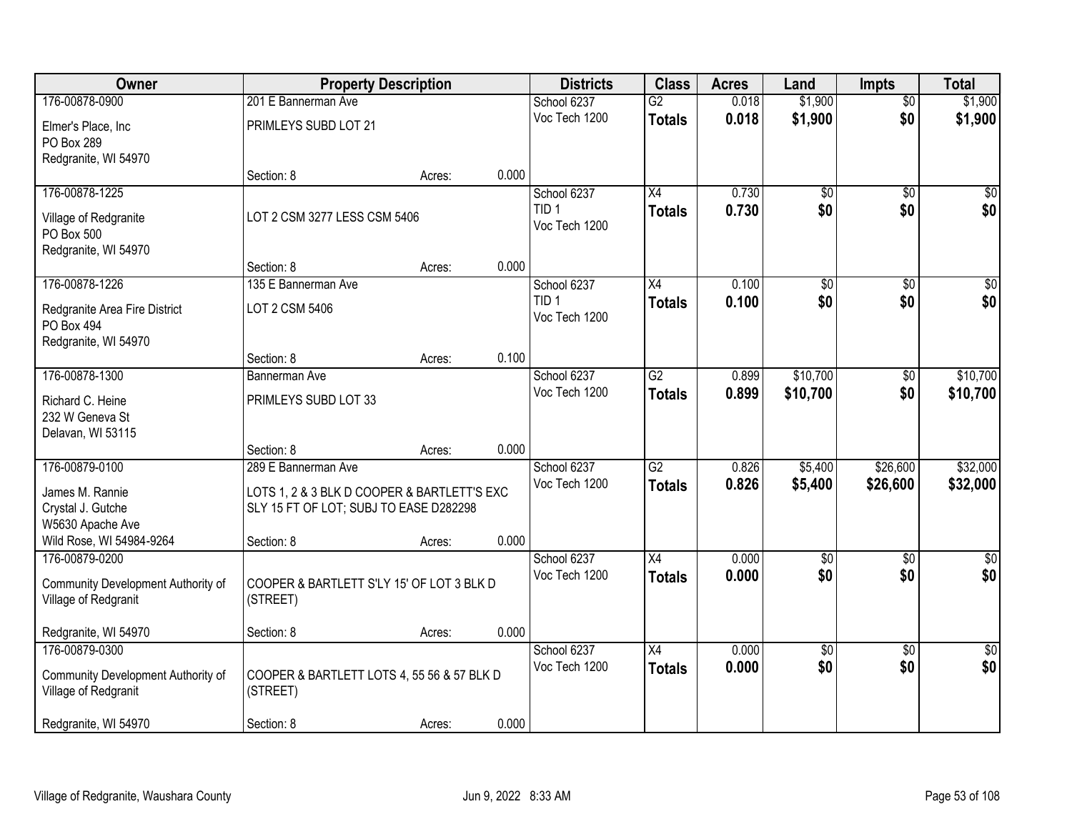| Owner | Property Description | | | Districts | Class | Acres | Land | Impts | Total |
|---|---|---|---|---|---|---|---|---|---|
| 176-00878-0900 | 201 E Bannerman Ave | | | School 6237 | G2 | 0.018 | $1,900 | $0 | $1,900 |
| Elmer's Place, Inc<br>PO Box 289<br>Redgranite, WI 54970 | PRIMLEYS SUBD LOT 21 | | | Voc Tech 1200 | **Totals** | **0.018** | **$1,900** | **$0** | **$1,900** |
| | Section: 8 | Acres: | 0.000 | | | | | | |
| 176-00878-1225 | | | | School 6237 | X4 | 0.730 | $0 | $0 | $0 |
| Village of Redgranite<br>PO Box 500<br>Redgranite, WI 54970 | LOT 2 CSM 3277 LESS CSM 5406 | | | TID 1<br>Voc Tech 1200 | **Totals** | **0.730** | **$0** | **$0** | **$0** |
| | Section: 8 | Acres: | 0.000 | | | | | | |
| 176-00878-1226 | 135 E Bannerman Ave | | | School 6237 | X4 | 0.100 | $0 | $0 | $0 |
| Redgranite Area Fire District<br>PO Box 494<br>Redgranite, WI 54970 | LOT 2 CSM 5406 | | | TID 1<br>Voc Tech 1200 | **Totals** | **0.100** | **$0** | **$0** | **$0** |
| | Section: 8 | Acres: | 0.100 | | | | | | |
| 176-00878-1300 | Bannerman Ave | | | School 6237 | G2 | 0.899 | $10,700 | $0 | $10,700 |
| Richard C. Heine<br>232 W Geneva St<br>Delavan, WI 53115 | PRIMLEYS SUBD LOT 33 | | | Voc Tech 1200 | **Totals** | **0.899** | **$10,700** | **$0** | **$10,700** |
| | Section: 8 | Acres: | 0.000 | | | | | | |
| 176-00879-0100 | 289 E Bannerman Ave | | | School 6237 | G2 | 0.826 | $5,400 | $26,600 | $32,000 |
| James M. Rannie<br>Crystal J. Gutche<br>W5630 Apache Ave<br>Wild Rose, WI 54984-9264 | LOTS 1, 2 & 3 BLK D COOPER & BARTLETT'S EXC SLY 15 FT OF LOT; SUBJ TO EASE D282298 | | | Voc Tech 1200 | **Totals** | **0.826** | **$5,400** | **$26,600** | **$32,000** |
| | Section: 8 | Acres: | 0.000 | | | | | | |
| 176-00879-0200 | | | | School 6237 | X4 | 0.000 | $0 | $0 | $0 |
| Community Development Authority of Village of Redgranit<br><br>Redgranite, WI 54970 | COOPER & BARTLETT S'LY 15' OF LOT 3 BLK D (STREET) | | | Voc Tech 1200 | **Totals** | **0.000** | **$0** | **$0** | **$0** |
| | Section: 8 | Acres: | 0.000 | | | | | | |
| 176-00879-0300 | | | | School 6237 | X4 | 0.000 | $0 | $0 | $0 |
| Community Development Authority of Village of Redgranit<br><br>Redgranite, WI 54970 | COOPER & BARTLETT LOTS 4, 55 56 & 57 BLK D (STREET) | | | Voc Tech 1200 | **Totals** | **0.000** | **$0** | **$0** | **$0** |
| | Section: 8 | Acres: | 0.000 | | | | | | |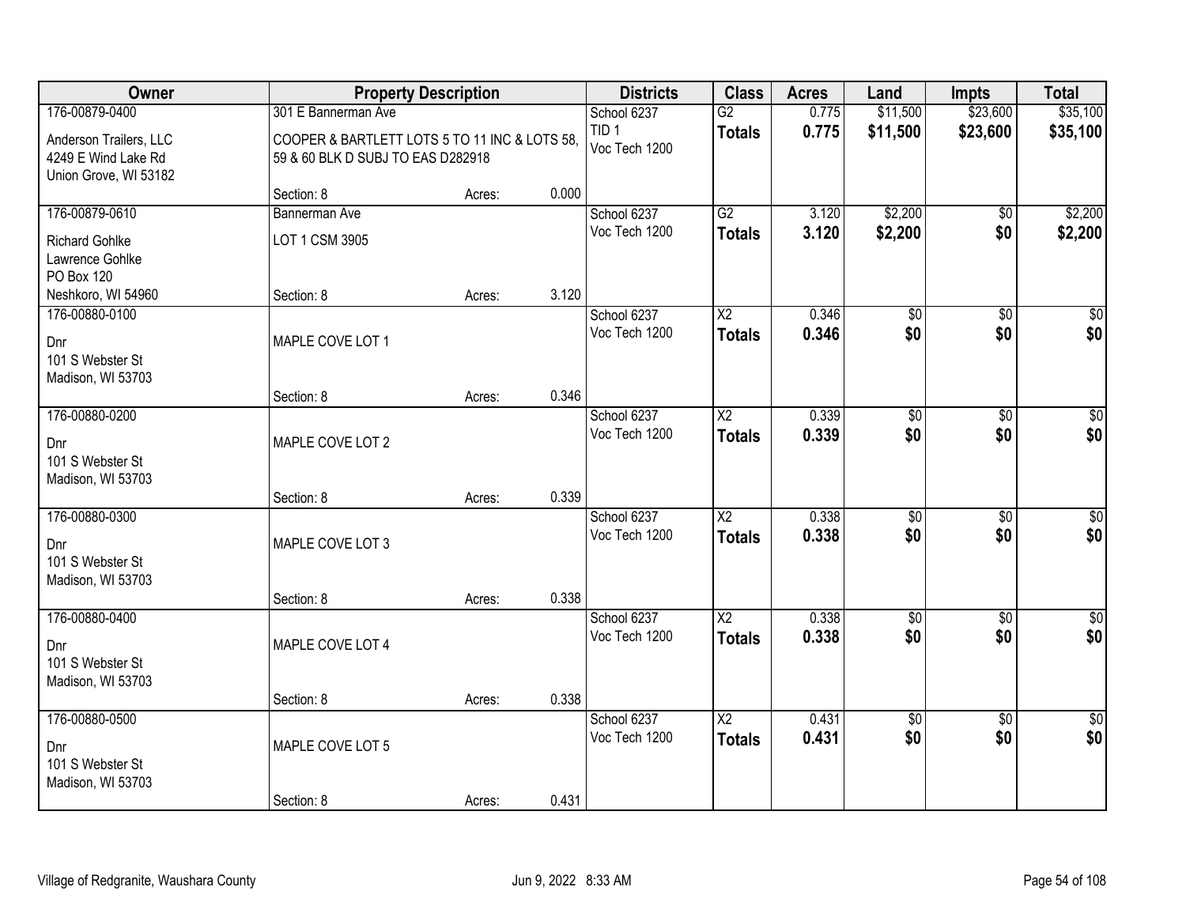| Owner | Property Description | | | Districts | Class | Acres | Land | Impts | Total |
|---|---|---|---|---|---|---|---|---|---|
| 176-00879-0400<br>Anderson Trailers, LLC<br>4249 E Wind Lake Rd<br>Union Grove, WI 53182 | 301 E Bannerman Ave<br>COOPER & BARTLETT LOTS 5 TO 11 INC & LOTS 58, 59 & 60 BLK D SUBJ TO EAS D282918<br>Section: 8 | Acres: | 0.000 | School 6237<br>TID 1<br>Voc Tech 1200 | G2<br>**Totals** | 0.775<br>**0.775** | $11,500<br>**$11,500** | $23,600<br>**$23,600** | $35,100<br>**$35,100** |
| 176-00879-0610<br>Richard Gohlke<br>Lawrence Gohlke<br>PO Box 120<br>Neshkoro, WI 54960 | Bannerman Ave<br>LOT 1 CSM 3905<br>Section: 8 | Acres: | 3.120 | School 6237<br>Voc Tech 1200 | G2<br>**Totals** | 3.120<br>**3.120** | $2,200<br>**$2,200** | $0<br>**$0** | $2,200<br>**$2,200** |
| 176-00880-0100<br>Dnr<br>101 S Webster St<br>Madison, WI 53703 | MAPLE COVE LOT 1<br>Section: 8 | Acres: | 0.346 | School 6237<br>Voc Tech 1200 | X2<br>**Totals** | 0.346<br>**0.346** | $0<br>**$0** | $0<br>**$0** | $0<br>**$0** |
| 176-00880-0200<br>Dnr<br>101 S Webster St<br>Madison, WI 53703 | MAPLE COVE LOT 2<br>Section: 8 | Acres: | 0.339 | School 6237<br>Voc Tech 1200 | X2<br>**Totals** | 0.339<br>**0.339** | $0<br>**$0** | $0<br>**$0** | $0<br>**$0** |
| 176-00880-0300<br>Dnr<br>101 S Webster St<br>Madison, WI 53703 | MAPLE COVE LOT 3<br>Section: 8 | Acres: | 0.338 | School 6237<br>Voc Tech 1200 | X2<br>**Totals** | 0.338<br>**0.338** | $0<br>**$0** | $0<br>**$0** | $0<br>**$0** |
| 176-00880-0400<br>Dnr<br>101 S Webster St<br>Madison, WI 53703 | MAPLE COVE LOT 4<br>Section: 8 | Acres: | 0.338 | School 6237<br>Voc Tech 1200 | X2<br>**Totals** | 0.338<br>**0.338** | $0<br>**$0** | $0<br>**$0** | $0<br>**$0** |
| 176-00880-0500<br>Dnr<br>101 S Webster St<br>Madison, WI 53703 | MAPLE COVE LOT 5<br>Section: 8 | Acres: | 0.431 | School 6237<br>Voc Tech 1200 | X2<br>**Totals** | 0.431<br>**0.431** | $0<br>**$0** | $0<br>**$0** | $0<br>**$0** |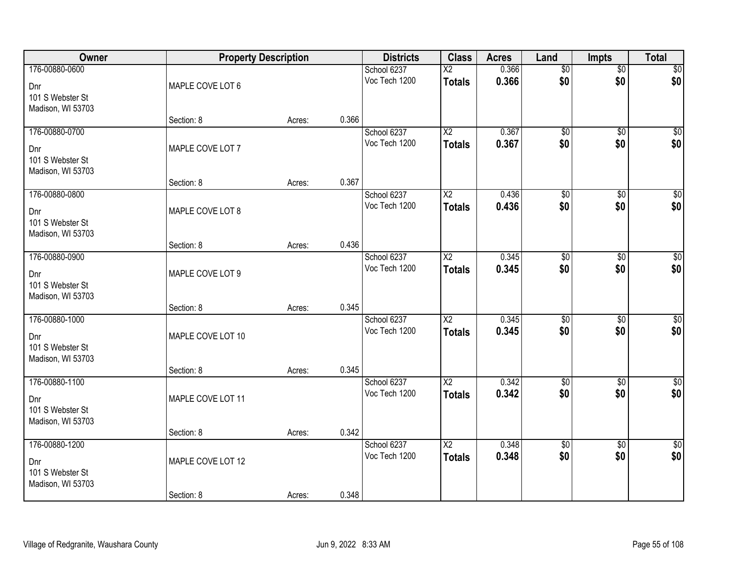| Owner | Property Description | | | Districts | Class | Acres | Land | Impts | Total |
|---|---|---|---|---|---|---|---|---|---|
| 176-00880-0600 | | | | School 6237 | X2 | 0.366 | $0 | $0 | $0 |
| Dnr | MAPLE COVE LOT 6 | | | Voc Tech 1200 | **Totals** | **0.366** | **$0** | **$0** | **$0** |
| 101 S Webster St | | | | | | | | | |
| Madison, WI 53703 | | | | | | | | | |
| | Section: 8 | Acres: | 0.366 | | | | | | |
| 176-00880-0700 | | | | School 6237 | X2 | 0.367 | $0 | $0 | $0 |
| Dnr | MAPLE COVE LOT 7 | | | Voc Tech 1200 | **Totals** | **0.367** | **$0** | **$0** | **$0** |
| 101 S Webster St | | | | | | | | | |
| Madison, WI 53703 | | | | | | | | | |
| | Section: 8 | Acres: | 0.367 | | | | | | |
| 176-00880-0800 | | | | School 6237 | X2 | 0.436 | $0 | $0 | $0 |
| Dnr | MAPLE COVE LOT 8 | | | Voc Tech 1200 | **Totals** | **0.436** | **$0** | **$0** | **$0** |
| 101 S Webster St | | | | | | | | | |
| Madison, WI 53703 | | | | | | | | | |
| | Section: 8 | Acres: | 0.436 | | | | | | |
| 176-00880-0900 | | | | School 6237 | X2 | 0.345 | $0 | $0 | $0 |
| Dnr | MAPLE COVE LOT 9 | | | Voc Tech 1200 | **Totals** | **0.345** | **$0** | **$0** | **$0** |
| 101 S Webster St | | | | | | | | | |
| Madison, WI 53703 | | | | | | | | | |
| | Section: 8 | Acres: | 0.345 | | | | | | |
| 176-00880-1000 | | | | School 6237 | X2 | 0.345 | $0 | $0 | $0 |
| Dnr | MAPLE COVE LOT 10 | | | Voc Tech 1200 | **Totals** | **0.345** | **$0** | **$0** | **$0** |
| 101 S Webster St | | | | | | | | | |
| Madison, WI 53703 | | | | | | | | | |
| | Section: 8 | Acres: | 0.345 | | | | | | |
| 176-00880-1100 | | | | School 6237 | X2 | 0.342 | $0 | $0 | $0 |
| Dnr | MAPLE COVE LOT 11 | | | Voc Tech 1200 | **Totals** | **0.342** | **$0** | **$0** | **$0** |
| 101 S Webster St | | | | | | | | | |
| Madison, WI 53703 | | | | | | | | | |
| | Section: 8 | Acres: | 0.342 | | | | | | |
| 176-00880-1200 | | | | School 6237 | X2 | 0.348 | $0 | $0 | $0 |
| Dnr | MAPLE COVE LOT 12 | | | Voc Tech 1200 | **Totals** | **0.348** | **$0** | **$0** | **$0** |
| 101 S Webster St | | | | | | | | | |
| Madison, WI 53703 | | | | | | | | | |
| | Section: 8 | Acres: | 0.348 | | | | | | |

Village of Redgranite, Waushara County    Jun 9, 2022 8:33 AM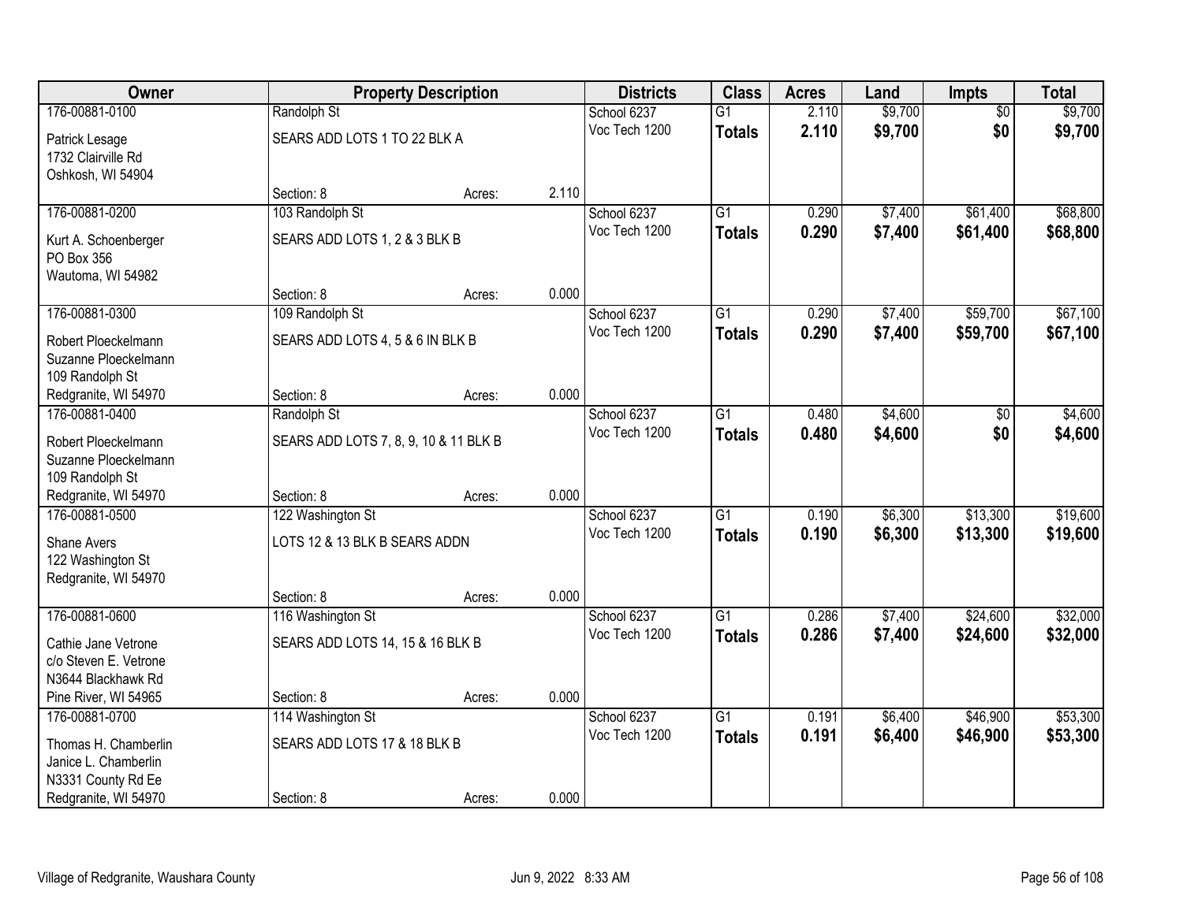| Owner | Property Description | | | Districts | Class | Acres | Land | Impts | Total |
|---|---|---|---|---|---|---|---|---|---|
| 176-00881-0100 | Randolph St | | | School 6237 | G1 | 2.110 | $9,700 | $0 | $9,700 |
| Patrick Lesage<br>1732 Clairville Rd<br>Oshkosh, WI 54904 | SEARS ADD LOTS 1 TO 22 BLK A | | | Voc Tech 1200 | **Totals** | **2.110** | **$9,700** | **$0** | **$9,700** |
| | Section: 8 | Acres: | 2.110 | | | | | | |
| 176-00881-0200 | 103 Randolph St | | | School 6237 | G1 | 0.290 | $7,400 | $61,400 | $68,800 |
| Kurt A. Schoenberger<br>PO Box 356<br>Wautoma, WI 54982 | SEARS ADD LOTS 1, 2 & 3 BLK B | | | Voc Tech 1200 | **Totals** | **0.290** | **$7,400** | **$61,400** | **$68,800** |
| | Section: 8 | Acres: | 0.000 | | | | | | |
| 176-00881-0300 | 109 Randolph St | | | School 6237 | G1 | 0.290 | $7,400 | $59,700 | $67,100 |
| Robert Ploeckelmann<br>Suzanne Ploeckelmann<br>109 Randolph St | SEARS ADD LOTS 4, 5 & 6 IN BLK B | | | Voc Tech 1200 | **Totals** | **0.290** | **$7,400** | **$59,700** | **$67,100** |
| Redgranite, WI 54970 | Section: 8 | Acres: | 0.000 | | | | | | |
| 176-00881-0400 | Randolph St | | | School 6237 | G1 | 0.480 | $4,600 | $0 | $4,600 |
| Robert Ploeckelmann<br>Suzanne Ploeckelmann<br>109 Randolph St | SEARS ADD LOTS 7, 8, 9, 10 & 11 BLK B | | | Voc Tech 1200 | **Totals** | **0.480** | **$4,600** | **$0** | **$4,600** |
| Redgranite, WI 54970 | Section: 8 | Acres: | 0.000 | | | | | | |
| 176-00881-0500 | 122 Washington St | | | School 6237 | G1 | 0.190 | $6,300 | $13,300 | $19,600 |
| Shane Avers<br>122 Washington St<br>Redgranite, WI 54970 | LOTS 12 & 13 BLK B SEARS ADDN | | | Voc Tech 1200 | **Totals** | **0.190** | **$6,300** | **$13,300** | **$19,600** |
| | Section: 8 | Acres: | 0.000 | | | | | | |
| 176-00881-0600 | 116 Washington St | | | School 6237 | G1 | 0.286 | $7,400 | $24,600 | $32,000 |
| Cathie Jane Vetrone<br>c/o Steven E. Vetrone<br>N3644 Blackhawk Rd | SEARS ADD LOTS 14, 15 & 16 BLK B | | | Voc Tech 1200 | **Totals** | **0.286** | **$7,400** | **$24,600** | **$32,000** |
| Pine River, WI 54965 | Section: 8 | Acres: | 0.000 | | | | | | |
| 176-00881-0700 | 114 Washington St | | | School 6237 | G1 | 0.191 | $6,400 | $46,900 | $53,300 |
| Thomas H. Chamberlin<br>Janice L. Chamberlin<br>N3331 County Rd Ee | SEARS ADD LOTS 17 & 18 BLK B | | | Voc Tech 1200 | **Totals** | **0.191** | **$6,400** | **$46,900** | **$53,300** |
| Redgranite, WI 54970 | Section: 8 | Acres: | 0.000 | | | | | | |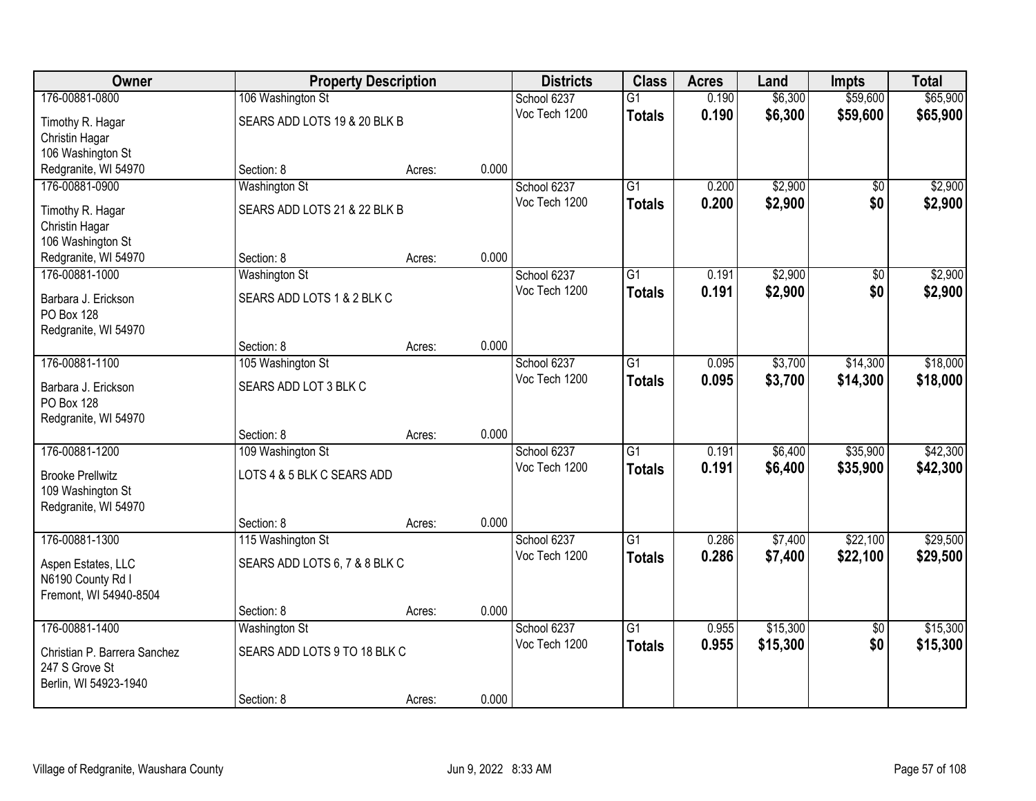| Owner | Property Description | | | Districts | Class | Acres | Land | Impts | Total |
|---|---|---|---|---|---|---|---|---|---|
| 176-00881-0800 | 106 Washington St | | | School 6237 | G1 | 0.190 | $6,300 | $59,600 | $65,900 |
| Timothy R. Hagar<br>Christin Hagar<br>106 Washington St<br>Redgranite, WI 54970 | SEARS ADD LOTS 19 & 20 BLK B | | | Voc Tech 1200 | **Totals** | **0.190** | **$6,300** | **$59,600** | **$65,900** |
| | Section: 8 | Acres: | 0.000 | | | | | | |
| 176-00881-0900 | Washington St | | | School 6237 | G1 | 0.200 | $2,900 | $0 | $2,900 |
| Timothy R. Hagar<br>Christin Hagar<br>106 Washington St<br>Redgranite, WI 54970 | SEARS ADD LOTS 21 & 22 BLK B | | | Voc Tech 1200 | **Totals** | **0.200** | **$2,900** | **$0** | **$2,900** |
| | Section: 8 | Acres: | 0.000 | | | | | | |
| 176-00881-1000 | Washington St | | | School 6237 | G1 | 0.191 | $2,900 | $0 | $2,900 |
| Barbara J. Erickson<br>PO Box 128<br>Redgranite, WI 54970 | SEARS ADD LOTS 1 & 2 BLK C | | | Voc Tech 1200 | **Totals** | **0.191** | **$2,900** | **$0** | **$2,900** |
| | Section: 8 | Acres: | 0.000 | | | | | | |
| 176-00881-1100 | 105 Washington St | | | School 6237 | G1 | 0.095 | $3,700 | $14,300 | $18,000 |
| Barbara J. Erickson<br>PO Box 128<br>Redgranite, WI 54970 | SEARS ADD LOT 3 BLK C | | | Voc Tech 1200 | **Totals** | **0.095** | **$3,700** | **$14,300** | **$18,000** |
| | Section: 8 | Acres: | 0.000 | | | | | | |
| 176-00881-1200 | 109 Washington St | | | School 6237 | G1 | 0.191 | $6,400 | $35,900 | $42,300 |
| Brooke Prellwitz<br>109 Washington St<br>Redgranite, WI 54970 | LOTS 4 & 5 BLK C SEARS ADD | | | Voc Tech 1200 | **Totals** | **0.191** | **$6,400** | **$35,900** | **$42,300** |
| | Section: 8 | Acres: | 0.000 | | | | | | |
| 176-00881-1300 | 115 Washington St | | | School 6237 | G1 | 0.286 | $7,400 | $22,100 | $29,500 |
| Aspen Estates, LLC<br>N6190 County Rd I<br>Fremont, WI 54940-8504 | SEARS ADD LOTS 6, 7 & 8 BLK C | | | Voc Tech 1200 | **Totals** | **0.286** | **$7,400** | **$22,100** | **$29,500** |
| | Section: 8 | Acres: | 0.000 | | | | | | |
| 176-00881-1400 | Washington St | | | School 6237 | G1 | 0.955 | $15,300 | $0 | $15,300 |
| Christian P. Barrera Sanchez<br>247 S Grove St<br>Berlin, WI 54923-1940 | SEARS ADD LOTS 9 TO 18 BLK C | | | Voc Tech 1200 | **Totals** | **0.955** | **$15,300** | **$0** | **$15,300** |
| | Section: 8 | Acres: | 0.000 | | | | | | |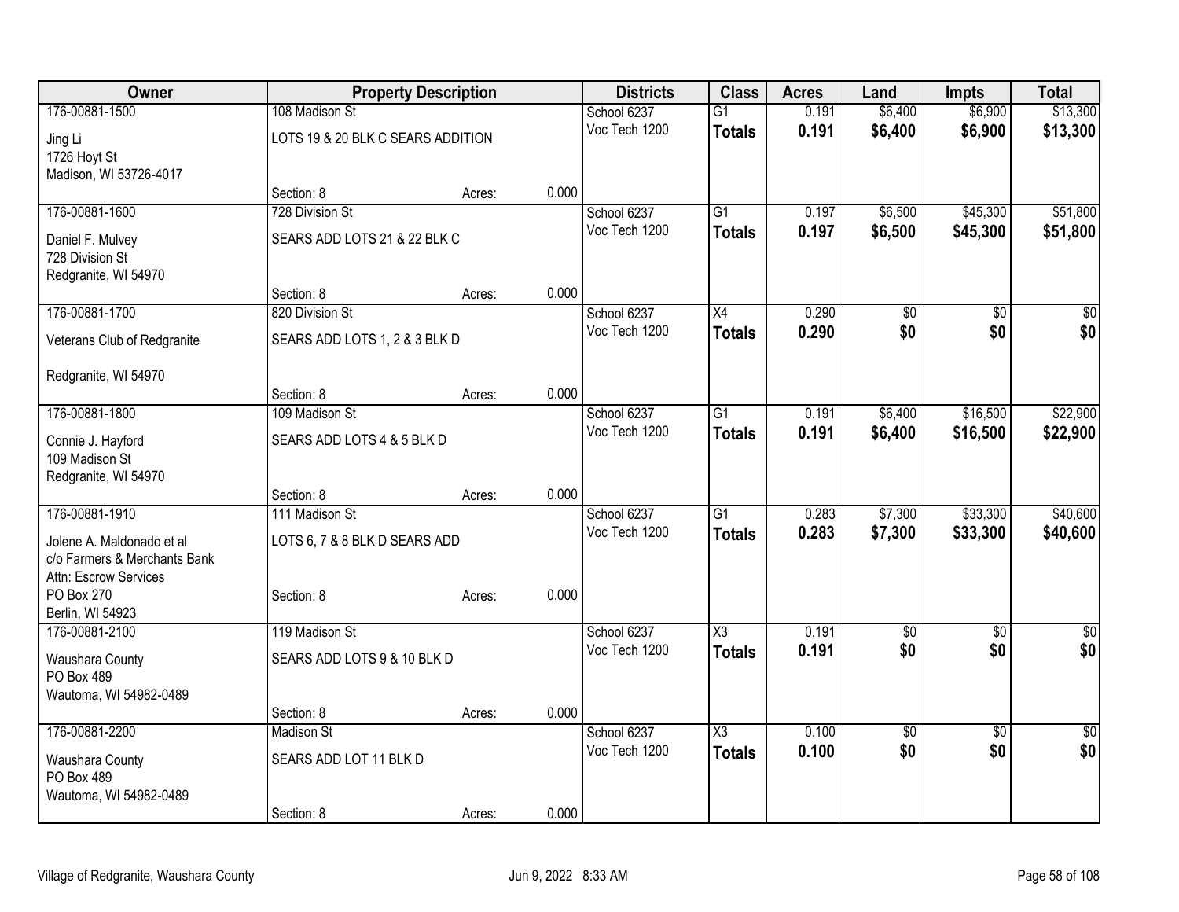| Owner | Property Description | | | Districts | Class | Acres | Land | Impts | Total |
|---|---|---|---|---|---|---|---|---|---|
| 176-00881-1500 | 108 Madison St | | | School 6237 | G1 | 0.191 | $6,400 | $6,900 | $13,300 |
| Jing Li<br>1726 Hoyt St<br>Madison, WI 53726-4017 | LOTS 19 & 20 BLK C SEARS ADDITION | | | Voc Tech 1200 | **Totals** | **0.191** | **$6,400** | **$6,900** | **$13,300** |
| | Section: 8 | Acres: | 0.000 | | | | | | |
| 176-00881-1600 | 728 Division St | | | School 6237 | G1 | 0.197 | $6,500 | $45,300 | $51,800 |
| Daniel F. Mulvey<br>728 Division St<br>Redgranite, WI 54970 | SEARS ADD LOTS 21 & 22 BLK C | | | Voc Tech 1200 | **Totals** | **0.197** | **$6,500** | **$45,300** | **$51,800** |
| | Section: 8 | Acres: | 0.000 | | | | | | |
| 176-00881-1700 | 820 Division St | | | School 6237 | X4 | 0.290 | $0 | $0 | $0 |
| Veterans Club of Redgranite<br><br>Redgranite, WI 54970 | SEARS ADD LOTS 1, 2 & 3 BLK D | | | Voc Tech 1200 | **Totals** | **0.290** | **$0** | **$0** | **$0** |
| | Section: 8 | Acres: | 0.000 | | | | | | |
| 176-00881-1800 | 109 Madison St | | | School 6237 | G1 | 0.191 | $6,400 | $16,500 | $22,900 |
| Connie J. Hayford<br>109 Madison St<br>Redgranite, WI 54970 | SEARS ADD LOTS 4 & 5 BLK D | | | Voc Tech 1200 | **Totals** | **0.191** | **$6,400** | **$16,500** | **$22,900** |
| | Section: 8 | Acres: | 0.000 | | | | | | |
| 176-00881-1910 | 111 Madison St | | | School 6237 | G1 | 0.283 | $7,300 | $33,300 | $40,600 |
| Jolene A. Maldonado et al<br>c/o Farmers & Merchants Bank<br>Attn: Escrow Services | LOTS 6, 7 & 8 BLK D SEARS ADD | | | Voc Tech 1200 | **Totals** | **0.283** | **$7,300** | **$33,300** | **$40,600** |
| PO Box 270<br>Berlin, WI 54923 | Section: 8 | Acres: | 0.000 | | | | | | |
| 176-00881-2100 | 119 Madison St | | | School 6237 | X3 | 0.191 | $0 | $0 | $0 |
| Waushara County<br>PO Box 489<br>Wautoma, WI 54982-0489 | SEARS ADD LOTS 9 & 10 BLK D | | | Voc Tech 1200 | **Totals** | **0.191** | **$0** | **$0** | **$0** |
| | Section: 8 | Acres: | 0.000 | | | | | | |
| 176-00881-2200 | Madison St | | | School 6237 | X3 | 0.100 | $0 | $0 | $0 |
| Waushara County<br>PO Box 489<br>Wautoma, WI 54982-0489 | SEARS ADD LOT 11 BLK D | | | Voc Tech 1200 | **Totals** | **0.100** | **$0** | **$0** | **$0** |
| | Section: 8 | Acres: | 0.000 | | | | | | |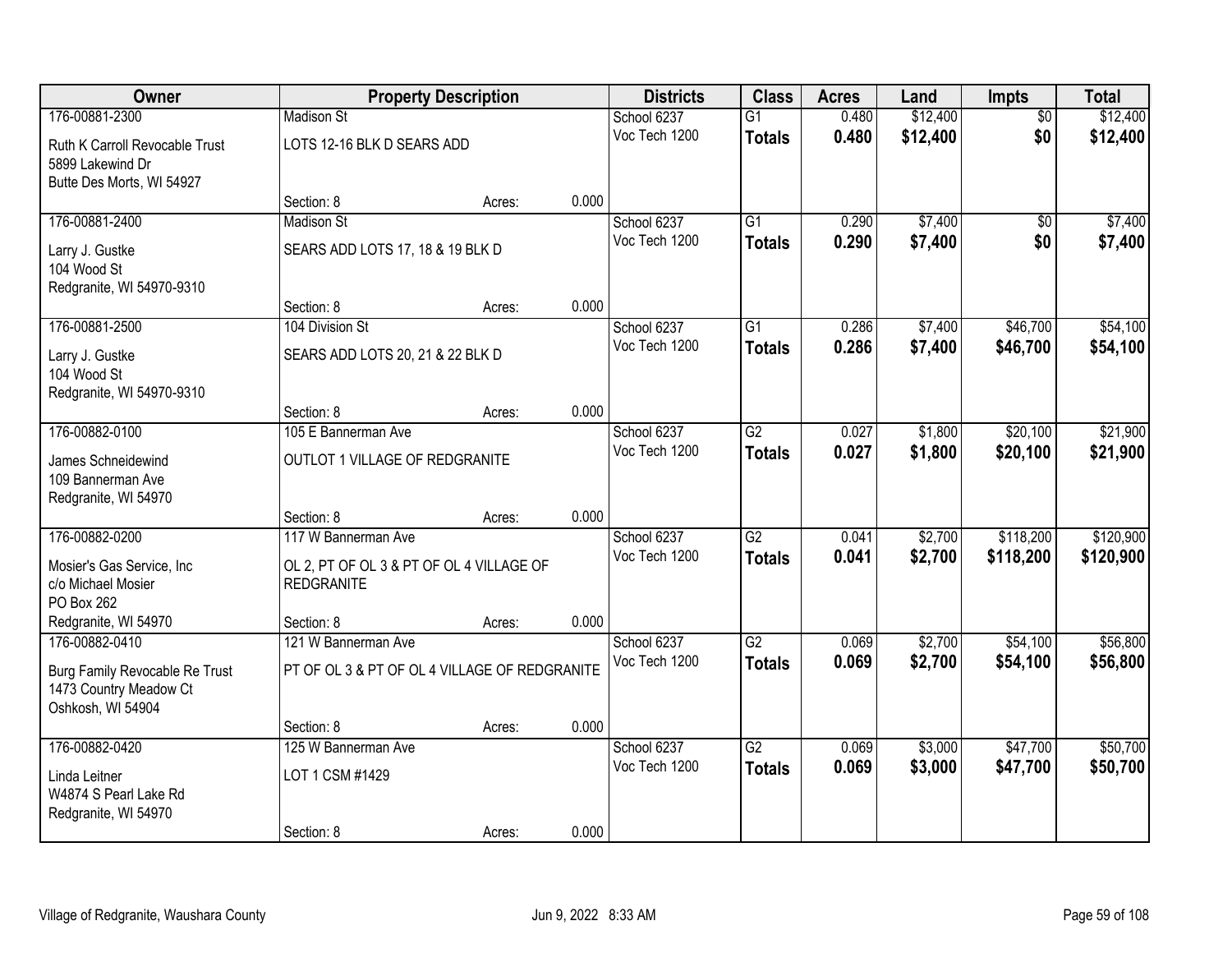| Owner | Property Description | | | Districts | Class | Acres | Land | Impts | Total |
|---|---|---|---|---|---|---|---|---|---|
| 176-00881-2300 | Madison St | | | School 6237 | G1 | 0.480 | $12,400 | $0 | $12,400 |
| Ruth K Carroll Revocable Trust<br>5899 Lakewind Dr<br>Butte Des Morts, WI 54927 | LOTS 12-16 BLK D SEARS ADD | | | Voc Tech 1200 | **Totals** | **0.480** | **$12,400** | **$0** | **$12,400** |
| | Section: 8 | Acres: | 0.000 | | | | | | |
| 176-00881-2400 | Madison St | | | School 6237 | G1 | 0.290 | $7,400 | $0 | $7,400 |
| Larry J. Gustke<br>104 Wood St<br>Redgranite, WI 54970-9310 | SEARS ADD LOTS 17, 18 & 19 BLK D | | | Voc Tech 1200 | **Totals** | **0.290** | **$7,400** | **$0** | **$7,400** |
| | Section: 8 | Acres: | 0.000 | | | | | | |
| 176-00881-2500 | 104 Division St | | | School 6237 | G1 | 0.286 | $7,400 | $46,700 | $54,100 |
| Larry J. Gustke<br>104 Wood St<br>Redgranite, WI 54970-9310 | SEARS ADD LOTS 20, 21 & 22 BLK D | | | Voc Tech 1200 | **Totals** | **0.286** | **$7,400** | **$46,700** | **$54,100** |
| | Section: 8 | Acres: | 0.000 | | | | | | |
| 176-00882-0100 | 105 E Bannerman Ave | | | School 6237 | G2 | 0.027 | $1,800 | $20,100 | $21,900 |
| James Schneidewind<br>109 Bannerman Ave<br>Redgranite, WI 54970 | OUTLOT 1 VILLAGE OF REDGRANITE | | | Voc Tech 1200 | **Totals** | **0.027** | **$1,800** | **$20,100** | **$21,900** |
| | Section: 8 | Acres: | 0.000 | | | | | | |
| 176-00882-0200 | 117 W Bannerman Ave | | | School 6237 | G2 | 0.041 | $2,700 | $118,200 | $120,900 |
| Mosier's Gas Service, Inc<br>c/o Michael Mosier<br>PO Box 262<br>Redgranite, WI 54970 | OL 2, PT OF OL 3 & PT OF OL 4 VILLAGE OF REDGRANITE | | | Voc Tech 1200 | **Totals** | **0.041** | **$2,700** | **$118,200** | **$120,900** |
| | Section: 8 | Acres: | 0.000 | | | | | | |
| 176-00882-0410 | 121 W Bannerman Ave | | | School 6237 | G2 | 0.069 | $2,700 | $54,100 | $56,800 |
| Burg Family Revocable Re Trust<br>1473 Country Meadow Ct<br>Oshkosh, WI 54904 | PT OF OL 3 & PT OF OL 4 VILLAGE OF REDGRANITE | | | Voc Tech 1200 | **Totals** | **0.069** | **$2,700** | **$54,100** | **$56,800** |
| | Section: 8 | Acres: | 0.000 | | | | | | |
| 176-00882-0420 | 125 W Bannerman Ave | | | School 6237 | G2 | 0.069 | $3,000 | $47,700 | $50,700 |
| Linda Leitner<br>W4874 S Pearl Lake Rd<br>Redgranite, WI 54970 | LOT 1 CSM #1429 | | | Voc Tech 1200 | **Totals** | **0.069** | **$3,000** | **$47,700** | **$50,700** |
| | Section: 8 | Acres: | 0.000 | | | | | | |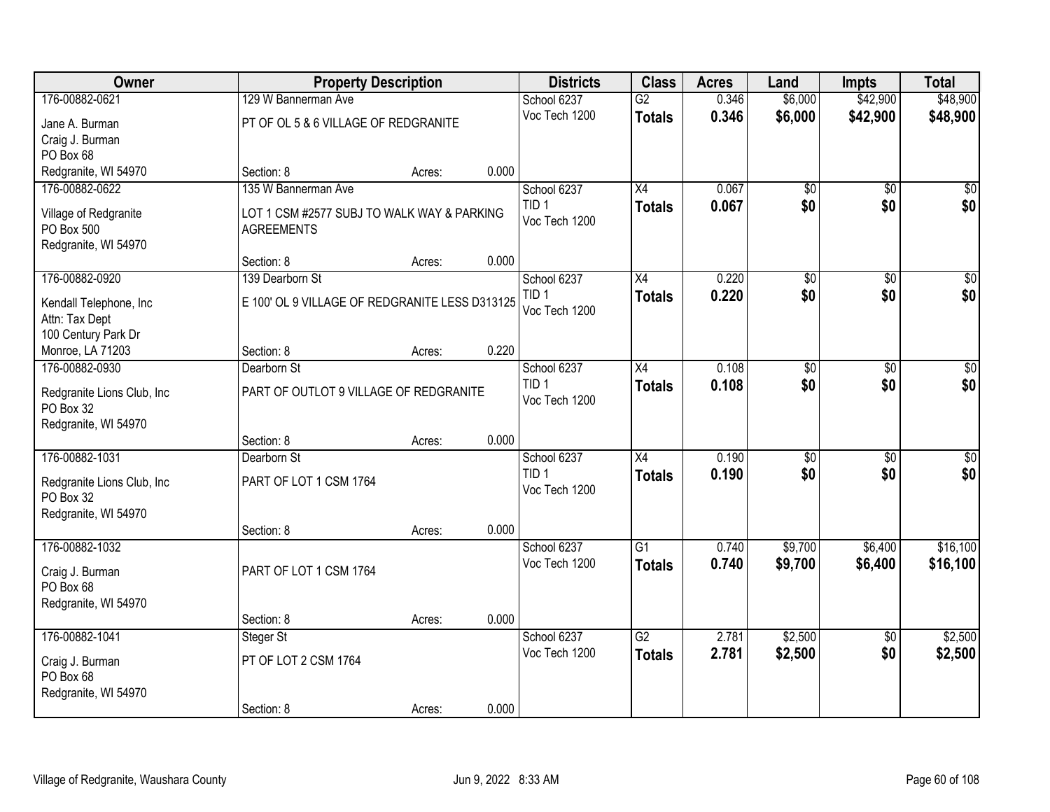| Owner | Property Description | | | Districts | Class | Acres | Land | Impts | Total |
|---|---|---|---|---|---|---|---|---|---|
| 176-00882-0621 | 129 W Bannerman Ave | | | School 6237 | G2 | 0.346 | $6,000 | $42,900 | $48,900 |
| Jane A. Burman<br>Craig J. Burman<br>PO Box 68<br>Redgranite, WI 54970 | PT OF OL 5 & 6 VILLAGE OF REDGRANITE | | | Voc Tech 1200 | **Totals** | **0.346** | **$6,000** | **$42,900** | **$48,900** |
| | Section: 8 | Acres: | 0.000 | | | | | | |
| 176-00882-0622 | 135 W Bannerman Ave | | | School 6237 | X4 | 0.067 | $0 | $0 | $0 |
| Village of Redgranite<br>PO Box 500<br>Redgranite, WI 54970 | LOT 1 CSM #2577 SUBJ TO WALK WAY & PARKING AGREEMENTS | | | TID 1<br>Voc Tech 1200 | **Totals** | **0.067** | **$0** | **$0** | **$0** |
| | Section: 8 | Acres: | 0.000 | | | | | | |
| 176-00882-0920 | 139 Dearborn St | | | School 6237 | X4 | 0.220 | $0 | $0 | $0 |
| Kendall Telephone, Inc<br>Attn: Tax Dept<br>100 Century Park Dr<br>Monroe, LA 71203 | E 100' OL 9 VILLAGE OF REDGRANITE LESS D313125 | | | TID 1<br>Voc Tech 1200 | **Totals** | **0.220** | **$0** | **$0** | **$0** |
| | Section: 8 | Acres: | 0.220 | | | | | | |
| 176-00882-0930 | Dearborn St | | | School 6237 | X4 | 0.108 | $0 | $0 | $0 |
| Redgranite Lions Club, Inc<br>PO Box 32<br>Redgranite, WI 54970 | PART OF OUTLOT 9 VILLAGE OF REDGRANITE | | | TID 1<br>Voc Tech 1200 | **Totals** | **0.108** | **$0** | **$0** | **$0** |
| | Section: 8 | Acres: | 0.000 | | | | | | |
| 176-00882-1031 | Dearborn St | | | School 6237 | X4 | 0.190 | $0 | $0 | $0 |
| Redgranite Lions Club, Inc<br>PO Box 32<br>Redgranite, WI 54970 | PART OF LOT 1 CSM 1764 | | | TID 1<br>Voc Tech 1200 | **Totals** | **0.190** | **$0** | **$0** | **$0** |
| | Section: 8 | Acres: | 0.000 | | | | | | |
| 176-00882-1032 | | | | School 6237 | G1 | 0.740 | $9,700 | $6,400 | $16,100 |
| Craig J. Burman<br>PO Box 68<br>Redgranite, WI 54970 | PART OF LOT 1 CSM 1764 | | | Voc Tech 1200 | **Totals** | **0.740** | **$9,700** | **$6,400** | **$16,100** |
| | Section: 8 | Acres: | 0.000 | | | | | | |
| 176-00882-1041 | Steger St | | | School 6237 | G2 | 2.781 | $2,500 | $0 | $2,500 |
| Craig J. Burman<br>PO Box 68<br>Redgranite, WI 54970 | PT OF LOT 2 CSM 1764 | | | Voc Tech 1200 | **Totals** | **2.781** | **$2,500** | **$0** | **$2,500** |
| | Section: 8 | Acres: | 0.000 | | | | | | |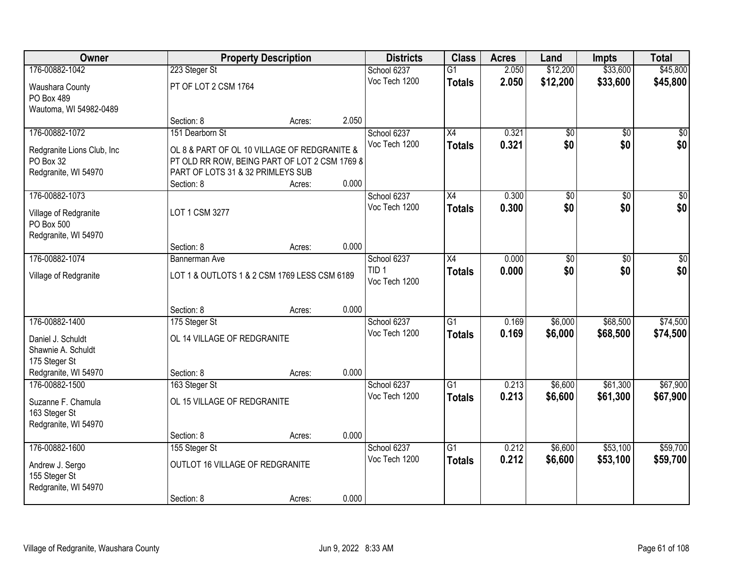| Owner | Property Description | Districts | Class | Acres | Land | Impts | Total |
|---|---|---|---|---|---|---|---|
| 176-00882-1042<br>Waushara County<br>PO Box 489<br>Wautoma, WI 54982-0489 | 223 Steger St<br>PT OF LOT 2 CSM 1764<br>Section: 8 Acres: 2.050 | School 6237<br>Voc Tech 1200 | G1<br>**Totals** | 2.050<br>**2.050** | $12,200<br>**$12,200** | $33,600<br>**$33,600** | $45,800<br>**$45,800** |
| 176-00882-1072<br>Redgranite Lions Club, Inc<br>PO Box 32<br>Redgranite, WI 54970 | 151 Dearborn St<br>OL 8 & PART OF OL 10 VILLAGE OF REDGRANITE & PT OLD RR ROW, BEING PART OF LOT 2 CSM 1769 & PART OF LOTS 31 & 32 PRIMLEYS SUB<br>Section: 8 Acres: 0.000 | School 6237<br>Voc Tech 1200 | X4<br>**Totals** | 0.321<br>**0.321** | $0<br>**$0** | $0<br>**$0** | $0<br>**$0** |
| 176-00882-1073<br>Village of Redgranite<br>PO Box 500<br>Redgranite, WI 54970 | LOT 1 CSM 3277<br>Section: 8 Acres: 0.000 | School 6237<br>Voc Tech 1200 | X4<br>**Totals** | 0.300<br>**0.300** | $0<br>**$0** | $0<br>**$0** | $0<br>**$0** |
| 176-00882-1074<br>Village of Redgranite | Bannerman Ave<br>LOT 1 & OUTLOTS 1 & 2 CSM 1769 LESS CSM 6189<br>Section: 8 Acres: 0.000 | School 6237<br>TID 1<br>Voc Tech 1200 | X4<br>**Totals** | 0.000<br>**0.000** | $0<br>**$0** | $0<br>**$0** | $0<br>**$0** |
| 176-00882-1400<br>Daniel J. Schuldt<br>Shawnie A. Schuldt<br>175 Steger St<br>Redgranite, WI 54970 | 175 Steger St<br>OL 14 VILLAGE OF REDGRANITE<br>Section: 8 Acres: 0.000 | School 6237<br>Voc Tech 1200 | G1<br>**Totals** | 0.169<br>**0.169** | $6,000<br>**$6,000** | $68,500<br>**$68,500** | $74,500<br>**$74,500** |
| 176-00882-1500<br>Suzanne F. Chamula<br>163 Steger St<br>Redgranite, WI 54970 | 163 Steger St<br>OL 15 VILLAGE OF REDGRANITE<br>Section: 8 Acres: 0.000 | School 6237<br>Voc Tech 1200 | G1<br>**Totals** | 0.213<br>**0.213** | $6,600<br>**$6,600** | $61,300<br>**$61,300** | $67,900<br>**$67,900** |
| 176-00882-1600<br>Andrew J. Sergo<br>155 Steger St<br>Redgranite, WI 54970 | 155 Steger St<br>OUTLOT 16 VILLAGE OF REDGRANITE<br>Section: 8 Acres: 0.000 | School 6237<br>Voc Tech 1200 | G1<br>**Totals** | 0.212<br>**0.212** | $6,600<br>**$6,600** | $53,100<br>**$53,100** | $59,700<br>**$59,700** |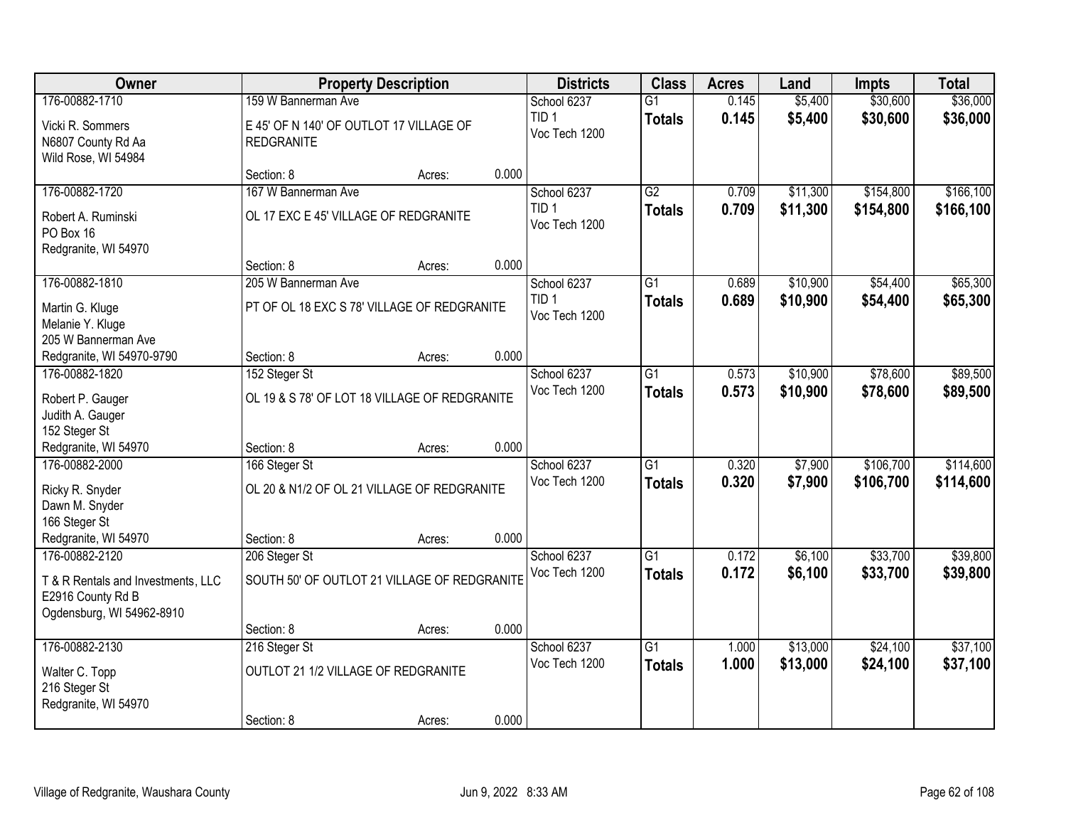| Owner | Property Description | | | Districts | Class | Acres | Land | Impts | Total |
|---|---|---|---|---|---|---|---|---|---|
| 176-00882-1710 | 159 W Bannerman Ave | | | School 6237 | G1 | 0.145 | $5,400 | $30,600 | $36,000 |
| Vicki R. Sommers<br>N6807 County Rd Aa<br>Wild Rose, WI 54984 | E 45' OF N 140' OF OUTLOT 17 VILLAGE OF REDGRANITE | | | TID 1<br>Voc Tech 1200 | **Totals** | **0.145** | **$5,400** | **$30,600** | **$36,000** |
| | Section: 8 | Acres: | 0.000 | | | | | | |
| 176-00882-1720 | 167 W Bannerman Ave | | | School 6237 | G2 | 0.709 | $11,300 | $154,800 | $166,100 |
| Robert A. Ruminski<br>PO Box 16<br>Redgranite, WI 54970 | OL 17 EXC E 45' VILLAGE OF REDGRANITE | | | TID 1<br>Voc Tech 1200 | **Totals** | **0.709** | **$11,300** | **$154,800** | **$166,100** |
| | Section: 8 | Acres: | 0.000 | | | | | | |
| 176-00882-1810 | 205 W Bannerman Ave | | | School 6237 | G1 | 0.689 | $10,900 | $54,400 | $65,300 |
| Martin G. Kluge<br>Melanie Y. Kluge<br>205 W Bannerman Ave<br>Redgranite, WI 54970-9790 | PT OF OL 18 EXC S 78' VILLAGE OF REDGRANITE | | | TID 1<br>Voc Tech 1200 | **Totals** | **0.689** | **$10,900** | **$54,400** | **$65,300** |
| | Section: 8 | Acres: | 0.000 | | | | | | |
| 176-00882-1820 | 152 Steger St | | | School 6237 | G1 | 0.573 | $10,900 | $78,600 | $89,500 |
| Robert P. Gauger<br>Judith A. Gauger<br>152 Steger St<br>Redgranite, WI 54970 | OL 19 & S 78' OF LOT 18 VILLAGE OF REDGRANITE | | | Voc Tech 1200 | **Totals** | **0.573** | **$10,900** | **$78,600** | **$89,500** |
| | Section: 8 | Acres: | 0.000 | | | | | | |
| 176-00882-2000 | 166 Steger St | | | School 6237 | G1 | 0.320 | $7,900 | $106,700 | $114,600 |
| Ricky R. Snyder<br>Dawn M. Snyder<br>166 Steger St<br>Redgranite, WI 54970 | OL 20 & N1/2 OF OL 21 VILLAGE OF REDGRANITE | | | Voc Tech 1200 | **Totals** | **0.320** | **$7,900** | **$106,700** | **$114,600** |
| | Section: 8 | Acres: | 0.000 | | | | | | |
| 176-00882-2120 | 206 Steger St | | | School 6237 | G1 | 0.172 | $6,100 | $33,700 | $39,800 |
| T & R Rentals and Investments, LLC<br>E2916 County Rd B<br>Ogdensburg, WI 54962-8910 | SOUTH 50' OF OUTLOT 21 VILLAGE OF REDGRANITE | | | Voc Tech 1200 | **Totals** | **0.172** | **$6,100** | **$33,700** | **$39,800** |
| | Section: 8 | Acres: | 0.000 | | | | | | |
| 176-00882-2130 | 216 Steger St | | | School 6237 | G1 | 1.000 | $13,000 | $24,100 | $37,100 |
| Walter C. Topp<br>216 Steger St<br>Redgranite, WI 54970 | OUTLOT 21 1/2 VILLAGE OF REDGRANITE | | | Voc Tech 1200 | **Totals** | **1.000** | **$13,000** | **$24,100** | **$37,100** |
| | Section: 8 | Acres: | 0.000 | | | | | | |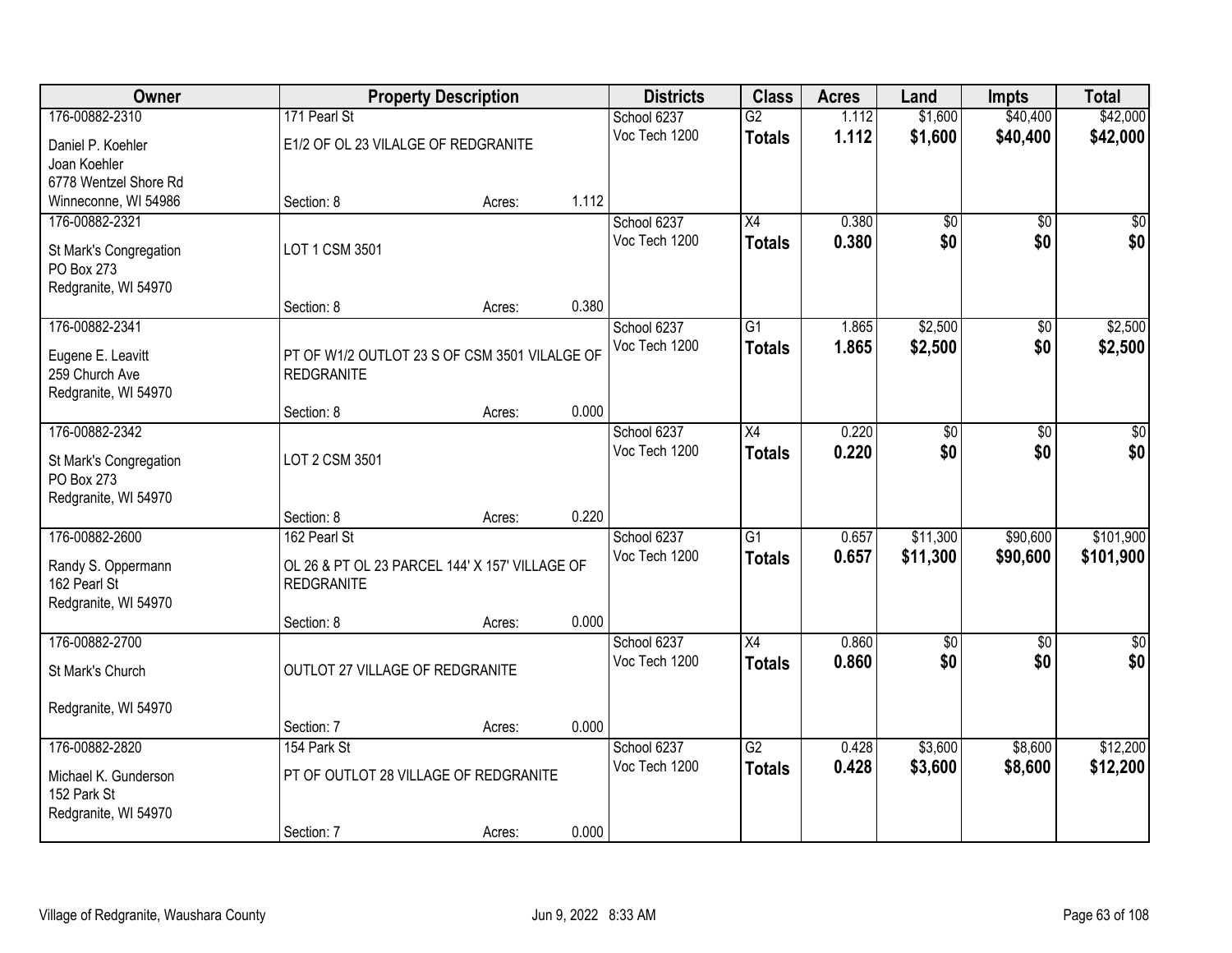| Owner | Property Description | | | Districts | Class | Acres | Land | Impts | Total |
|---|---|---|---|---|---|---|---|---|---|
| 176-00882-2310 | 171 Pearl St | | | School 6237 | G2 | 1.112 | $1,600 | $40,400 | $42,000 |
| Daniel P. Koehler<br>Joan Koehler<br>6778 Wentzel Shore Rd<br>Winneconne, WI 54986 | E1/2 OF OL 23 VILALGE OF REDGRANITE | | | Voc Tech 1200 | **Totals** | **1.112** | **$1,600** | **$40,400** | **$42,000** |
| | Section: 8 | Acres: | 1.112 | | | | | | |
| 176-00882-2321 | | | | School 6237 | X4 | 0.380 | $0 | $0 | $0 |
| St Mark's Congregation<br>PO Box 273<br>Redgranite, WI 54970 | LOT 1 CSM 3501 | | | Voc Tech 1200 | **Totals** | **0.380** | **$0** | **$0** | **$0** |
| | Section: 8 | Acres: | 0.380 | | | | | | |
| 176-00882-2341 | | | | School 6237 | G1 | 1.865 | $2,500 | $0 | $2,500 |
| Eugene E. Leavitt<br>259 Church Ave<br>Redgranite, WI 54970 | PT OF W1/2 OUTLOT 23 S OF CSM 3501 VILALGE OF REDGRANITE | | | Voc Tech 1200 | **Totals** | **1.865** | **$2,500** | **$0** | **$2,500** |
| | Section: 8 | Acres: | 0.000 | | | | | | |
| 176-00882-2342 | | | | School 6237 | X4 | 0.220 | $0 | $0 | $0 |
| St Mark's Congregation<br>PO Box 273<br>Redgranite, WI 54970 | LOT 2 CSM 3501 | | | Voc Tech 1200 | **Totals** | **0.220** | **$0** | **$0** | **$0** |
| | Section: 8 | Acres: | 0.220 | | | | | | |
| 176-00882-2600 | 162 Pearl St | | | School 6237 | G1 | 0.657 | $11,300 | $90,600 | $101,900 |
| Randy S. Oppermann<br>162 Pearl St<br>Redgranite, WI 54970 | OL 26 & PT OL 23 PARCEL 144' X 157' VILLAGE OF REDGRANITE | | | Voc Tech 1200 | **Totals** | **0.657** | **$11,300** | **$90,600** | **$101,900** |
| | Section: 8 | Acres: | 0.000 | | | | | | |
| 176-00882-2700 | | | | School 6237 | X4 | 0.860 | $0 | $0 | $0 |
| St Mark's Church<br><br>Redgranite, WI 54970 | OUTLOT 27 VILLAGE OF REDGRANITE | | | Voc Tech 1200 | **Totals** | **0.860** | **$0** | **$0** | **$0** |
| | Section: 7 | Acres: | 0.000 | | | | | | |
| 176-00882-2820 | 154 Park St | | | School 6237 | G2 | 0.428 | $3,600 | $8,600 | $12,200 |
| Michael K. Gunderson<br>152 Park St<br>Redgranite, WI 54970 | PT OF OUTLOT 28 VILLAGE OF REDGRANITE | | | Voc Tech 1200 | **Totals** | **0.428** | **$3,600** | **$8,600** | **$12,200** |
| | Section: 7 | Acres: | 0.000 | | | | | | |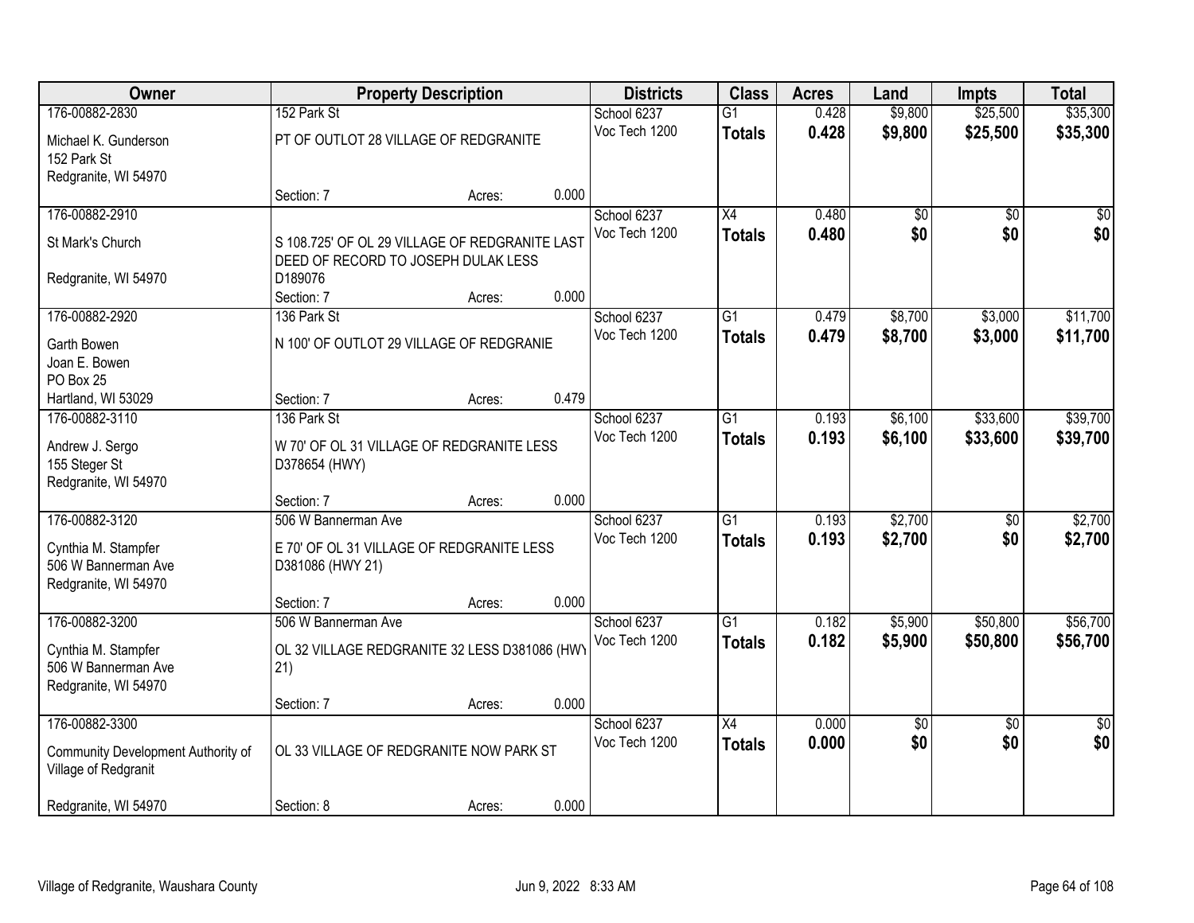| Owner | Property Description | | | Districts | Class | Acres | Land | Impts | Total |
|---|---|---|---|---|---|---|---|---|---|
| 176-00882-2830 | 152 Park St | | | School 6237 | G1 | 0.428 | $9,800 | $25,500 | $35,300 |
| Michael K. Gunderson<br>152 Park St<br>Redgranite, WI 54970 | PT OF OUTLOT 28 VILLAGE OF REDGRANITE | | | Voc Tech 1200 | **Totals** | **0.428** | **$9,800** | **$25,500** | **$35,300** |
| | Section: 7 | Acres: | 0.000 | | | | | | |
| 176-00882-2910 | | | | School 6237 | X4 | 0.480 | $0 | $0 | $0 |
| St Mark's Church<br><br>Redgranite, WI 54970 | S 108.725' OF OL 29 VILLAGE OF REDGRANITE LAST DEED OF RECORD TO JOSEPH DULAK LESS D189076 | | | Voc Tech 1200 | **Totals** | **0.480** | **$0** | **$0** | **$0** |
| | Section: 7 | Acres: | 0.000 | | | | | | |
| 176-00882-2920 | 136 Park St | | | School 6237 | G1 | 0.479 | $8,700 | $3,000 | $11,700 |
| Garth Bowen<br>Joan E. Bowen<br>PO Box 25<br>Hartland, WI 53029 | N 100' OF OUTLOT 29 VILLAGE OF REDGRANIE | | | Voc Tech 1200 | **Totals** | **0.479** | **$8,700** | **$3,000** | **$11,700** |
| | Section: 7 | Acres: | 0.479 | | | | | | |
| 176-00882-3110 | 136 Park St | | | School 6237 | G1 | 0.193 | $6,100 | $33,600 | $39,700 |
| Andrew J. Sergo<br>155 Steger St<br>Redgranite, WI 54970 | W 70' OF OL 31 VILLAGE OF REDGRANITE LESS D378654 (HWY) | | | Voc Tech 1200 | **Totals** | **0.193** | **$6,100** | **$33,600** | **$39,700** |
| | Section: 7 | Acres: | 0.000 | | | | | | |
| 176-00882-3120 | 506 W Bannerman Ave | | | School 6237 | G1 | 0.193 | $2,700 | $0 | $2,700 |
| Cynthia M. Stampfer<br>506 W Bannerman Ave<br>Redgranite, WI 54970 | E 70' OF OL 31 VILLAGE OF REDGRANITE LESS D381086 (HWY 21) | | | Voc Tech 1200 | **Totals** | **0.193** | **$2,700** | **$0** | **$2,700** |
| | Section: 7 | Acres: | 0.000 | | | | | | |
| 176-00882-3200 | 506 W Bannerman Ave | | | School 6237 | G1 | 0.182 | $5,900 | $50,800 | $56,700 |
| Cynthia M. Stampfer<br>506 W Bannerman Ave<br>Redgranite, WI 54970 | OL 32 VILLAGE REDGRANITE 32 LESS D381086 (HWY 21) | | | Voc Tech 1200 | **Totals** | **0.182** | **$5,900** | **$50,800** | **$56,700** |
| | Section: 7 | Acres: | 0.000 | | | | | | |
| 176-00882-3300 | | | | School 6237 | X4 | 0.000 | $0 | $0 | $0 |
| Community Development Authority of Village of Redgranit<br><br>Redgranite, WI 54970 | OL 33 VILLAGE OF REDGRANITE NOW PARK ST | | | Voc Tech 1200 | **Totals** | **0.000** | **$0** | **$0** | **$0** |
| | Section: 8 | Acres: | 0.000 | | | | | | |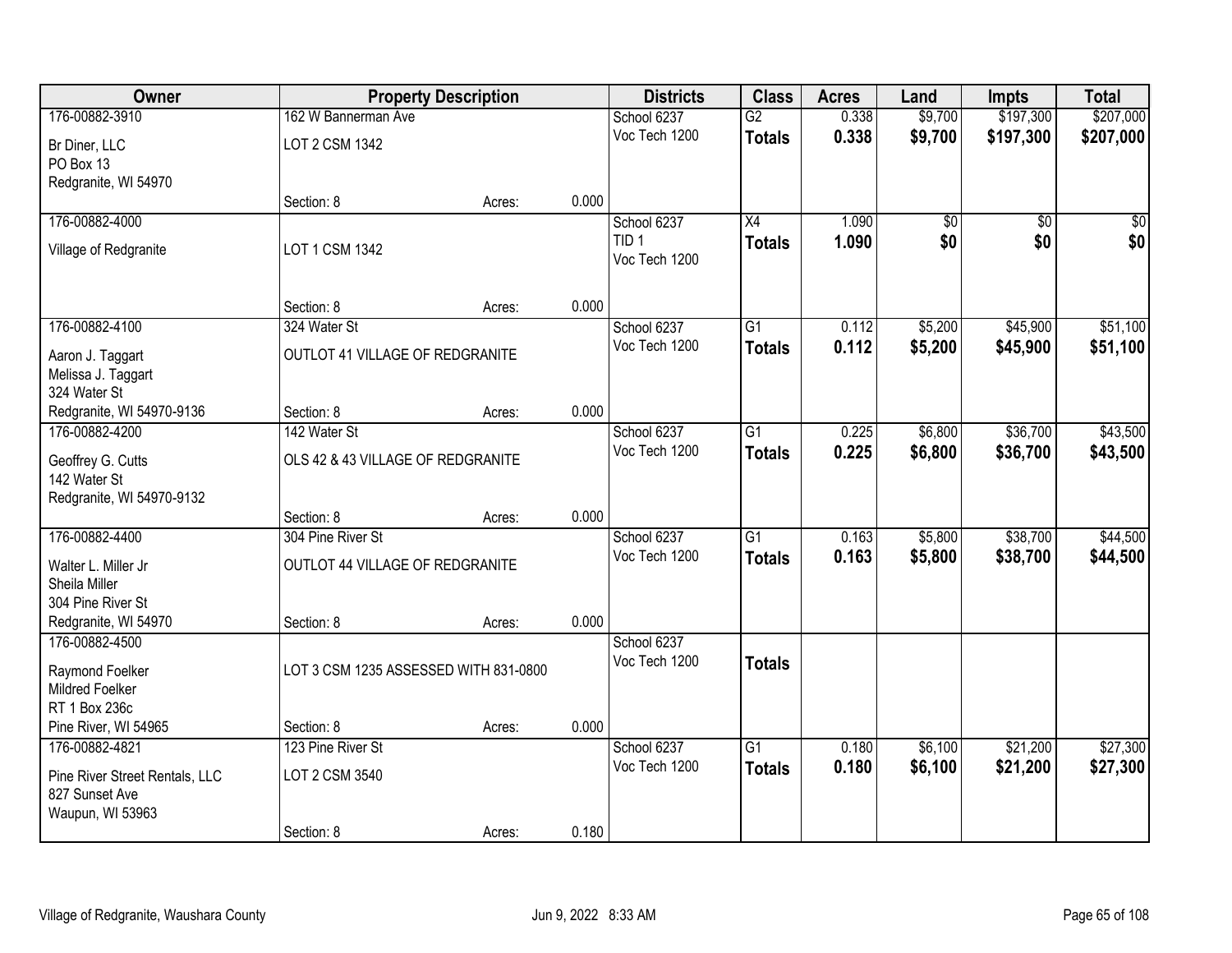| Owner | Property Description | | | Districts | Class | Acres | Land | Impts | Total |
|---|---|---|---|---|---|---|---|---|---|
| 176-00882-3910<br>Br Diner, LLC<br>PO Box 13<br>Redgranite, WI 54970 | 162 W Bannerman Ave<br>LOT 2 CSM 1342<br>Section: 8 | Acres: | 0.000 | School 6237<br>Voc Tech 1200 | G2<br>**Totals** | 0.338<br>**0.338** | $9,700<br>**$9,700** | $197,300<br>**$197,300** | $207,000<br>**$207,000** |
| 176-00882-4000<br>Village of Redgranite | LOT 1 CSM 1342<br>Section: 8 | Acres: | 0.000 | School 6237<br>TID 1<br>Voc Tech 1200 | X4<br>**Totals** | 1.090<br>**1.090** | $0<br>**$0** | $0<br>**$0** | $0<br>**$0** |
| 176-00882-4100<br>Aaron J. Taggart<br>Melissa J. Taggart<br>324 Water St<br>Redgranite, WI 54970-9136 | 324 Water St<br>OUTLOT 41 VILLAGE OF REDGRANITE<br>Section: 8 | Acres: | 0.000 | School 6237<br>Voc Tech 1200 | G1<br>**Totals** | 0.112<br>**0.112** | $5,200<br>**$5,200** | $45,900<br>**$45,900** | $51,100<br>**$51,100** |
| 176-00882-4200<br>Geoffrey G. Cutts<br>142 Water St<br>Redgranite, WI 54970-9132 | 142 Water St<br>OLS 42 & 43 VILLAGE OF REDGRANITE<br>Section: 8 | Acres: | 0.000 | School 6237<br>Voc Tech 1200 | G1<br>**Totals** | 0.225<br>**0.225** | $6,800<br>**$6,800** | $36,700<br>**$36,700** | $43,500<br>**$43,500** |
| 176-00882-4400<br>Walter L. Miller Jr<br>Sheila Miller<br>304 Pine River St<br>Redgranite, WI 54970 | 304 Pine River St<br>OUTLOT 44 VILLAGE OF REDGRANITE<br>Section: 8 | Acres: | 0.000 | School 6237<br>Voc Tech 1200 | G1<br>**Totals** | 0.163<br>**0.163** | $5,800<br>**$5,800** | $38,700<br>**$38,700** | $44,500<br>**$44,500** |
| 176-00882-4500<br>Raymond Foelker<br>Mildred Foelker<br>RT 1 Box 236c<br>Pine River, WI 54965 | LOT 3 CSM 1235 ASSESSED WITH 831-0800<br>Section: 8 | Acres: | 0.000 | School 6237<br>Voc Tech 1200 | **Totals** | | | | |
| 176-00882-4821<br>Pine River Street Rentals, LLC<br>827 Sunset Ave<br>Waupun, WI 53963 | 123 Pine River St<br>LOT 2 CSM 3540<br>Section: 8 | Acres: | 0.180 | School 6237<br>Voc Tech 1200 | G1<br>**Totals** | 0.180<br>**0.180** | $6,100<br>**$6,100** | $21,200<br>**$21,200** | $27,300<br>**$27,300** |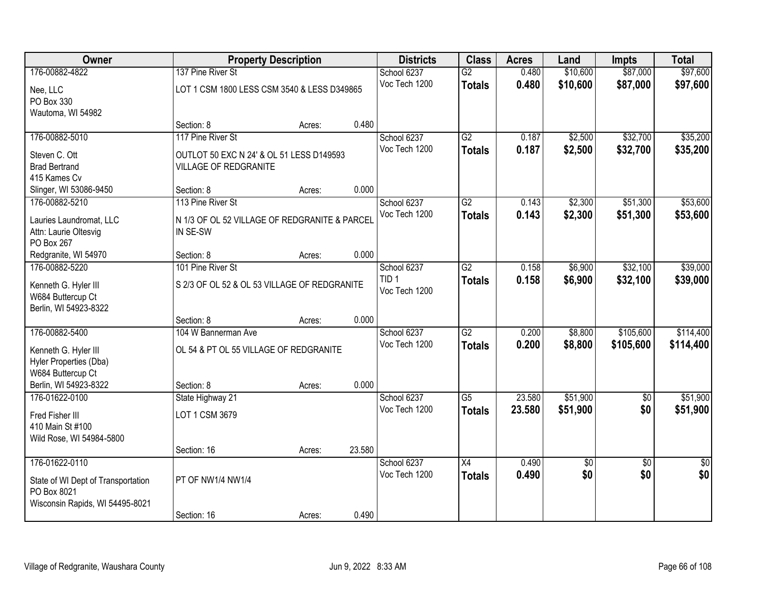| Owner | Property Description | | | Districts | Class | Acres | Land | Impts | Total |
|---|---|---|---|---|---|---|---|---|---|
| 176-00882-4822 | 137 Pine River St | | | School 6237 | G2 | 0.480 | $10,600 | $87,000 | $97,600 |
| Nee, LLC<br>PO Box 330<br>Wautoma, WI 54982 | LOT 1 CSM 1800 LESS CSM 3540 & LESS D349865 | | | Voc Tech 1200 | **Totals** | **0.480** | **$10,600** | **$87,000** | **$97,600** |
| | Section: 8 | Acres: | 0.480 | | | | | | |
| 176-00882-5010 | 117 Pine River St | | | School 6237 | G2 | 0.187 | $2,500 | $32,700 | $35,200 |
| Steven C. Ott<br>Brad Bertrand<br>415 Kames Cv<br>Slinger, WI 53086-9450 | OUTLOT 50 EXC N 24' & OL 51 LESS D149593 VILLAGE OF REDGRANITE | | | Voc Tech 1200 | **Totals** | **0.187** | **$2,500** | **$32,700** | **$35,200** |
| | Section: 8 | Acres: | 0.000 | | | | | | |
| 176-00882-5210 | 113 Pine River St | | | School 6237 | G2 | 0.143 | $2,300 | $51,300 | $53,600 |
| Lauries Laundromat, LLC<br>Attn: Laurie Oltesvig<br>PO Box 267<br>Redgranite, WI 54970 | N 1/3 OF OL 52 VILLAGE OF REDGRANITE & PARCEL IN SE-SW | | | Voc Tech 1200 | **Totals** | **0.143** | **$2,300** | **$51,300** | **$53,600** |
| | Section: 8 | Acres: | 0.000 | | | | | | |
| 176-00882-5220 | 101 Pine River St | | | School 6237 | G2 | 0.158 | $6,900 | $32,100 | $39,000 |
| Kenneth G. Hyler III<br>W684 Buttercup Ct<br>Berlin, WI 54923-8322 | S 2/3 OF OL 52 & OL 53 VILLAGE OF REDGRANITE | | | TID 1<br>Voc Tech 1200 | **Totals** | **0.158** | **$6,900** | **$32,100** | **$39,000** |
| | Section: 8 | Acres: | 0.000 | | | | | | |
| 176-00882-5400 | 104 W Bannerman Ave | | | School 6237 | G2 | 0.200 | $8,800 | $105,600 | $114,400 |
| Kenneth G. Hyler III<br>Hyler Properties (Dba)<br>W684 Buttercup Ct<br>Berlin, WI 54923-8322 | OL 54 & PT OL 55 VILLAGE OF REDGRANITE | | | Voc Tech 1200 | **Totals** | **0.200** | **$8,800** | **$105,600** | **$114,400** |
| | Section: 8 | Acres: | 0.000 | | | | | | |
| 176-01622-0100 | State Highway 21 | | | School 6237 | G5 | 23.580 | $51,900 | $0 | $51,900 |
| Fred Fisher III<br>410 Main St #100<br>Wild Rose, WI 54984-5800 | LOT 1 CSM 3679 | | | Voc Tech 1200 | **Totals** | **23.580** | **$51,900** | **$0** | **$51,900** |
| | Section: 16 | Acres: | 23.580 | | | | | | |
| 176-01622-0110 | | | | School 6237 | X4 | 0.490 | $0 | $0 | $0 |
| State of WI Dept of Transportation<br>PO Box 8021<br>Wisconsin Rapids, WI 54495-8021 | PT OF NW1/4 NW1/4 | | | Voc Tech 1200 | **Totals** | **0.490** | **$0** | **$0** | **$0** |
| | Section: 16 | Acres: | 0.490 | | | | | | |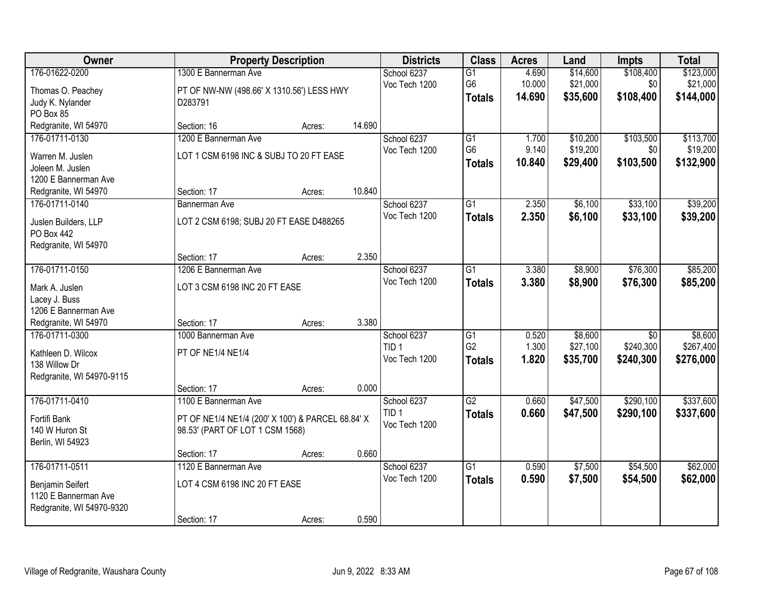| Owner | Property Description | | | Districts | Class | Acres | Land | Impts | Total |
|---|---|---|---|---|---|---|---|---|---|
| 176-01622-0200 | 1300 E Bannerman Ave | | | School 6237 | G1 | 4.690 | $14,600 | $108,400 | $123,000 |
| Thomas O. Peachey | PT OF NW-NW (498.66' X 1310.56') LESS HWY | | | Voc Tech 1200 | G6 | 10.000 | $21,000 | $0 | $21,000 |
| Judy K. Nylander | D283791 | | | | **Totals** | **14.690** | **$35,600** | **$108,400** | **$144,000** |
| PO Box 85 | | | | | | | | | |
| Redgranite, WI 54970 | Section: 16 | Acres: | 14.690 | | | | | | |
| 176-01711-0130 | 1200 E Bannerman Ave | | | School 6237 | G1 | 1.700 | $10,200 | $103,500 | $113,700 |
| Warren M. Juslen | LOT 1 CSM 6198 INC & SUBJ TO 20 FT EASE | | | Voc Tech 1200 | G6 | 9.140 | $19,200 | $0 | $19,200 |
| Joleen M. Juslen | | | | | **Totals** | **10.840** | **$29,400** | **$103,500** | **$132,900** |
| 1200 E Bannerman Ave | | | | | | | | | |
| Redgranite, WI 54970 | Section: 17 | Acres: | 10.840 | | | | | | |
| 176-01711-0140 | Bannerman Ave | | | School 6237 | G1 | 2.350 | $6,100 | $33,100 | $39,200 |
| Juslen Builders, LLP | LOT 2 CSM 6198; SUBJ 20 FT EASE D488265 | | | Voc Tech 1200 | **Totals** | **2.350** | **$6,100** | **$33,100** | **$39,200** |
| PO Box 442 | | | | | | | | | |
| Redgranite, WI 54970 | | | | | | | | | |
| | Section: 17 | Acres: | 2.350 | | | | | | |
| 176-01711-0150 | 1206 E Bannerman Ave | | | School 6237 | G1 | 3.380 | $8,900 | $76,300 | $85,200 |
| Mark A. Juslen | LOT 3 CSM 6198 INC 20 FT EASE | | | Voc Tech 1200 | **Totals** | **3.380** | **$8,900** | **$76,300** | **$85,200** |
| Lacey J. Buss | | | | | | | | | |
| 1206 E Bannerman Ave | | | | | | | | | |
| Redgranite, WI 54970 | Section: 17 | Acres: | 3.380 | | | | | | |
| 176-01711-0300 | 1000 Bannerman Ave | | | School 6237 | G1 | 0.520 | $8,600 | $0 | $8,600 |
| Kathleen D. Wilcox | PT OF NE1/4 NE1/4 | | | TID 1 | G2 | 1.300 | $27,100 | $240,300 | $267,400 |
| 138 Willow Dr | | | | Voc Tech 1200 | **Totals** | **1.820** | **$35,700** | **$240,300** | **$276,000** |
| Redgranite, WI 54970-9115 | | | | | | | | | |
| | Section: 17 | Acres: | 0.000 | | | | | | |
| 176-01711-0410 | 1100 E Bannerman Ave | | | School 6237 | G2 | 0.660 | $47,500 | $290,100 | $337,600 |
| Fortifi Bank | PT OF NE1/4 NE1/4 (200' X 100') & PARCEL 68.84' X | | | TID 1 | **Totals** | **0.660** | **$47,500** | **$290,100** | **$337,600** |
| 140 W Huron St | 98.53' (PART OF LOT 1 CSM 1568) | | | Voc Tech 1200 | | | | | |
| Berlin, WI 54923 | | | | | | | | | |
| | Section: 17 | Acres: | 0.660 | | | | | | |
| 176-01711-0511 | 1120 E Bannerman Ave | | | School 6237 | G1 | 0.590 | $7,500 | $54,500 | $62,000 |
| Benjamin Seifert | LOT 4 CSM 6198 INC 20 FT EASE | | | Voc Tech 1200 | **Totals** | **0.590** | **$7,500** | **$54,500** | **$62,000** |
| 1120 E Bannerman Ave | | | | | | | | | |
| Redgranite, WI 54970-9320 | | | | | | | | | |
| | Section: 17 | Acres: | 0.590 | | | | | | |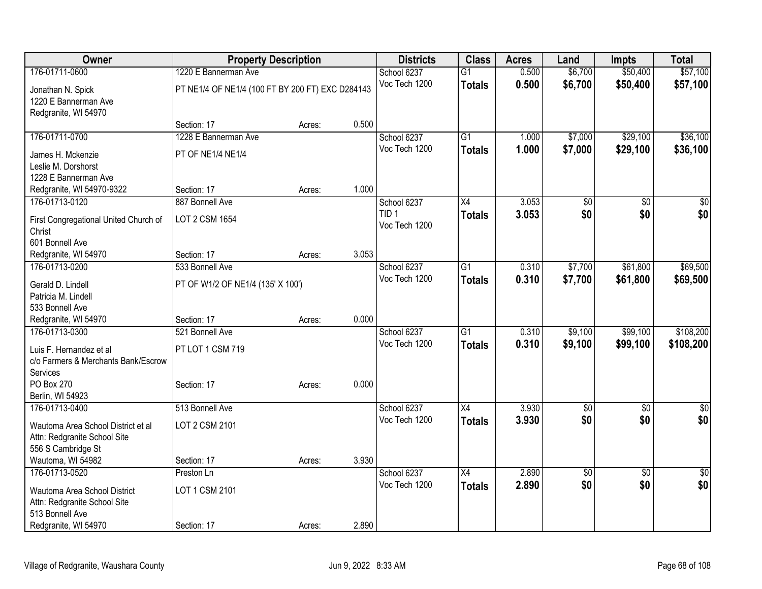| Owner | Property Description | | | Districts | Class | Acres | Land | Impts | Total |
|---|---|---|---|---|---|---|---|---|---|
| 176-01711-0600 | 1220 E Bannerman Ave | | | School 6237 | G1 | 0.500 | $6,700 | $50,400 | $57,100 |
| Jonathan N. Spick<br>1220 E Bannerman Ave<br>Redgranite, WI 54970 | PT NE1/4 OF NE1/4 (100 FT BY 200 FT) EXC D284143 | | | Voc Tech 1200 | **Totals** | **0.500** | **$6,700** | **$50,400** | **$57,100** |
| | Section: 17 | Acres: | 0.500 | | | | | | |
| 176-01711-0700 | 1228 E Bannerman Ave | | | School 6237 | G1 | 1.000 | $7,000 | $29,100 | $36,100 |
| James H. Mckenzie<br>Leslie M. Dorshorst<br>1228 E Bannerman Ave<br>Redgranite, WI 54970-9322 | PT OF NE1/4 NE1/4 | | | Voc Tech 1200 | **Totals** | **1.000** | **$7,000** | **$29,100** | **$36,100** |
| | Section: 17 | Acres: | 1.000 | | | | | | |
| 176-01713-0120 | 887 Bonnell Ave | | | School 6237 | X4 | 3.053 | $0 | $0 | $0 |
| First Congregational United Church of Christ<br>601 Bonnell Ave<br>Redgranite, WI 54970 | LOT 2 CSM 1654 | | | TID 1<br>Voc Tech 1200 | **Totals** | **3.053** | **$0** | **$0** | **$0** |
| | Section: 17 | Acres: | 3.053 | | | | | | |
| 176-01713-0200 | 533 Bonnell Ave | | | School 6237 | G1 | 0.310 | $7,700 | $61,800 | $69,500 |
| Gerald D. Lindell<br>Patricia M. Lindell<br>533 Bonnell Ave<br>Redgranite, WI 54970 | PT OF W1/2 OF NE1/4 (135' X 100') | | | Voc Tech 1200 | **Totals** | **0.310** | **$7,700** | **$61,800** | **$69,500** |
| | Section: 17 | Acres: | 0.000 | | | | | | |
| 176-01713-0300 | 521 Bonnell Ave | | | School 6237 | G1 | 0.310 | $9,100 | $99,100 | $108,200 |
| Luis F. Hernandez et al<br>c/o Farmers & Merchants Bank/Escrow Services<br>PO Box 270<br>Berlin, WI 54923 | PT LOT 1 CSM 719 | | | Voc Tech 1200 | **Totals** | **0.310** | **$9,100** | **$99,100** | **$108,200** |
| | Section: 17 | Acres: | 0.000 | | | | | | |
| 176-01713-0400 | 513 Bonnell Ave | | | School 6237 | X4 | 3.930 | $0 | $0 | $0 |
| Wautoma Area School District et al<br>Attn: Redgranite School Site<br>556 S Cambridge St<br>Wautoma, WI 54982 | LOT 2 CSM 2101 | | | Voc Tech 1200 | **Totals** | **3.930** | **$0** | **$0** | **$0** |
| | Section: 17 | Acres: | 3.930 | | | | | | |
| 176-01713-0520 | Preston Ln | | | School 6237 | X4 | 2.890 | $0 | $0 | $0 |
| Wautoma Area School District<br>Attn: Redgranite School Site<br>513 Bonnell Ave<br>Redgranite, WI 54970 | LOT 1 CSM 2101 | | | Voc Tech 1200 | **Totals** | **2.890** | **$0** | **$0** | **$0** |
| | Section: 17 | Acres: | 2.890 | | | | | | |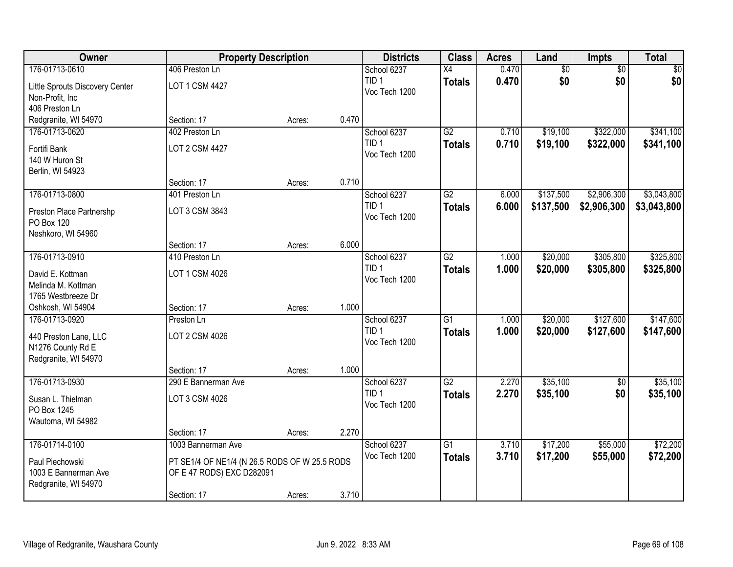| Owner | Property Description | | | Districts | Class | Acres | Land | Impts | Total |
|---|---|---|---|---|---|---|---|---|---|
| 176-01713-0610 | 406 Preston Ln | | | School 6237 | X4 | 0.470 | $0 | $0 | $0 |
| Little Sprouts Discovery Center Non-Profit, Inc 406 Preston Ln Redgranite, WI 54970 | LOT 1 CSM 4427 | | | TID 1 Voc Tech 1200 | **Totals** | **0.470** | **$0** | **$0** | **$0** |
| | Section: 17 | Acres: | 0.470 | | | | | | |
| 176-01713-0620 | 402 Preston Ln | | | School 6237 | G2 | 0.710 | $19,100 | $322,000 | $341,100 |
| Fortifi Bank 140 W Huron St Berlin, WI 54923 | LOT 2 CSM 4427 | | | TID 1 Voc Tech 1200 | **Totals** | **0.710** | **$19,100** | **$322,000** | **$341,100** |
| | Section: 17 | Acres: | 0.710 | | | | | | |
| 176-01713-0800 | 401 Preston Ln | | | School 6237 | G2 | 6.000 | $137,500 | $2,906,300 | $3,043,800 |
| Preston Place Partnershp PO Box 120 Neshkoro, WI 54960 | LOT 3 CSM 3843 | | | TID 1 Voc Tech 1200 | **Totals** | **6.000** | **$137,500** | **$2,906,300** | **$3,043,800** |
| | Section: 17 | Acres: | 6.000 | | | | | | |
| 176-01713-0910 | 410 Preston Ln | | | School 6237 | G2 | 1.000 | $20,000 | $305,800 | $325,800 |
| David E. Kottman Melinda M. Kottman 1765 Westbreeze Dr Oshkosh, WI 54904 | LOT 1 CSM 4026 | | | TID 1 Voc Tech 1200 | **Totals** | **1.000** | **$20,000** | **$305,800** | **$325,800** |
| | Section: 17 | Acres: | 1.000 | | | | | | |
| 176-01713-0920 | Preston Ln | | | School 6237 | G1 | 1.000 | $20,000 | $127,600 | $147,600 |
| 440 Preston Lane, LLC N1276 County Rd E Redgranite, WI 54970 | LOT 2 CSM 4026 | | | TID 1 Voc Tech 1200 | **Totals** | **1.000** | **$20,000** | **$127,600** | **$147,600** |
| | Section: 17 | Acres: | 1.000 | | | | | | |
| 176-01713-0930 | 290 E Bannerman Ave | | | School 6237 | G2 | 2.270 | $35,100 | $0 | $35,100 |
| Susan L. Thielman PO Box 1245 Wautoma, WI 54982 | LOT 3 CSM 4026 | | | TID 1 Voc Tech 1200 | **Totals** | **2.270** | **$35,100** | **$0** | **$35,100** |
| | Section: 17 | Acres: | 2.270 | | | | | | |
| 176-01714-0100 | 1003 Bannerman Ave | | | School 6237 | G1 | 3.710 | $17,200 | $55,000 | $72,200 |
| Paul Piechowski 1003 E Bannerman Ave Redgranite, WI 54970 | PT SE1/4 OF NE1/4 (N 26.5 RODS OF W 25.5 RODS OF E 47 RODS) EXC D282091 | | | Voc Tech 1200 | **Totals** | **3.710** | **$17,200** | **$55,000** | **$72,200** |
| | Section: 17 | Acres: | 3.710 | | | | | | |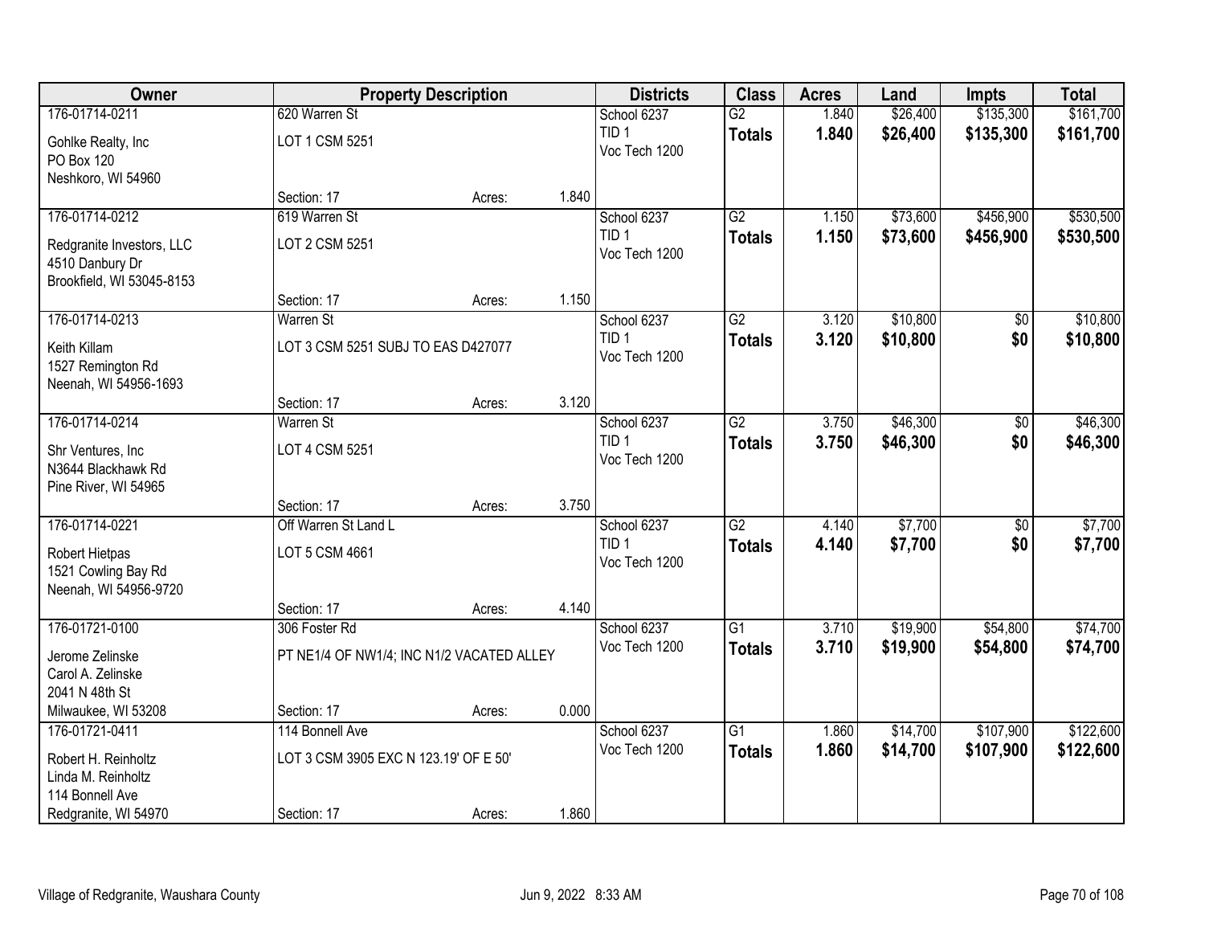| Owner | Property Description | | | Districts | Class | Acres | Land | Impts | Total |
|---|---|---|---|---|---|---|---|---|---|
| 176-01714-0211 | 620 Warren St | | | School 6237 | G2 | 1.840 | $26,400 | $135,300 | $161,700 |
| Gohlke Realty, Inc<br>PO Box 120<br>Neshkoro, WI 54960 | LOT 1 CSM 5251 | | | TID 1<br>Voc Tech 1200 | **Totals** | **1.840** | **$26,400** | **$135,300** | **$161,700** |
| | Section: 17 | Acres: | 1.840 | | | | | | |
| 176-01714-0212 | 619 Warren St | | | School 6237 | G2 | 1.150 | $73,600 | $456,900 | $530,500 |
| Redgranite Investors, LLC<br>4510 Danbury Dr<br>Brookfield, WI 53045-8153 | LOT 2 CSM 5251 | | | TID 1<br>Voc Tech 1200 | **Totals** | **1.150** | **$73,600** | **$456,900** | **$530,500** |
| | Section: 17 | Acres: | 1.150 | | | | | | |
| 176-01714-0213 | Warren St | | | School 6237 | G2 | 3.120 | $10,800 | $0 | $10,800 |
| Keith Killam<br>1527 Remington Rd<br>Neenah, WI 54956-1693 | LOT 3 CSM 5251 SUBJ TO EAS D427077 | | | TID 1<br>Voc Tech 1200 | **Totals** | **3.120** | **$10,800** | **$0** | **$10,800** |
| | Section: 17 | Acres: | 3.120 | | | | | | |
| 176-01714-0214 | Warren St | | | School 6237 | G2 | 3.750 | $46,300 | $0 | $46,300 |
| Shr Ventures, Inc<br>N3644 Blackhawk Rd<br>Pine River, WI 54965 | LOT 4 CSM 5251 | | | TID 1<br>Voc Tech 1200 | **Totals** | **3.750** | **$46,300** | **$0** | **$46,300** |
| | Section: 17 | Acres: | 3.750 | | | | | | |
| 176-01714-0221 | Off Warren St Land L | | | School 6237 | G2 | 4.140 | $7,700 | $0 | $7,700 |
| Robert Hietpas<br>1521 Cowling Bay Rd<br>Neenah, WI 54956-9720 | LOT 5 CSM 4661 | | | TID 1<br>Voc Tech 1200 | **Totals** | **4.140** | **$7,700** | **$0** | **$7,700** |
| | Section: 17 | Acres: | 4.140 | | | | | | |
| 176-01721-0100 | 306 Foster Rd | | | School 6237 | G1 | 3.710 | $19,900 | $54,800 | $74,700 |
| Jerome Zelinske<br>Carol A. Zelinske<br>2041 N 48th St<br>Milwaukee, WI 53208 | PT NE1/4 OF NW1/4; INC N1/2 VACATED ALLEY | | | Voc Tech 1200 | **Totals** | **3.710** | **$19,900** | **$54,800** | **$74,700** |
| | Section: 17 | Acres: | 0.000 | | | | | | |
| 176-01721-0411 | 114 Bonnell Ave | | | School 6237 | G1 | 1.860 | $14,700 | $107,900 | $122,600 |
| Robert H. Reinholtz<br>Linda M. Reinholtz<br>114 Bonnell Ave<br>Redgranite, WI 54970 | LOT 3 CSM 3905 EXC N 123.19' OF E 50' | | | Voc Tech 1200 | **Totals** | **1.860** | **$14,700** | **$107,900** | **$122,600** |
| | Section: 17 | Acres: | 1.860 | | | | | | |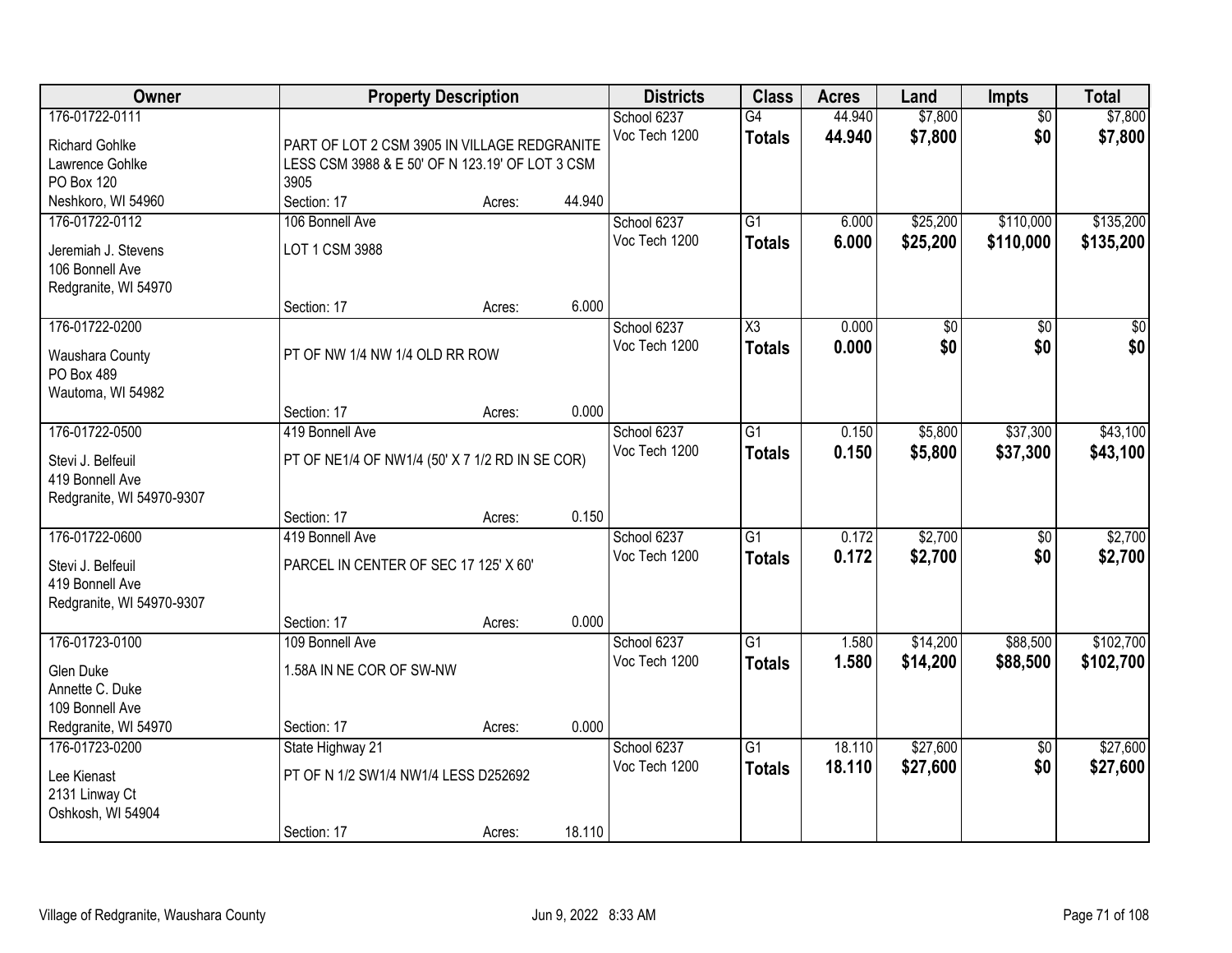| Owner | Property Description | Districts | Class | Acres | Land | Impts | Total |
|---|---|---|---|---|---|---|---|
| 176-01722-0111<br>Richard Gohlke<br>Lawrence Gohlke<br>PO Box 120<br>Neshkoro, WI 54960 | PART OF LOT 2 CSM 3905 IN VILLAGE REDGRANITE LESS CSM 3988 & E 50' OF N 123.19' OF LOT 3 CSM 3905<br>Section: 17 Acres: 44.940 | School 6237<br>Voc Tech 1200 | G4<br>**Totals** | 44.940<br>**44.940** | $7,800<br>**$7,800** | $0<br>**$0** | $7,800<br>**$7,800** |
| 176-01722-0112<br>Jeremiah J. Stevens<br>106 Bonnell Ave<br>Redgranite, WI 54970 | 106 Bonnell Ave<br>LOT 1 CSM 3988<br>Section: 17 Acres: 6.000 | School 6237<br>Voc Tech 1200 | G1<br>**Totals** | 6.000<br>**6.000** | $25,200<br>**$25,200** | $110,000<br>**$110,000** | $135,200<br>**$135,200** |
| 176-01722-0200<br>Waushara County<br>PO Box 489<br>Wautoma, WI 54982 | PT OF NW 1/4 NW 1/4 OLD RR ROW<br>Section: 17 Acres: 0.000 | School 6237<br>Voc Tech 1200 | X3<br>**Totals** | 0.000<br>**0.000** | $0<br>**$0** | $0<br>**$0** | $0<br>**$0** |
| 176-01722-0500<br>Stevi J. Belfeuil<br>419 Bonnell Ave<br>Redgranite, WI 54970-9307 | 419 Bonnell Ave<br>PT OF NE1/4 OF NW1/4 (50' X 7 1/2 RD IN SE COR)<br>Section: 17 Acres: 0.150 | School 6237<br>Voc Tech 1200 | G1<br>**Totals** | 0.150<br>**0.150** | $5,800<br>**$5,800** | $37,300<br>**$37,300** | $43,100<br>**$43,100** |
| 176-01722-0600<br>Stevi J. Belfeuil<br>419 Bonnell Ave<br>Redgranite, WI 54970-9307 | 419 Bonnell Ave<br>PARCEL IN CENTER OF SEC 17 125' X 60'<br>Section: 17 Acres: 0.000 | School 6237<br>Voc Tech 1200 | G1<br>**Totals** | 0.172<br>**0.172** | $2,700<br>**$2,700** | $0<br>**$0** | $2,700<br>**$2,700** |
| 176-01723-0100<br>Glen Duke<br>Annette C. Duke<br>109 Bonnell Ave<br>Redgranite, WI 54970 | 109 Bonnell Ave<br>1.58A IN NE COR OF SW-NW<br>Section: 17 Acres: 0.000 | School 6237<br>Voc Tech 1200 | G1<br>**Totals** | 1.580<br>**1.580** | $14,200<br>**$14,200** | $88,500<br>**$88,500** | $102,700<br>**$102,700** |
| 176-01723-0200<br>Lee Kienast<br>2131 Linway Ct<br>Oshkosh, WI 54904 | State Highway 21<br>PT OF N 1/2 SW1/4 NW1/4 LESS D252692<br>Section: 17 Acres: 18.110 | School 6237<br>Voc Tech 1200 | G1<br>**Totals** | 18.110<br>**18.110** | $27,600<br>**$27,600** | $0<br>**$0** | $27,600<br>**$27,600** |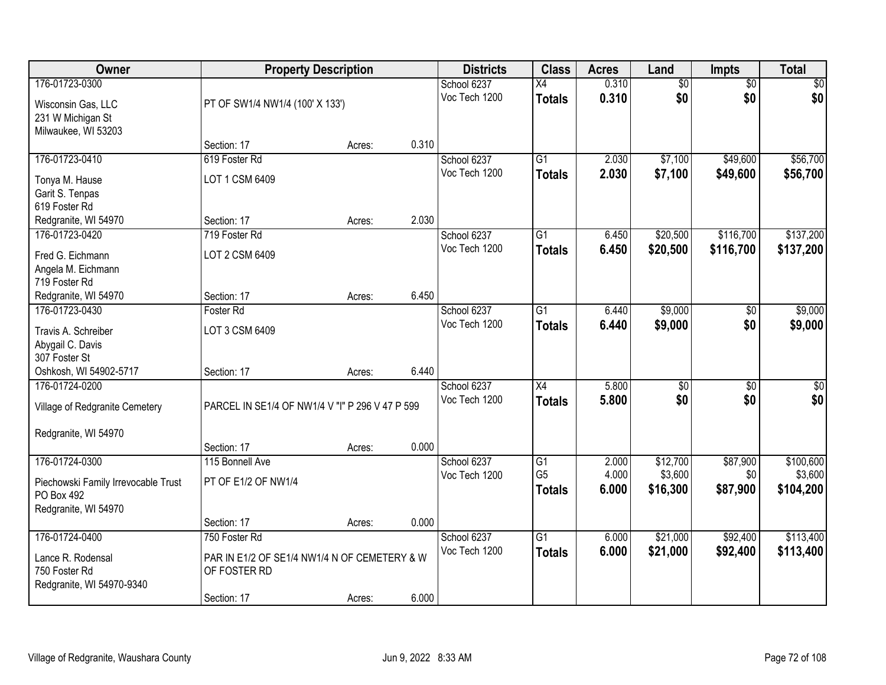| Owner | Property Description | | | Districts | Class | Acres | Land | Impts | Total |
|---|---|---|---|---|---|---|---|---|---|
| 176-01723-0300<br>Wisconsin Gas, LLC<br>231 W Michigan St<br>Milwaukee, WI 53203 | PT OF SW1/4 NW1/4 (100' X 133')<br>Section: 17 | Acres: | 0.310 | School 6237<br>Voc Tech 1200 | X4<br>**Totals** | 0.310<br>**0.310** | $0<br>**$0** | $0<br>**$0** | $0<br>**$0** |
| 176-01723-0410<br>Tonya M. Hause<br>Garit S. Tenpas<br>619 Foster Rd<br>Redgranite, WI 54970 | 619 Foster Rd<br>LOT 1 CSM 6409<br>Section: 17 | Acres: | 2.030 | School 6237<br>Voc Tech 1200 | G1<br>**Totals** | 2.030<br>**2.030** | $7,100<br>**$7,100** | $49,600<br>**$49,600** | $56,700<br>**$56,700** |
| 176-01723-0420<br>Fred G. Eichmann<br>Angela M. Eichmann<br>719 Foster Rd<br>Redgranite, WI 54970 | 719 Foster Rd<br>LOT 2 CSM 6409<br>Section: 17 | Acres: | 6.450 | School 6237<br>Voc Tech 1200 | G1<br>**Totals** | 6.450<br>**6.450** | $20,500<br>**$20,500** | $116,700<br>**$116,700** | $137,200<br>**$137,200** |
| 176-01723-0430<br>Travis A. Schreiber<br>Abygail C. Davis<br>307 Foster St<br>Oshkosh, WI 54902-5717 | Foster Rd<br>LOT 3 CSM 6409<br>Section: 17 | Acres: | 6.440 | School 6237<br>Voc Tech 1200 | G1<br>**Totals** | 6.440<br>**6.440** | $9,000<br>**$9,000** | $0<br>**$0** | $9,000<br>**$9,000** |
| 176-01724-0200<br>Village of Redgranite Cemetery<br>Redgranite, WI 54970 | PARCEL IN SE1/4 OF NW1/4 V "I" P 296 V 47 P 599<br>Section: 17 | Acres: | 0.000 | School 6237<br>Voc Tech 1200 | X4<br>**Totals** | 5.800<br>**5.800** | $0<br>**$0** | $0<br>**$0** | $0<br>**$0** |
| 176-01724-0300<br>Piechowski Family Irrevocable Trust<br>PO Box 492<br>Redgranite, WI 54970 | 115 Bonnell Ave<br>PT OF E1/2 OF NW1/4<br>Section: 17 | Acres: | 0.000 | School 6237<br>Voc Tech 1200 | G1<br>G5<br>**Totals** | 2.000<br>4.000<br>**6.000** | $12,700<br>$3,600<br>**$16,300** | $87,900<br>$0<br>**$87,900** | $100,600<br>$3,600<br>**$104,200** |
| 176-01724-0400<br>Lance R. Rodensal<br>750 Foster Rd<br>Redgranite, WI 54970-9340 | 750 Foster Rd<br>PAR IN E1/2 OF SE1/4 NW1/4 N OF CEMETERY & W OF FOSTER RD<br>Section: 17 | Acres: | 6.000 | School 6237<br>Voc Tech 1200 | G1<br>**Totals** | 6.000<br>**6.000** | $21,000<br>**$21,000** | $92,400<br>**$92,400** | $113,400<br>**$113,400** |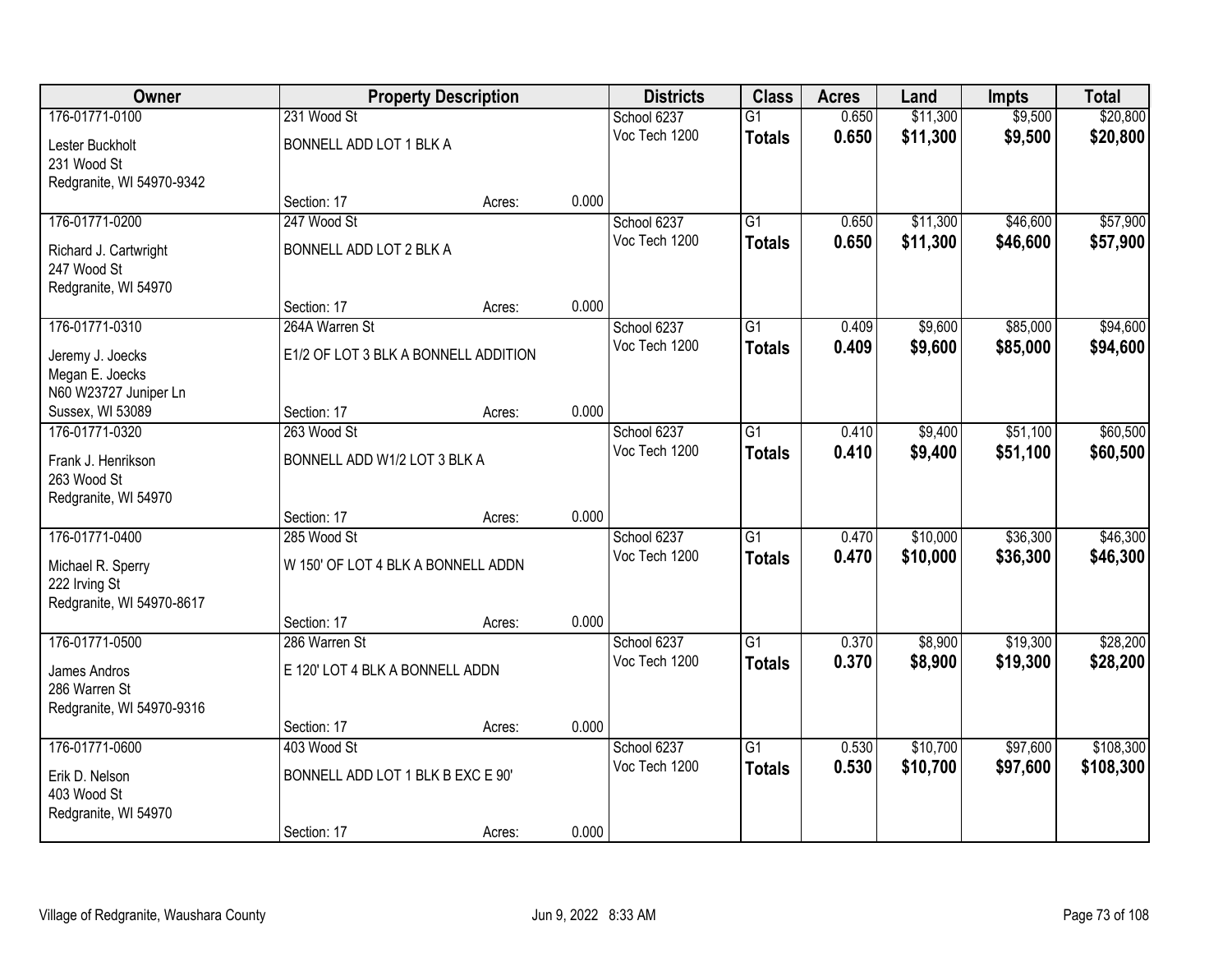| Owner | Property Description | | | Districts | Class | Acres | Land | Impts | Total |
|---|---|---|---|---|---|---|---|---|---|
| 176-01771-0100 | 231 Wood St | | | School 6237 | G1 | 0.650 | $11,300 | $9,500 | $20,800 |
| Lester Buckholt<br>231 Wood St<br>Redgranite, WI 54970-9342 | BONNELL ADD LOT 1 BLK A | | | Voc Tech 1200 | **Totals** | **0.650** | **$11,300** | **$9,500** | **$20,800** |
| | Section: 17 | Acres: | 0.000 | | | | | | |
| 176-01771-0200 | 247 Wood St | | | School 6237 | G1 | 0.650 | $11,300 | $46,600 | $57,900 |
| Richard J. Cartwright<br>247 Wood St<br>Redgranite, WI 54970 | BONNELL ADD LOT 2 BLK A | | | Voc Tech 1200 | **Totals** | **0.650** | **$11,300** | **$46,600** | **$57,900** |
| | Section: 17 | Acres: | 0.000 | | | | | | |
| 176-01771-0310 | 264A Warren St | | | School 6237 | G1 | 0.409 | $9,600 | $85,000 | $94,600 |
| Jeremy J. Joecks<br>Megan E. Joecks<br>N60 W23727 Juniper Ln<br>Sussex, WI 53089 | E1/2 OF LOT 3 BLK A BONNELL ADDITION | | | Voc Tech 1200 | **Totals** | **0.409** | **$9,600** | **$85,000** | **$94,600** |
| | Section: 17 | Acres: | 0.000 | | | | | | |
| 176-01771-0320 | 263 Wood St | | | School 6237 | G1 | 0.410 | $9,400 | $51,100 | $60,500 |
| Frank J. Henrikson<br>263 Wood St<br>Redgranite, WI 54970 | BONNELL ADD W1/2 LOT 3 BLK A | | | Voc Tech 1200 | **Totals** | **0.410** | **$9,400** | **$51,100** | **$60,500** |
| | Section: 17 | Acres: | 0.000 | | | | | | |
| 176-01771-0400 | 285 Wood St | | | School 6237 | G1 | 0.470 | $10,000 | $36,300 | $46,300 |
| Michael R. Sperry<br>222 Irving St<br>Redgranite, WI 54970-8617 | W 150' OF LOT 4 BLK A BONNELL ADDN | | | Voc Tech 1200 | **Totals** | **0.470** | **$10,000** | **$36,300** | **$46,300** |
| | Section: 17 | Acres: | 0.000 | | | | | | |
| 176-01771-0500 | 286 Warren St | | | School 6237 | G1 | 0.370 | $8,900 | $19,300 | $28,200 |
| James Andros<br>286 Warren St<br>Redgranite, WI 54970-9316 | E 120' LOT 4 BLK A BONNELL ADDN | | | Voc Tech 1200 | **Totals** | **0.370** | **$8,900** | **$19,300** | **$28,200** |
| | Section: 17 | Acres: | 0.000 | | | | | | |
| 176-01771-0600 | 403 Wood St | | | School 6237 | G1 | 0.530 | $10,700 | $97,600 | $108,300 |
| Erik D. Nelson<br>403 Wood St<br>Redgranite, WI 54970 | BONNELL ADD LOT 1 BLK B EXC E 90' | | | Voc Tech 1200 | **Totals** | **0.530** | **$10,700** | **$97,600** | **$108,300** |
| | Section: 17 | Acres: | 0.000 | | | | | | |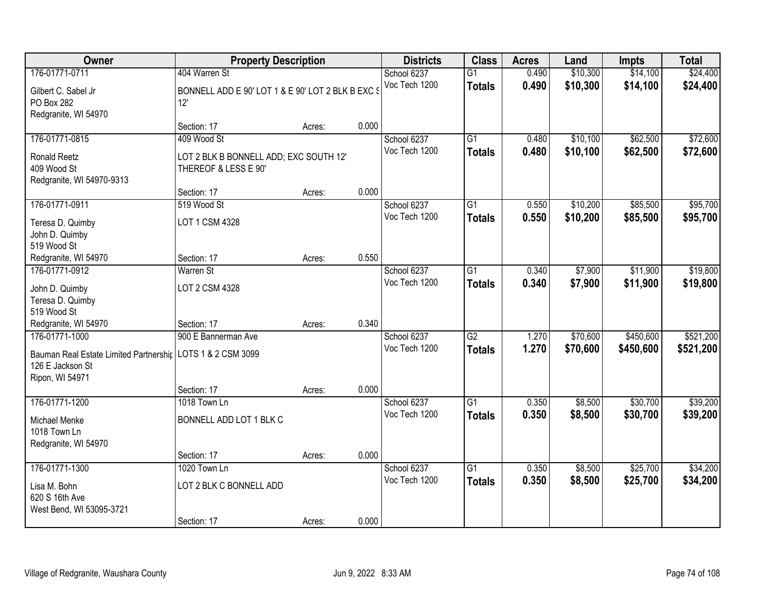| Owner | Property Description | | | Districts | Class | Acres | Land | Impts | Total |
|---|---|---|---|---|---|---|---|---|---|
| 176-01771-0711 | 404 Warren St | | | School 6237 | G1 | 0.490 | $10,300 | $14,100 | $24,400 |
| Gilbert C. Sabel Jr<br>PO Box 282<br>Redgranite, WI 54970 | BONNELL ADD E 90' LOT 1 & E 90' LOT 2 BLK B EXC S 12' | | | Voc Tech 1200 | **Totals** | **0.490** | **$10,300** | **$14,100** | **$24,400** |
| | Section: 17 | Acres: | 0.000 | | | | | | |
| 176-01771-0815 | 409 Wood St | | | School 6237 | G1 | 0.480 | $10,100 | $62,500 | $72,600 |
| Ronald Reetz<br>409 Wood St<br>Redgranite, WI 54970-9313 | LOT 2 BLK B BONNELL ADD; EXC SOUTH 12' THEREOF & LESS E 90' | | | Voc Tech 1200 | **Totals** | **0.480** | **$10,100** | **$62,500** | **$72,600** |
| | Section: 17 | Acres: | 0.000 | | | | | | |
| 176-01771-0911 | 519 Wood St | | | School 6237 | G1 | 0.550 | $10,200 | $85,500 | $95,700 |
| Teresa D. Quimby<br>John D. Quimby<br>519 Wood St<br>Redgranite, WI 54970 | LOT 1 CSM 4328 | | | Voc Tech 1200 | **Totals** | **0.550** | **$10,200** | **$85,500** | **$95,700** |
| | Section: 17 | Acres: | 0.550 | | | | | | |
| 176-01771-0912 | Warren St | | | School 6237 | G1 | 0.340 | $7,900 | $11,900 | $19,800 |
| John D. Quimby<br>Teresa D. Quimby<br>519 Wood St<br>Redgranite, WI 54970 | LOT 2 CSM 4328 | | | Voc Tech 1200 | **Totals** | **0.340** | **$7,900** | **$11,900** | **$19,800** |
| | Section: 17 | Acres: | 0.340 | | | | | | |
| 176-01771-1000 | 900 E Bannerman Ave | | | School 6237 | G2 | 1.270 | $70,600 | $450,600 | $521,200 |
| Bauman Real Estate Limited Partnership<br>126 E Jackson St<br>Ripon, WI 54971 | LOTS 1 & 2 CSM 3099 | | | Voc Tech 1200 | **Totals** | **1.270** | **$70,600** | **$450,600** | **$521,200** |
| | Section: 17 | Acres: | 0.000 | | | | | | |
| 176-01771-1200 | 1018 Town Ln | | | School 6237 | G1 | 0.350 | $8,500 | $30,700 | $39,200 |
| Michael Menke<br>1018 Town Ln<br>Redgranite, WI 54970 | BONNELL ADD LOT 1 BLK C | | | Voc Tech 1200 | **Totals** | **0.350** | **$8,500** | **$30,700** | **$39,200** |
| | Section: 17 | Acres: | 0.000 | | | | | | |
| 176-01771-1300 | 1020 Town Ln | | | School 6237 | G1 | 0.350 | $8,500 | $25,700 | $34,200 |
| Lisa M. Bohn<br>620 S 16th Ave<br>West Bend, WI 53095-3721 | LOT 2 BLK C BONNELL ADD | | | Voc Tech 1200 | **Totals** | **0.350** | **$8,500** | **$25,700** | **$34,200** |
| | Section: 17 | Acres: | 0.000 | | | | | | |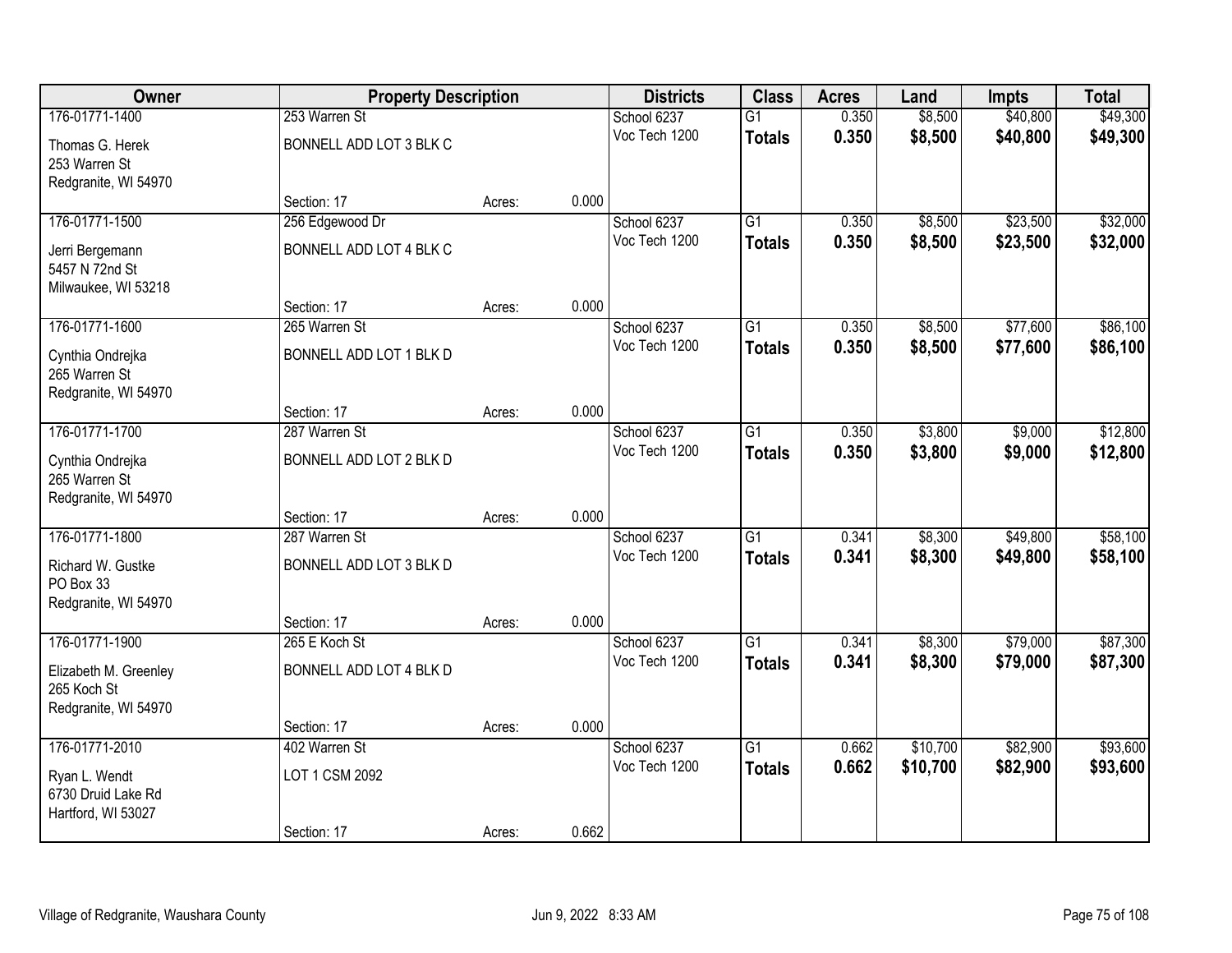| Owner | Property Description | | | Districts | Class | Acres | Land | Impts | Total |
|---|---|---|---|---|---|---|---|---|---|
| 176-01771-1400 | 253 Warren St | | | School 6237 | G1 | 0.350 | $8,500 | $40,800 | $49,300 |
| Thomas G. Herek<br>253 Warren St<br>Redgranite, WI 54970 | BONNELL ADD LOT 3 BLK C | | | Voc Tech 1200 | **Totals** | **0.350** | **$8,500** | **$40,800** | **$49,300** |
| | Section: 17 | Acres: | 0.000 | | | | | | |
| 176-01771-1500 | 256 Edgewood Dr | | | School 6237 | G1 | 0.350 | $8,500 | $23,500 | $32,000 |
| Jerri Bergemann<br>5457 N 72nd St<br>Milwaukee, WI 53218 | BONNELL ADD LOT 4 BLK C | | | Voc Tech 1200 | **Totals** | **0.350** | **$8,500** | **$23,500** | **$32,000** |
| | Section: 17 | Acres: | 0.000 | | | | | | |
| 176-01771-1600 | 265 Warren St | | | School 6237 | G1 | 0.350 | $8,500 | $77,600 | $86,100 |
| Cynthia Ondrejka<br>265 Warren St<br>Redgranite, WI 54970 | BONNELL ADD LOT 1 BLK D | | | Voc Tech 1200 | **Totals** | **0.350** | **$8,500** | **$77,600** | **$86,100** |
| | Section: 17 | Acres: | 0.000 | | | | | | |
| 176-01771-1700 | 287 Warren St | | | School 6237 | G1 | 0.350 | $3,800 | $9,000 | $12,800 |
| Cynthia Ondrejka<br>265 Warren St<br>Redgranite, WI 54970 | BONNELL ADD LOT 2 BLK D | | | Voc Tech 1200 | **Totals** | **0.350** | **$3,800** | **$9,000** | **$12,800** |
| | Section: 17 | Acres: | 0.000 | | | | | | |
| 176-01771-1800 | 287 Warren St | | | School 6237 | G1 | 0.341 | $8,300 | $49,800 | $58,100 |
| Richard W. Gustke<br>PO Box 33<br>Redgranite, WI 54970 | BONNELL ADD LOT 3 BLK D | | | Voc Tech 1200 | **Totals** | **0.341** | **$8,300** | **$49,800** | **$58,100** |
| | Section: 17 | Acres: | 0.000 | | | | | | |
| 176-01771-1900 | 265 E Koch St | | | School 6237 | G1 | 0.341 | $8,300 | $79,000 | $87,300 |
| Elizabeth M. Greenley<br>265 Koch St<br>Redgranite, WI 54970 | BONNELL ADD LOT 4 BLK D | | | Voc Tech 1200 | **Totals** | **0.341** | **$8,300** | **$79,000** | **$87,300** |
| | Section: 17 | Acres: | 0.000 | | | | | | |
| 176-01771-2010 | 402 Warren St | | | School 6237 | G1 | 0.662 | $10,700 | $82,900 | $93,600 |
| Ryan L. Wendt<br>6730 Druid Lake Rd<br>Hartford, WI 53027 | LOT 1 CSM 2092 | | | Voc Tech 1200 | **Totals** | **0.662** | **$10,700** | **$82,900** | **$93,600** |
| | Section: 17 | Acres: | 0.662 | | | | | | |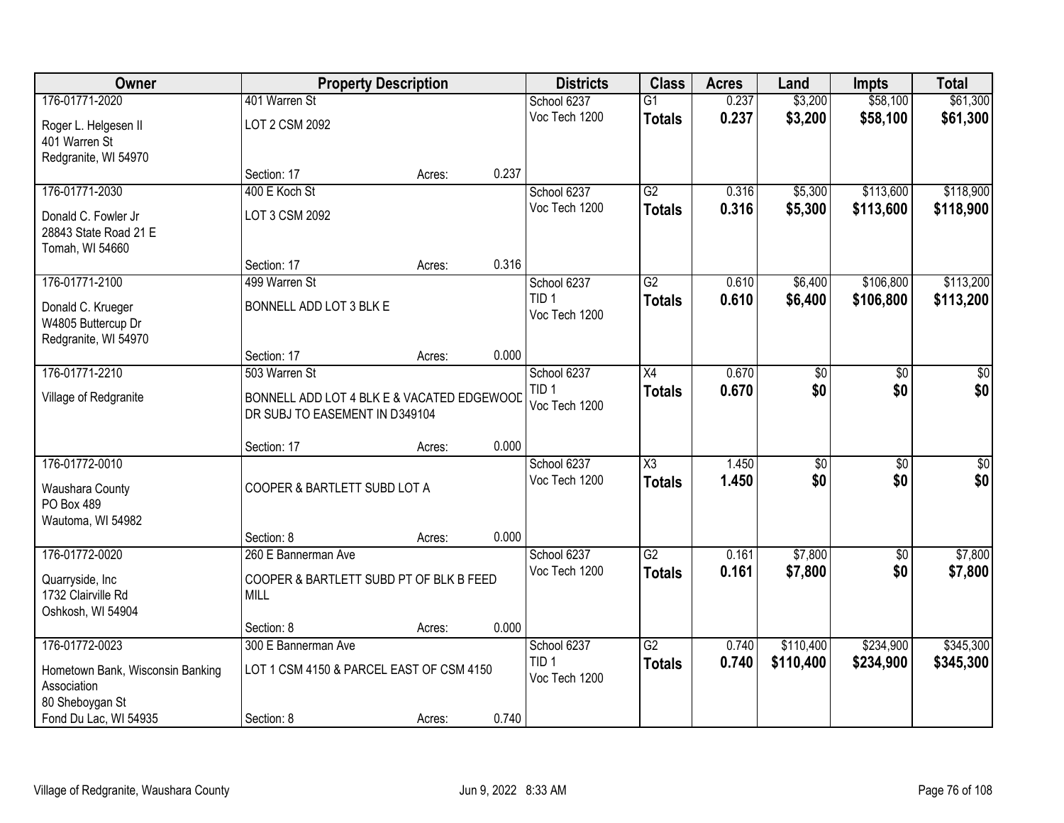| Owner | Property Description | | | Districts | Class | Acres | Land | Impts | Total |
|---|---|---|---|---|---|---|---|---|---|
| 176-01771-2020 | 401 Warren St | | | School 6237 | G1 | 0.237 | $3,200 | $58,100 | $61,300 |
| Roger L. Helgesen II<br>401 Warren St<br>Redgranite, WI 54970 | LOT 2 CSM 2092 | | | Voc Tech 1200 | **Totals** | **0.237** | **$3,200** | **$58,100** | **$61,300** |
| | Section: 17 | Acres: | 0.237 | | | | | | |
| 176-01771-2030 | 400 E Koch St | | | School 6237 | G2 | 0.316 | $5,300 | $113,600 | $118,900 |
| Donald C. Fowler Jr<br>28843 State Road 21 E<br>Tomah, WI 54660 | LOT 3 CSM 2092 | | | Voc Tech 1200 | **Totals** | **0.316** | **$5,300** | **$113,600** | **$118,900** |
| | Section: 17 | Acres: | 0.316 | | | | | | |
| 176-01771-2100 | 499 Warren St | | | School 6237 | G2 | 0.610 | $6,400 | $106,800 | $113,200 |
| Donald C. Krueger<br>W4805 Buttercup Dr<br>Redgranite, WI 54970 | BONNELL ADD LOT 3 BLK E | | | TID 1<br>Voc Tech 1200 | **Totals** | **0.610** | **$6,400** | **$106,800** | **$113,200** |
| | Section: 17 | Acres: | 0.000 | | | | | | |
| 176-01771-2210 | 503 Warren St | | | School 6237 | X4 | 0.670 | $0 | $0 | $0 |
| Village of Redgranite | BONNELL ADD LOT 4 BLK E & VACATED EDGEWOOD DR SUBJ TO EASEMENT IN D349104 | | | TID 1<br>Voc Tech 1200 | **Totals** | **0.670** | **$0** | **$0** | **$0** |
| | Section: 17 | Acres: | 0.000 | | | | | | |
| 176-01772-0010 | | | | School 6237 | X3 | 1.450 | $0 | $0 | $0 |
| Waushara County<br>PO Box 489<br>Wautoma, WI 54982 | COOPER & BARTLETT SUBD LOT A | | | Voc Tech 1200 | **Totals** | **1.450** | **$0** | **$0** | **$0** |
| | Section: 8 | Acres: | 0.000 | | | | | | |
| 176-01772-0020 | 260 E Bannerman Ave | | | School 6237 | G2 | 0.161 | $7,800 | $0 | $7,800 |
| Quarryside, Inc<br>1732 Clairville Rd<br>Oshkosh, WI 54904 | COOPER & BARTLETT SUBD PT OF BLK B FEED MILL | | | Voc Tech 1200 | **Totals** | **0.161** | **$7,800** | **$0** | **$7,800** |
| | Section: 8 | Acres: | 0.000 | | | | | | |
| 176-01772-0023 | 300 E Bannerman Ave | | | School 6237 | G2 | 0.740 | $110,400 | $234,900 | $345,300 |
| Hometown Bank, Wisconsin Banking Association<br>80 Sheboygan St<br>Fond Du Lac, WI 54935 | LOT 1 CSM 4150 & PARCEL EAST OF CSM 4150 | | | TID 1<br>Voc Tech 1200 | **Totals** | **0.740** | **$110,400** | **$234,900** | **$345,300** |
| | Section: 8 | Acres: | 0.740 | | | | | | |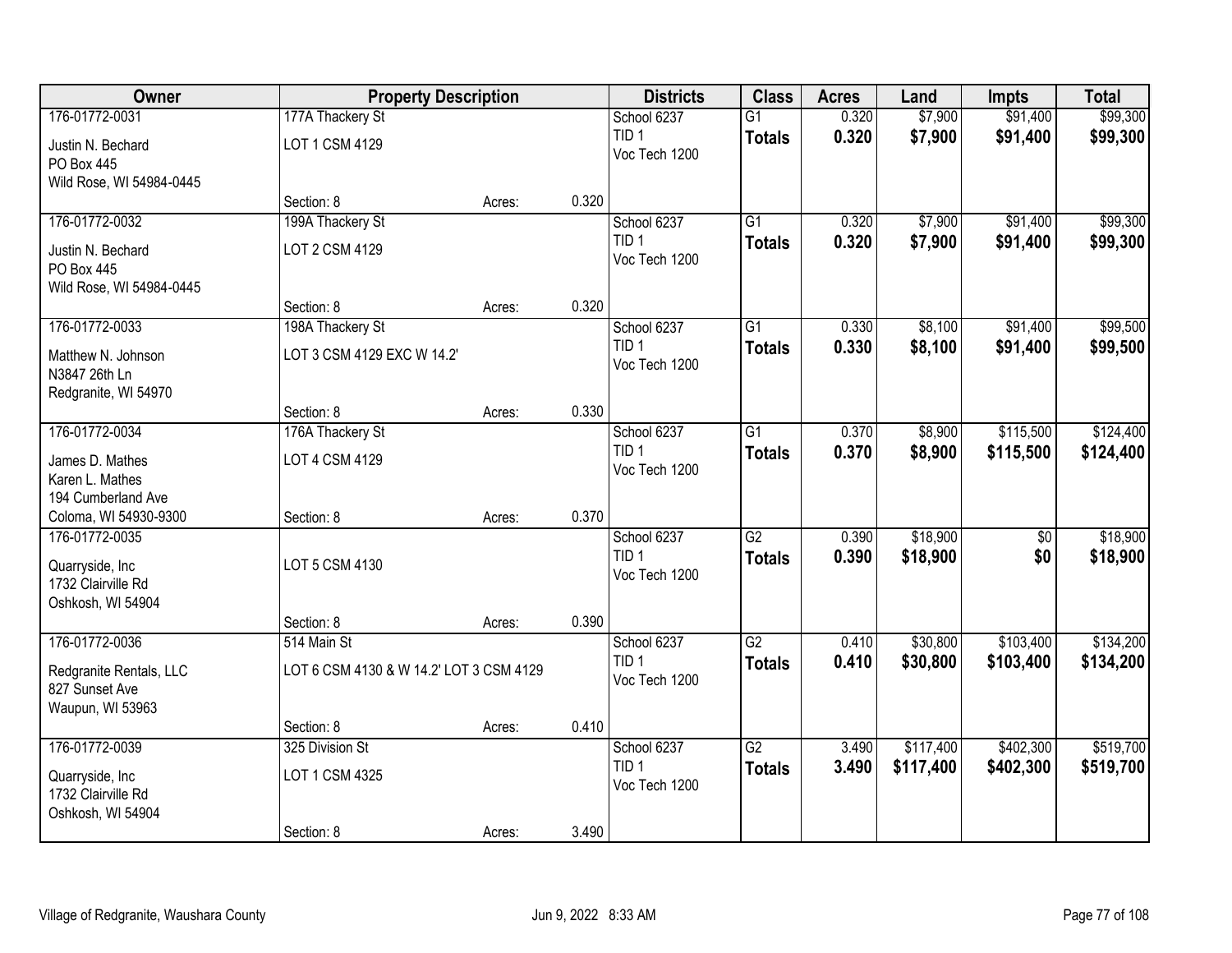| Owner | Property Description | | | Districts | Class | Acres | Land | Impts | Total |
|---|---|---|---|---|---|---|---|---|---|
| 176-01772-0031 | 177A Thackery St | | | School 6237 | G1 | 0.320 | $7,900 | $91,400 | $99,300 |
| Justin N. Bechard<br>PO Box 445<br>Wild Rose, WI 54984-0445 | LOT 1 CSM 4129 | | | TID 1<br>Voc Tech 1200 | **Totals** | **0.320** | **$7,900** | **$91,400** | **$99,300** |
| | Section: 8 | Acres: | 0.320 | | | | | | |
| 176-01772-0032 | 199A Thackery St | | | School 6237 | G1 | 0.320 | $7,900 | $91,400 | $99,300 |
| Justin N. Bechard<br>PO Box 445<br>Wild Rose, WI 54984-0445 | LOT 2 CSM 4129 | | | TID 1<br>Voc Tech 1200 | **Totals** | **0.320** | **$7,900** | **$91,400** | **$99,300** |
| | Section: 8 | Acres: | 0.320 | | | | | | |
| 176-01772-0033 | 198A Thackery St | | | School 6237 | G1 | 0.330 | $8,100 | $91,400 | $99,500 |
| Matthew N. Johnson<br>N3847 26th Ln<br>Redgranite, WI 54970 | LOT 3 CSM 4129 EXC W 14.2' | | | TID 1<br>Voc Tech 1200 | **Totals** | **0.330** | **$8,100** | **$91,400** | **$99,500** |
| | Section: 8 | Acres: | 0.330 | | | | | | |
| 176-01772-0034 | 176A Thackery St | | | School 6237 | G1 | 0.370 | $8,900 | $115,500 | $124,400 |
| James D. Mathes<br>Karen L. Mathes<br>194 Cumberland Ave<br>Coloma, WI 54930-9300 | LOT 4 CSM 4129 | | | TID 1<br>Voc Tech 1200 | **Totals** | **0.370** | **$8,900** | **$115,500** | **$124,400** |
| | Section: 8 | Acres: | 0.370 | | | | | | |
| 176-01772-0035 | | | | School 6237 | G2 | 0.390 | $18,900 | $0 | $18,900 |
| Quarryside, Inc<br>1732 Clairville Rd<br>Oshkosh, WI 54904 | LOT 5 CSM 4130 | | | TID 1<br>Voc Tech 1200 | **Totals** | **0.390** | **$18,900** | **$0** | **$18,900** |
| | Section: 8 | Acres: | 0.390 | | | | | | |
| 176-01772-0036 | 514 Main St | | | School 6237 | G2 | 0.410 | $30,800 | $103,400 | $134,200 |
| Redgranite Rentals, LLC<br>827 Sunset Ave<br>Waupun, WI 53963 | LOT 6 CSM 4130 & W 14.2' LOT 3 CSM 4129 | | | TID 1<br>Voc Tech 1200 | **Totals** | **0.410** | **$30,800** | **$103,400** | **$134,200** |
| | Section: 8 | Acres: | 0.410 | | | | | | |
| 176-01772-0039 | 325 Division St | | | School 6237 | G2 | 3.490 | $117,400 | $402,300 | $519,700 |
| Quarryside, Inc<br>1732 Clairville Rd<br>Oshkosh, WI 54904 | LOT 1 CSM 4325 | | | TID 1<br>Voc Tech 1200 | **Totals** | **3.490** | **$117,400** | **$402,300** | **$519,700** |
| | Section: 8 | Acres: | 3.490 | | | | | | |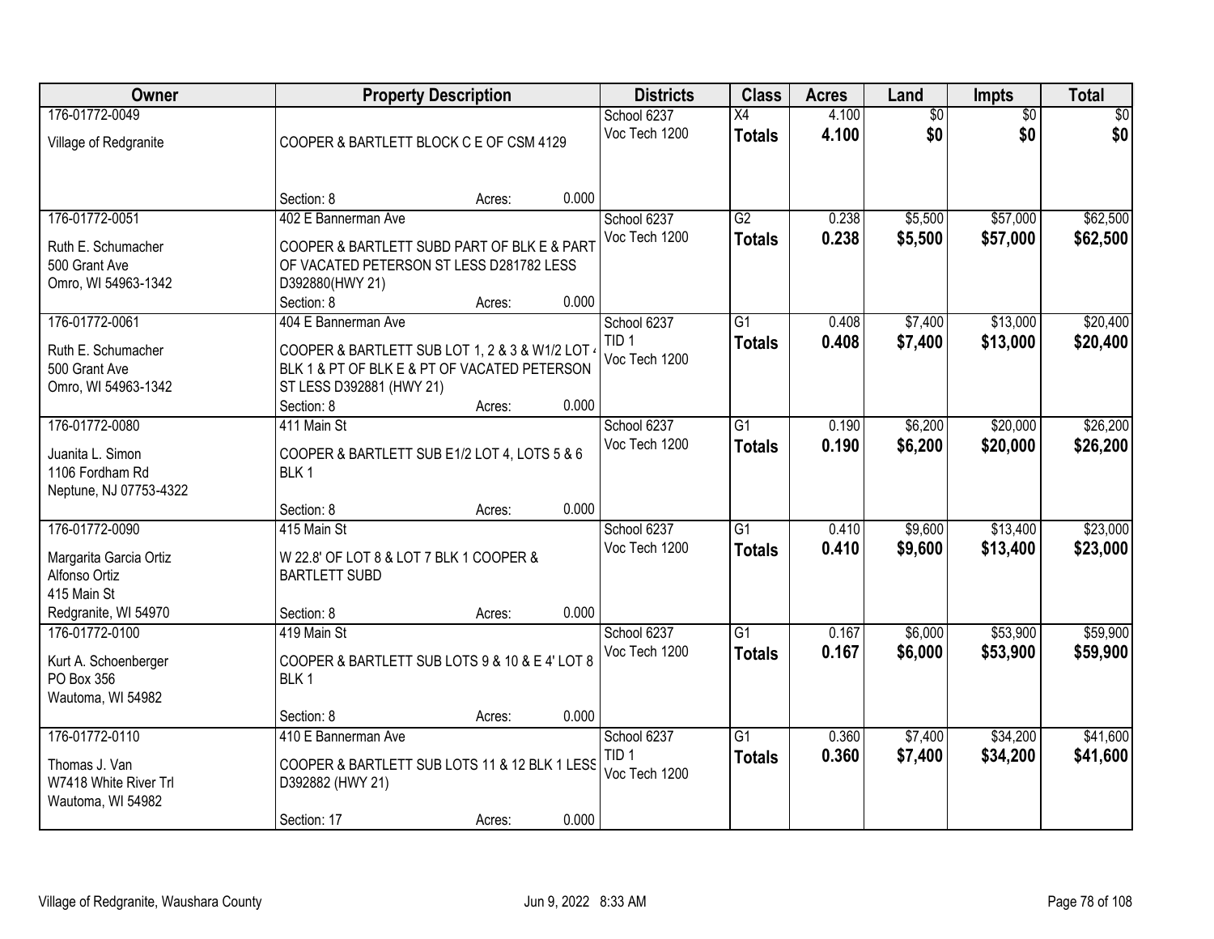| Owner | Property Description | | | Districts | Class | Acres | Land | Impts | Total |
|---|---|---|---|---|---|---|---|---|---|
| 176-01772-0049 | | | | School 6237 | X4 | 4.100 | $0 | $0 | $0 |
| Village of Redgranite | COOPER & BARTLETT BLOCK C E OF CSM 4129 | | | Voc Tech 1200 | **Totals** | **4.100** | **$0** | **$0** | **$0** |
| | Section: 8 | Acres: | 0.000 | | | | | | |
| 176-01772-0051 | 402 E Bannerman Ave | | | School 6237 | G2 | 0.238 | $5,500 | $57,000 | $62,500 |
| Ruth E. Schumacher<br>500 Grant Ave<br>Omro, WI 54963-1342 | COOPER & BARTLETT SUBD PART OF BLK E & PART OF VACATED PETERSON ST LESS D281782 LESS D392880(HWY 21) | | | Voc Tech 1200 | **Totals** | **0.238** | **$5,500** | **$57,000** | **$62,500** |
| | Section: 8 | Acres: | 0.000 | | | | | | |
| 176-01772-0061 | 404 E Bannerman Ave | | | School 6237 | G1 | 0.408 | $7,400 | $13,000 | $20,400 |
| Ruth E. Schumacher<br>500 Grant Ave<br>Omro, WI 54963-1342 | COOPER & BARTLETT SUB LOT 1, 2 & 3 & W1/2 LOT 4 BLK 1 & PT OF BLK E & PT OF VACATED PETERSON ST LESS D392881 (HWY 21) | | | TID 1<br>Voc Tech 1200 | **Totals** | **0.408** | **$7,400** | **$13,000** | **$20,400** |
| | Section: 8 | Acres: | 0.000 | | | | | | |
| 176-01772-0080 | 411 Main St | | | School 6237 | G1 | 0.190 | $6,200 | $20,000 | $26,200 |
| Juanita L. Simon<br>1106 Fordham Rd<br>Neptune, NJ 07753-4322 | COOPER & BARTLETT SUB E1/2 LOT 4, LOTS 5 & 6 BLK 1 | | | Voc Tech 1200 | **Totals** | **0.190** | **$6,200** | **$20,000** | **$26,200** |
| | Section: 8 | Acres: | 0.000 | | | | | | |
| 176-01772-0090 | 415 Main St | | | School 6237 | G1 | 0.410 | $9,600 | $13,400 | $23,000 |
| Margarita Garcia Ortiz<br>Alfonso Ortiz<br>415 Main St<br>Redgranite, WI 54970 | W 22.8' OF LOT 8 & LOT 7 BLK 1 COOPER & BARTLETT SUBD | | | Voc Tech 1200 | **Totals** | **0.410** | **$9,600** | **$13,400** | **$23,000** |
| | Section: 8 | Acres: | 0.000 | | | | | | |
| 176-01772-0100 | 419 Main St | | | School 6237 | G1 | 0.167 | $6,000 | $53,900 | $59,900 |
| Kurt A. Schoenberger<br>PO Box 356<br>Wautoma, WI 54982 | COOPER & BARTLETT SUB LOTS 9 & 10 & E 4' LOT 8 BLK 1 | | | Voc Tech 1200 | **Totals** | **0.167** | **$6,000** | **$53,900** | **$59,900** |
| | Section: 8 | Acres: | 0.000 | | | | | | |
| 176-01772-0110 | 410 E Bannerman Ave | | | School 6237 | G1 | 0.360 | $7,400 | $34,200 | $41,600 |
| Thomas J. Van<br>W7418 White River Trl<br>Wautoma, WI 54982 | COOPER & BARTLETT SUB LOTS 11 & 12 BLK 1 LESS D392882 (HWY 21) | | | TID 1<br>Voc Tech 1200 | **Totals** | **0.360** | **$7,400** | **$34,200** | **$41,600** |
| | Section: 17 | Acres: | 0.000 | | | | | | |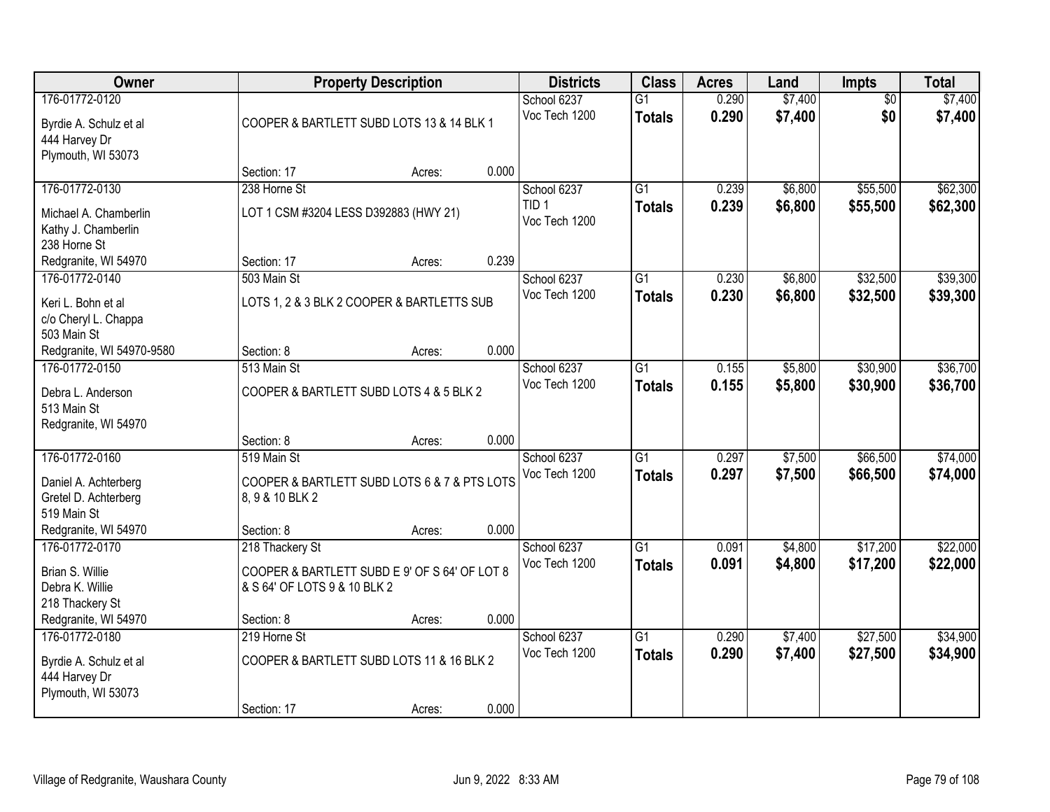| Owner | Property Description | Districts | Class | Acres | Land | Impts | Total |
|---|---|---|---|---|---|---|---|
| 176-01772-0120<br>Byrdie A. Schulz et al<br>444 Harvey Dr<br>Plymouth, WI 53073 | COOPER & BARTLETT SUBD LOTS 13 & 14 BLK 1<br>Section: 17 Acres: 0.000 | School 6237<br>Voc Tech 1200 | G1<br>**Totals** | 0.290<br>**0.290** | $7,400<br>**$7,400** | $0<br>**$0** | $7,400<br>**$7,400** |
| 176-01772-0130<br>Michael A. Chamberlin<br>Kathy J. Chamberlin<br>238 Horne St<br>Redgranite, WI 54970 | 238 Horne St<br>LOT 1 CSM #3204 LESS D392883 (HWY 21)<br>Section: 17 Acres: 0.239 | School 6237<br>TID 1<br>Voc Tech 1200 | G1<br>**Totals** | 0.239<br>**0.239** | $6,800<br>**$6,800** | $55,500<br>**$55,500** | $62,300<br>**$62,300** |
| 176-01772-0140<br>Keri L. Bohn et al<br>c/o Cheryl L. Chappa<br>503 Main St<br>Redgranite, WI 54970-9580 | 503 Main St<br>LOTS 1, 2 & 3 BLK 2 COOPER & BARTLETTS SUB<br>Section: 8 Acres: 0.000 | School 6237<br>Voc Tech 1200 | G1<br>**Totals** | 0.230<br>**0.230** | $6,800<br>**$6,800** | $32,500<br>**$32,500** | $39,300<br>**$39,300** |
| 176-01772-0150<br>Debra L. Anderson<br>513 Main St<br>Redgranite, WI 54970 | 513 Main St<br>COOPER & BARTLETT SUBD LOTS 4 & 5 BLK 2<br>Section: 8 Acres: 0.000 | School 6237<br>Voc Tech 1200 | G1<br>**Totals** | 0.155<br>**0.155** | $5,800<br>**$5,800** | $30,900<br>**$30,900** | $36,700<br>**$36,700** |
| 176-01772-0160<br>Daniel A. Achterberg<br>Gretel D. Achterberg<br>519 Main St<br>Redgranite, WI 54970 | 519 Main St<br>COOPER & BARTLETT SUBD LOTS 6 & 7 & PTS LOTS 8, 9 & 10 BLK 2<br>Section: 8 Acres: 0.000 | School 6237<br>Voc Tech 1200 | G1<br>**Totals** | 0.297<br>**0.297** | $7,500<br>**$7,500** | $66,500<br>**$66,500** | $74,000<br>**$74,000** |
| 176-01772-0170<br>Brian S. Willie<br>Debra K. Willie<br>218 Thackery St<br>Redgranite, WI 54970 | 218 Thackery St<br>COOPER & BARTLETT SUBD E 9' OF S 64' OF LOT 8 & S 64' OF LOTS 9 & 10 BLK 2<br>Section: 8 Acres: 0.000 | School 6237<br>Voc Tech 1200 | G1<br>**Totals** | 0.091<br>**0.091** | $4,800<br>**$4,800** | $17,200<br>**$17,200** | $22,000<br>**$22,000** |
| 176-01772-0180<br>Byrdie A. Schulz et al<br>444 Harvey Dr<br>Plymouth, WI 53073 | 219 Horne St<br>COOPER & BARTLETT SUBD LOTS 11 & 16 BLK 2<br>Section: 17 Acres: 0.000 | School 6237<br>Voc Tech 1200 | G1<br>**Totals** | 0.290<br>**0.290** | $7,400<br>**$7,400** | $27,500<br>**$27,500** | $34,900<br>**$34,900** |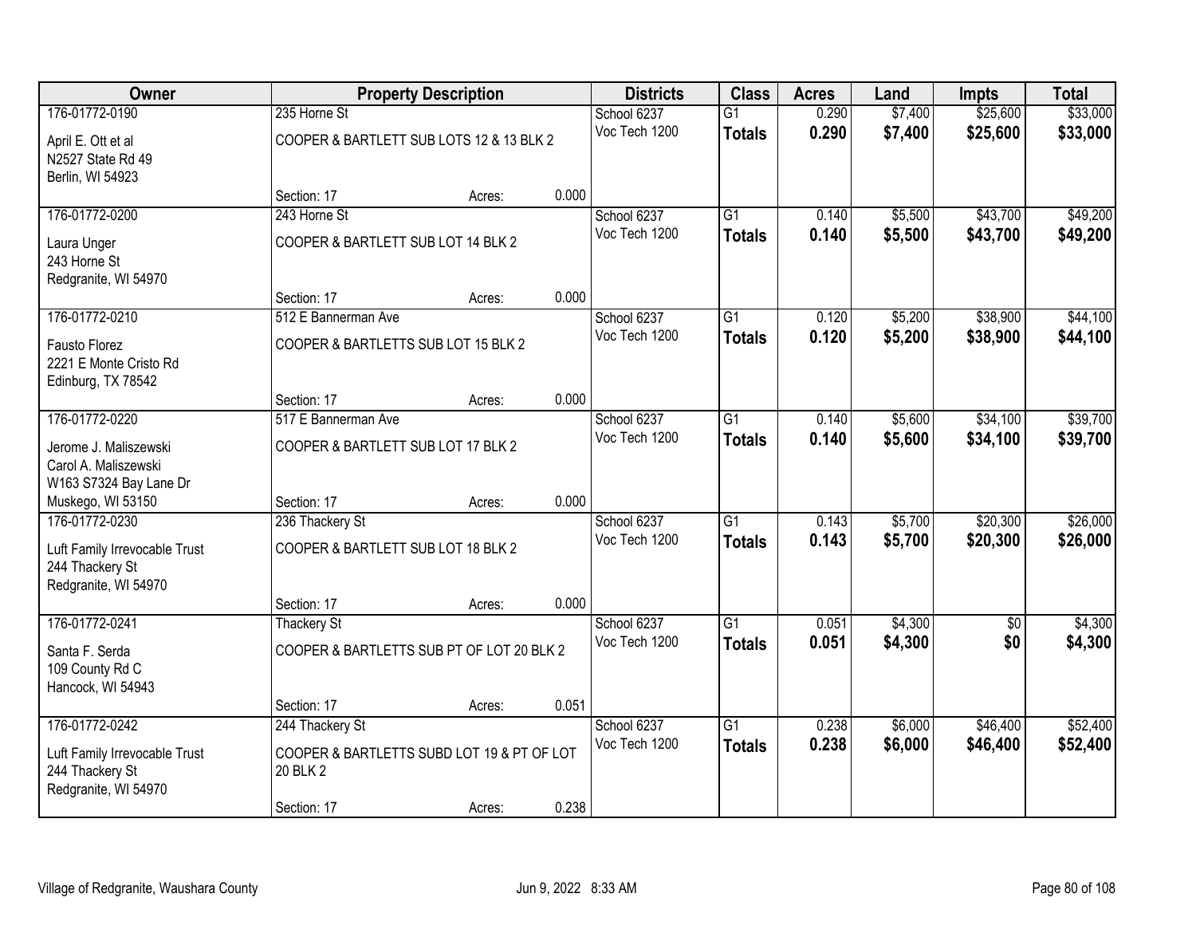| Owner | Property Description | | | Districts | Class | Acres | Land | Impts | Total |
|---|---|---|---|---|---|---|---|---|---|
| 176-01772-0190 | 235 Horne St | | | School 6237 | G1 | 0.290 | $7,400 | $25,600 | $33,000 |
| April E. Ott et al<br>N2527 State Rd 49<br>Berlin, WI 54923 | COOPER & BARTLETT SUB LOTS 12 & 13 BLK 2 | | | Voc Tech 1200 | **Totals** | **0.290** | **$7,400** | **$25,600** | **$33,000** |
| | Section: 17 | Acres: | 0.000 | | | | | | |
| 176-01772-0200 | 243 Horne St | | | School 6237 | G1 | 0.140 | $5,500 | $43,700 | $49,200 |
| Laura Unger<br>243 Horne St<br>Redgranite, WI 54970 | COOPER & BARTLETT SUB LOT 14 BLK 2 | | | Voc Tech 1200 | **Totals** | **0.140** | **$5,500** | **$43,700** | **$49,200** |
| | Section: 17 | Acres: | 0.000 | | | | | | |
| 176-01772-0210 | 512 E Bannerman Ave | | | School 6237 | G1 | 0.120 | $5,200 | $38,900 | $44,100 |
| Fausto Florez<br>2221 E Monte Cristo Rd<br>Edinburg, TX 78542 | COOPER & BARTLETTS SUB LOT 15 BLK 2 | | | Voc Tech 1200 | **Totals** | **0.120** | **$5,200** | **$38,900** | **$44,100** |
| | Section: 17 | Acres: | 0.000 | | | | | | |
| 176-01772-0220 | 517 E Bannerman Ave | | | School 6237 | G1 | 0.140 | $5,600 | $34,100 | $39,700 |
| Jerome J. Maliszewski<br>Carol A. Maliszewski<br>W163 S7324 Bay Lane Dr<br>Muskego, WI 53150 | COOPER & BARTLETT SUB LOT 17 BLK 2 | | | Voc Tech 1200 | **Totals** | **0.140** | **$5,600** | **$34,100** | **$39,700** |
| | Section: 17 | Acres: | 0.000 | | | | | | |
| 176-01772-0230 | 236 Thackery St | | | School 6237 | G1 | 0.143 | $5,700 | $20,300 | $26,000 |
| Luft Family Irrevocable Trust<br>244 Thackery St<br>Redgranite, WI 54970 | COOPER & BARTLETT SUB LOT 18 BLK 2 | | | Voc Tech 1200 | **Totals** | **0.143** | **$5,700** | **$20,300** | **$26,000** |
| | Section: 17 | Acres: | 0.000 | | | | | | |
| 176-01772-0241 | Thackery St | | | School 6237 | G1 | 0.051 | $4,300 | $0 | $4,300 |
| Santa F. Serda<br>109 County Rd C<br>Hancock, WI 54943 | COOPER & BARTLETTS SUB PT OF LOT 20 BLK 2 | | | Voc Tech 1200 | **Totals** | **0.051** | **$4,300** | **$0** | **$4,300** |
| | Section: 17 | Acres: | 0.051 | | | | | | |
| 176-01772-0242 | 244 Thackery St | | | School 6237 | G1 | 0.238 | $6,000 | $46,400 | $52,400 |
| Luft Family Irrevocable Trust<br>244 Thackery St<br>Redgranite, WI 54970 | COOPER & BARTLETTS SUBD LOT 19 & PT OF LOT 20 BLK 2 | | | Voc Tech 1200 | **Totals** | **0.238** | **$6,000** | **$46,400** | **$52,400** |
| | Section: 17 | Acres: | 0.238 | | | | | | |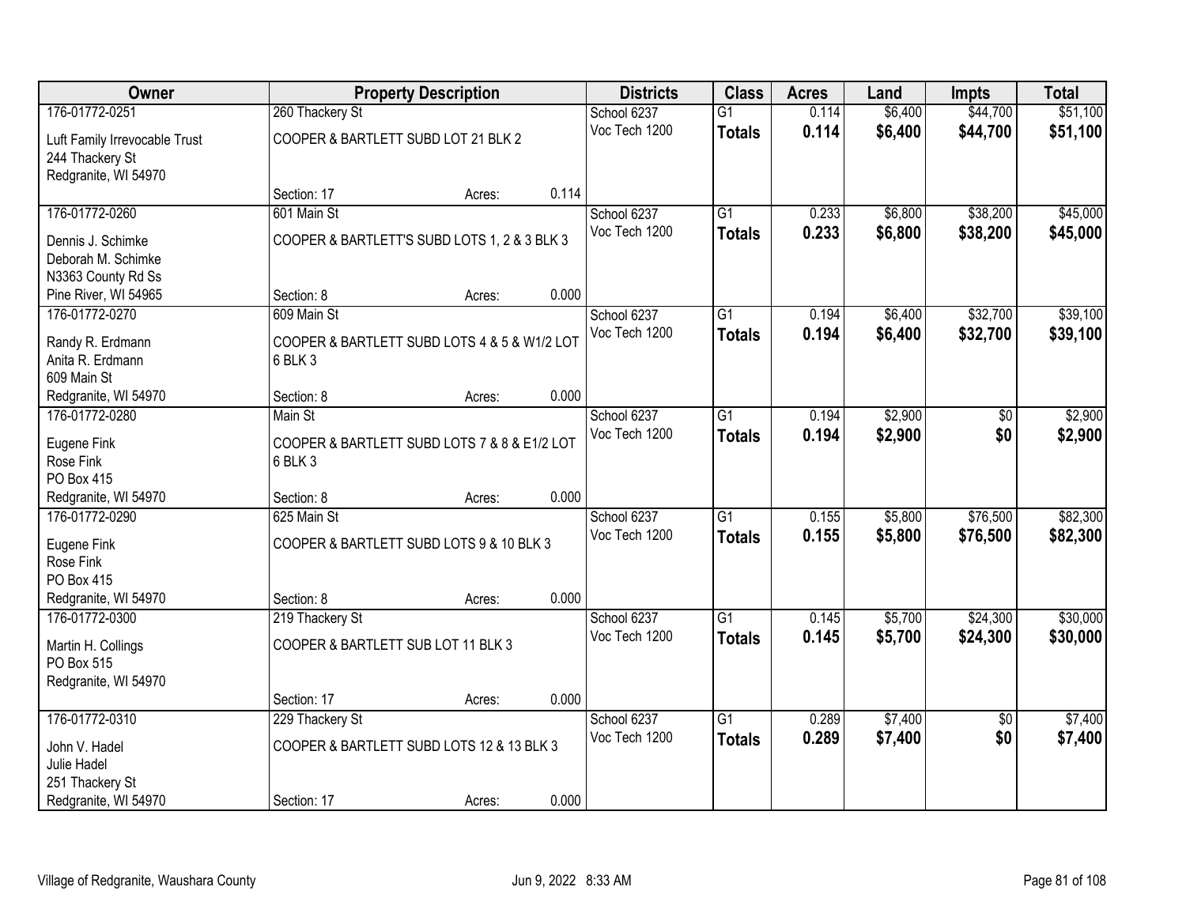| Owner | Property Description | | | Districts | Class | Acres | Land | Impts | Total |
|---|---|---|---|---|---|---|---|---|---|
| 176-01772-0251 | 260 Thackery St | | | School 6237 | G1 | 0.114 | $6,400 | $44,700 | $51,100 |
| Luft Family Irrevocable Trust<br>244 Thackery St<br>Redgranite, WI 54970 | COOPER & BARTLETT SUBD LOT 21 BLK 2 | | | Voc Tech 1200 | **Totals** | **0.114** | **$6,400** | **$44,700** | **$51,100** |
| | Section: 17 | Acres: | 0.114 | | | | | | |
| 176-01772-0260 | 601 Main St | | | School 6237 | G1 | 0.233 | $6,800 | $38,200 | $45,000 |
| Dennis J. Schimke<br>Deborah M. Schimke<br>N3363 County Rd Ss<br>Pine River, WI 54965 | COOPER & BARTLETT'S SUBD LOTS 1, 2 & 3 BLK 3 | | | Voc Tech 1200 | **Totals** | **0.233** | **$6,800** | **$38,200** | **$45,000** |
| | Section: 8 | Acres: | 0.000 | | | | | | |
| 176-01772-0270 | 609 Main St | | | School 6237 | G1 | 0.194 | $6,400 | $32,700 | $39,100 |
| Randy R. Erdmann<br>Anita R. Erdmann<br>609 Main St<br>Redgranite, WI 54970 | COOPER & BARTLETT SUBD LOTS 4 & 5 & W1/2 LOT 6 BLK 3 | | | Voc Tech 1200 | **Totals** | **0.194** | **$6,400** | **$32,700** | **$39,100** |
| | Section: 8 | Acres: | 0.000 | | | | | | |
| 176-01772-0280 | Main St | | | School 6237 | G1 | 0.194 | $2,900 | $0 | $2,900 |
| Eugene Fink<br>Rose Fink<br>PO Box 415<br>Redgranite, WI 54970 | COOPER & BARTLETT SUBD LOTS 7 & 8 & E1/2 LOT 6 BLK 3 | | | Voc Tech 1200 | **Totals** | **0.194** | **$2,900** | **$0** | **$2,900** |
| | Section: 8 | Acres: | 0.000 | | | | | | |
| 176-01772-0290 | 625 Main St | | | School 6237 | G1 | 0.155 | $5,800 | $76,500 | $82,300 |
| Eugene Fink<br>Rose Fink<br>PO Box 415<br>Redgranite, WI 54970 | COOPER & BARTLETT SUBD LOTS 9 & 10 BLK 3 | | | Voc Tech 1200 | **Totals** | **0.155** | **$5,800** | **$76,500** | **$82,300** |
| | Section: 8 | Acres: | 0.000 | | | | | | |
| 176-01772-0300 | 219 Thackery St | | | School 6237 | G1 | 0.145 | $5,700 | $24,300 | $30,000 |
| Martin H. Collings<br>PO Box 515<br>Redgranite, WI 54970 | COOPER & BARTLETT SUB LOT 11 BLK 3 | | | Voc Tech 1200 | **Totals** | **0.145** | **$5,700** | **$24,300** | **$30,000** |
| | Section: 17 | Acres: | 0.000 | | | | | | |
| 176-01772-0310 | 229 Thackery St | | | School 6237 | G1 | 0.289 | $7,400 | $0 | $7,400 |
| John V. Hadel<br>Julie Hadel<br>251 Thackery St<br>Redgranite, WI 54970 | COOPER & BARTLETT SUBD LOTS 12 & 13 BLK 3 | | | Voc Tech 1200 | **Totals** | **0.289** | **$7,400** | **$0** | **$7,400** |
| | Section: 17 | Acres: | 0.000 | | | | | | |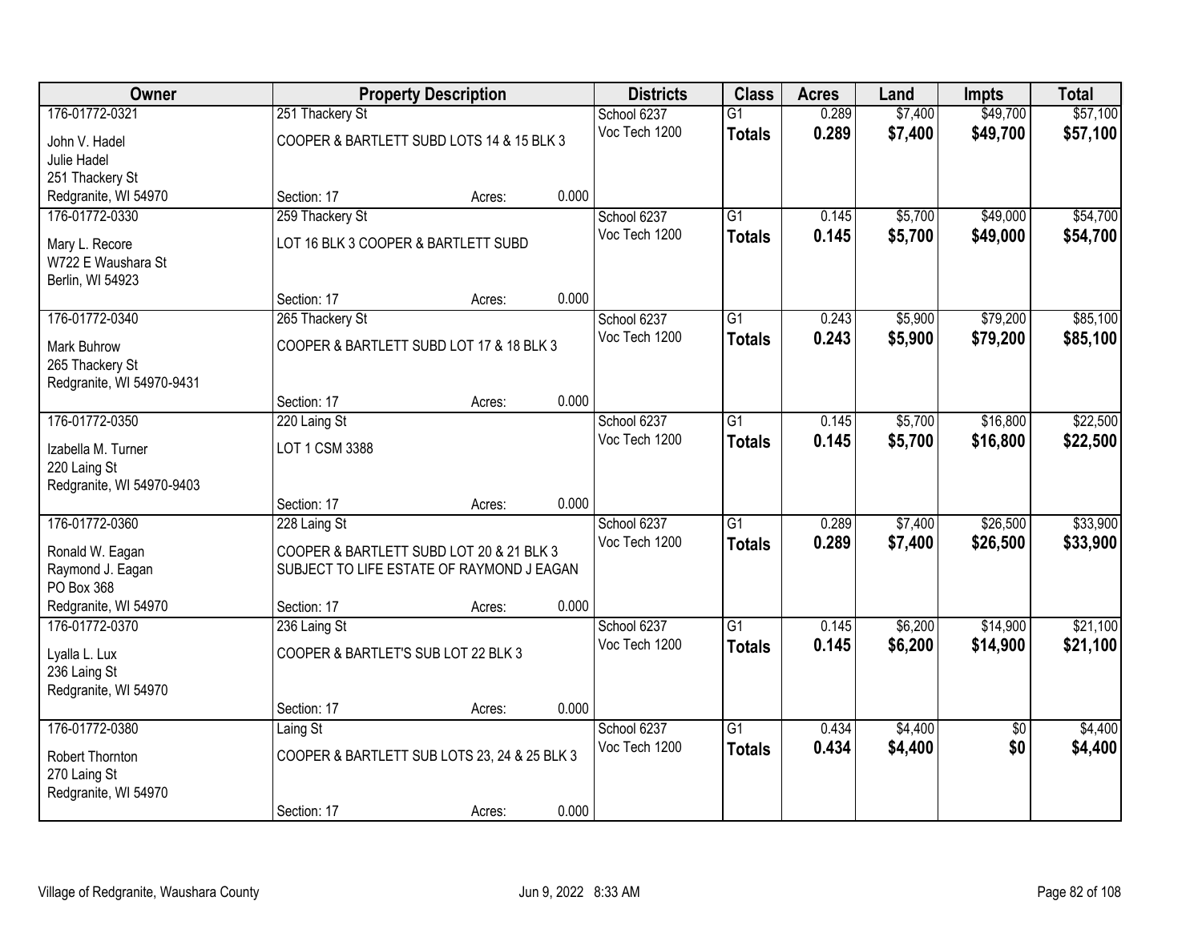| Owner | Property Description | Districts | Class | Acres | Land | Impts | Total |
|---|---|---|---|---|---|---|---|
| 176-01772-0321<br>John V. Hadel<br>Julie Hadel<br>251 Thackery St<br>Redgranite, WI 54970 | 251 Thackery St<br>COOPER & BARTLETT SUBD LOTS 14 & 15 BLK 3<br>Section: 17 Acres: 0.000 | School 6237<br>Voc Tech 1200 | G1<br>**Totals** | 0.289<br>**0.289** | $7,400<br>**$7,400** | $49,700<br>**$49,700** | $57,100<br>**$57,100** |
| 176-01772-0330<br>Mary L. Recore<br>W722 E Waushara St<br>Berlin, WI 54923 | 259 Thackery St<br>LOT 16 BLK 3 COOPER & BARTLETT SUBD<br>Section: 17 Acres: 0.000 | School 6237<br>Voc Tech 1200 | G1<br>**Totals** | 0.145<br>**0.145** | $5,700<br>**$5,700** | $49,000<br>**$49,000** | $54,700<br>**$54,700** |
| 176-01772-0340<br>Mark Buhrow<br>265 Thackery St<br>Redgranite, WI 54970-9431 | 265 Thackery St<br>COOPER & BARTLETT SUBD LOT 17 & 18 BLK 3<br>Section: 17 Acres: 0.000 | School 6237<br>Voc Tech 1200 | G1<br>**Totals** | 0.243<br>**0.243** | $5,900<br>**$5,900** | $79,200<br>**$79,200** | $85,100<br>**$85,100** |
| 176-01772-0350<br>Izabella M. Turner<br>220 Laing St<br>Redgranite, WI 54970-9403 | 220 Laing St<br>LOT 1 CSM 3388<br>Section: 17 Acres: 0.000 | School 6237<br>Voc Tech 1200 | G1<br>**Totals** | 0.145<br>**0.145** | $5,700<br>**$5,700** | $16,800<br>**$16,800** | $22,500<br>**$22,500** |
| 176-01772-0360<br>Ronald W. Eagan<br>Raymond J. Eagan<br>PO Box 368<br>Redgranite, WI 54970 | 228 Laing St<br>COOPER & BARTLETT SUBD LOT 20 & 21 BLK 3<br>SUBJECT TO LIFE ESTATE OF RAYMOND J EAGAN<br>Section: 17 Acres: 0.000 | School 6237<br>Voc Tech 1200 | G1<br>**Totals** | 0.289<br>**0.289** | $7,400<br>**$7,400** | $26,500<br>**$26,500** | $33,900<br>**$33,900** |
| 176-01772-0370<br>Lyalla L. Lux<br>236 Laing St<br>Redgranite, WI 54970 | 236 Laing St<br>COOPER & BARTLET'S SUB LOT 22 BLK 3<br>Section: 17 Acres: 0.000 | School 6237<br>Voc Tech 1200 | G1<br>**Totals** | 0.145<br>**0.145** | $6,200<br>**$6,200** | $14,900<br>**$14,900** | $21,100<br>**$21,100** |
| 176-01772-0380<br>Robert Thornton<br>270 Laing St<br>Redgranite, WI 54970 | Laing St<br>COOPER & BARTLETT SUB LOTS 23, 24 & 25 BLK 3<br>Section: 17 Acres: 0.000 | School 6237<br>Voc Tech 1200 | G1<br>**Totals** | 0.434<br>**0.434** | $4,400<br>**$4,400** | $0<br>**$0** | $4,400<br>**$4,400** |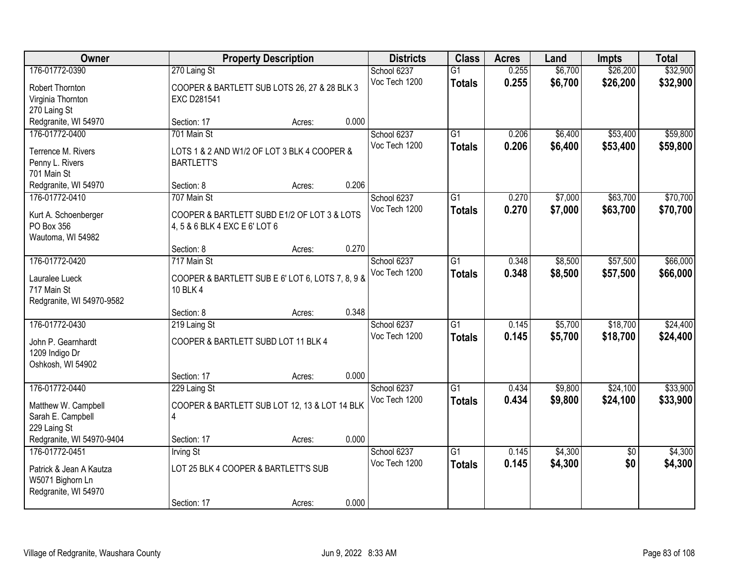| Owner | Property Description | Districts | Class | Acres | Land | Impts | Total |
|---|---|---|---|---|---|---|---|
| 176-01772-0390<br>Robert Thornton<br>Virginia Thornton<br>270 Laing St<br>Redgranite, WI 54970 | 270 Laing St<br>COOPER & BARTLETT SUB LOTS 26, 27 & 28 BLK 3 EXC D281541<br>Section: 17 Acres: 0.000 | School 6237<br>Voc Tech 1200 | G1<br>**Totals** | 0.255<br>**0.255** | $6,700<br>**$6,700** | $26,200<br>**$26,200** | $32,900<br>**$32,900** |
| 176-01772-0400<br>Terrence M. Rivers<br>Penny L. Rivers<br>701 Main St<br>Redgranite, WI 54970 | 701 Main St<br>LOTS 1 & 2 AND W1/2 OF LOT 3 BLK 4 COOPER & BARTLETT'S<br>Section: 8 Acres: 0.206 | School 6237<br>Voc Tech 1200 | G1<br>**Totals** | 0.206<br>**0.206** | $6,400<br>**$6,400** | $53,400<br>**$53,400** | $59,800<br>**$59,800** |
| 176-01772-0410<br>Kurt A. Schoenberger<br>PO Box 356<br>Wautoma, WI 54982 | 707 Main St<br>COOPER & BARTLETT SUBD E1/2 OF LOT 3 & LOTS 4, 5 & 6 BLK 4 EXC E 6' LOT 6<br>Section: 8 Acres: 0.270 | School 6237<br>Voc Tech 1200 | G1<br>**Totals** | 0.270<br>**0.270** | $7,000<br>**$7,000** | $63,700<br>**$63,700** | $70,700<br>**$70,700** |
| 176-01772-0420<br>Lauralee Lueck<br>717 Main St<br>Redgranite, WI 54970-9582 | 717 Main St<br>COOPER & BARTLETT SUB E 6' LOT 6, LOTS 7, 8, 9 & 10 BLK 4<br>Section: 8 Acres: 0.348 | School 6237<br>Voc Tech 1200 | G1<br>**Totals** | 0.348<br>**0.348** | $8,500<br>**$8,500** | $57,500<br>**$57,500** | $66,000<br>**$66,000** |
| 176-01772-0430<br>John P. Gearnhardt<br>1209 Indigo Dr<br>Oshkosh, WI 54902 | 219 Laing St<br>COOPER & BARTLETT SUBD LOT 11 BLK 4<br>Section: 17 Acres: 0.000 | School 6237<br>Voc Tech 1200 | G1<br>**Totals** | 0.145<br>**0.145** | $5,700<br>**$5,700** | $18,700<br>**$18,700** | $24,400<br>**$24,400** |
| 176-01772-0440<br>Matthew W. Campbell<br>Sarah E. Campbell<br>229 Laing St<br>Redgranite, WI 54970-9404 | 229 Laing St<br>COOPER & BARTLETT SUB LOT 12, 13 & LOT 14 BLK 4<br>Section: 17 Acres: 0.000 | School 6237<br>Voc Tech 1200 | G1<br>**Totals** | 0.434<br>**0.434** | $9,800<br>**$9,800** | $24,100<br>**$24,100** | $33,900<br>**$33,900** |
| 176-01772-0451<br>Patrick & Jean A Kautza<br>W5071 Bighorn Ln<br>Redgranite, WI 54970 | Irving St<br>LOT 25 BLK 4 COOPER & BARTLETT'S SUB<br>Section: 17 Acres: 0.000 | School 6237<br>Voc Tech 1200 | G1<br>**Totals** | 0.145<br>**0.145** | $4,300<br>**$4,300** | $0<br>**$0** | $4,300<br>**$4,300** |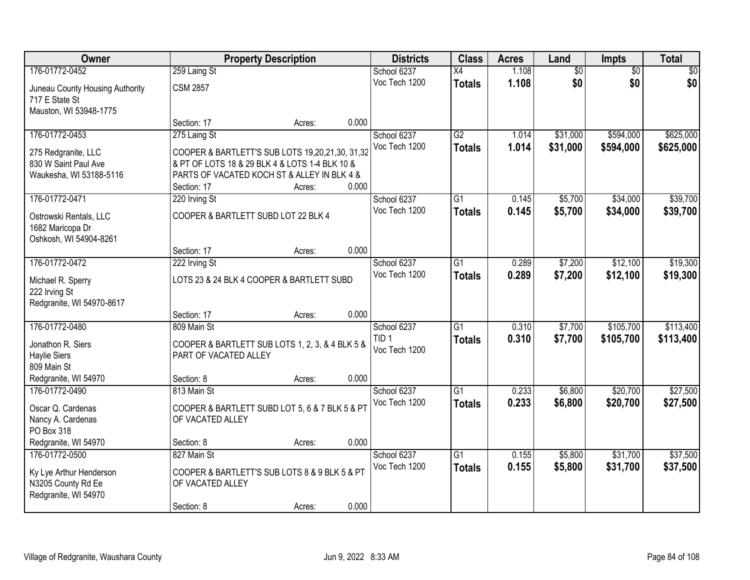| Owner | Property Description | | | Districts | Class | Acres | Land | Impts | Total |
|---|---|---|---|---|---|---|---|---|---|
| 176-01772-0452<br>Juneau County Housing Authority<br>717 E State St<br>Mauston, WI 53948-1775 | 259 Laing St<br>CSM 2857<br>Section: 17 | Acres: | 0.000 | School 6237<br>Voc Tech 1200 | X4<br>**Totals** | 1.108<br>**1.108** | $0<br>**$0** | $0<br>**$0** | $0<br>**$0** |
| 176-01772-0453<br>275 Redgranite, LLC<br>830 W Saint Paul Ave<br>Waukesha, WI 53188-5116 | 275 Laing St<br>COOPER & BARTLETT'S SUB LOTS 19,20,21,30, 31,32 & PT OF LOTS 18 & 29 BLK 4 & LOTS 1-4 BLK 10 & PARTS OF VACATED KOCH ST & ALLEY IN BLK 4 &<br>Section: 17 | Acres: | 0.000 | School 6237<br>Voc Tech 1200 | G2<br>**Totals** | 1.014<br>**1.014** | $31,000<br>**$31,000** | $594,000<br>**$594,000** | $625,000<br>**$625,000** |
| 176-01772-0471<br>Ostrowski Rentals, LLC<br>1682 Maricopa Dr<br>Oshkosh, WI 54904-8261 | 220 Irving St<br>COOPER & BARTLETT SUBD LOT 22 BLK 4<br>Section: 17 | Acres: | 0.000 | School 6237<br>Voc Tech 1200 | G1<br>**Totals** | 0.145<br>**0.145** | $5,700<br>**$5,700** | $34,000<br>**$34,000** | $39,700<br>**$39,700** |
| 176-01772-0472<br>Michael R. Sperry<br>222 Irving St<br>Redgranite, WI 54970-8617 | 222 Irving St<br>LOTS 23 & 24 BLK 4 COOPER & BARTLETT SUBD<br>Section: 17 | Acres: | 0.000 | School 6237<br>Voc Tech 1200 | G1<br>**Totals** | 0.289<br>**0.289** | $7,200<br>**$7,200** | $12,100<br>**$12,100** | $19,300<br>**$19,300** |
| 176-01772-0480<br>Jonathon R. Siers<br>Haylie Siers<br>809 Main St<br>Redgranite, WI 54970 | 809 Main St<br>COOPER & BARTLETT SUB LOTS 1, 2, 3, & 4 BLK 5 & PART OF VACATED ALLEY<br>Section: 8 | Acres: | 0.000 | School 6237<br>TID 1<br>Voc Tech 1200 | G1<br>**Totals** | 0.310<br>**0.310** | $7,700<br>**$7,700** | $105,700<br>**$105,700** | $113,400<br>**$113,400** |
| 176-01772-0490<br>Oscar Q. Cardenas<br>Nancy A. Cardenas<br>PO Box 318<br>Redgranite, WI 54970 | 813 Main St<br>COOPER & BARTLETT SUBD LOT 5, 6 & 7 BLK 5 & PT OF VACATED ALLEY<br>Section: 8 | Acres: | 0.000 | School 6237<br>Voc Tech 1200 | G1<br>**Totals** | 0.233<br>**0.233** | $6,800<br>**$6,800** | $20,700<br>**$20,700** | $27,500<br>**$27,500** |
| 176-01772-0500<br>Ky Lye Arthur Henderson<br>N3205 County Rd Ee<br>Redgranite, WI 54970 | 827 Main St<br>COOPER & BARTLETT'S SUB LOTS 8 & 9 BLK 5 & PT OF VACATED ALLEY<br>Section: 8 | Acres: | 0.000 | School 6237<br>Voc Tech 1200 | G1<br>**Totals** | 0.155<br>**0.155** | $5,800<br>**$5,800** | $31,700<br>**$31,700** | $37,500<br>**$37,500** |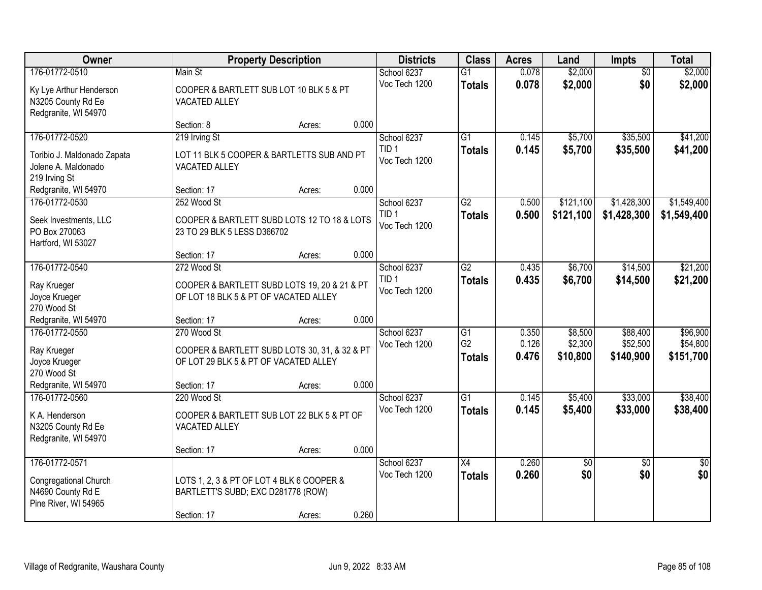| Owner | Property Description | Districts | Class | Acres | Land | Impts | Total |
|---|---|---|---|---|---|---|---|
| 176-01772-0510<br>Ky Lye Arthur Henderson<br>N3205 County Rd Ee<br>Redgranite, WI 54970 | Main St<br>COOPER & BARTLETT SUB LOT 10 BLK 5 & PT VACATED ALLEY<br>Section: 8 Acres: 0.000 | School 6237<br>Voc Tech 1200 | G1<br>**Totals** | 0.078<br>**0.078** | $2,000<br>**$2,000** | $0<br>**$0** | $2,000<br>**$2,000** |
| 176-01772-0520<br>Toribio J. Maldonado Zapata<br>Jolene A. Maldonado<br>219 Irving St<br>Redgranite, WI 54970 | 219 Irving St<br>LOT 11 BLK 5 COOPER & BARTLETTS SUB AND PT VACATED ALLEY<br>Section: 17 Acres: 0.000 | School 6237<br>TID 1<br>Voc Tech 1200 | G1<br>**Totals** | 0.145<br>**0.145** | $5,700<br>**$5,700** | $35,500<br>**$35,500** | $41,200<br>**$41,200** |
| 176-01772-0530<br>Seek Investments, LLC<br>PO Box 270063<br>Hartford, WI 53027 | 252 Wood St<br>COOPER & BARTLETT SUBD LOTS 12 TO 18 & LOTS 23 TO 29 BLK 5 LESS D366702<br>Section: 17 Acres: 0.000 | School 6237<br>TID 1<br>Voc Tech 1200 | G2<br>**Totals** | 0.500<br>**0.500** | $121,100<br>**$121,100** | $1,428,300<br>**$1,428,300** | $1,549,400<br>**$1,549,400** |
| 176-01772-0540<br>Ray Krueger<br>Joyce Krueger<br>270 Wood St<br>Redgranite, WI 54970 | 272 Wood St<br>COOPER & BARTLETT SUBD LOTS 19, 20 & 21 & PT OF LOT 18 BLK 5 & PT OF VACATED ALLEY<br>Section: 17 Acres: 0.000 | School 6237<br>TID 1<br>Voc Tech 1200 | G2<br>**Totals** | 0.435<br>**0.435** | $6,700<br>**$6,700** | $14,500<br>**$14,500** | $21,200<br>**$21,200** |
| 176-01772-0550<br>Ray Krueger<br>Joyce Krueger<br>270 Wood St<br>Redgranite, WI 54970 | 270 Wood St<br>COOPER & BARTLETT SUBD LOTS 30, 31, & 32 & PT OF LOT 29 BLK 5 & PT OF VACATED ALLEY<br>Section: 17 Acres: 0.000 | School 6237<br>Voc Tech 1200 | G1<br>G2<br>**Totals** | 0.350<br>0.126<br>**0.476** | $8,500<br>$2,300<br>**$10,800** | $88,400<br>$52,500<br>**$140,900** | $96,900<br>$54,800<br>**$151,700** |
| 176-01772-0560<br>K A. Henderson<br>N3205 County Rd Ee<br>Redgranite, WI 54970 | 220 Wood St<br>COOPER & BARTLETT SUB LOT 22 BLK 5 & PT OF VACATED ALLEY<br>Section: 17 Acres: 0.000 | School 6237<br>Voc Tech 1200 | G1<br>**Totals** | 0.145<br>**0.145** | $5,400<br>**$5,400** | $33,000<br>**$33,000** | $38,400<br>**$38,400** |
| 176-01772-0571<br>Congregational Church<br>N4690 County Rd E<br>Pine River, WI 54965 | LOTS 1, 2, 3 & PT OF LOT 4 BLK 6 COOPER & BARTLETT'S SUBD; EXC D281778 (ROW)<br>Section: 17 Acres: 0.260 | School 6237<br>Voc Tech 1200 | X4<br>**Totals** | 0.260<br>**0.260** | $0<br>**$0** | $0<br>**$0** | $0<br>**$0** |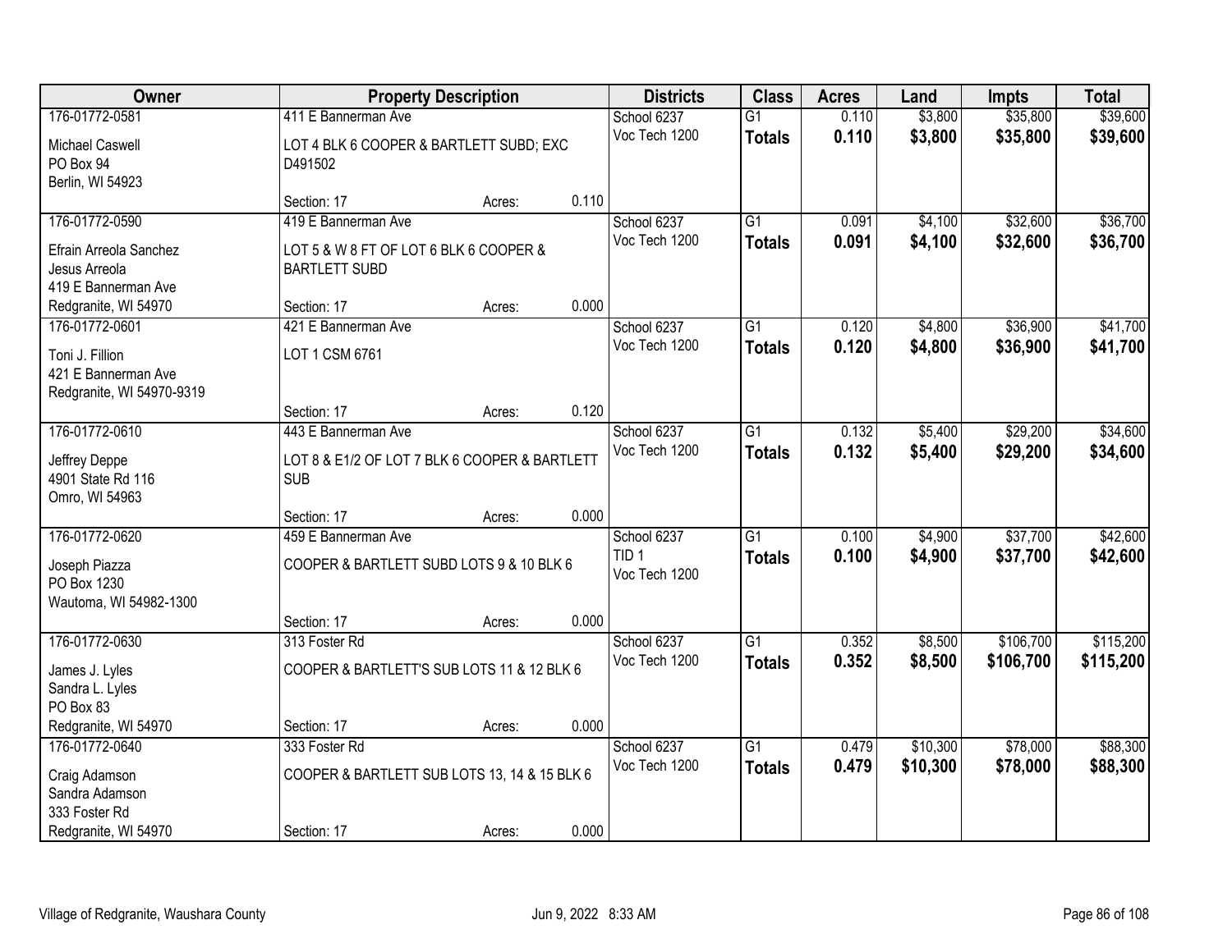| Owner | Property Description | Districts | Class | Acres | Land | Impts | Total |
|---|---|---|---|---|---|---|---|
| 176-01772-0581<br>Michael Caswell<br>PO Box 94<br>Berlin, WI 54923 | 411 E Bannerman Ave<br>LOT 4 BLK 6 COOPER & BARTLETT SUBD; EXC D491502<br>Section: 17 Acres: 0.110 | School 6237<br>Voc Tech 1200 | G1<br>**Totals** | 0.110<br>**0.110** | $3,800<br>**$3,800** | $35,800<br>**$35,800** | $39,600<br>**$39,600** |
| 176-01772-0590<br>Efrain Arreola Sanchez<br>Jesus Arreola<br>419 E Bannerman Ave<br>Redgranite, WI 54970 | 419 E Bannerman Ave<br>LOT 5 & W 8 FT OF LOT 6 BLK 6 COOPER & BARTLETT SUBD<br>Section: 17 Acres: 0.000 | School 6237<br>Voc Tech 1200 | G1<br>**Totals** | 0.091<br>**0.091** | $4,100<br>**$4,100** | $32,600<br>**$32,600** | $36,700<br>**$36,700** |
| 176-01772-0601<br>Toni J. Fillion<br>421 E Bannerman Ave<br>Redgranite, WI 54970-9319 | 421 E Bannerman Ave<br>LOT 1 CSM 6761<br>Section: 17 Acres: 0.120 | School 6237<br>Voc Tech 1200 | G1<br>**Totals** | 0.120<br>**0.120** | $4,800<br>**$4,800** | $36,900<br>**$36,900** | $41,700<br>**$41,700** |
| 176-01772-0610<br>Jeffrey Deppe<br>4901 State Rd 116<br>Omro, WI 54963 | 443 E Bannerman Ave<br>LOT 8 & E1/2 OF LOT 7 BLK 6 COOPER & BARTLETT SUB<br>Section: 17 Acres: 0.000 | School 6237<br>Voc Tech 1200 | G1<br>**Totals** | 0.132<br>**0.132** | $5,400<br>**$5,400** | $29,200<br>**$29,200** | $34,600<br>**$34,600** |
| 176-01772-0620<br>Joseph Piazza<br>PO Box 1230<br>Wautoma, WI 54982-1300 | 459 E Bannerman Ave<br>COOPER & BARTLETT SUBD LOTS 9 & 10 BLK 6<br>Section: 17 Acres: 0.000 | School 6237<br>TID 1<br>Voc Tech 1200 | G1<br>**Totals** | 0.100<br>**0.100** | $4,900<br>**$4,900** | $37,700<br>**$37,700** | $42,600<br>**$42,600** |
| 176-01772-0630<br>James J. Lyles<br>Sandra L. Lyles<br>PO Box 83<br>Redgranite, WI 54970 | 313 Foster Rd<br>COOPER & BARTLETT'S SUB LOTS 11 & 12 BLK 6<br>Section: 17 Acres: 0.000 | School 6237<br>Voc Tech 1200 | G1<br>**Totals** | 0.352<br>**0.352** | $8,500<br>**$8,500** | $106,700<br>**$106,700** | $115,200<br>**$115,200** |
| 176-01772-0640<br>Craig Adamson<br>Sandra Adamson<br>333 Foster Rd<br>Redgranite, WI 54970 | 333 Foster Rd<br>COOPER & BARTLETT SUB LOTS 13, 14 & 15 BLK 6<br>Section: 17 Acres: 0.000 | School 6237<br>Voc Tech 1200 | G1<br>**Totals** | 0.479<br>**0.479** | $10,300<br>**$10,300** | $78,000<br>**$78,000** | $88,300<br>**$88,300** |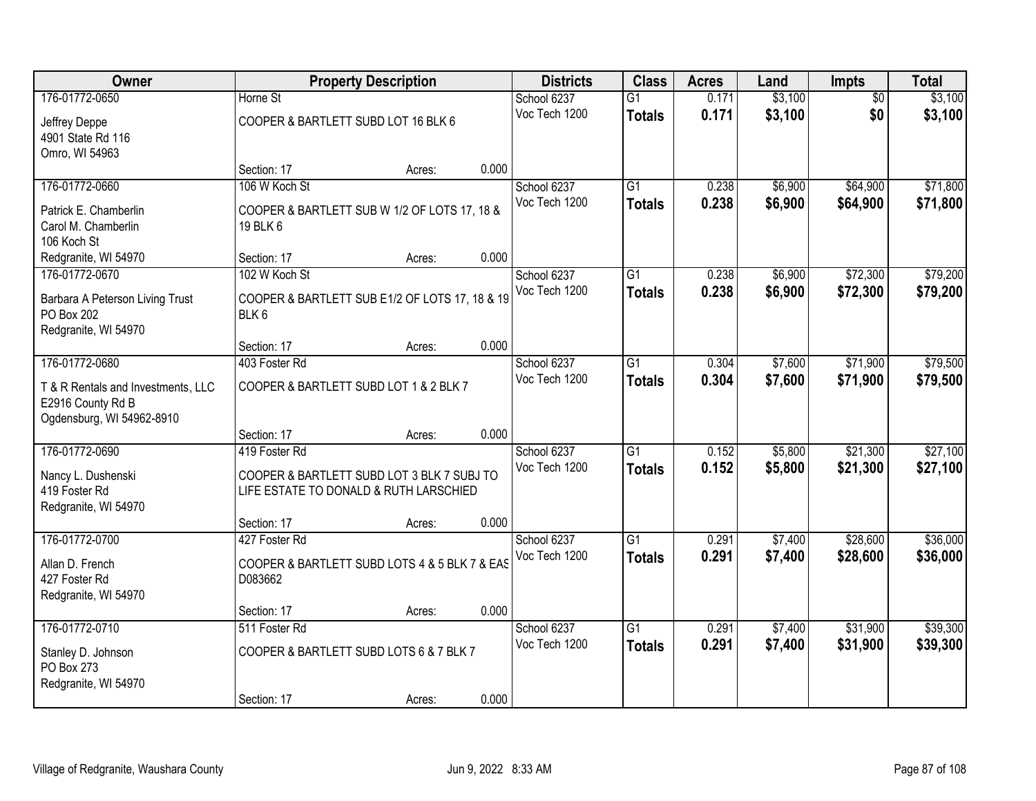| Owner | Property Description | | | Districts | Class | Acres | Land | Impts | Total |
|---|---|---|---|---|---|---|---|---|---|
| 176-01772-0650 | Horne St | | | School 6237 | G1 | 0.171 | $3,100 | $0 | $3,100 |
| Jeffrey Deppe<br>4901 State Rd 116<br>Omro, WI 54963 | COOPER & BARTLETT SUBD LOT 16 BLK 6 | | | Voc Tech 1200 | **Totals** | **0.171** | **$3,100** | **$0** | **$3,100** |
| | Section: 17 | Acres: | 0.000 | | | | | | |
| 176-01772-0660 | 106 W Koch St | | | School 6237 | G1 | 0.238 | $6,900 | $64,900 | $71,800 |
| Patrick E. Chamberlin<br>Carol M. Chamberlin<br>106 Koch St<br>Redgranite, WI 54970 | COOPER & BARTLETT SUB W 1/2 OF LOTS 17, 18 & 19 BLK 6 | | | Voc Tech 1200 | **Totals** | **0.238** | **$6,900** | **$64,900** | **$71,800** |
| | Section: 17 | Acres: | 0.000 | | | | | | |
| 176-01772-0670 | 102 W Koch St | | | School 6237 | G1 | 0.238 | $6,900 | $72,300 | $79,200 |
| Barbara A Peterson Living Trust<br>PO Box 202<br>Redgranite, WI 54970 | COOPER & BARTLETT SUB E1/2 OF LOTS 17, 18 & 19 BLK 6 | | | Voc Tech 1200 | **Totals** | **0.238** | **$6,900** | **$72,300** | **$79,200** |
| | Section: 17 | Acres: | 0.000 | | | | | | |
| 176-01772-0680 | 403 Foster Rd | | | School 6237 | G1 | 0.304 | $7,600 | $71,900 | $79,500 |
| T & R Rentals and Investments, LLC<br>E2916 County Rd B<br>Ogdensburg, WI 54962-8910 | COOPER & BARTLETT SUBD LOT 1 & 2 BLK 7 | | | Voc Tech 1200 | **Totals** | **0.304** | **$7,600** | **$71,900** | **$79,500** |
| | Section: 17 | Acres: | 0.000 | | | | | | |
| 176-01772-0690 | 419 Foster Rd | | | School 6237 | G1 | 0.152 | $5,800 | $21,300 | $27,100 |
| Nancy L. Dushenski<br>419 Foster Rd<br>Redgranite, WI 54970 | COOPER & BARTLETT SUBD LOT 3 BLK 7 SUBJ TO LIFE ESTATE TO DONALD & RUTH LARSCHIED | | | Voc Tech 1200 | **Totals** | **0.152** | **$5,800** | **$21,300** | **$27,100** |
| | Section: 17 | Acres: | 0.000 | | | | | | |
| 176-01772-0700 | 427 Foster Rd | | | School 6237 | G1 | 0.291 | $7,400 | $28,600 | $36,000 |
| Allan D. French<br>427 Foster Rd<br>Redgranite, WI 54970 | COOPER & BARTLETT SUBD LOTS 4 & 5 BLK 7 & EAS D083662 | | | Voc Tech 1200 | **Totals** | **0.291** | **$7,400** | **$28,600** | **$36,000** |
| | Section: 17 | Acres: | 0.000 | | | | | | |
| 176-01772-0710 | 511 Foster Rd | | | School 6237 | G1 | 0.291 | $7,400 | $31,900 | $39,300 |
| Stanley D. Johnson<br>PO Box 273<br>Redgranite, WI 54970 | COOPER & BARTLETT SUBD LOTS 6 & 7 BLK 7 | | | Voc Tech 1200 | **Totals** | **0.291** | **$7,400** | **$31,900** | **$39,300** |
| | Section: 17 | Acres: | 0.000 | | | | | | |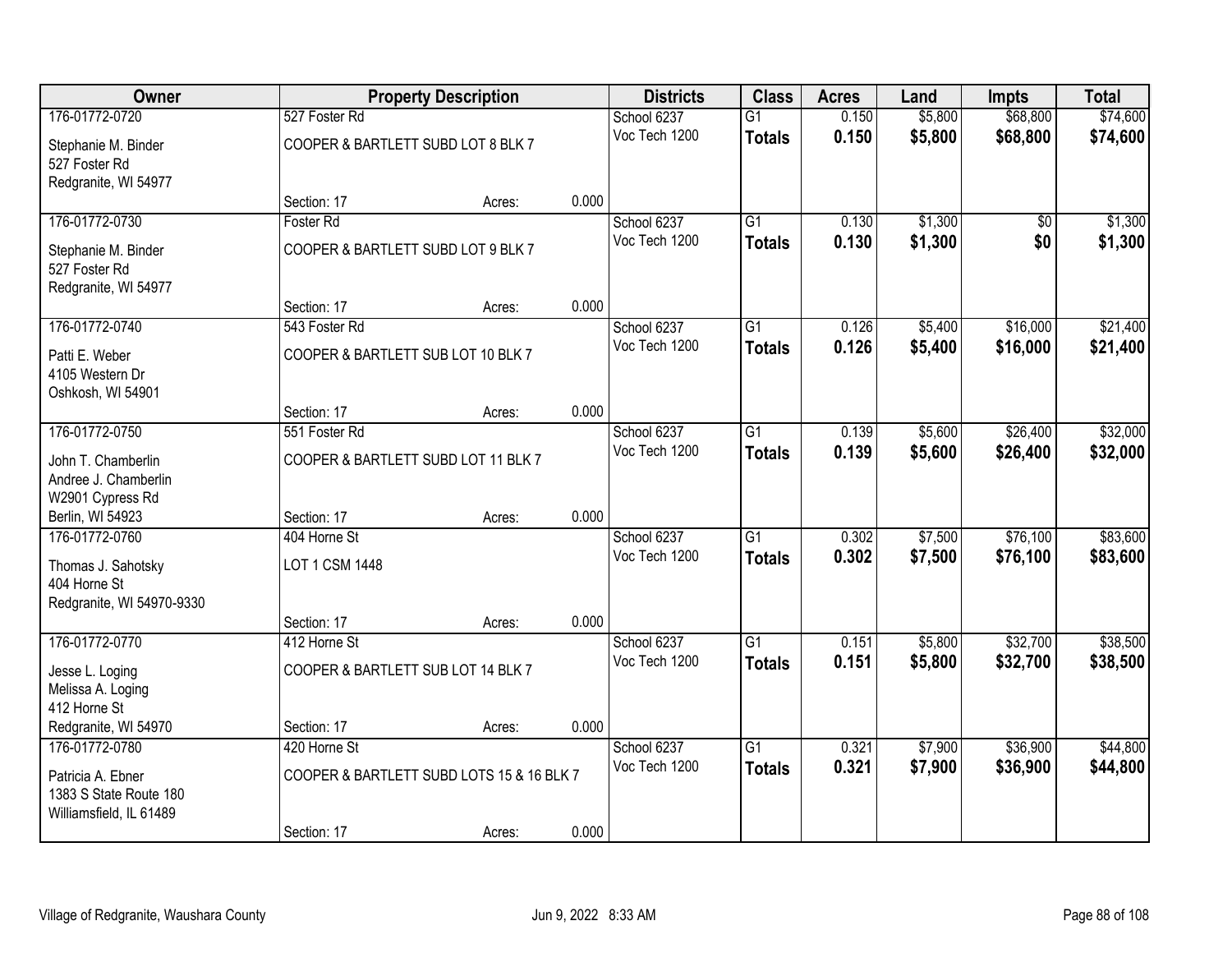| Owner | Property Description | | | Districts | Class | Acres | Land | Impts | Total |
|---|---|---|---|---|---|---|---|---|---|
| 176-01772-0720 | 527 Foster Rd | | | School 6237 | G1 | 0.150 | $5,800 | $68,800 | $74,600 |
| Stephanie M. Binder<br>527 Foster Rd<br>Redgranite, WI 54977 | COOPER & BARTLETT SUBD LOT 8 BLK 7 | | | Voc Tech 1200 | **Totals** | **0.150** | **$5,800** | **$68,800** | **$74,600** |
| | Section: 17 | Acres: | 0.000 | | | | | | |
| 176-01772-0730 | Foster Rd | | | School 6237 | G1 | 0.130 | $1,300 | $0 | $1,300 |
| Stephanie M. Binder<br>527 Foster Rd<br>Redgranite, WI 54977 | COOPER & BARTLETT SUBD LOT 9 BLK 7 | | | Voc Tech 1200 | **Totals** | **0.130** | **$1,300** | **$0** | **$1,300** |
| | Section: 17 | Acres: | 0.000 | | | | | | |
| 176-01772-0740 | 543 Foster Rd | | | School 6237 | G1 | 0.126 | $5,400 | $16,000 | $21,400 |
| Patti E. Weber<br>4105 Western Dr<br>Oshkosh, WI 54901 | COOPER & BARTLETT SUB LOT 10 BLK 7 | | | Voc Tech 1200 | **Totals** | **0.126** | **$5,400** | **$16,000** | **$21,400** |
| | Section: 17 | Acres: | 0.000 | | | | | | |
| 176-01772-0750 | 551 Foster Rd | | | School 6237 | G1 | 0.139 | $5,600 | $26,400 | $32,000 |
| John T. Chamberlin<br>Andree J. Chamberlin<br>W2901 Cypress Rd<br>Berlin, WI 54923 | COOPER & BARTLETT SUBD LOT 11 BLK 7 | | | Voc Tech 1200 | **Totals** | **0.139** | **$5,600** | **$26,400** | **$32,000** |
| | Section: 17 | Acres: | 0.000 | | | | | | |
| 176-01772-0760 | 404 Horne St | | | School 6237 | G1 | 0.302 | $7,500 | $76,100 | $83,600 |
| Thomas J. Sahotsky<br>404 Horne St<br>Redgranite, WI 54970-9330 | LOT 1 CSM 1448 | | | Voc Tech 1200 | **Totals** | **0.302** | **$7,500** | **$76,100** | **$83,600** |
| | Section: 17 | Acres: | 0.000 | | | | | | |
| 176-01772-0770 | 412 Horne St | | | School 6237 | G1 | 0.151 | $5,800 | $32,700 | $38,500 |
| Jesse L. Loging<br>Melissa A. Loging<br>412 Horne St<br>Redgranite, WI 54970 | COOPER & BARTLETT SUB LOT 14 BLK 7 | | | Voc Tech 1200 | **Totals** | **0.151** | **$5,800** | **$32,700** | **$38,500** |
| | Section: 17 | Acres: | 0.000 | | | | | | |
| 176-01772-0780 | 420 Horne St | | | School 6237 | G1 | 0.321 | $7,900 | $36,900 | $44,800 |
| Patricia A. Ebner<br>1383 S State Route 180<br>Williamsfield, IL 61489 | COOPER & BARTLETT SUBD LOTS 15 & 16 BLK 7 | | | Voc Tech 1200 | **Totals** | **0.321** | **$7,900** | **$36,900** | **$44,800** |
| | Section: 17 | Acres: | 0.000 | | | | | | |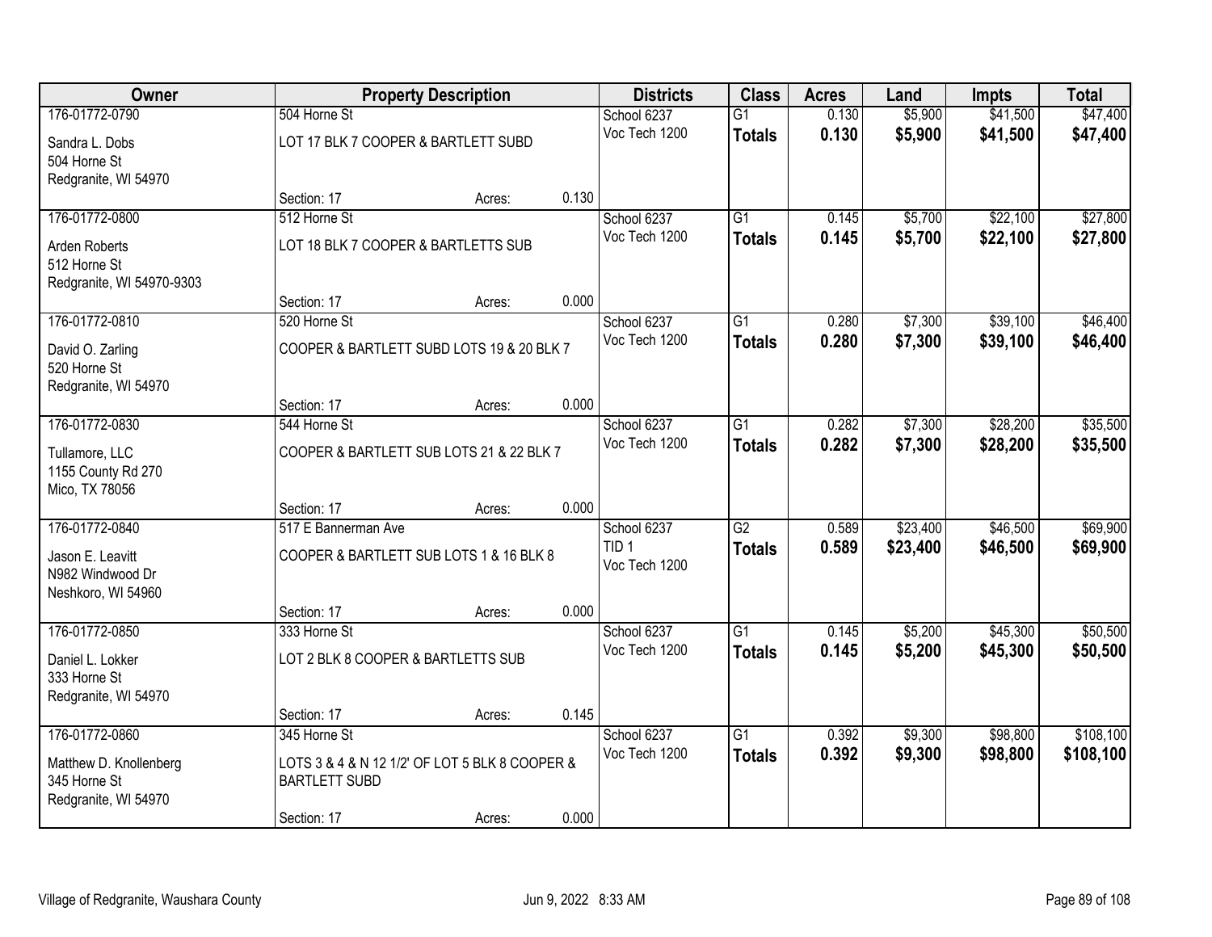| Owner | Property Description | | | Districts | Class | Acres | Land | Impts | Total |
|---|---|---|---|---|---|---|---|---|---|
| 176-01772-0790 | 504 Horne St | | | School 6237 | G1 | 0.130 | $5,900 | $41,500 | $47,400 |
| Sandra L. Dobs<br>504 Horne St<br>Redgranite, WI 54970 | LOT 17 BLK 7 COOPER & BARTLETT SUBD | | | Voc Tech 1200 | **Totals** | **0.130** | **$5,900** | **$41,500** | **$47,400** |
| | Section: 17 | Acres: | 0.130 | | | | | | |
| 176-01772-0800 | 512 Horne St | | | School 6237 | G1 | 0.145 | $5,700 | $22,100 | $27,800 |
| Arden Roberts<br>512 Horne St<br>Redgranite, WI 54970-9303 | LOT 18 BLK 7 COOPER & BARTLETTS SUB | | | Voc Tech 1200 | **Totals** | **0.145** | **$5,700** | **$22,100** | **$27,800** |
| | Section: 17 | Acres: | 0.000 | | | | | | |
| 176-01772-0810 | 520 Horne St | | | School 6237 | G1 | 0.280 | $7,300 | $39,100 | $46,400 |
| David O. Zarling<br>520 Horne St<br>Redgranite, WI 54970 | COOPER & BARTLETT SUBD LOTS 19 & 20 BLK 7 | | | Voc Tech 1200 | **Totals** | **0.280** | **$7,300** | **$39,100** | **$46,400** |
| | Section: 17 | Acres: | 0.000 | | | | | | |
| 176-01772-0830 | 544 Horne St | | | School 6237 | G1 | 0.282 | $7,300 | $28,200 | $35,500 |
| Tullamore, LLC<br>1155 County Rd 270<br>Mico, TX 78056 | COOPER & BARTLETT SUB LOTS 21 & 22 BLK 7 | | | Voc Tech 1200 | **Totals** | **0.282** | **$7,300** | **$28,200** | **$35,500** |
| | Section: 17 | Acres: | 0.000 | | | | | | |
| 176-01772-0840 | 517 E Bannerman Ave | | | School 6237 | G2 | 0.589 | $23,400 | $46,500 | $69,900 |
| Jason E. Leavitt<br>N982 Windwood Dr<br>Neshkoro, WI 54960 | COOPER & BARTLETT SUB LOTS 1 & 16 BLK 8 | | | TID 1<br>Voc Tech 1200 | **Totals** | **0.589** | **$23,400** | **$46,500** | **$69,900** |
| | Section: 17 | Acres: | 0.000 | | | | | | |
| 176-01772-0850 | 333 Horne St | | | School 6237 | G1 | 0.145 | $5,200 | $45,300 | $50,500 |
| Daniel L. Lokker<br>333 Horne St<br>Redgranite, WI 54970 | LOT 2 BLK 8 COOPER & BARTLETTS SUB | | | Voc Tech 1200 | **Totals** | **0.145** | **$5,200** | **$45,300** | **$50,500** |
| | Section: 17 | Acres: | 0.145 | | | | | | |
| 176-01772-0860 | 345 Horne St | | | School 6237 | G1 | 0.392 | $9,300 | $98,800 | $108,100 |
| Matthew D. Knollenberg<br>345 Horne St<br>Redgranite, WI 54970 | LOTS 3 & 4 & N 12 1/2' OF LOT 5 BLK 8 COOPER & BARTLETT SUBD | | | Voc Tech 1200 | **Totals** | **0.392** | **$9,300** | **$98,800** | **$108,100** |
| | Section: 17 | Acres: | 0.000 | | | | | | |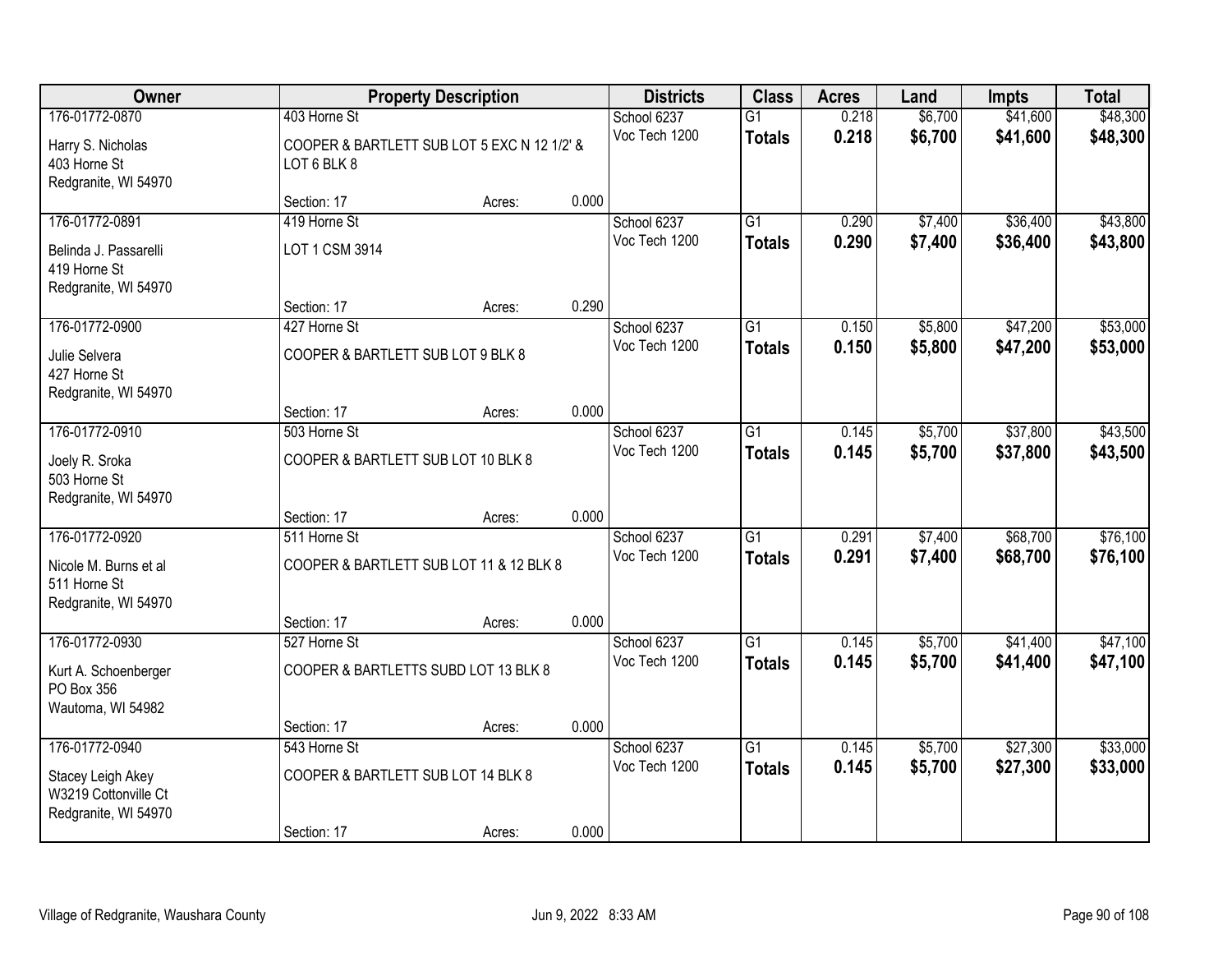| Owner | Property Description | | | Districts | Class | Acres | Land | Impts | Total |
|---|---|---|---|---|---|---|---|---|---|
| 176-01772-0870 | 403 Horne St | | | School 6237 | G1 | 0.218 | $6,700 | $41,600 | $48,300 |
| Harry S. Nicholas<br>403 Horne St<br>Redgranite, WI 54970 | COOPER & BARTLETT SUB LOT 5 EXC N 12 1/2' & LOT 6 BLK 8 | | | Voc Tech 1200 | **Totals** | **0.218** | **$6,700** | **$41,600** | **$48,300** |
| | Section: 17 | Acres: | 0.000 | | | | | | |
| 176-01772-0891 | 419 Horne St | | | School 6237 | G1 | 0.290 | $7,400 | $36,400 | $43,800 |
| Belinda J. Passarelli<br>419 Horne St<br>Redgranite, WI 54970 | LOT 1 CSM 3914 | | | Voc Tech 1200 | **Totals** | **0.290** | **$7,400** | **$36,400** | **$43,800** |
| | Section: 17 | Acres: | 0.290 | | | | | | |
| 176-01772-0900 | 427 Horne St | | | School 6237 | G1 | 0.150 | $5,800 | $47,200 | $53,000 |
| Julie Selvera<br>427 Horne St<br>Redgranite, WI 54970 | COOPER & BARTLETT SUB LOT 9 BLK 8 | | | Voc Tech 1200 | **Totals** | **0.150** | **$5,800** | **$47,200** | **$53,000** |
| | Section: 17 | Acres: | 0.000 | | | | | | |
| 176-01772-0910 | 503 Horne St | | | School 6237 | G1 | 0.145 | $5,700 | $37,800 | $43,500 |
| Joely R. Sroka<br>503 Horne St<br>Redgranite, WI 54970 | COOPER & BARTLETT SUB LOT 10 BLK 8 | | | Voc Tech 1200 | **Totals** | **0.145** | **$5,700** | **$37,800** | **$43,500** |
| | Section: 17 | Acres: | 0.000 | | | | | | |
| 176-01772-0920 | 511 Horne St | | | School 6237 | G1 | 0.291 | $7,400 | $68,700 | $76,100 |
| Nicole M. Burns et al<br>511 Horne St<br>Redgranite, WI 54970 | COOPER & BARTLETT SUB LOT 11 & 12 BLK 8 | | | Voc Tech 1200 | **Totals** | **0.291** | **$7,400** | **$68,700** | **$76,100** |
| | Section: 17 | Acres: | 0.000 | | | | | | |
| 176-01772-0930 | 527 Horne St | | | School 6237 | G1 | 0.145 | $5,700 | $41,400 | $47,100 |
| Kurt A. Schoenberger<br>PO Box 356<br>Wautoma, WI 54982 | COOPER & BARTLETTS SUBD LOT 13 BLK 8 | | | Voc Tech 1200 | **Totals** | **0.145** | **$5,700** | **$41,400** | **$47,100** |
| | Section: 17 | Acres: | 0.000 | | | | | | |
| 176-01772-0940 | 543 Horne St | | | School 6237 | G1 | 0.145 | $5,700 | $27,300 | $33,000 |
| Stacey Leigh Akey<br>W3219 Cottonville Ct<br>Redgranite, WI 54970 | COOPER & BARTLETT SUB LOT 14 BLK 8 | | | Voc Tech 1200 | **Totals** | **0.145** | **$5,700** | **$27,300** | **$33,000** |
| | Section: 17 | Acres: | 0.000 | | | | | | |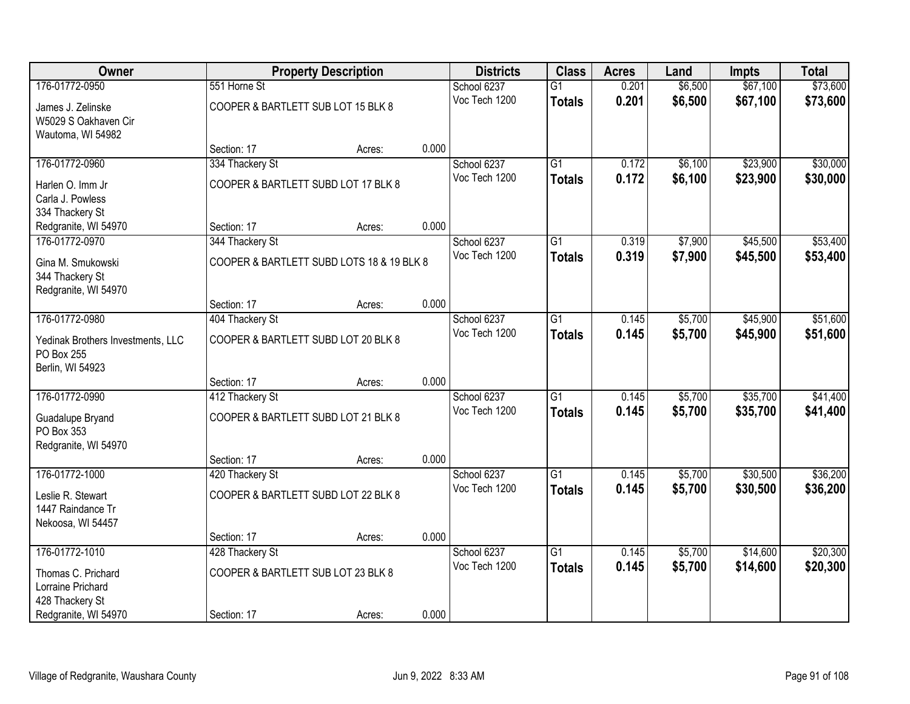| Owner | Property Description | | | Districts | Class | Acres | Land | Impts | Total |
|---|---|---|---|---|---|---|---|---|---|
| 176-01772-0950 | 551 Horne St | | | School 6237 | G1 | 0.201 | $6,500 | $67,100 | $73,600 |
| James J. Zelinske<br>W5029 S Oakhaven Cir<br>Wautoma, WI 54982 | COOPER & BARTLETT SUB LOT 15 BLK 8 | | | Voc Tech 1200 | **Totals** | **0.201** | **$6,500** | **$67,100** | **$73,600** |
| | Section: 17 | Acres: | 0.000 | | | | | | |
| 176-01772-0960 | 334 Thackery St | | | School 6237 | G1 | 0.172 | $6,100 | $23,900 | $30,000 |
| Harlen O. Imm Jr<br>Carla J. Powless<br>334 Thackery St<br>Redgranite, WI 54970 | COOPER & BARTLETT SUBD LOT 17 BLK 8 | | | Voc Tech 1200 | **Totals** | **0.172** | **$6,100** | **$23,900** | **$30,000** |
| | Section: 17 | Acres: | 0.000 | | | | | | |
| 176-01772-0970 | 344 Thackery St | | | School 6237 | G1 | 0.319 | $7,900 | $45,500 | $53,400 |
| Gina M. Smukowski<br>344 Thackery St<br>Redgranite, WI 54970 | COOPER & BARTLETT SUBD LOTS 18 & 19 BLK 8 | | | Voc Tech 1200 | **Totals** | **0.319** | **$7,900** | **$45,500** | **$53,400** |
| | Section: 17 | Acres: | 0.000 | | | | | | |
| 176-01772-0980 | 404 Thackery St | | | School 6237 | G1 | 0.145 | $5,700 | $45,900 | $51,600 |
| Yedinak Brothers Investments, LLC<br>PO Box 255<br>Berlin, WI 54923 | COOPER & BARTLETT SUBD LOT 20 BLK 8 | | | Voc Tech 1200 | **Totals** | **0.145** | **$5,700** | **$45,900** | **$51,600** |
| | Section: 17 | Acres: | 0.000 | | | | | | |
| 176-01772-0990 | 412 Thackery St | | | School 6237 | G1 | 0.145 | $5,700 | $35,700 | $41,400 |
| Guadalupe Bryand<br>PO Box 353<br>Redgranite, WI 54970 | COOPER & BARTLETT SUBD LOT 21 BLK 8 | | | Voc Tech 1200 | **Totals** | **0.145** | **$5,700** | **$35,700** | **$41,400** |
| | Section: 17 | Acres: | 0.000 | | | | | | |
| 176-01772-1000 | 420 Thackery St | | | School 6237 | G1 | 0.145 | $5,700 | $30,500 | $36,200 |
| Leslie R. Stewart<br>1447 Raindance Tr<br>Nekoosa, WI 54457 | COOPER & BARTLETT SUBD LOT 22 BLK 8 | | | Voc Tech 1200 | **Totals** | **0.145** | **$5,700** | **$30,500** | **$36,200** |
| | Section: 17 | Acres: | 0.000 | | | | | | |
| 176-01772-1010 | 428 Thackery St | | | School 6237 | G1 | 0.145 | $5,700 | $14,600 | $20,300 |
| Thomas C. Prichard<br>Lorraine Prichard<br>428 Thackery St<br>Redgranite, WI 54970 | COOPER & BARTLETT SUB LOT 23 BLK 8 | | | Voc Tech 1200 | **Totals** | **0.145** | **$5,700** | **$14,600** | **$20,300** |
| | Section: 17 | Acres: | 0.000 | | | | | | |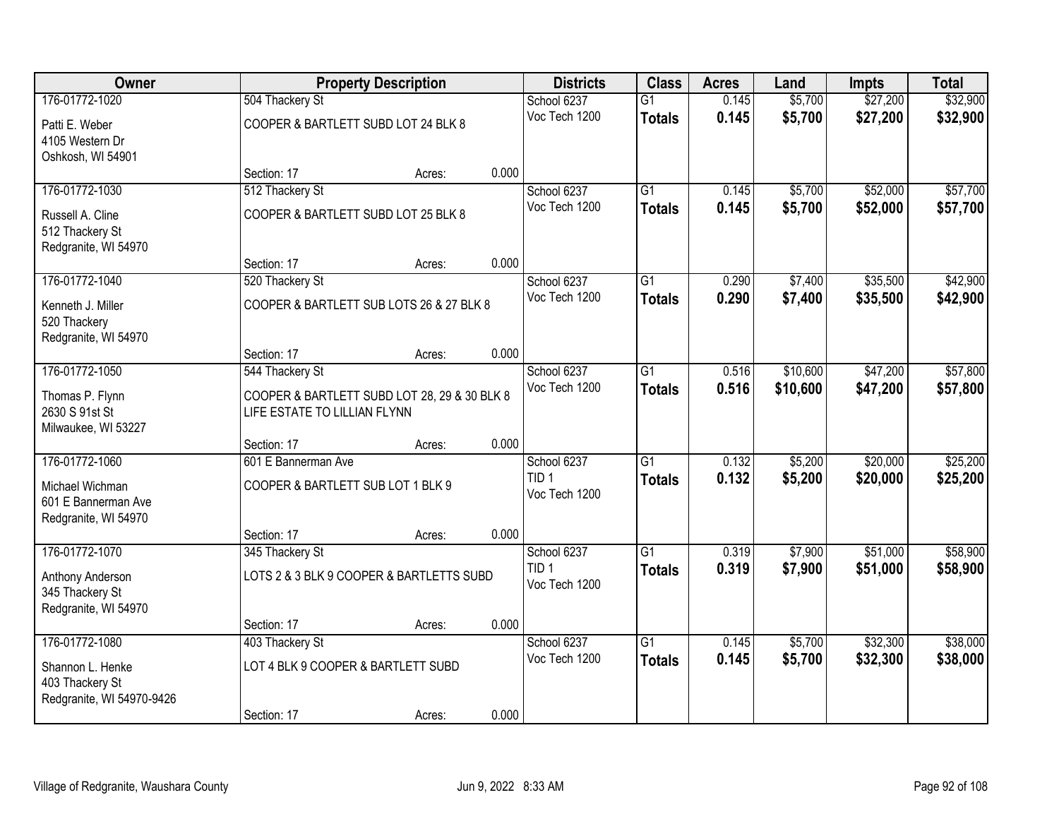| Owner | Property Description | | | Districts | Class | Acres | Land | Impts | Total |
|---|---|---|---|---|---|---|---|---|---|
| 176-01772-1020 | 504 Thackery St | | | School 6237 | G1 | 0.145 | $5,700 | $27,200 | $32,900 |
| Patti E. Weber<br>4105 Western Dr<br>Oshkosh, WI 54901 | COOPER & BARTLETT SUBD LOT 24 BLK 8 | | | Voc Tech 1200 | **Totals** | **0.145** | **$5,700** | **$27,200** | **$32,900** |
| | Section: 17 | Acres: | 0.000 | | | | | | |
| 176-01772-1030 | 512 Thackery St | | | School 6237 | G1 | 0.145 | $5,700 | $52,000 | $57,700 |
| Russell A. Cline<br>512 Thackery St<br>Redgranite, WI 54970 | COOPER & BARTLETT SUBD LOT 25 BLK 8 | | | Voc Tech 1200 | **Totals** | **0.145** | **$5,700** | **$52,000** | **$57,700** |
| | Section: 17 | Acres: | 0.000 | | | | | | |
| 176-01772-1040 | 520 Thackery St | | | School 6237 | G1 | 0.290 | $7,400 | $35,500 | $42,900 |
| Kenneth J. Miller<br>520 Thackery<br>Redgranite, WI 54970 | COOPER & BARTLETT SUB LOTS 26 & 27 BLK 8 | | | Voc Tech 1200 | **Totals** | **0.290** | **$7,400** | **$35,500** | **$42,900** |
| | Section: 17 | Acres: | 0.000 | | | | | | |
| 176-01772-1050 | 544 Thackery St | | | School 6237 | G1 | 0.516 | $10,600 | $47,200 | $57,800 |
| Thomas P. Flynn<br>2630 S 91st St<br>Milwaukee, WI 53227 | COOPER & BARTLETT SUBD LOT 28, 29 & 30 BLK 8<br>LIFE ESTATE TO LILLIAN FLYNN | | | Voc Tech 1200 | **Totals** | **0.516** | **$10,600** | **$47,200** | **$57,800** |
| | Section: 17 | Acres: | 0.000 | | | | | | |
| 176-01772-1060 | 601 E Bannerman Ave | | | School 6237 | G1 | 0.132 | $5,200 | $20,000 | $25,200 |
| Michael Wichman<br>601 E Bannerman Ave<br>Redgranite, WI 54970 | COOPER & BARTLETT SUB LOT 1 BLK 9 | | | TID 1<br>Voc Tech 1200 | **Totals** | **0.132** | **$5,200** | **$20,000** | **$25,200** |
| | Section: 17 | Acres: | 0.000 | | | | | | |
| 176-01772-1070 | 345 Thackery St | | | School 6237 | G1 | 0.319 | $7,900 | $51,000 | $58,900 |
| Anthony Anderson<br>345 Thackery St<br>Redgranite, WI 54970 | LOTS 2 & 3 BLK 9 COOPER & BARTLETTS SUBD | | | TID 1<br>Voc Tech 1200 | **Totals** | **0.319** | **$7,900** | **$51,000** | **$58,900** |
| | Section: 17 | Acres: | 0.000 | | | | | | |
| 176-01772-1080 | 403 Thackery St | | | School 6237 | G1 | 0.145 | $5,700 | $32,300 | $38,000 |
| Shannon L. Henke<br>403 Thackery St<br>Redgranite, WI 54970-9426 | LOT 4 BLK 9 COOPER & BARTLETT SUBD | | | Voc Tech 1200 | **Totals** | **0.145** | **$5,700** | **$32,300** | **$38,000** |
| | Section: 17 | Acres: | 0.000 | | | | | | |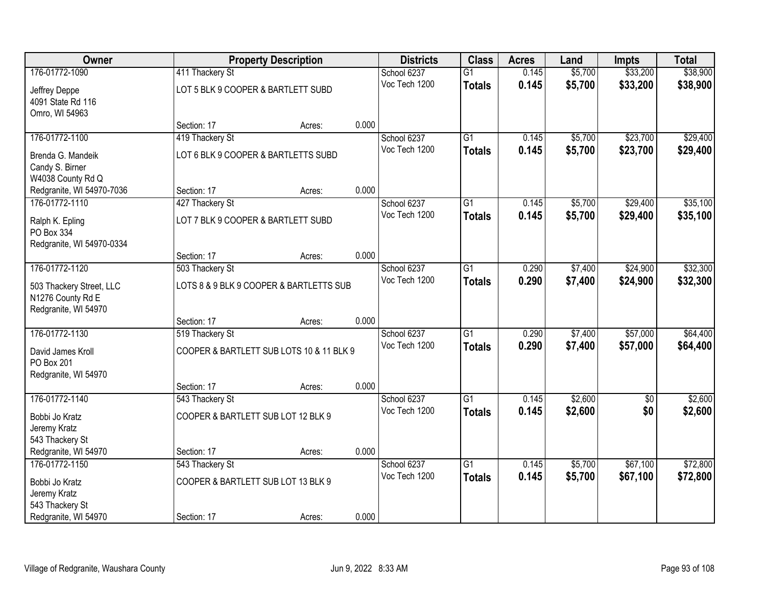| Owner | Property Description | | | Districts | Class | Acres | Land | Impts | Total |
|---|---|---|---|---|---|---|---|---|---|
| 176-01772-1090 | 411 Thackery St | | | School 6237 | G1 | 0.145 | $5,700 | $33,200 | $38,900 |
| Jeffrey Deppe<br>4091 State Rd 116<br>Omro, WI 54963 | LOT 5 BLK 9 COOPER & BARTLETT SUBD | | | Voc Tech 1200 | **Totals** | **0.145** | **$5,700** | **$33,200** | **$38,900** |
| | Section: 17 | Acres: | 0.000 | | | | | | |
| 176-01772-1100 | 419 Thackery St | | | School 6237 | G1 | 0.145 | $5,700 | $23,700 | $29,400 |
| Brenda G. Mandeik<br>Candy S. Birner<br>W4038 County Rd Q<br>Redgranite, WI 54970-7036 | LOT 6 BLK 9 COOPER & BARTLETTS SUBD | | | Voc Tech 1200 | **Totals** | **0.145** | **$5,700** | **$23,700** | **$29,400** |
| | Section: 17 | Acres: | 0.000 | | | | | | |
| 176-01772-1110 | 427 Thackery St | | | School 6237 | G1 | 0.145 | $5,700 | $29,400 | $35,100 |
| Ralph K. Epling<br>PO Box 334<br>Redgranite, WI 54970-0334 | LOT 7 BLK 9 COOPER & BARTLETT SUBD | | | Voc Tech 1200 | **Totals** | **0.145** | **$5,700** | **$29,400** | **$35,100** |
| | Section: 17 | Acres: | 0.000 | | | | | | |
| 176-01772-1120 | 503 Thackery St | | | School 6237 | G1 | 0.290 | $7,400 | $24,900 | $32,300 |
| 503 Thackery Street, LLC<br>N1276 County Rd E<br>Redgranite, WI 54970 | LOTS 8 & 9 BLK 9 COOPER & BARTLETTS SUB | | | Voc Tech 1200 | **Totals** | **0.290** | **$7,400** | **$24,900** | **$32,300** |
| | Section: 17 | Acres: | 0.000 | | | | | | |
| 176-01772-1130 | 519 Thackery St | | | School 6237 | G1 | 0.290 | $7,400 | $57,000 | $64,400 |
| David James Kroll<br>PO Box 201<br>Redgranite, WI 54970 | COOPER & BARTLETT SUB LOTS 10 & 11 BLK 9 | | | Voc Tech 1200 | **Totals** | **0.290** | **$7,400** | **$57,000** | **$64,400** |
| | Section: 17 | Acres: | 0.000 | | | | | | |
| 176-01772-1140 | 543 Thackery St | | | School 6237 | G1 | 0.145 | $2,600 | $0 | $2,600 |
| Bobbi Jo Kratz<br>Jeremy Kratz<br>543 Thackery St<br>Redgranite, WI 54970 | COOPER & BARTLETT SUB LOT 12 BLK 9 | | | Voc Tech 1200 | **Totals** | **0.145** | **$2,600** | **$0** | **$2,600** |
| | Section: 17 | Acres: | 0.000 | | | | | | |
| 176-01772-1150 | 543 Thackery St | | | School 6237 | G1 | 0.145 | $5,700 | $67,100 | $72,800 |
| Bobbi Jo Kratz<br>Jeremy Kratz<br>543 Thackery St<br>Redgranite, WI 54970 | COOPER & BARTLETT SUB LOT 13 BLK 9 | | | Voc Tech 1200 | **Totals** | **0.145** | **$5,700** | **$67,100** | **$72,800** |
| | Section: 17 | Acres: | 0.000 | | | | | | |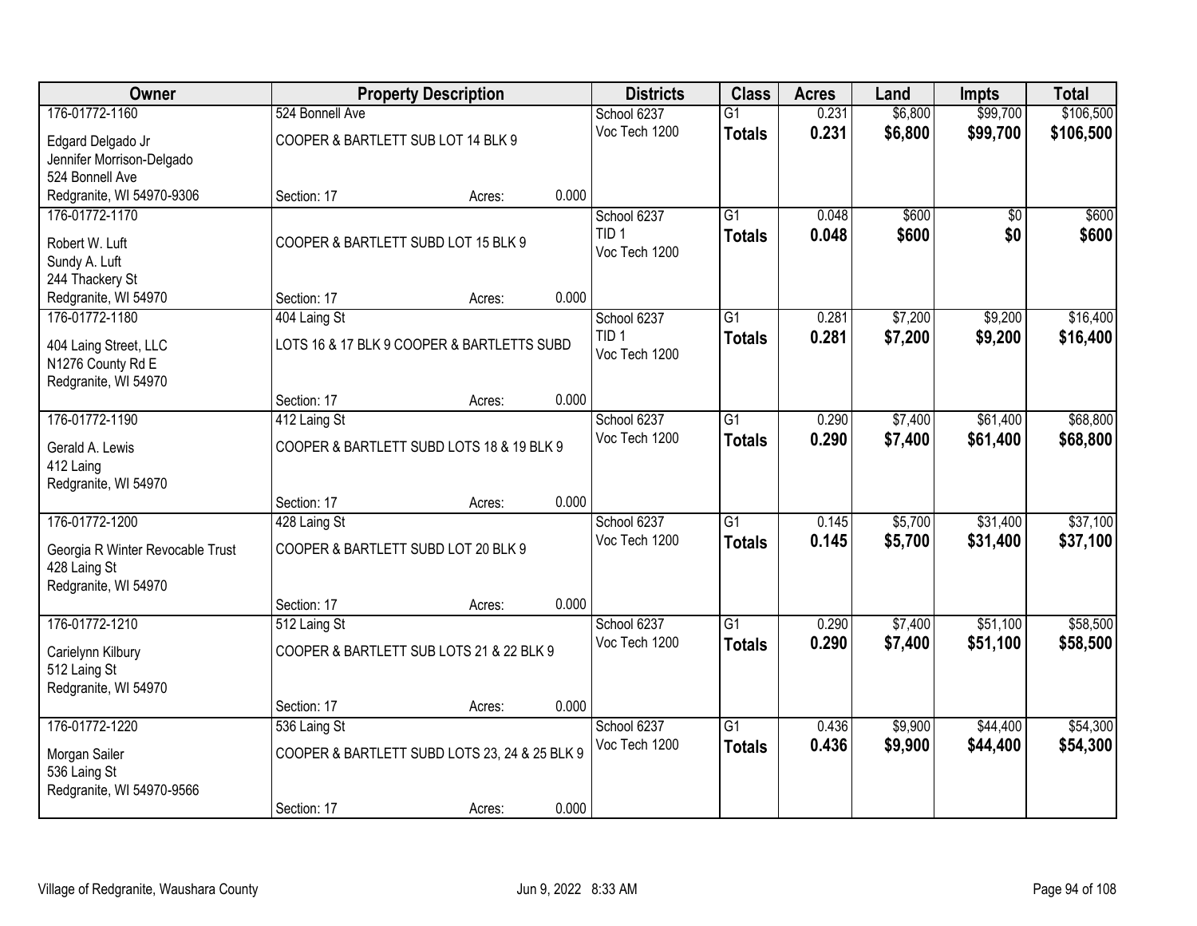| Owner | Property Description | Districts | Class | Acres | Land | Impts | Total |
|---|---|---|---|---|---|---|---|
| 176-01772-1160<br>Edgard Delgado Jr<br>Jennifer Morrison-Delgado<br>524 Bonnell Ave<br>Redgranite, WI 54970-9306 | 524 Bonnell Ave<br>COOPER & BARTLETT SUB LOT 14 BLK 9<br>Section: 17 Acres: 0.000 | School 6237<br>Voc Tech 1200 | G1<br>**Totals** | 0.231<br>**0.231** | $6,800<br>**$6,800** | $99,700<br>**$99,700** | $106,500<br>**$106,500** |
| 176-01772-1170<br>Robert W. Luft<br>Sundy A. Luft<br>244 Thackery St<br>Redgranite, WI 54970 | COOPER & BARTLETT SUBD LOT 15 BLK 9<br>Section: 17 Acres: 0.000 | School 6237<br>TID 1<br>Voc Tech 1200 | G1<br>**Totals** | 0.048<br>**0.048** | $600<br>**$600** | $0<br>**$0** | $600<br>**$600** |
| 176-01772-1180<br>404 Laing Street, LLC<br>N1276 County Rd E<br>Redgranite, WI 54970 | 404 Laing St<br>LOTS 16 & 17 BLK 9 COOPER & BARTLETTS SUBD<br>Section: 17 Acres: 0.000 | School 6237<br>TID 1<br>Voc Tech 1200 | G1<br>**Totals** | 0.281<br>**0.281** | $7,200<br>**$7,200** | $9,200<br>**$9,200** | $16,400<br>**$16,400** |
| 176-01772-1190<br>Gerald A. Lewis<br>412 Laing<br>Redgranite, WI 54970 | 412 Laing St<br>COOPER & BARTLETT SUBD LOTS 18 & 19 BLK 9<br>Section: 17 Acres: 0.000 | School 6237<br>Voc Tech 1200 | G1<br>**Totals** | 0.290<br>**0.290** | $7,400<br>**$7,400** | $61,400<br>**$61,400** | $68,800<br>**$68,800** |
| 176-01772-1200<br>Georgia R Winter Revocable Trust<br>428 Laing St<br>Redgranite, WI 54970 | 428 Laing St<br>COOPER & BARTLETT SUBD LOT 20 BLK 9<br>Section: 17 Acres: 0.000 | School 6237<br>Voc Tech 1200 | G1<br>**Totals** | 0.145<br>**0.145** | $5,700<br>**$5,700** | $31,400<br>**$31,400** | $37,100<br>**$37,100** |
| 176-01772-1210<br>Carielynn Kilbury<br>512 Laing St<br>Redgranite, WI 54970 | 512 Laing St<br>COOPER & BARTLETT SUB LOTS 21 & 22 BLK 9<br>Section: 17 Acres: 0.000 | School 6237<br>Voc Tech 1200 | G1<br>**Totals** | 0.290<br>**0.290** | $7,400<br>**$7,400** | $51,100<br>**$51,100** | $58,500<br>**$58,500** |
| 176-01772-1220<br>Morgan Sailer<br>536 Laing St<br>Redgranite, WI 54970-9566 | 536 Laing St<br>COOPER & BARTLETT SUBD LOTS 23, 24 & 25 BLK 9<br>Section: 17 Acres: 0.000 | School 6237<br>Voc Tech 1200 | G1<br>**Totals** | 0.436<br>**0.436** | $9,900<br>**$9,900** | $44,400<br>**$44,400** | $54,300<br>**$54,300** |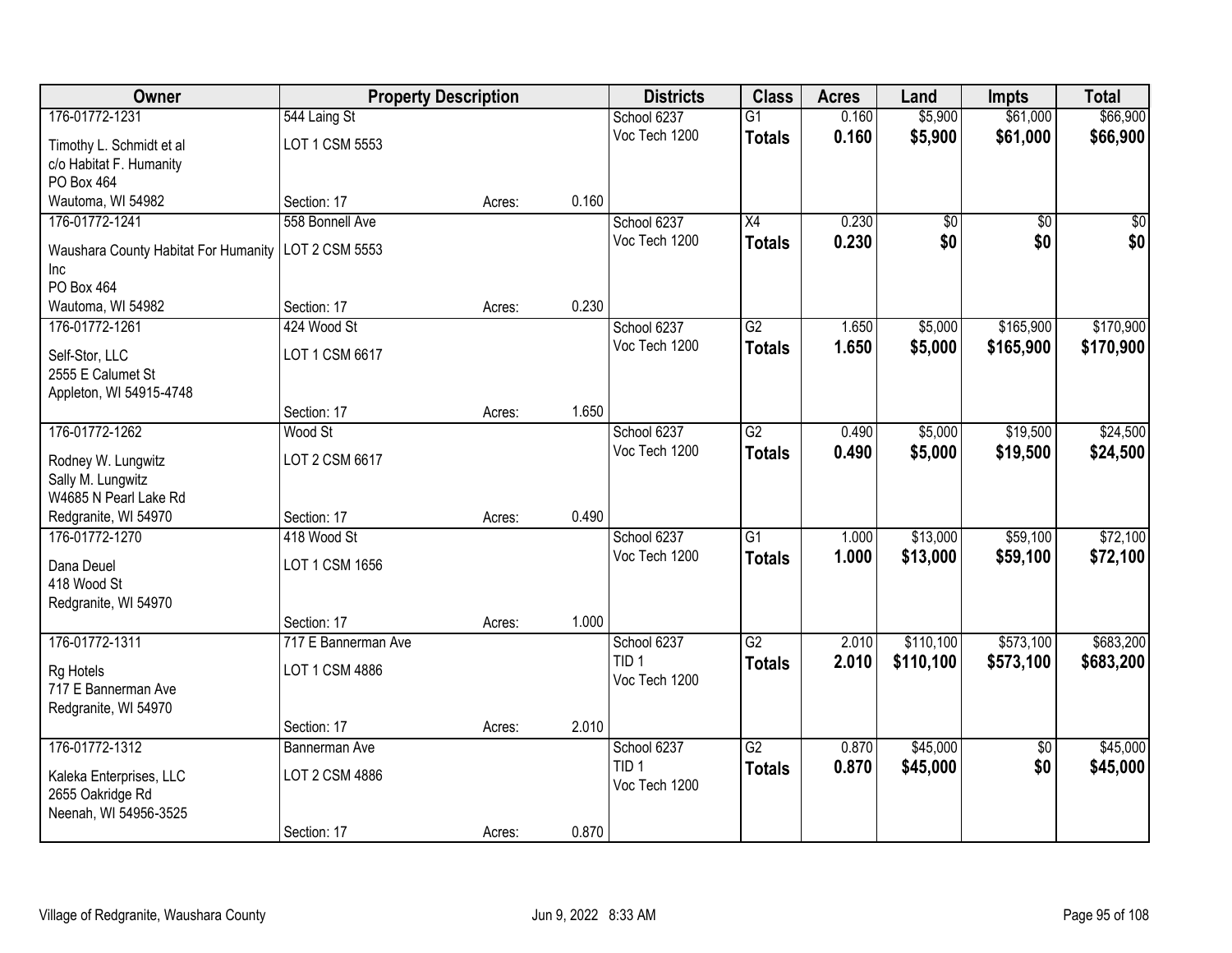| Owner | Property Description | | | Districts | Class | Acres | Land | Impts | Total |
|---|---|---|---|---|---|---|---|---|---|
| 176-01772-1231 | 544 Laing St | | | School 6237 | G1 | 0.160 | $5,900 | $61,000 | $66,900 |
| Timothy L. Schmidt et al<br>c/o Habitat F. Humanity<br>PO Box 464<br>Wautoma, WI 54982 | LOT 1 CSM 5553 | | | Voc Tech 1200 | **Totals** | **0.160** | **$5,900** | **$61,000** | **$66,900** |
| | Section: 17 | Acres: | 0.160 | | | | | | |
| 176-01772-1241 | 558 Bonnell Ave | | | School 6237 | X4 | 0.230 | $0 | $0 | $0 |
| Waushara County Habitat For Humanity Inc<br>PO Box 464<br>Wautoma, WI 54982 | LOT 2 CSM 5553 | | | Voc Tech 1200 | **Totals** | **0.230** | **$0** | **$0** | **$0** |
| | Section: 17 | Acres: | 0.230 | | | | | | |
| 176-01772-1261 | 424 Wood St | | | School 6237 | G2 | 1.650 | $5,000 | $165,900 | $170,900 |
| Self-Stor, LLC<br>2555 E Calumet St<br>Appleton, WI 54915-4748 | LOT 1 CSM 6617 | | | Voc Tech 1200 | **Totals** | **1.650** | **$5,000** | **$165,900** | **$170,900** |
| | Section: 17 | Acres: | 1.650 | | | | | | |
| 176-01772-1262 | Wood St | | | School 6237 | G2 | 0.490 | $5,000 | $19,500 | $24,500 |
| Rodney W. Lungwitz<br>Sally M. Lungwitz<br>W4685 N Pearl Lake Rd<br>Redgranite, WI 54970 | LOT 2 CSM 6617 | | | Voc Tech 1200 | **Totals** | **0.490** | **$5,000** | **$19,500** | **$24,500** |
| | Section: 17 | Acres: | 0.490 | | | | | | |
| 176-01772-1270 | 418 Wood St | | | School 6237 | G1 | 1.000 | $13,000 | $59,100 | $72,100 |
| Dana Deuel<br>418 Wood St<br>Redgranite, WI 54970 | LOT 1 CSM 1656 | | | Voc Tech 1200 | **Totals** | **1.000** | **$13,000** | **$59,100** | **$72,100** |
| | Section: 17 | Acres: | 1.000 | | | | | | |
| 176-01772-1311 | 717 E Bannerman Ave | | | School 6237 | G2 | 2.010 | $110,100 | $573,100 | $683,200 |
| Rg Hotels<br>717 E Bannerman Ave<br>Redgranite, WI 54970 | LOT 1 CSM 4886 | | | TID 1<br>Voc Tech 1200 | **Totals** | **2.010** | **$110,100** | **$573,100** | **$683,200** |
| | Section: 17 | Acres: | 2.010 | | | | | | |
| 176-01772-1312 | Bannerman Ave | | | School 6237 | G2 | 0.870 | $45,000 | $0 | $45,000 |
| Kaleka Enterprises, LLC<br>2655 Oakridge Rd<br>Neenah, WI 54956-3525 | LOT 2 CSM 4886 | | | TID 1<br>Voc Tech 1200 | **Totals** | **0.870** | **$45,000** | **$0** | **$45,000** |
| | Section: 17 | Acres: | 0.870 | | | | | | |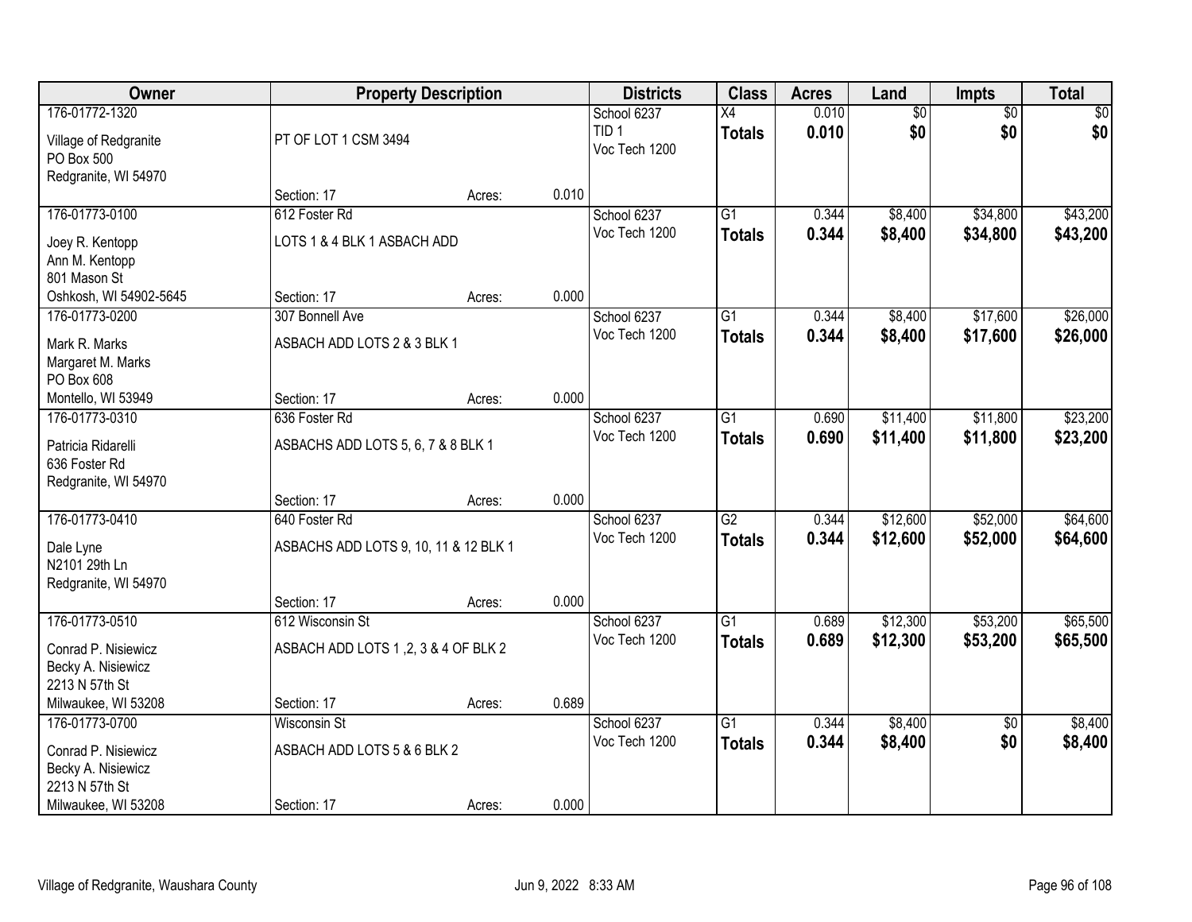| Owner | Property Description | | | Districts | Class | Acres | Land | Impts | Total |
|---|---|---|---|---|---|---|---|---|---|
| 176-01772-1320<br>Village of Redgranite<br>PO Box 500<br>Redgranite, WI 54970 | PT OF LOT 1 CSM 3494<br>Section: 17 | Acres: | 0.010 | School 6237<br>TID 1<br>Voc Tech 1200 | X4<br>**Totals** | 0.010<br>**0.010** | $0<br>**$0** | $0<br>**$0** | $0<br>**$0** |
| 176-01773-0100<br>Joey R. Kentopp<br>Ann M. Kentopp<br>801 Mason St<br>Oshkosh, WI 54902-5645 | 612 Foster Rd<br>LOTS 1 & 4 BLK 1 ASBACH ADD<br>Section: 17 | Acres: | 0.000 | School 6237<br>Voc Tech 1200 | G1<br>**Totals** | 0.344<br>**0.344** | $8,400<br>**$8,400** | $34,800<br>**$34,800** | $43,200<br>**$43,200** |
| 176-01773-0200<br>Mark R. Marks<br>Margaret M. Marks<br>PO Box 608<br>Montello, WI 53949 | 307 Bonnell Ave<br>ASBACH ADD LOTS 2 & 3 BLK 1<br>Section: 17 | Acres: | 0.000 | School 6237<br>Voc Tech 1200 | G1<br>**Totals** | 0.344<br>**0.344** | $8,400<br>**$8,400** | $17,600<br>**$17,600** | $26,000<br>**$26,000** |
| 176-01773-0310<br>Patricia Ridarelli<br>636 Foster Rd<br>Redgranite, WI 54970 | 636 Foster Rd<br>ASBACHS ADD LOTS 5, 6, 7 & 8 BLK 1<br>Section: 17 | Acres: | 0.000 | School 6237<br>Voc Tech 1200 | G1<br>**Totals** | 0.690<br>**0.690** | $11,400<br>**$11,400** | $11,800<br>**$11,800** | $23,200<br>**$23,200** |
| 176-01773-0410<br>Dale Lyne<br>N2101 29th Ln<br>Redgranite, WI 54970 | 640 Foster Rd<br>ASBACHS ADD LOTS 9, 10, 11 & 12 BLK 1<br>Section: 17 | Acres: | 0.000 | School 6237<br>Voc Tech 1200 | G2<br>**Totals** | 0.344<br>**0.344** | $12,600<br>**$12,600** | $52,000<br>**$52,000** | $64,600<br>**$64,600** |
| 176-01773-0510<br>Conrad P. Nisiewicz<br>Becky A. Nisiewicz<br>2213 N 57th St<br>Milwaukee, WI 53208 | 612 Wisconsin St<br>ASBACH ADD LOTS 1 ,2, 3 & 4 OF BLK 2<br>Section: 17 | Acres: | 0.689 | School 6237<br>Voc Tech 1200 | G1<br>**Totals** | 0.689<br>**0.689** | $12,300<br>**$12,300** | $53,200<br>**$53,200** | $65,500<br>**$65,500** |
| 176-01773-0700<br>Conrad P. Nisiewicz<br>Becky A. Nisiewicz<br>2213 N 57th St<br>Milwaukee, WI 53208 | Wisconsin St<br>ASBACH ADD LOTS 5 & 6 BLK 2<br>Section: 17 | Acres: | 0.000 | School 6237<br>Voc Tech 1200 | G1<br>**Totals** | 0.344<br>**0.344** | $8,400<br>**$8,400** | $0<br>**$0** | $8,400<br>**$8,400** |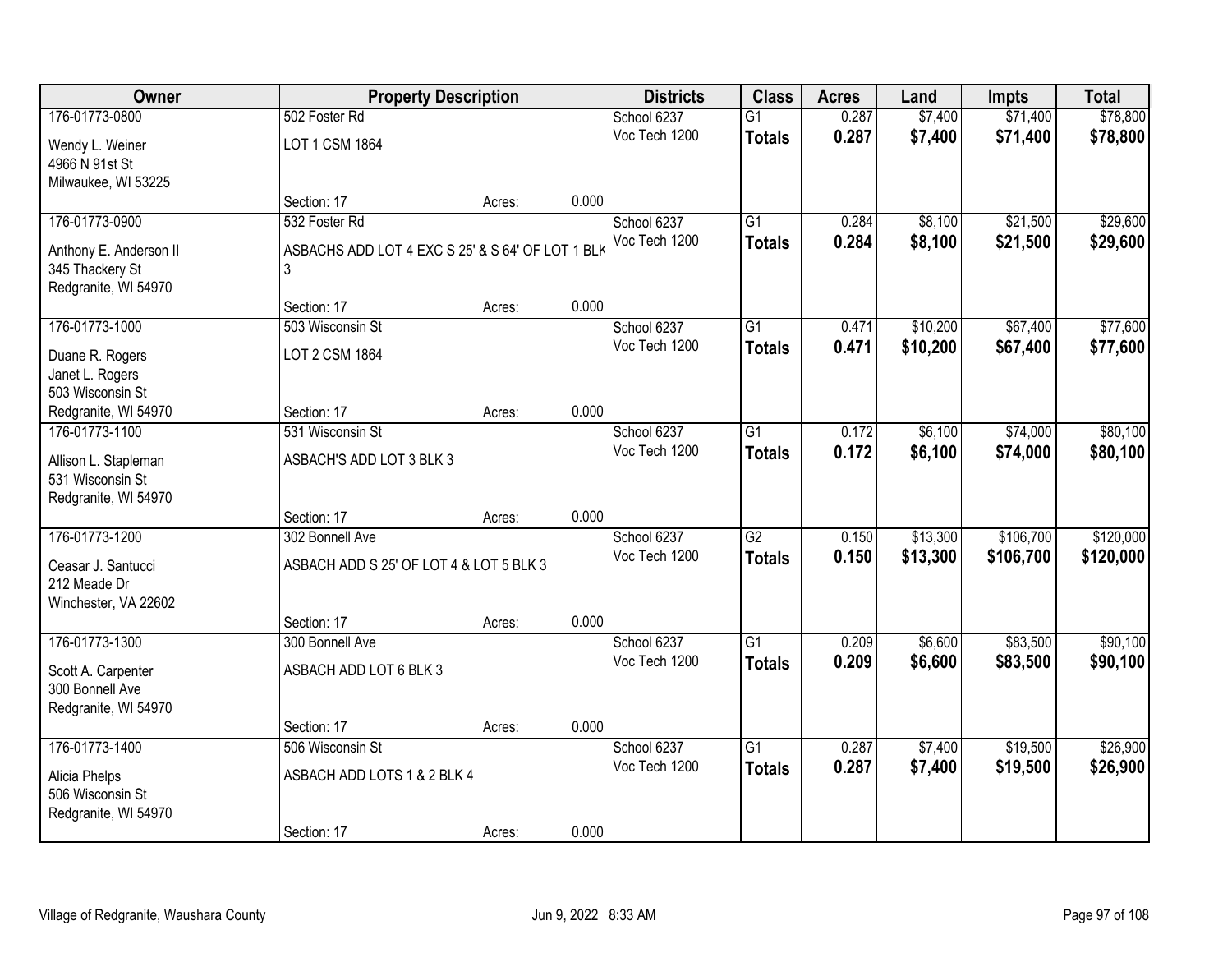| Owner | Property Description | | | Districts | Class | Acres | Land | Impts | Total |
|---|---|---|---|---|---|---|---|---|---|
| 176-01773-0800 | 502 Foster Rd | | | School 6237 | G1 | 0.287 | $7,400 | $71,400 | $78,800 |
| Wendy L. Weiner<br>4966 N 91st St<br>Milwaukee, WI 53225 | LOT 1 CSM 1864 | | | Voc Tech 1200 | **Totals** | **0.287** | **$7,400** | **$71,400** | **$78,800** |
| | Section: 17 | Acres: | 0.000 | | | | | | |
| 176-01773-0900 | 532 Foster Rd | | | School 6237 | G1 | 0.284 | $8,100 | $21,500 | $29,600 |
| Anthony E. Anderson II<br>345 Thackery St<br>Redgranite, WI 54970 | ASBACHS ADD LOT 4 EXC S 25' & S 64' OF LOT 1 BLK 3 | | | Voc Tech 1200 | **Totals** | **0.284** | **$8,100** | **$21,500** | **$29,600** |
| | Section: 17 | Acres: | 0.000 | | | | | | |
| 176-01773-1000 | 503 Wisconsin St | | | School 6237 | G1 | 0.471 | $10,200 | $67,400 | $77,600 |
| Duane R. Rogers<br>Janet L. Rogers<br>503 Wisconsin St<br>Redgranite, WI 54970 | LOT 2 CSM 1864 | | | Voc Tech 1200 | **Totals** | **0.471** | **$10,200** | **$67,400** | **$77,600** |
| | Section: 17 | Acres: | 0.000 | | | | | | |
| 176-01773-1100 | 531 Wisconsin St | | | School 6237 | G1 | 0.172 | $6,100 | $74,000 | $80,100 |
| Allison L. Stapleman<br>531 Wisconsin St<br>Redgranite, WI 54970 | ASBACH'S ADD LOT 3 BLK 3 | | | Voc Tech 1200 | **Totals** | **0.172** | **$6,100** | **$74,000** | **$80,100** |
| | Section: 17 | Acres: | 0.000 | | | | | | |
| 176-01773-1200 | 302 Bonnell Ave | | | School 6237 | G2 | 0.150 | $13,300 | $106,700 | $120,000 |
| Ceasar J. Santucci<br>212 Meade Dr<br>Winchester, VA 22602 | ASBACH ADD S 25' OF LOT 4 & LOT 5 BLK 3 | | | Voc Tech 1200 | **Totals** | **0.150** | **$13,300** | **$106,700** | **$120,000** |
| | Section: 17 | Acres: | 0.000 | | | | | | |
| 176-01773-1300 | 300 Bonnell Ave | | | School 6237 | G1 | 0.209 | $6,600 | $83,500 | $90,100 |
| Scott A. Carpenter<br>300 Bonnell Ave<br>Redgranite, WI 54970 | ASBACH ADD LOT 6 BLK 3 | | | Voc Tech 1200 | **Totals** | **0.209** | **$6,600** | **$83,500** | **$90,100** |
| | Section: 17 | Acres: | 0.000 | | | | | | |
| 176-01773-1400 | 506 Wisconsin St | | | School 6237 | G1 | 0.287 | $7,400 | $19,500 | $26,900 |
| Alicia Phelps<br>506 Wisconsin St<br>Redgranite, WI 54970 | ASBACH ADD LOTS 1 & 2 BLK 4 | | | Voc Tech 1200 | **Totals** | **0.287** | **$7,400** | **$19,500** | **$26,900** |
| | Section: 17 | Acres: | 0.000 | | | | | | |

Village of Redgranite, Waushara County — Jun 9, 2022 8:33 AM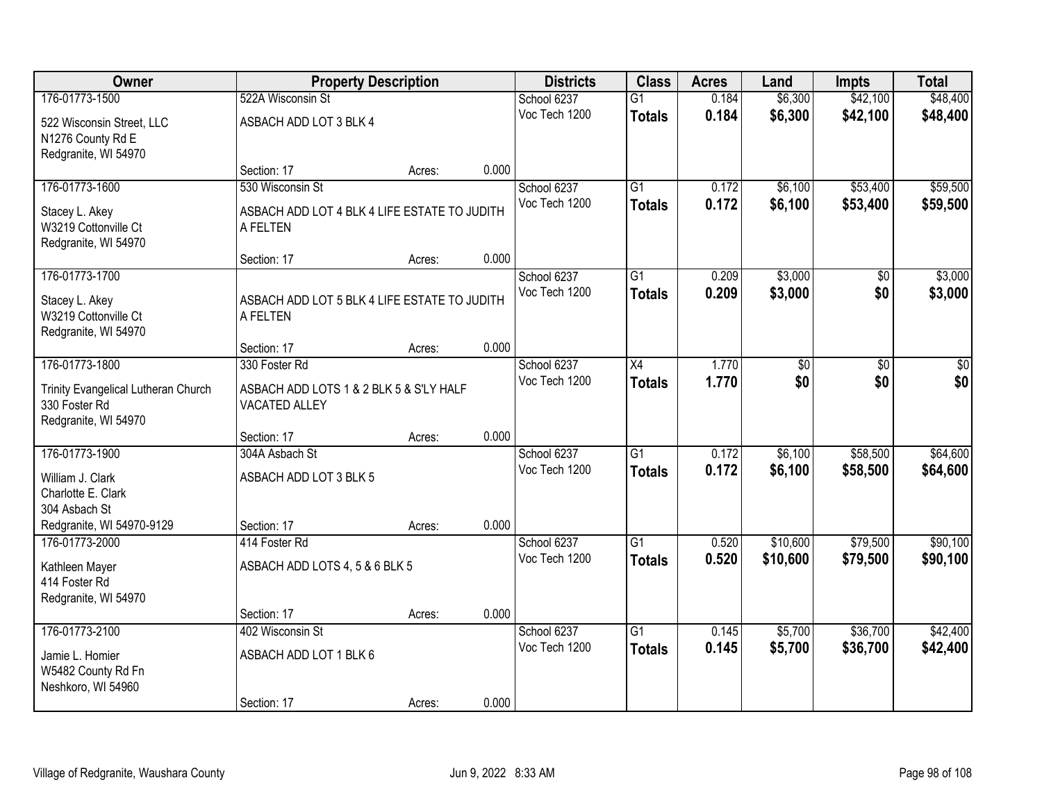| Owner | Property Description | | | Districts | Class | Acres | Land | Impts | Total |
|---|---|---|---|---|---|---|---|---|---|
| 176-01773-1500 | 522A Wisconsin St | | | School 6237 | G1 | 0.184 | $6,300 | $42,100 | $48,400 |
| 522 Wisconsin Street, LLC N1276 County Rd E Redgranite, WI 54970 | ASBACH ADD LOT 3 BLK 4 | | | Voc Tech 1200 | **Totals** | **0.184** | **$6,300** | **$42,100** | **$48,400** |
| | Section: 17 | Acres: | 0.000 | | | | | | |
| 176-01773-1600 | 530 Wisconsin St | | | School 6237 | G1 | 0.172 | $6,100 | $53,400 | $59,500 |
| Stacey L. Akey W3219 Cottonville Ct Redgranite, WI 54970 | ASBACH ADD LOT 4 BLK 4 LIFE ESTATE TO JUDITH A FELTEN | | | Voc Tech 1200 | **Totals** | **0.172** | **$6,100** | **$53,400** | **$59,500** |
| | Section: 17 | Acres: | 0.000 | | | | | | |
| 176-01773-1700 | | | | School 6237 | G1 | 0.209 | $3,000 | $0 | $3,000 |
| Stacey L. Akey W3219 Cottonville Ct Redgranite, WI 54970 | ASBACH ADD LOT 5 BLK 4 LIFE ESTATE TO JUDITH A FELTEN | | | Voc Tech 1200 | **Totals** | **0.209** | **$3,000** | **$0** | **$3,000** |
| | Section: 17 | Acres: | 0.000 | | | | | | |
| 176-01773-1800 | 330 Foster Rd | | | School 6237 | X4 | 1.770 | $0 | $0 | $0 |
| Trinity Evangelical Lutheran Church 330 Foster Rd Redgranite, WI 54970 | ASBACH ADD LOTS 1 & 2 BLK 5 & S'LY HALF VACATED ALLEY | | | Voc Tech 1200 | **Totals** | **1.770** | **$0** | **$0** | **$0** |
| | Section: 17 | Acres: | 0.000 | | | | | | |
| 176-01773-1900 | 304A Asbach St | | | School 6237 | G1 | 0.172 | $6,100 | $58,500 | $64,600 |
| William J. Clark Charlotte E. Clark 304 Asbach St | ASBACH ADD LOT 3 BLK 5 | | | Voc Tech 1200 | **Totals** | **0.172** | **$6,100** | **$58,500** | **$64,600** |
| Redgranite, WI 54970-9129 | Section: 17 | Acres: | 0.000 | | | | | | |
| 176-01773-2000 | 414 Foster Rd | | | School 6237 | G1 | 0.520 | $10,600 | $79,500 | $90,100 |
| Kathleen Mayer 414 Foster Rd Redgranite, WI 54970 | ASBACH ADD LOTS 4, 5 & 6 BLK 5 | | | Voc Tech 1200 | **Totals** | **0.520** | **$10,600** | **$79,500** | **$90,100** |
| | Section: 17 | Acres: | 0.000 | | | | | | |
| 176-01773-2100 | 402 Wisconsin St | | | School 6237 | G1 | 0.145 | $5,700 | $36,700 | $42,400 |
| Jamie L. Homier W5482 County Rd Fn Neshkoro, WI 54960 | ASBACH ADD LOT 1 BLK 6 | | | Voc Tech 1200 | **Totals** | **0.145** | **$5,700** | **$36,700** | **$42,400** |
| | Section: 17 | Acres: | 0.000 | | | | | | |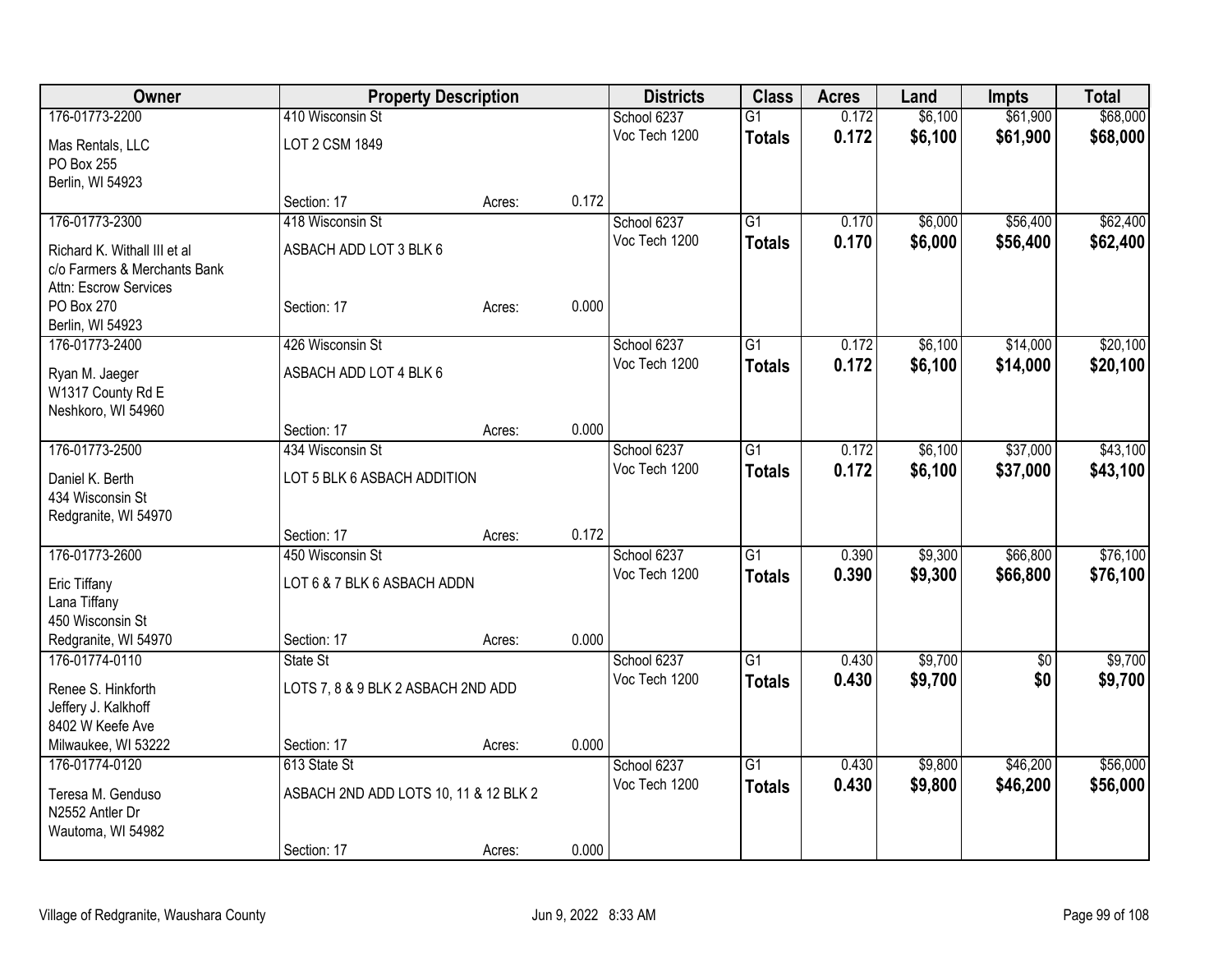| Owner | Property Description | | | Districts | Class | Acres | Land | Impts | Total |
|---|---|---|---|---|---|---|---|---|---|
| 176-01773-2200 | 410 Wisconsin St | | | School 6237 | G1 | 0.172 | $6,100 | $61,900 | $68,000 |
| Mas Rentals, LLC<br>PO Box 255<br>Berlin, WI 54923 | LOT 2 CSM 1849 | | | Voc Tech 1200 | **Totals** | **0.172** | **$6,100** | **$61,900** | **$68,000** |
| | Section: 17 | Acres: | 0.172 | | | | | | |
| 176-01773-2300 | 418 Wisconsin St | | | School 6237 | G1 | 0.170 | $6,000 | $56,400 | $62,400 |
| Richard K. Withall III et al<br>c/o Farmers & Merchants Bank<br>Attn: Escrow Services<br>PO Box 270<br>Berlin, WI 54923 | ASBACH ADD LOT 3 BLK 6 | | | Voc Tech 1200 | **Totals** | **0.170** | **$6,000** | **$56,400** | **$62,400** |
| | Section: 17 | Acres: | 0.000 | | | | | | |
| 176-01773-2400 | 426 Wisconsin St | | | School 6237 | G1 | 0.172 | $6,100 | $14,000 | $20,100 |
| Ryan M. Jaeger<br>W1317 County Rd E<br>Neshkoro, WI 54960 | ASBACH ADD LOT 4 BLK 6 | | | Voc Tech 1200 | **Totals** | **0.172** | **$6,100** | **$14,000** | **$20,100** |
| | Section: 17 | Acres: | 0.000 | | | | | | |
| 176-01773-2500 | 434 Wisconsin St | | | School 6237 | G1 | 0.172 | $6,100 | $37,000 | $43,100 |
| Daniel K. Berth<br>434 Wisconsin St<br>Redgranite, WI 54970 | LOT 5 BLK 6 ASBACH ADDITION | | | Voc Tech 1200 | **Totals** | **0.172** | **$6,100** | **$37,000** | **$43,100** |
| | Section: 17 | Acres: | 0.172 | | | | | | |
| 176-01773-2600 | 450 Wisconsin St | | | School 6237 | G1 | 0.390 | $9,300 | $66,800 | $76,100 |
| Eric Tiffany<br>Lana Tiffany<br>450 Wisconsin St<br>Redgranite, WI 54970 | LOT 6 & 7 BLK 6 ASBACH ADDN | | | Voc Tech 1200 | **Totals** | **0.390** | **$9,300** | **$66,800** | **$76,100** |
| | Section: 17 | Acres: | 0.000 | | | | | | |
| 176-01774-0110 | State St | | | School 6237 | G1 | 0.430 | $9,700 | $0 | $9,700 |
| Renee S. Hinkforth<br>Jeffery J. Kalkhoff<br>8402 W Keefe Ave<br>Milwaukee, WI 53222 | LOTS 7, 8 & 9 BLK 2 ASBACH 2ND ADD | | | Voc Tech 1200 | **Totals** | **0.430** | **$9,700** | **$0** | **$9,700** |
| | Section: 17 | Acres: | 0.000 | | | | | | |
| 176-01774-0120 | 613 State St | | | School 6237 | G1 | 0.430 | $9,800 | $46,200 | $56,000 |
| Teresa M. Genduso<br>N2552 Antler Dr<br>Wautoma, WI 54982 | ASBACH 2ND ADD LOTS 10, 11 & 12 BLK 2 | | | Voc Tech 1200 | **Totals** | **0.430** | **$9,800** | **$46,200** | **$56,000** |
| | Section: 17 | Acres: | 0.000 | | | | | | |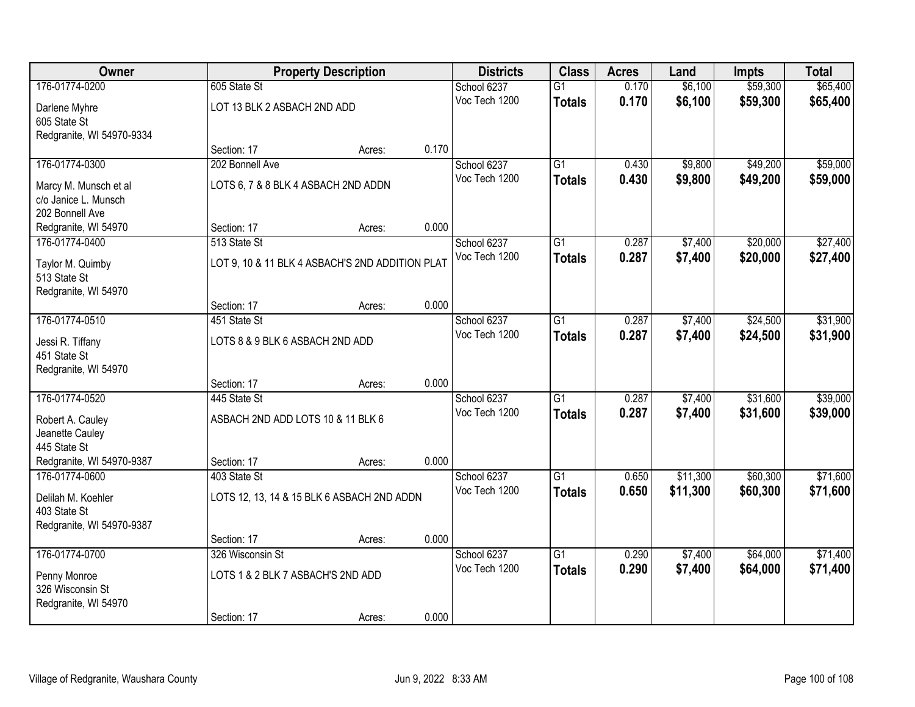| Owner | Property Description | | | Districts | Class | Acres | Land | Impts | Total |
|---|---|---|---|---|---|---|---|---|---|
| 176-01774-0200 | 605 State St | | | School 6237 | G1 | 0.170 | $6,100 | $59,300 | $65,400 |
| Darlene Myhre<br>605 State St<br>Redgranite, WI 54970-9334 | LOT 13 BLK 2 ASBACH 2ND ADD | | | Voc Tech 1200 | **Totals** | **0.170** | **$6,100** | **$59,300** | **$65,400** |
| | Section: 17 | Acres: | 0.170 | | | | | | |
| 176-01774-0300 | 202 Bonnell Ave | | | School 6237 | G1 | 0.430 | $9,800 | $49,200 | $59,000 |
| Marcy M. Munsch et al<br>c/o Janice L. Munsch<br>202 Bonnell Ave<br>Redgranite, WI 54970 | LOTS 6, 7 & 8 BLK 4 ASBACH 2ND ADDN | | | Voc Tech 1200 | **Totals** | **0.430** | **$9,800** | **$49,200** | **$59,000** |
| | Section: 17 | Acres: | 0.000 | | | | | | |
| 176-01774-0400 | 513 State St | | | School 6237 | G1 | 0.287 | $7,400 | $20,000 | $27,400 |
| Taylor M. Quimby<br>513 State St<br>Redgranite, WI 54970 | LOT 9, 10 & 11 BLK 4 ASBACH'S 2ND ADDITION PLAT | | | Voc Tech 1200 | **Totals** | **0.287** | **$7,400** | **$20,000** | **$27,400** |
| | Section: 17 | Acres: | 0.000 | | | | | | |
| 176-01774-0510 | 451 State St | | | School 6237 | G1 | 0.287 | $7,400 | $24,500 | $31,900 |
| Jessi R. Tiffany<br>451 State St<br>Redgranite, WI 54970 | LOTS 8 & 9 BLK 6 ASBACH 2ND ADD | | | Voc Tech 1200 | **Totals** | **0.287** | **$7,400** | **$24,500** | **$31,900** |
| | Section: 17 | Acres: | 0.000 | | | | | | |
| 176-01774-0520 | 445 State St | | | School 6237 | G1 | 0.287 | $7,400 | $31,600 | $39,000 |
| Robert A. Cauley<br>Jeanette Cauley<br>445 State St<br>Redgranite, WI 54970-9387 | ASBACH 2ND ADD LOTS 10 & 11 BLK 6 | | | Voc Tech 1200 | **Totals** | **0.287** | **$7,400** | **$31,600** | **$39,000** |
| | Section: 17 | Acres: | 0.000 | | | | | | |
| 176-01774-0600 | 403 State St | | | School 6237 | G1 | 0.650 | $11,300 | $60,300 | $71,600 |
| Delilah M. Koehler<br>403 State St<br>Redgranite, WI 54970-9387 | LOTS 12, 13, 14 & 15 BLK 6 ASBACH 2ND ADDN | | | Voc Tech 1200 | **Totals** | **0.650** | **$11,300** | **$60,300** | **$71,600** |
| | Section: 17 | Acres: | 0.000 | | | | | | |
| 176-01774-0700 | 326 Wisconsin St | | | School 6237 | G1 | 0.290 | $7,400 | $64,000 | $71,400 |
| Penny Monroe<br>326 Wisconsin St<br>Redgranite, WI 54970 | LOTS 1 & 2 BLK 7 ASBACH'S 2ND ADD | | | Voc Tech 1200 | **Totals** | **0.290** | **$7,400** | **$64,000** | **$71,400** |
| | Section: 17 | Acres: | 0.000 | | | | | | |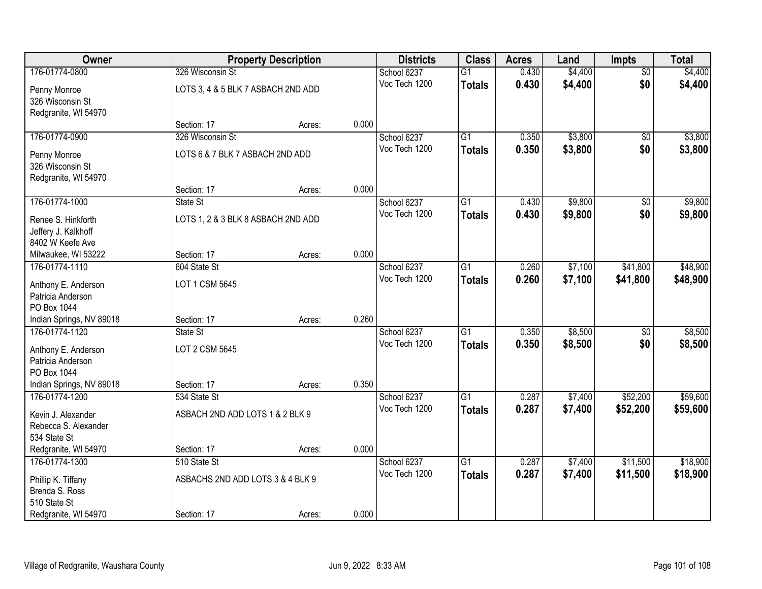| Owner | Property Description | | | Districts | Class | Acres | Land | Impts | Total |
|---|---|---|---|---|---|---|---|---|---|
| 176-01774-0800 | 326 Wisconsin St | | | School 6237 | G1 | 0.430 | $4,400 | $0 | $4,400 |
| Penny Monroe<br>326 Wisconsin St<br>Redgranite, WI 54970 | LOTS 3, 4 & 5 BLK 7 ASBACH 2ND ADD | | | Voc Tech 1200 | **Totals** | **0.430** | **$4,400** | **$0** | **$4,400** |
| | Section: 17 | Acres: | 0.000 | | | | | | |
| 176-01774-0900 | 326 Wisconsin St | | | School 6237 | G1 | 0.350 | $3,800 | $0 | $3,800 |
| Penny Monroe<br>326 Wisconsin St<br>Redgranite, WI 54970 | LOTS 6 & 7 BLK 7 ASBACH 2ND ADD | | | Voc Tech 1200 | **Totals** | **0.350** | **$3,800** | **$0** | **$3,800** |
| | Section: 17 | Acres: | 0.000 | | | | | | |
| 176-01774-1000 | State St | | | School 6237 | G1 | 0.430 | $9,800 | $0 | $9,800 |
| Renee S. Hinkforth<br>Jeffery J. Kalkhoff<br>8402 W Keefe Ave<br>Milwaukee, WI 53222 | LOTS 1, 2 & 3 BLK 8 ASBACH 2ND ADD | | | Voc Tech 1200 | **Totals** | **0.430** | **$9,800** | **$0** | **$9,800** |
| | Section: 17 | Acres: | 0.000 | | | | | | |
| 176-01774-1110 | 604 State St | | | School 6237 | G1 | 0.260 | $7,100 | $41,800 | $48,900 |
| Anthony E. Anderson<br>Patricia Anderson<br>PO Box 1044<br>Indian Springs, NV 89018 | LOT 1 CSM 5645 | | | Voc Tech 1200 | **Totals** | **0.260** | **$7,100** | **$41,800** | **$48,900** |
| | Section: 17 | Acres: | 0.260 | | | | | | |
| 176-01774-1120 | State St | | | School 6237 | G1 | 0.350 | $8,500 | $0 | $8,500 |
| Anthony E. Anderson<br>Patricia Anderson<br>PO Box 1044<br>Indian Springs, NV 89018 | LOT 2 CSM 5645 | | | Voc Tech 1200 | **Totals** | **0.350** | **$8,500** | **$0** | **$8,500** |
| | Section: 17 | Acres: | 0.350 | | | | | | |
| 176-01774-1200 | 534 State St | | | School 6237 | G1 | 0.287 | $7,400 | $52,200 | $59,600 |
| Kevin J. Alexander<br>Rebecca S. Alexander<br>534 State St<br>Redgranite, WI 54970 | ASBACH 2ND ADD LOTS 1 & 2 BLK 9 | | | Voc Tech 1200 | **Totals** | **0.287** | **$7,400** | **$52,200** | **$59,600** |
| | Section: 17 | Acres: | 0.000 | | | | | | |
| 176-01774-1300 | 510 State St | | | School 6237 | G1 | 0.287 | $7,400 | $11,500 | $18,900 |
| Phillip K. Tiffany<br>Brenda S. Ross<br>510 State St<br>Redgranite, WI 54970 | ASBACHS 2ND ADD LOTS 3 & 4 BLK 9 | | | Voc Tech 1200 | **Totals** | **0.287** | **$7,400** | **$11,500** | **$18,900** |
| | Section: 17 | Acres: | 0.000 | | | | | | |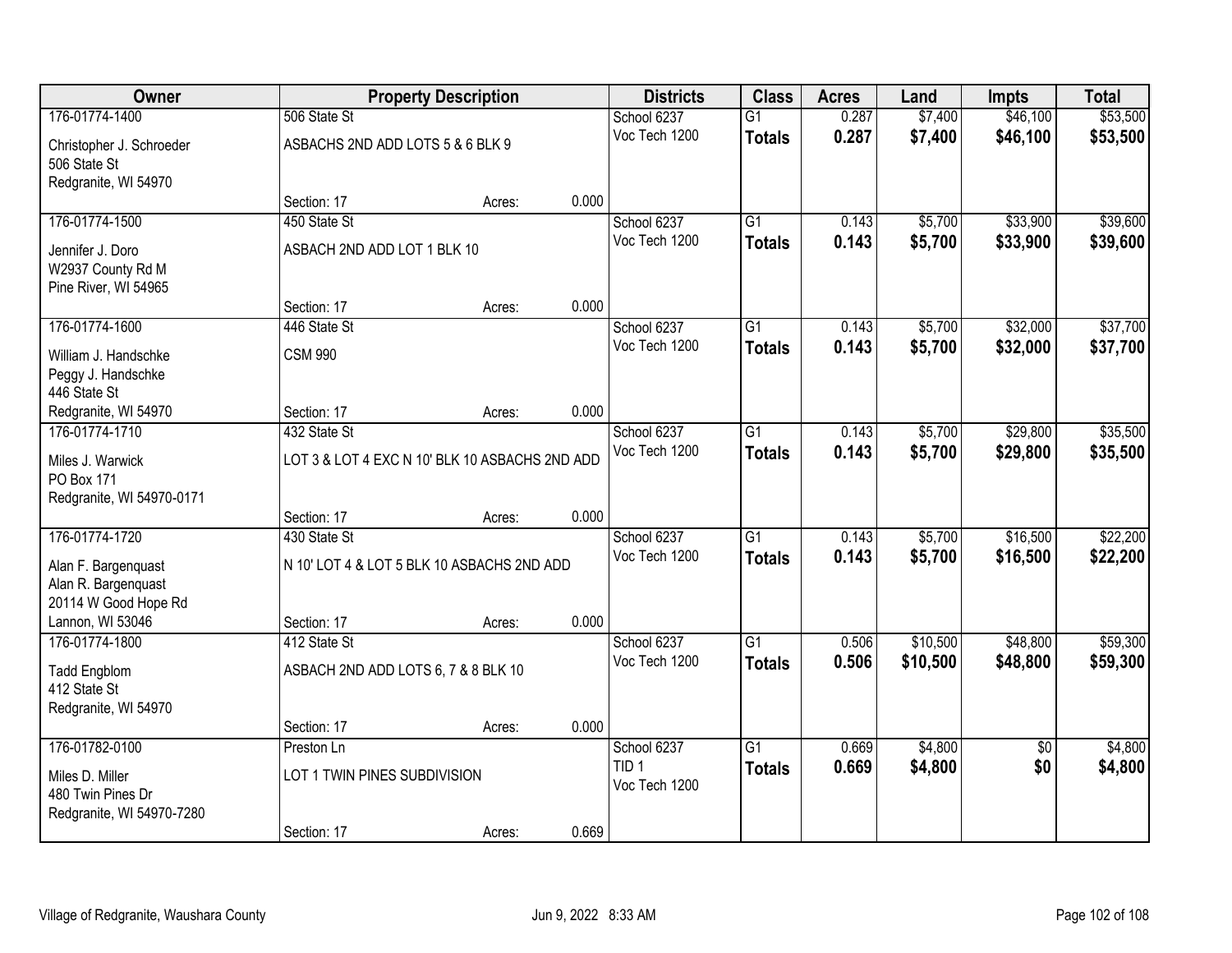| Owner | Property Description | | | Districts | Class | Acres | Land | Impts | Total |
|---|---|---|---|---|---|---|---|---|---|
| 176-01774-1400 | 506 State St | | | School 6237 | G1 | 0.287 | $7,400 | $46,100 | $53,500 |
| Christopher J. Schroeder<br>506 State St<br>Redgranite, WI 54970 | ASBACHS 2ND ADD LOTS 5 & 6 BLK 9 | | | Voc Tech 1200 | **Totals** | **0.287** | **$7,400** | **$46,100** | **$53,500** |
| | Section: 17 | Acres: | 0.000 | | | | | | |
| 176-01774-1500 | 450 State St | | | School 6237 | G1 | 0.143 | $5,700 | $33,900 | $39,600 |
| Jennifer J. Doro<br>W2937 County Rd M<br>Pine River, WI 54965 | ASBACH 2ND ADD LOT 1 BLK 10 | | | Voc Tech 1200 | **Totals** | **0.143** | **$5,700** | **$33,900** | **$39,600** |
| | Section: 17 | Acres: | 0.000 | | | | | | |
| 176-01774-1600 | 446 State St | | | School 6237 | G1 | 0.143 | $5,700 | $32,000 | $37,700 |
| William J. Handschke<br>Peggy J. Handschke<br>446 State St<br>Redgranite, WI 54970 | CSM 990 | | | Voc Tech 1200 | **Totals** | **0.143** | **$5,700** | **$32,000** | **$37,700** |
| | Section: 17 | Acres: | 0.000 | | | | | | |
| 176-01774-1710 | 432 State St | | | School 6237 | G1 | 0.143 | $5,700 | $29,800 | $35,500 |
| Miles J. Warwick<br>PO Box 171<br>Redgranite, WI 54970-0171 | LOT 3 & LOT 4 EXC N 10' BLK 10 ASBACHS 2ND ADD | | | Voc Tech 1200 | **Totals** | **0.143** | **$5,700** | **$29,800** | **$35,500** |
| | Section: 17 | Acres: | 0.000 | | | | | | |
| 176-01774-1720 | 430 State St | | | School 6237 | G1 | 0.143 | $5,700 | $16,500 | $22,200 |
| Alan F. Bargenquast<br>Alan R. Bargenquast<br>20114 W Good Hope Rd<br>Lannon, WI 53046 | N 10' LOT 4 & LOT 5 BLK 10 ASBACHS 2ND ADD | | | Voc Tech 1200 | **Totals** | **0.143** | **$5,700** | **$16,500** | **$22,200** |
| | Section: 17 | Acres: | 0.000 | | | | | | |
| 176-01774-1800 | 412 State St | | | School 6237 | G1 | 0.506 | $10,500 | $48,800 | $59,300 |
| Tadd Engblom<br>412 State St<br>Redgranite, WI 54970 | ASBACH 2ND ADD LOTS 6, 7 & 8 BLK 10 | | | Voc Tech 1200 | **Totals** | **0.506** | **$10,500** | **$48,800** | **$59,300** |
| | Section: 17 | Acres: | 0.000 | | | | | | |
| 176-01782-0100 | Preston Ln | | | School 6237 | G1 | 0.669 | $4,800 | $0 | $4,800 |
| Miles D. Miller<br>480 Twin Pines Dr<br>Redgranite, WI 54970-7280 | LOT 1 TWIN PINES SUBDIVISION | | | TID 1<br>Voc Tech 1200 | **Totals** | **0.669** | **$4,800** | **$0** | **$4,800** |
| | Section: 17 | Acres: | 0.669 | | | | | | |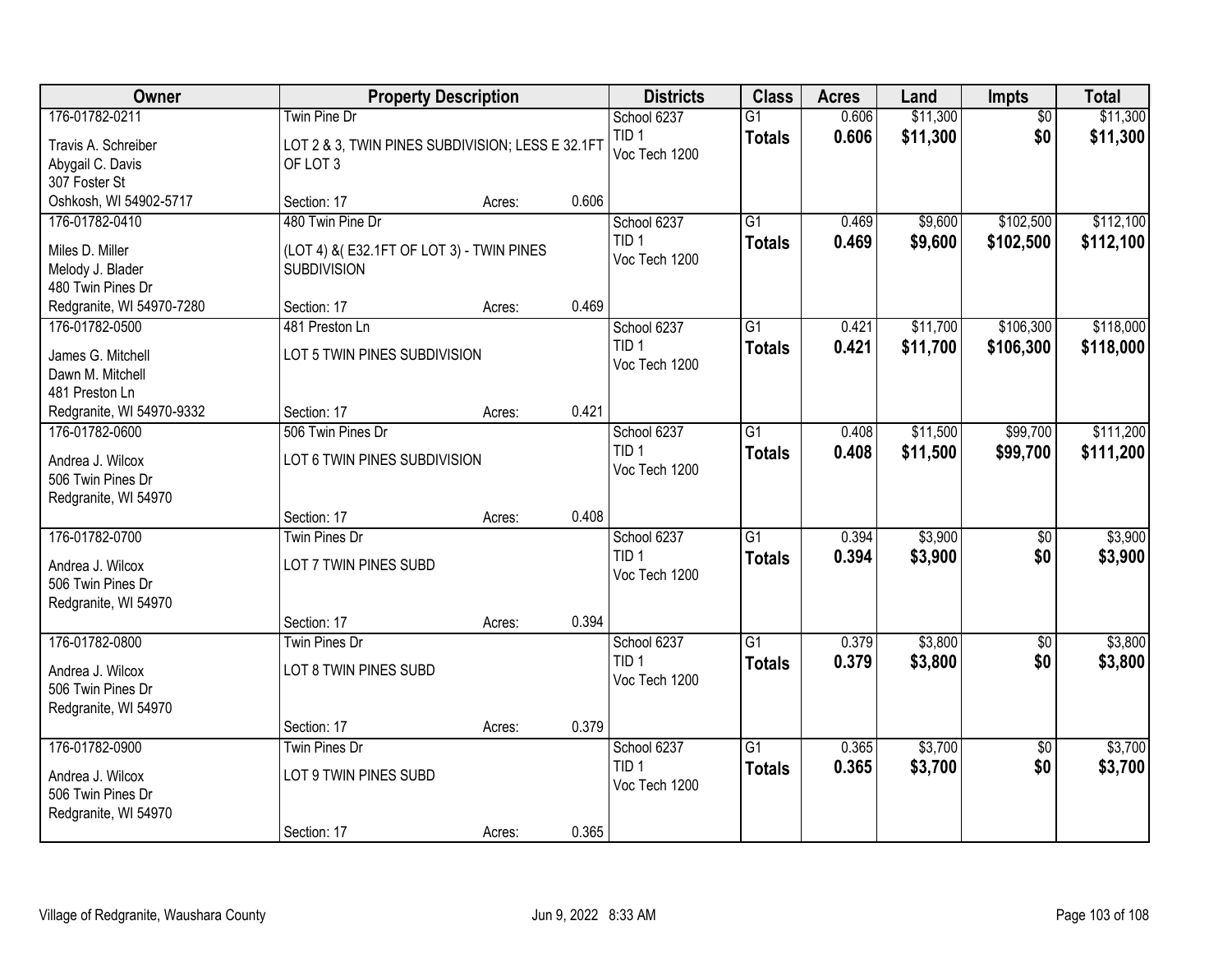| Owner | Property Description | Districts | Class | Acres | Land | Impts | Total |
|---|---|---|---|---|---|---|---|
| 176-01782-0211<br>Travis A. Schreiber<br>Abygail C. Davis<br>307 Foster St<br>Oshkosh, WI 54902-5717 | Twin Pine Dr<br>LOT 2 & 3, TWIN PINES SUBDIVISION; LESS E 32.1FT OF LOT 3<br>Section: 17 Acres: 0.606 | School 6237<br>TID 1<br>Voc Tech 1200 | G1<br>**Totals** | 0.606<br>**0.606** | $11,300<br>**$11,300** | $0<br>**$0** | $11,300<br>**$11,300** |
| 176-01782-0410<br>Miles D. Miller<br>Melody J. Blader<br>480 Twin Pines Dr<br>Redgranite, WI 54970-7280 | 480 Twin Pine Dr<br>(LOT 4) &( E32.1FT OF LOT 3) - TWIN PINES SUBDIVISION<br>Section: 17 Acres: 0.469 | School 6237<br>TID 1<br>Voc Tech 1200 | G1<br>**Totals** | 0.469<br>**0.469** | $9,600<br>**$9,600** | $102,500<br>**$102,500** | $112,100<br>**$112,100** |
| 176-01782-0500<br>James G. Mitchell<br>Dawn M. Mitchell<br>481 Preston Ln<br>Redgranite, WI 54970-9332 | 481 Preston Ln<br>LOT 5 TWIN PINES SUBDIVISION<br>Section: 17 Acres: 0.421 | School 6237<br>TID 1<br>Voc Tech 1200 | G1<br>**Totals** | 0.421<br>**0.421** | $11,700<br>**$11,700** | $106,300<br>**$106,300** | $118,000<br>**$118,000** |
| 176-01782-0600<br>Andrea J. Wilcox<br>506 Twin Pines Dr<br>Redgranite, WI 54970 | 506 Twin Pines Dr<br>LOT 6 TWIN PINES SUBDIVISION<br>Section: 17 Acres: 0.408 | School 6237<br>TID 1<br>Voc Tech 1200 | G1<br>**Totals** | 0.408<br>**0.408** | $11,500<br>**$11,500** | $99,700<br>**$99,700** | $111,200<br>**$111,200** |
| 176-01782-0700<br>Andrea J. Wilcox<br>506 Twin Pines Dr<br>Redgranite, WI 54970 | Twin Pines Dr<br>LOT 7 TWIN PINES SUBD<br>Section: 17 Acres: 0.394 | School 6237<br>TID 1<br>Voc Tech 1200 | G1<br>**Totals** | 0.394<br>**0.394** | $3,900<br>**$3,900** | $0<br>**$0** | $3,900<br>**$3,900** |
| 176-01782-0800<br>Andrea J. Wilcox<br>506 Twin Pines Dr<br>Redgranite, WI 54970 | Twin Pines Dr<br>LOT 8 TWIN PINES SUBD<br>Section: 17 Acres: 0.379 | School 6237<br>TID 1<br>Voc Tech 1200 | G1<br>**Totals** | 0.379<br>**0.379** | $3,800<br>**$3,800** | $0<br>**$0** | $3,800<br>**$3,800** |
| 176-01782-0900<br>Andrea J. Wilcox<br>506 Twin Pines Dr<br>Redgranite, WI 54970 | Twin Pines Dr<br>LOT 9 TWIN PINES SUBD<br>Section: 17 Acres: 0.365 | School 6237<br>TID 1<br>Voc Tech 1200 | G1<br>**Totals** | 0.365<br>**0.365** | $3,700<br>**$3,700** | $0<br>**$0** | $3,700<br>**$3,700** |

Village of Redgranite, Waushara County Jun 9, 2022 8:33 AM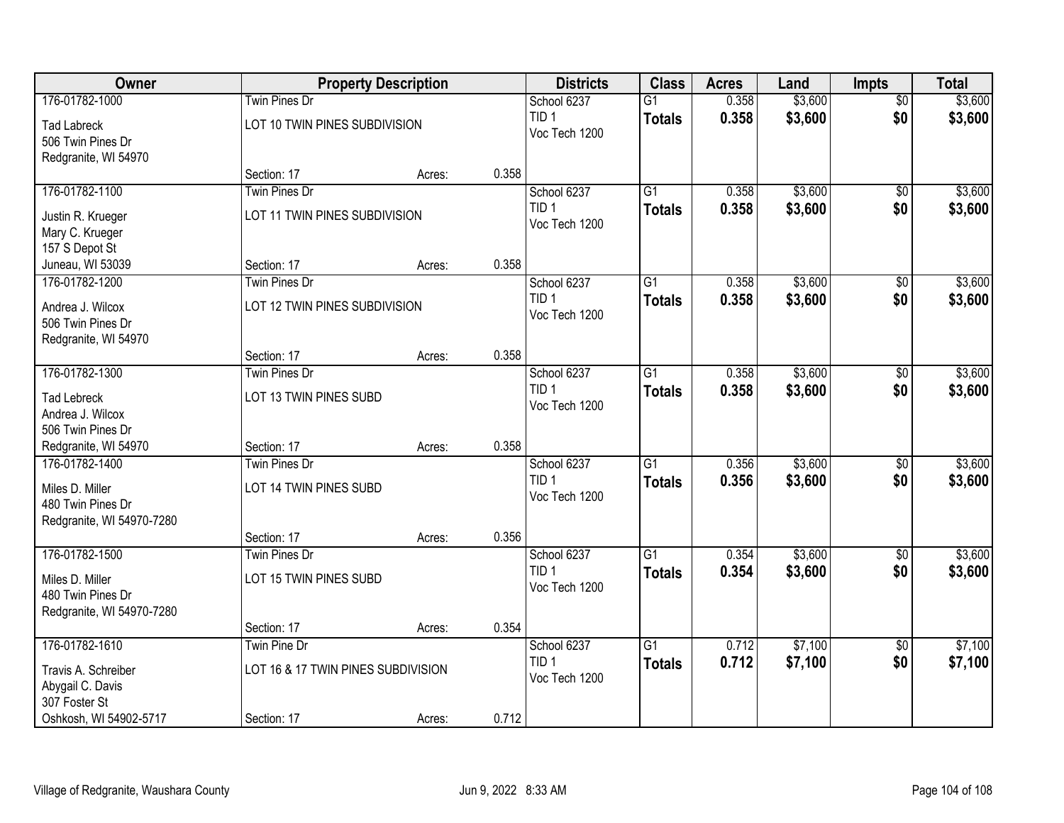| Owner | Property Description | | | Districts | Class | Acres | Land | Impts | Total |
|---|---|---|---|---|---|---|---|---|---|
| 176-01782-1000 | Twin Pines Dr | | | School 6237 | G1 | 0.358 | $3,600 | $0 | $3,600 |
| Tad Labreck<br>506 Twin Pines Dr<br>Redgranite, WI 54970 | LOT 10 TWIN PINES SUBDIVISION | | | TID 1<br>Voc Tech 1200 | **Totals** | **0.358** | **$3,600** | **$0** | **$3,600** |
| | Section: 17 | Acres: | 0.358 | | | | | | |
| 176-01782-1100 | Twin Pines Dr | | | School 6237 | G1 | 0.358 | $3,600 | $0 | $3,600 |
| Justin R. Krueger<br>Mary C. Krueger<br>157 S Depot St<br>Juneau, WI 53039 | LOT 11 TWIN PINES SUBDIVISION | | | TID 1<br>Voc Tech 1200 | **Totals** | **0.358** | **$3,600** | **$0** | **$3,600** |
| | Section: 17 | Acres: | 0.358 | | | | | | |
| 176-01782-1200 | Twin Pines Dr | | | School 6237 | G1 | 0.358 | $3,600 | $0 | $3,600 |
| Andrea J. Wilcox<br>506 Twin Pines Dr<br>Redgranite, WI 54970 | LOT 12 TWIN PINES SUBDIVISION | | | TID 1<br>Voc Tech 1200 | **Totals** | **0.358** | **$3,600** | **$0** | **$3,600** |
| | Section: 17 | Acres: | 0.358 | | | | | | |
| 176-01782-1300 | Twin Pines Dr | | | School 6237 | G1 | 0.358 | $3,600 | $0 | $3,600 |
| Tad Lebreck<br>Andrea J. Wilcox<br>506 Twin Pines Dr<br>Redgranite, WI 54970 | LOT 13 TWIN PINES SUBD | | | TID 1<br>Voc Tech 1200 | **Totals** | **0.358** | **$3,600** | **$0** | **$3,600** |
| | Section: 17 | Acres: | 0.358 | | | | | | |
| 176-01782-1400 | Twin Pines Dr | | | School 6237 | G1 | 0.356 | $3,600 | $0 | $3,600 |
| Miles D. Miller<br>480 Twin Pines Dr<br>Redgranite, WI 54970-7280 | LOT 14 TWIN PINES SUBD | | | TID 1<br>Voc Tech 1200 | **Totals** | **0.356** | **$3,600** | **$0** | **$3,600** |
| | Section: 17 | Acres: | 0.356 | | | | | | |
| 176-01782-1500 | Twin Pines Dr | | | School 6237 | G1 | 0.354 | $3,600 | $0 | $3,600 |
| Miles D. Miller<br>480 Twin Pines Dr<br>Redgranite, WI 54970-7280 | LOT 15 TWIN PINES SUBD | | | TID 1<br>Voc Tech 1200 | **Totals** | **0.354** | **$3,600** | **$0** | **$3,600** |
| | Section: 17 | Acres: | 0.354 | | | | | | |
| 176-01782-1610 | Twin Pine Dr | | | School 6237 | G1 | 0.712 | $7,100 | $0 | $7,100 |
| Travis A. Schreiber<br>Abygail C. Davis<br>307 Foster St<br>Oshkosh, WI 54902-5717 | LOT 16 & 17 TWIN PINES SUBDIVISION | | | TID 1<br>Voc Tech 1200 | **Totals** | **0.712** | **$7,100** | **$0** | **$7,100** |
| | Section: 17 | Acres: | 0.712 | | | | | | |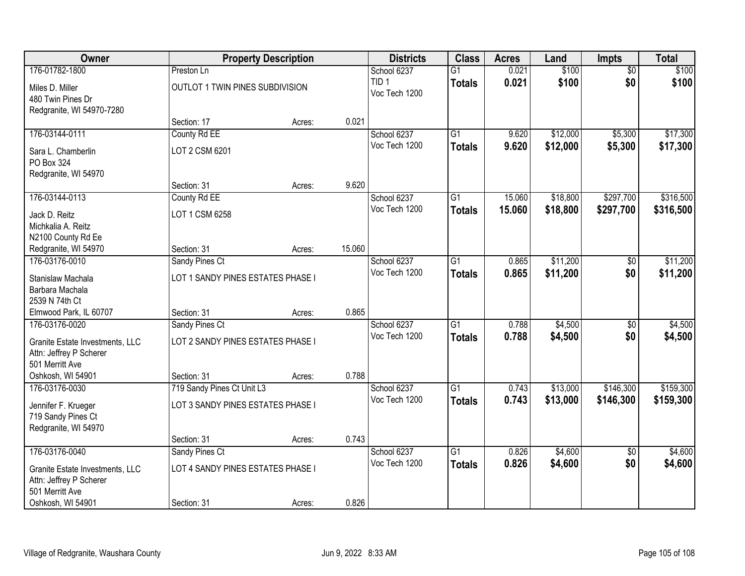| Owner | Property Description | | | Districts | Class | Acres | Land | Impts | Total |
|---|---|---|---|---|---|---|---|---|---|
| 176-01782-1800<br>Miles D. Miller<br>480 Twin Pines Dr<br>Redgranite, WI 54970-7280 | Preston Ln<br>OUTLOT 1 TWIN PINES SUBDIVISION<br>Section: 17 | Acres: | 0.021 | School 6237<br>TID 1<br>Voc Tech 1200 | G1<br>**Totals** | 0.021<br>**0.021** | $100<br>**$100** | $0<br>**$0** | $100<br>**$100** |
| 176-03144-0111<br>Sara L. Chamberlin<br>PO Box 324<br>Redgranite, WI 54970 | County Rd EE<br>LOT 2 CSM 6201<br>Section: 31 | Acres: | 9.620 | School 6237<br>Voc Tech 1200 | G1<br>**Totals** | 9.620<br>**9.620** | $12,000<br>**$12,000** | $5,300<br>**$5,300** | $17,300<br>**$17,300** |
| 176-03144-0113<br>Jack D. Reitz<br>Michkalia A. Reitz<br>N2100 County Rd Ee<br>Redgranite, WI 54970 | County Rd EE<br>LOT 1 CSM 6258<br>Section: 31 | Acres: | 15.060 | School 6237<br>Voc Tech 1200 | G1<br>**Totals** | 15.060<br>**15.060** | $18,800<br>**$18,800** | $297,700<br>**$297,700** | $316,500<br>**$316,500** |
| 176-03176-0010<br>Stanislaw Machala<br>Barbara Machala<br>2539 N 74th Ct<br>Elmwood Park, IL 60707 | Sandy Pines Ct<br>LOT 1 SANDY PINES ESTATES PHASE I<br>Section: 31 | Acres: | 0.865 | School 6237<br>Voc Tech 1200 | G1<br>**Totals** | 0.865<br>**0.865** | $11,200<br>**$11,200** | $0<br>**$0** | $11,200<br>**$11,200** |
| 176-03176-0020<br>Granite Estate Investments, LLC<br>Attn: Jeffrey P Scherer<br>501 Merritt Ave<br>Oshkosh, WI 54901 | Sandy Pines Ct<br>LOT 2 SANDY PINES ESTATES PHASE I<br>Section: 31 | Acres: | 0.788 | School 6237<br>Voc Tech 1200 | G1<br>**Totals** | 0.788<br>**0.788** | $4,500<br>**$4,500** | $0<br>**$0** | $4,500<br>**$4,500** |
| 176-03176-0030<br>Jennifer F. Krueger<br>719 Sandy Pines Ct<br>Redgranite, WI 54970 | 719 Sandy Pines Ct Unit L3<br>LOT 3 SANDY PINES ESTATES PHASE I<br>Section: 31 | Acres: | 0.743 | School 6237<br>Voc Tech 1200 | G1<br>**Totals** | 0.743<br>**0.743** | $13,000<br>**$13,000** | $146,300<br>**$146,300** | $159,300<br>**$159,300** |
| 176-03176-0040<br>Granite Estate Investments, LLC<br>Attn: Jeffrey P Scherer<br>501 Merritt Ave<br>Oshkosh, WI 54901 | Sandy Pines Ct<br>LOT 4 SANDY PINES ESTATES PHASE I<br>Section: 31 | Acres: | 0.826 | School 6237<br>Voc Tech 1200 | G1<br>**Totals** | 0.826<br>**0.826** | $4,600<br>**$4,600** | $0<br>**$0** | $4,600<br>**$4,600** |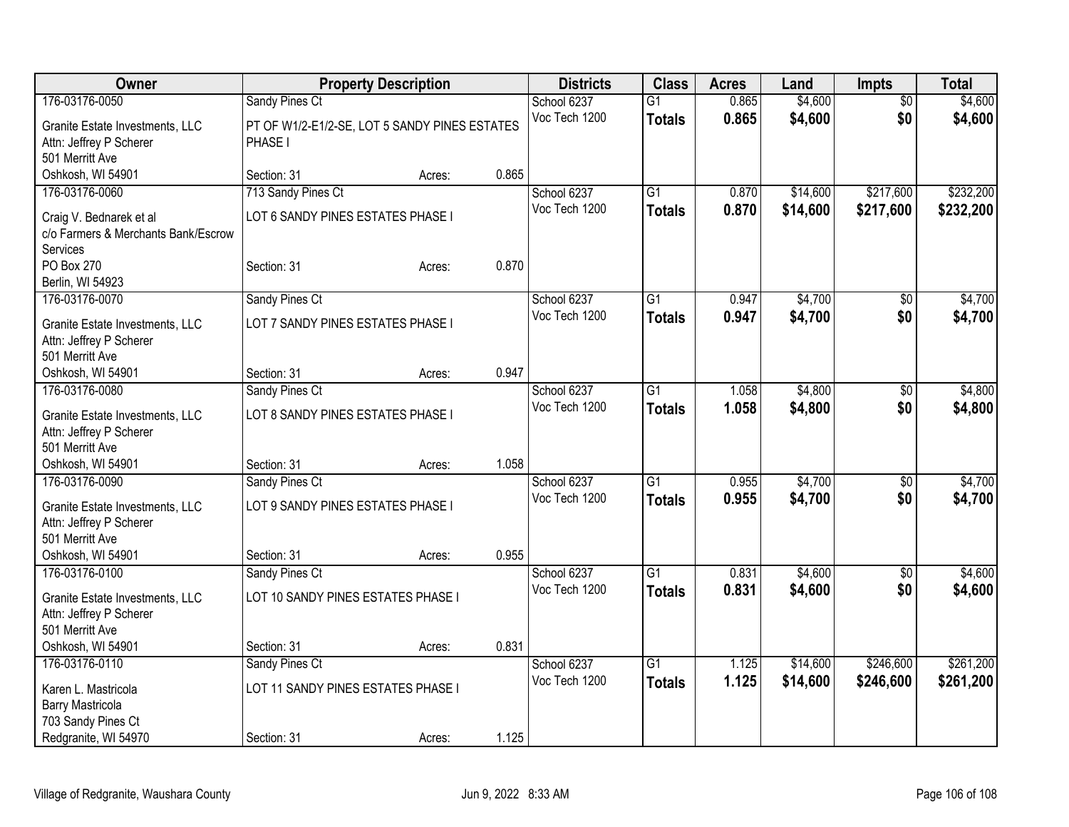| Owner | Property Description | | | Districts | Class | Acres | Land | Impts | Total |
|---|---|---|---|---|---|---|---|---|---|
| 176-03176-0050 | Sandy Pines Ct | | | School 6237 | G1 | 0.865 | $4,600 | $0 | $4,600 |
| Granite Estate Investments, LLC<br>Attn: Jeffrey P Scherer<br>501 Merritt Ave<br>Oshkosh, WI 54901 | PT OF W1/2-E1/2-SE, LOT 5 SANDY PINES ESTATES PHASE I<br>Section: 31 | Acres: | 0.865 | Voc Tech 1200 | **Totals** | **0.865** | **$4,600** | **$0** | **$4,600** |
| 176-03176-0060 | 713 Sandy Pines Ct | | | School 6237 | G1 | 0.870 | $14,600 | $217,600 | $232,200 |
| Craig V. Bednarek et al<br>c/o Farmers & Merchants Bank/Escrow Services<br>PO Box 270<br>Berlin, WI 54923 | LOT 6 SANDY PINES ESTATES PHASE I<br>Section: 31 | Acres: | 0.870 | Voc Tech 1200 | **Totals** | **0.870** | **$14,600** | **$217,600** | **$232,200** |
| 176-03176-0070 | Sandy Pines Ct | | | School 6237 | G1 | 0.947 | $4,700 | $0 | $4,700 |
| Granite Estate Investments, LLC<br>Attn: Jeffrey P Scherer<br>501 Merritt Ave<br>Oshkosh, WI 54901 | LOT 7 SANDY PINES ESTATES PHASE I<br>Section: 31 | Acres: | 0.947 | Voc Tech 1200 | **Totals** | **0.947** | **$4,700** | **$0** | **$4,700** |
| 176-03176-0080 | Sandy Pines Ct | | | School 6237 | G1 | 1.058 | $4,800 | $0 | $4,800 |
| Granite Estate Investments, LLC<br>Attn: Jeffrey P Scherer<br>501 Merritt Ave<br>Oshkosh, WI 54901 | LOT 8 SANDY PINES ESTATES PHASE I<br>Section: 31 | Acres: | 1.058 | Voc Tech 1200 | **Totals** | **1.058** | **$4,800** | **$0** | **$4,800** |
| 176-03176-0090 | Sandy Pines Ct | | | School 6237 | G1 | 0.955 | $4,700 | $0 | $4,700 |
| Granite Estate Investments, LLC<br>Attn: Jeffrey P Scherer<br>501 Merritt Ave<br>Oshkosh, WI 54901 | LOT 9 SANDY PINES ESTATES PHASE I<br>Section: 31 | Acres: | 0.955 | Voc Tech 1200 | **Totals** | **0.955** | **$4,700** | **$0** | **$4,700** |
| 176-03176-0100 | Sandy Pines Ct | | | School 6237 | G1 | 0.831 | $4,600 | $0 | $4,600 |
| Granite Estate Investments, LLC<br>Attn: Jeffrey P Scherer<br>501 Merritt Ave<br>Oshkosh, WI 54901 | LOT 10 SANDY PINES ESTATES PHASE I<br>Section: 31 | Acres: | 0.831 | Voc Tech 1200 | **Totals** | **0.831** | **$4,600** | **$0** | **$4,600** |
| 176-03176-0110 | Sandy Pines Ct | | | School 6237 | G1 | 1.125 | $14,600 | $246,600 | $261,200 |
| Karen L. Mastricola<br>Barry Mastricola<br>703 Sandy Pines Ct<br>Redgranite, WI 54970 | LOT 11 SANDY PINES ESTATES PHASE I<br>Section: 31 | Acres: | 1.125 | Voc Tech 1200 | **Totals** | **1.125** | **$14,600** | **$246,600** | **$261,200** |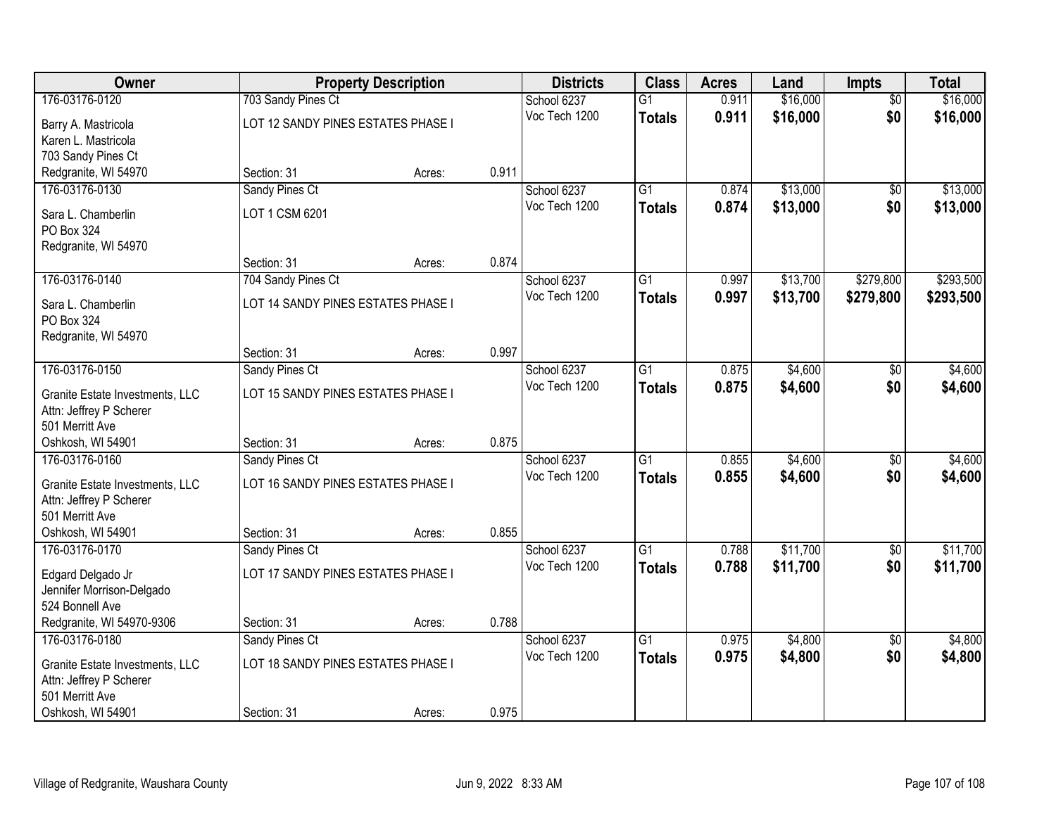| Owner | Property Description | | | Districts | Class | Acres | Land | Impts | Total |
|---|---|---|---|---|---|---|---|---|---|
| 176-03176-0120 | 703 Sandy Pines Ct | | | School 6237 | G1 | 0.911 | $16,000 | $0 | $16,000 |
| Barry A. Mastricola<br>Karen L. Mastricola<br>703 Sandy Pines Ct<br>Redgranite, WI 54970 | LOT 12 SANDY PINES ESTATES PHASE I | | | Voc Tech 1200 | **Totals** | **0.911** | **$16,000** | **$0** | **$16,000** |
| | Section: 31 | Acres: | 0.911 | | | | | | |
| 176-03176-0130 | Sandy Pines Ct | | | School 6237 | G1 | 0.874 | $13,000 | $0 | $13,000 |
| Sara L. Chamberlin<br>PO Box 324<br>Redgranite, WI 54970 | LOT 1 CSM 6201 | | | Voc Tech 1200 | **Totals** | **0.874** | **$13,000** | **$0** | **$13,000** |
| | Section: 31 | Acres: | 0.874 | | | | | | |
| 176-03176-0140 | 704 Sandy Pines Ct | | | School 6237 | G1 | 0.997 | $13,700 | $279,800 | $293,500 |
| Sara L. Chamberlin<br>PO Box 324<br>Redgranite, WI 54970 | LOT 14 SANDY PINES ESTATES PHASE I | | | Voc Tech 1200 | **Totals** | **0.997** | **$13,700** | **$279,800** | **$293,500** |
| | Section: 31 | Acres: | 0.997 | | | | | | |
| 176-03176-0150 | Sandy Pines Ct | | | School 6237 | G1 | 0.875 | $4,600 | $0 | $4,600 |
| Granite Estate Investments, LLC<br>Attn: Jeffrey P Scherer<br>501 Merritt Ave<br>Oshkosh, WI 54901 | LOT 15 SANDY PINES ESTATES PHASE I | | | Voc Tech 1200 | **Totals** | **0.875** | **$4,600** | **$0** | **$4,600** |
| | Section: 31 | Acres: | 0.875 | | | | | | |
| 176-03176-0160 | Sandy Pines Ct | | | School 6237 | G1 | 0.855 | $4,600 | $0 | $4,600 |
| Granite Estate Investments, LLC<br>Attn: Jeffrey P Scherer<br>501 Merritt Ave<br>Oshkosh, WI 54901 | LOT 16 SANDY PINES ESTATES PHASE I | | | Voc Tech 1200 | **Totals** | **0.855** | **$4,600** | **$0** | **$4,600** |
| | Section: 31 | Acres: | 0.855 | | | | | | |
| 176-03176-0170 | Sandy Pines Ct | | | School 6237 | G1 | 0.788 | $11,700 | $0 | $11,700 |
| Edgard Delgado Jr<br>Jennifer Morrison-Delgado<br>524 Bonnell Ave<br>Redgranite, WI 54970-9306 | LOT 17 SANDY PINES ESTATES PHASE I | | | Voc Tech 1200 | **Totals** | **0.788** | **$11,700** | **$0** | **$11,700** |
| | Section: 31 | Acres: | 0.788 | | | | | | |
| 176-03176-0180 | Sandy Pines Ct | | | School 6237 | G1 | 0.975 | $4,800 | $0 | $4,800 |
| Granite Estate Investments, LLC<br>Attn: Jeffrey P Scherer<br>501 Merritt Ave<br>Oshkosh, WI 54901 | LOT 18 SANDY PINES ESTATES PHASE I | | | Voc Tech 1200 | **Totals** | **0.975** | **$4,800** | **$0** | **$4,800** |
| | Section: 31 | Acres: | 0.975 | | | | | | |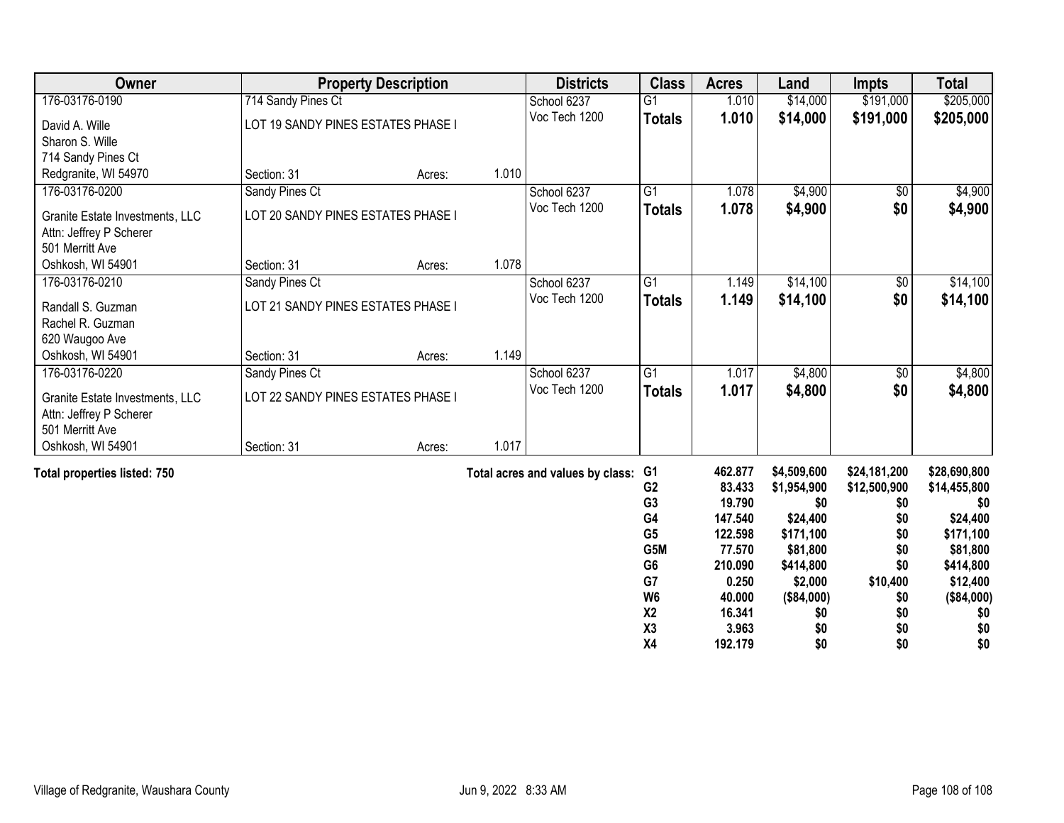| Owner | Property Description | | | Districts | Class | Acres | Land | Impts | Total |
|---|---|---|---|---|---|---|---|---|---|
| 176-03176-0190 | 714 Sandy Pines Ct | | | School 6237 | G1 | 1.010 | $14,000 | $191,000 | $205,000 |
| David A. Wille<br>Sharon S. Wille<br>714 Sandy Pines Ct<br>Redgranite, WI 54970 | LOT 19 SANDY PINES ESTATES PHASE I | | | Voc Tech 1200 | **Totals** | **1.010** | **$14,000** | **$191,000** | **$205,000** |
| | Section: 31 | Acres: | 1.010 | | | | | | |
| 176-03176-0200 | Sandy Pines Ct | | | School 6237 | G1 | 1.078 | $4,900 | $0 | $4,900 |
| Granite Estate Investments, LLC<br>Attn: Jeffrey P Scherer<br>501 Merritt Ave<br>Oshkosh, WI 54901 | LOT 20 SANDY PINES ESTATES PHASE I | | | Voc Tech 1200 | **Totals** | **1.078** | **$4,900** | **$0** | **$4,900** |
| | Section: 31 | Acres: | 1.078 | | | | | | |
| 176-03176-0210 | Sandy Pines Ct | | | School 6237 | G1 | 1.149 | $14,100 | $0 | $14,100 |
| Randall S. Guzman<br>Rachel R. Guzman<br>620 Waugoo Ave<br>Oshkosh, WI 54901 | LOT 21 SANDY PINES ESTATES PHASE I | | | Voc Tech 1200 | **Totals** | **1.149** | **$14,100** | **$0** | **$14,100** |
| | Section: 31 | Acres: | 1.149 | | | | | | |
| 176-03176-0220 | Sandy Pines Ct | | | School 6237 | G1 | 1.017 | $4,800 | $0 | $4,800 |
| Granite Estate Investments, LLC<br>Attn: Jeffrey P Scherer<br>501 Merritt Ave<br>Oshkosh, WI 54901 | LOT 22 SANDY PINES ESTATES PHASE I | | | Voc Tech 1200 | **Totals** | **1.017** | **$4,800** | **$0** | **$4,800** |
| | Section: 31 | Acres: | 1.017 | | | | | | |

**Total properties listed: 750**

**Total acres and values by class:**

| Class | Acres | Land | Impts | Total |
|---|---|---|---|---|
| G1 | 462.877 | $4,509,600 | $24,181,200 | $28,690,800 |
| G2 | 83.433 | $1,954,900 | $12,500,900 | $14,455,800 |
| G3 | 19.790 | $0 | $0 | $0 |
| G4 | 147.540 | $24,400 | $0 | $24,400 |
| G5 | 122.598 | $171,100 | $0 | $171,100 |
| G5M | 77.570 | $81,800 | $0 | $81,800 |
| G6 | 210.090 | $414,800 | $0 | $414,800 |
| G7 | 0.250 | $2,000 | $10,400 | $12,400 |
| W6 | 40.000 | ($84,000) | $0 | ($84,000) |
| X2 | 16.341 | $0 | $0 | $0 |
| X3 | 3.963 | $0 | $0 | $0 |
| X4 | 192.179 | $0 | $0 | $0 |